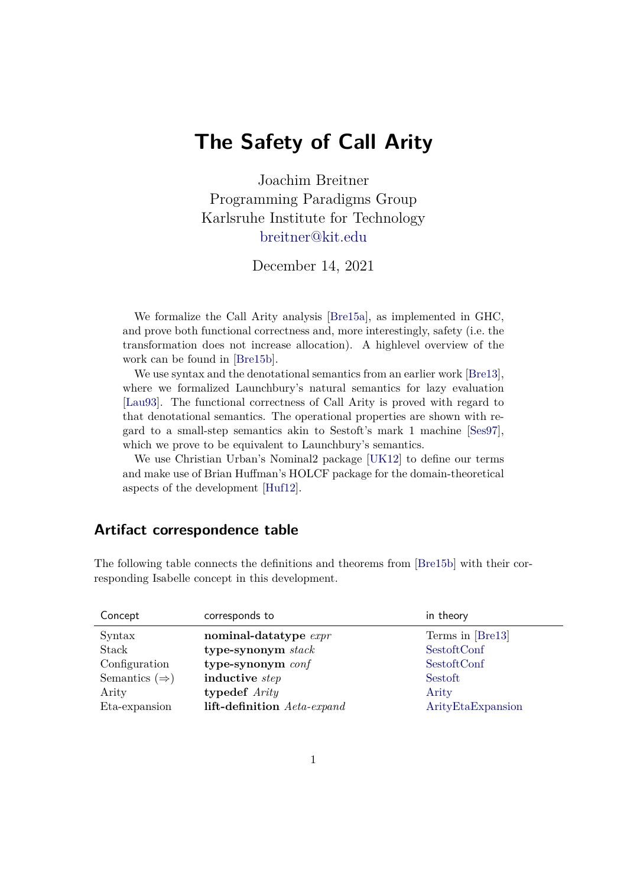# The Safety of Call Arity

Joachim Breitner
Programming Paradigms Group
Karlsruhe Institute for Technology
breitner@kit.edu

December 14, 2021

We formalize the Call Arity analysis [Bre15a], as implemented in GHC, and prove both functional correctness and, more interestingly, safety (i.e. the transformation does not increase allocation). A highlevel overview of the work can be found in [Bre15b].

We use syntax and the denotational semantics from an earlier work [Bre13], where we formalized Launchbury's natural semantics for lazy evaluation [Lau93]. The functional correctness of Call Arity is proved with regard to that denotational semantics. The operational properties are shown with regard to a small-step semantics akin to Sestoft's mark 1 machine [Ses97], which we prove to be equivalent to Launchbury's semantics.

We use Christian Urban's Nominal2 package [UK12] to define our terms and make use of Brian Huffman's HOLCF package for the domain-theoretical aspects of the development [Huf12].

## Artifact correspondence table

The following table connects the definitions and theorems from [Bre15b] with their corresponding Isabelle concept in this development.

| Concept | corresponds to | in theory |
|---|---|---|
| Syntax | **nominal-datatype** *expr* | Terms in [Bre13] |
| Stack | **type-synonym** *stack* | SestoftConf |
| Configuration | **type-synonym** *conf* | SestoftConf |
| Semantics ($\Rightarrow$) | **inductive** *step* | Sestoft |
| Arity | **typedef** *Arity* | Arity |
| Eta-expansion | **lift-definition** *Aeta-expand* | ArityEtaExpansion |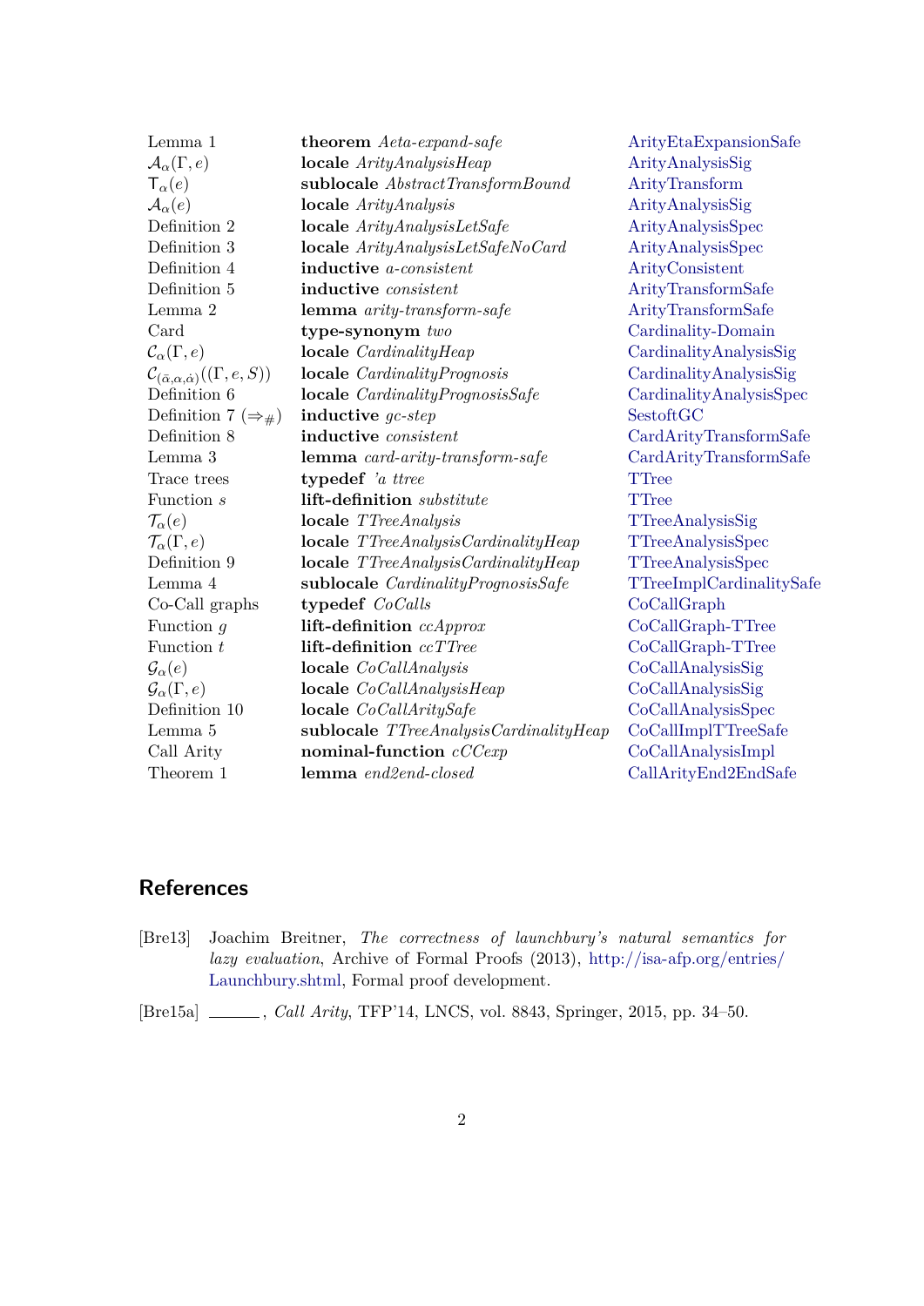| | | |
|---|---|---|
| Lemma 1 | **theorem** *Aeta-expand-safe* | ArityEtaExpansionSafe |
| $\mathcal{A}_\alpha(\Gamma, e)$ | **locale** *ArityAnalysisHeap* | ArityAnalysisSig |
| $\mathsf{T}_\alpha(e)$ | **sublocale** *AbstractTransformBound* | ArityTransform |
| $\mathcal{A}_\alpha(e)$ | **locale** *ArityAnalysis* | ArityAnalysisSig |
| Definition 2 | **locale** *ArityAnalysisLetSafe* | ArityAnalysisSpec |
| Definition 3 | **locale** *ArityAnalysisLetSafeNoCard* | ArityAnalysisSpec |
| Definition 4 | **inductive** *a-consistent* | ArityConsistent |
| Definition 5 | **inductive** *consistent* | ArityTransformSafe |
| Lemma 2 | **lemma** *arity-transform-safe* | ArityTransformSafe |
| Card | **type-synonym** *two* | Cardinality-Domain |
| $\mathcal{C}_\alpha(\Gamma, e)$ | **locale** *CardinalityHeap* | CardinalityAnalysisSig |
| $\mathcal{C}_{(\bar{\alpha},\alpha,\dot{\alpha})}((\Gamma, e, S))$ | **locale** *CardinalityPrognosis* | CardinalityAnalysisSig |
| Definition 6 | **locale** *CardinalityPrognosisSafe* | CardinalityAnalysisSpec |
| Definition 7 ($\Rightarrow_\#$) | **inductive** *gc-step* | SestoftGC |
| Definition 8 | **inductive** *consistent* | CardArityTransformSafe |
| Lemma 3 | **lemma** *card-arity-transform-safe* | CardArityTransformSafe |
| Trace trees | **typedef** *'a ttree* | TTree |
| Function $s$ | **lift-definition** *substitute* | TTree |
| $\mathcal{T}_\alpha(e)$ | **locale** *TTreeAnalysis* | TTreeAnalysisSig |
| $\mathcal{T}_\alpha(\Gamma, e)$ | **locale** *TTreeAnalysisCardinalityHeap* | TTreeAnalysisSpec |
| Definition 9 | **locale** *TTreeAnalysisCardinalityHeap* | TTreeAnalysisSpec |
| Lemma 4 | **sublocale** *CardinalityPrognosisSafe* | TTreeImplCardinalitySafe |
| Co-Call graphs | **typedef** *CoCalls* | CoCallGraph |
| Function $g$ | **lift-definition** *ccApprox* | CoCallGraph-TTree |
| Function $t$ | **lift-definition** *ccTTree* | CoCallGraph-TTree |
| $\mathcal{G}_\alpha(e)$ | **locale** *CoCallAnalysis* | CoCallAnalysisSig |
| $\mathcal{G}_\alpha(\Gamma, e)$ | **locale** *CoCallAnalysisHeap* | CoCallAnalysisSig |
| Definition 10 | **locale** *CoCallAritySafe* | CoCallAnalysisSpec |
| Lemma 5 | **sublocale** *TTreeAnalysisCardinalityHeap* | CoCallImplTTreeSafe |
| Call Arity | **nominal-function** *cCCexp* | CoCallAnalysisImpl |
| Theorem 1 | **lemma** *end2end-closed* | CallArityEnd2EndSafe |

## References

[Bre13] Joachim Breitner, *The correctness of launchbury's natural semantics for lazy evaluation*, Archive of Formal Proofs (2013), http://isa-afp.org/entries/Launchbury.shtml, Formal proof development.

[Bre15a] ______, *Call Arity*, TFP'14, LNCS, vol. 8843, Springer, 2015, pp. 34–50.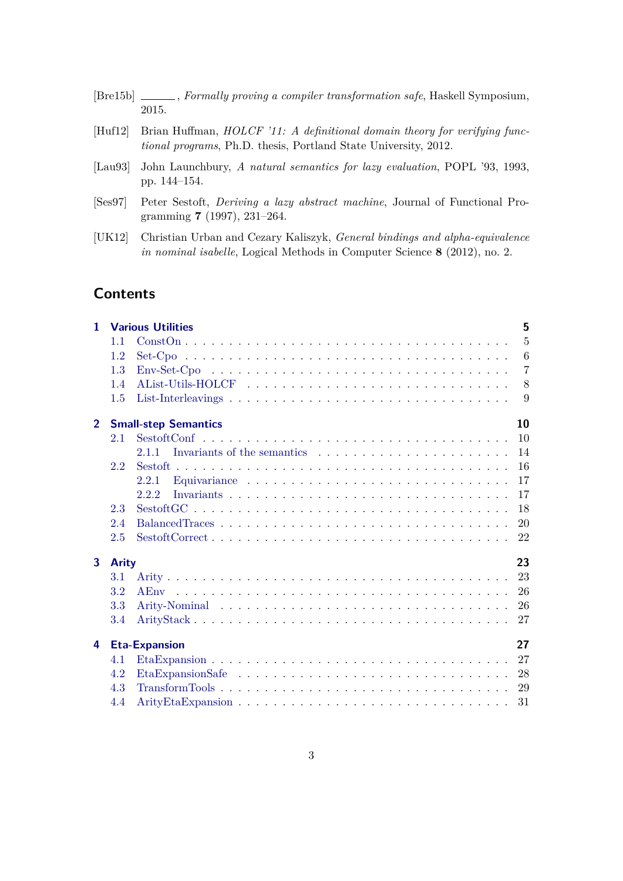[Bre15b] ______, *Formally proving a compiler transformation safe*, Haskell Symposium, 2015.

[Huf12] Brian Huffman, *HOLCF '11: A definitional domain theory for verifying functional programs*, Ph.D. thesis, Portland State University, 2012.

[Lau93] John Launchbury, *A natural semantics for lazy evaluation*, POPL '93, 1993, pp. 144–154.

[Ses97] Peter Sestoft, *Deriving a lazy abstract machine*, Journal of Functional Programming **7** (1997), 231–264.

[UK12] Christian Urban and Cezary Kaliszyk, *General bindings and alpha-equivalence in nominal isabelle*, Logical Methods in Computer Science **8** (2012), no. 2.

# Contents

**1 Various Utilities** — **5**
- 1.1 ConstOn — 5
- 1.2 Set-Cpo — 6
- 1.3 Env-Set-Cpo — 7
- 1.4 AList-Utils-HOLCF — 8
- 1.5 List-Interleavings — 9

**2 Small-step Semantics** — **10**
- 2.1 SestoftConf — 10
  - 2.1.1 Invariants of the semantics — 14
- 2.2 Sestoft — 16
  - 2.2.1 Equivariance — 17
  - 2.2.2 Invariants — 17
- 2.3 SestoftGC — 18
- 2.4 BalancedTraces — 20
- 2.5 SestoftCorrect — 22

**3 Arity** — **23**
- 3.1 Arity — 23
- 3.2 AEnv — 26
- 3.3 Arity-Nominal — 26
- 3.4 ArityStack — 27

**4 Eta-Expansion** — **27**
- 4.1 EtaExpansion — 27
- 4.2 EtaExpansionSafe — 28
- 4.3 TransformTools — 29
- 4.4 ArityEtaExpansion — 31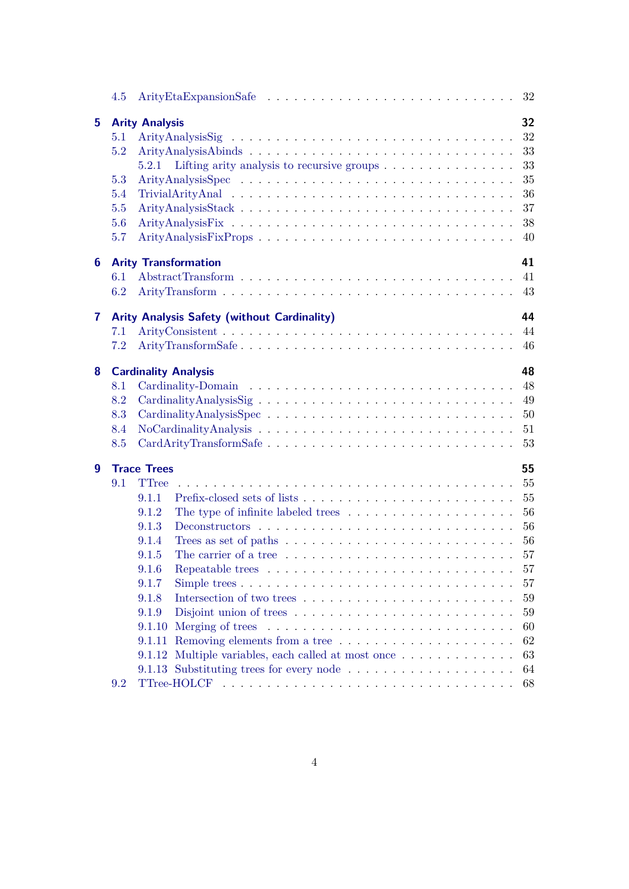4.5 AritySafe . . . . . . . . . . . . . . . . . . . . . . . . . . . 32

**5 Arity Analysis** **32**

5.1 ArityAnalysisSig . . . . . . . . . . . . . . . . . . . . . . . . . . 32

5.2 ArityAnalysisAbinds . . . . . . . . . . . . . . . . . . . . . . . . . 33

5.2.1 Lifting arity analysis to recursive groups . . . . . . . . . . . . . 33

5.3 ArityAnalysisSpec . . . . . . . . . . . . . . . . . . . . . . . . . . 35

5.4 TrivialArityAnal . . . . . . . . . . . . . . . . . . . . . . . . . . . 36

5.5 ArityAnalysisStack . . . . . . . . . . . . . . . . . . . . . . . . . . 37

5.6 ArityAnalysisFix . . . . . . . . . . . . . . . . . . . . . . . . . . . 38

5.7 ArityAnalysisFixProps . . . . . . . . . . . . . . . . . . . . . . . . 40

**6 Arity Transformation** **41**

6.1 AbstractTransform . . . . . . . . . . . . . . . . . . . . . . . . . . 41

6.2 ArityTransform . . . . . . . . . . . . . . . . . . . . . . . . . . . . 43

**7 Arity Analysis Safety (without Cardinality)** **44**

7.1 ArityConsistent . . . . . . . . . . . . . . . . . . . . . . . . . . . . 44

7.2 ArityTransformSafe . . . . . . . . . . . . . . . . . . . . . . . . . . 46

**8 Cardinality Analysis** **48**

8.1 Cardinality-Domain . . . . . . . . . . . . . . . . . . . . . . . . . . 48

8.2 CardinalityAnalysisSig . . . . . . . . . . . . . . . . . . . . . . . . 49

8.3 CardinalityAnalysisSpec . . . . . . . . . . . . . . . . . . . . . . . . 50

8.4 NoCardinalityAnalysis . . . . . . . . . . . . . . . . . . . . . . . . . 51

8.5 CardArityTransformSafe . . . . . . . . . . . . . . . . . . . . . . . . 53

**9 Trace Trees** **55**

9.1 TTree . . . . . . . . . . . . . . . . . . . . . . . . . . . . . . . . . 55

9.1.1 Prefix-closed sets of lists . . . . . . . . . . . . . . . . . . . . . . 55

9.1.2 The type of infinite labeled trees . . . . . . . . . . . . . . . . . . 56

9.1.3 Deconstructors . . . . . . . . . . . . . . . . . . . . . . . . . . . 56

9.1.4 Trees as set of paths . . . . . . . . . . . . . . . . . . . . . . . . 56

9.1.5 The carrier of a tree . . . . . . . . . . . . . . . . . . . . . . . . 57

9.1.6 Repeatable trees . . . . . . . . . . . . . . . . . . . . . . . . . . 57

9.1.7 Simple trees . . . . . . . . . . . . . . . . . . . . . . . . . . . . 57

9.1.8 Intersection of two trees . . . . . . . . . . . . . . . . . . . . . . 59

9.1.9 Disjoint union of trees . . . . . . . . . . . . . . . . . . . . . . . 59

9.1.10 Merging of trees . . . . . . . . . . . . . . . . . . . . . . . . . . 60

9.1.11 Removing elements from a tree . . . . . . . . . . . . . . . . . . . 62

9.1.12 Multiple variables, each called at most once . . . . . . . . . . . . 63

9.1.13 Substituting trees for every node . . . . . . . . . . . . . . . . . . 64

9.2 TTree-HOLCF . . . . . . . . . . . . . . . . . . . . . . . . . . . . . 68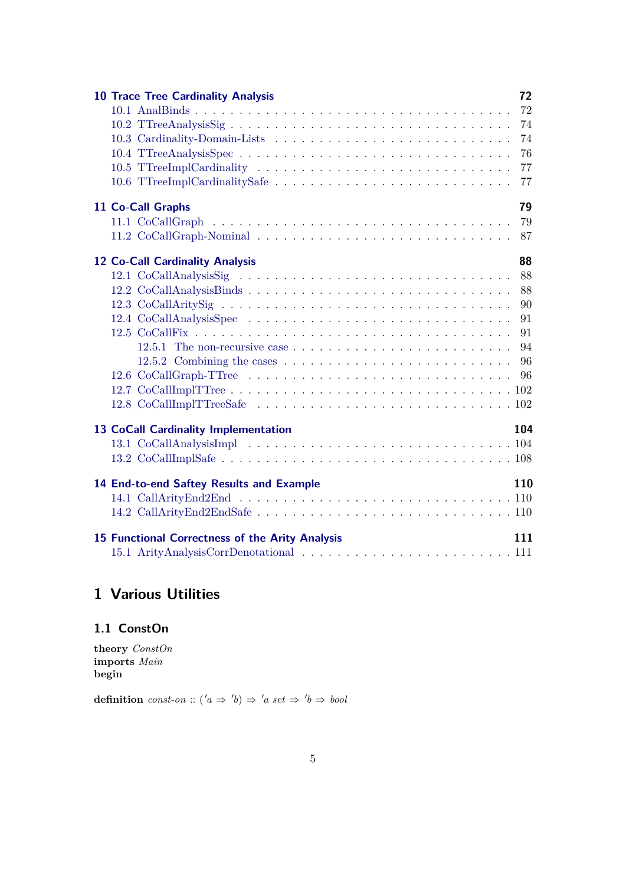**10 Trace Tree Cardinality Analysis** 72
- 10.1 AnalBinds . . . 72
- 10.2 TTreeAnalysisSig . . . 74
- 10.3 Cardinality-Domain-Lists . . . 74
- 10.4 TTreeAnalysisSpec . . . 76
- 10.5 TTreeImplCardinality . . . 77
- 10.6 TTreeImplCardinalitySafe . . . 77

**11 Co-Call Graphs** 79
- 11.1 CoCallGraph . . . 79
- 11.2 CoCallGraph-Nominal . . . 87

**12 Co-Call Cardinality Analysis** 88
- 12.1 CoCallAnalysisSig . . . 88
- 12.2 CoCallAnalysisBinds . . . 88
- 12.3 CoCallAritySig . . . 90
- 12.4 CoCallAnalysisSpec . . . 91
- 12.5 CoCallFix . . . 91
  - 12.5.1 The non-recursive case . . . 94
  - 12.5.2 Combining the cases . . . 96
- 12.6 CoCallGraph-TTree . . . 96
- 12.7 CoCallImplTTree . . . 102
- 12.8 CoCallImplTTreeSafe . . . 102

**13 CoCall Cardinality Implementation** 104
- 13.1 CoCallAnalysisImpl . . . 104
- 13.2 CoCallImplSafe . . . 108

**14 End-to-end Saftey Results and Example** 110
- 14.1 CallArityEnd2End . . . 110
- 14.2 CallArityEnd2EndSafe . . . 110

**15 Functional Correctness of the Arity Analysis** 111
- 15.1 ArityAnalysisCorrDenotational . . . 111

# 1 Various Utilities

## 1.1 ConstOn

**theory** *ConstOn*
**imports** *Main*
**begin**

**definition** *const-on* :: $('a \Rightarrow 'b) \Rightarrow 'a\ set \Rightarrow 'b \Rightarrow bool$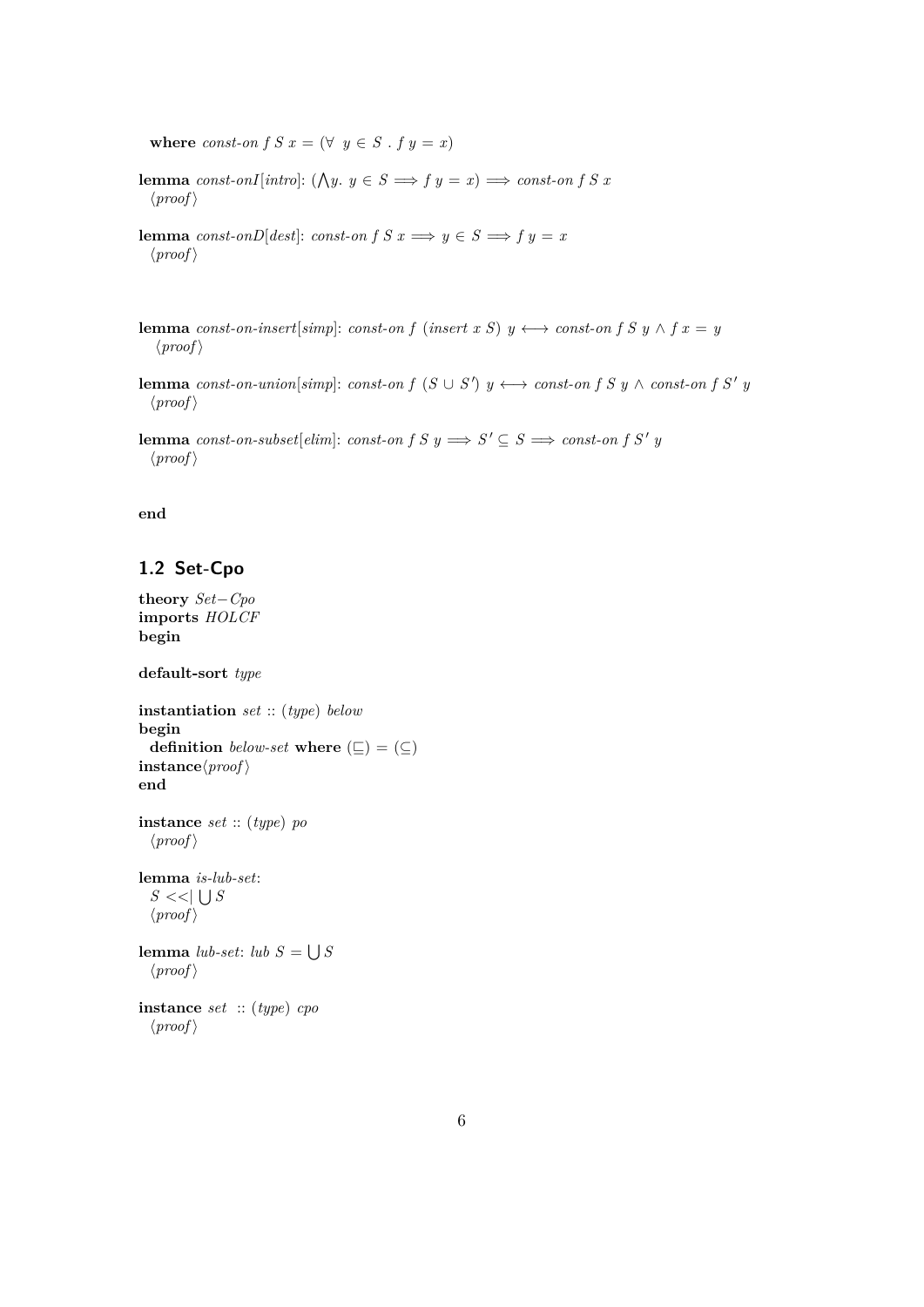**where** *const-on f S x* = $(\forall\ y \in S\ .\ f\ y = x)$

**lemma** *const-onI*[*intro*]: $(\bigwedge y.\ y \in S \Longrightarrow f\ y = x) \Longrightarrow$ *const-on f S x*
⟨*proof*⟩

**lemma** *const-onD*[*dest*]: *const-on f S x* $\Longrightarrow y \in S \Longrightarrow f\ y = x$
⟨*proof*⟩

**lemma** *const-on-insert*[*simp*]: *const-on f* (*insert x S*) $y \longleftrightarrow$ *const-on f S y* $\wedge\ f\ x = y$
⟨*proof*⟩

**lemma** *const-on-union*[*simp*]: *const-on f* $(S \cup S')\ y \longleftrightarrow$ *const-on f S y* $\wedge$ *const-on f* $S'\ y$
⟨*proof*⟩

**lemma** *const-on-subset*[*elim*]: *const-on f S y* $\Longrightarrow S' \subseteq S \Longrightarrow$ *const-on f* $S'\ y$
⟨*proof*⟩

**end**

## 1.2 Set-Cpo

**theory** *Set−Cpo*
**imports** *HOLCF*
**begin**

**default-sort** *type*

**instantiation** *set* :: (*type*) *below*
**begin**
**definition** *below-set* **where** $(\sqsubseteq) = (\subseteq)$
**instance**⟨*proof*⟩
**end**

**instance** *set* :: (*type*) *po*
⟨*proof*⟩

**lemma** *is-lub-set*:
$S <<| \bigcup S$
⟨*proof*⟩

**lemma** *lub-set*: *lub* $S = \bigcup S$
⟨*proof*⟩

**instance** *set* :: (*type*) *cpo*
⟨*proof*⟩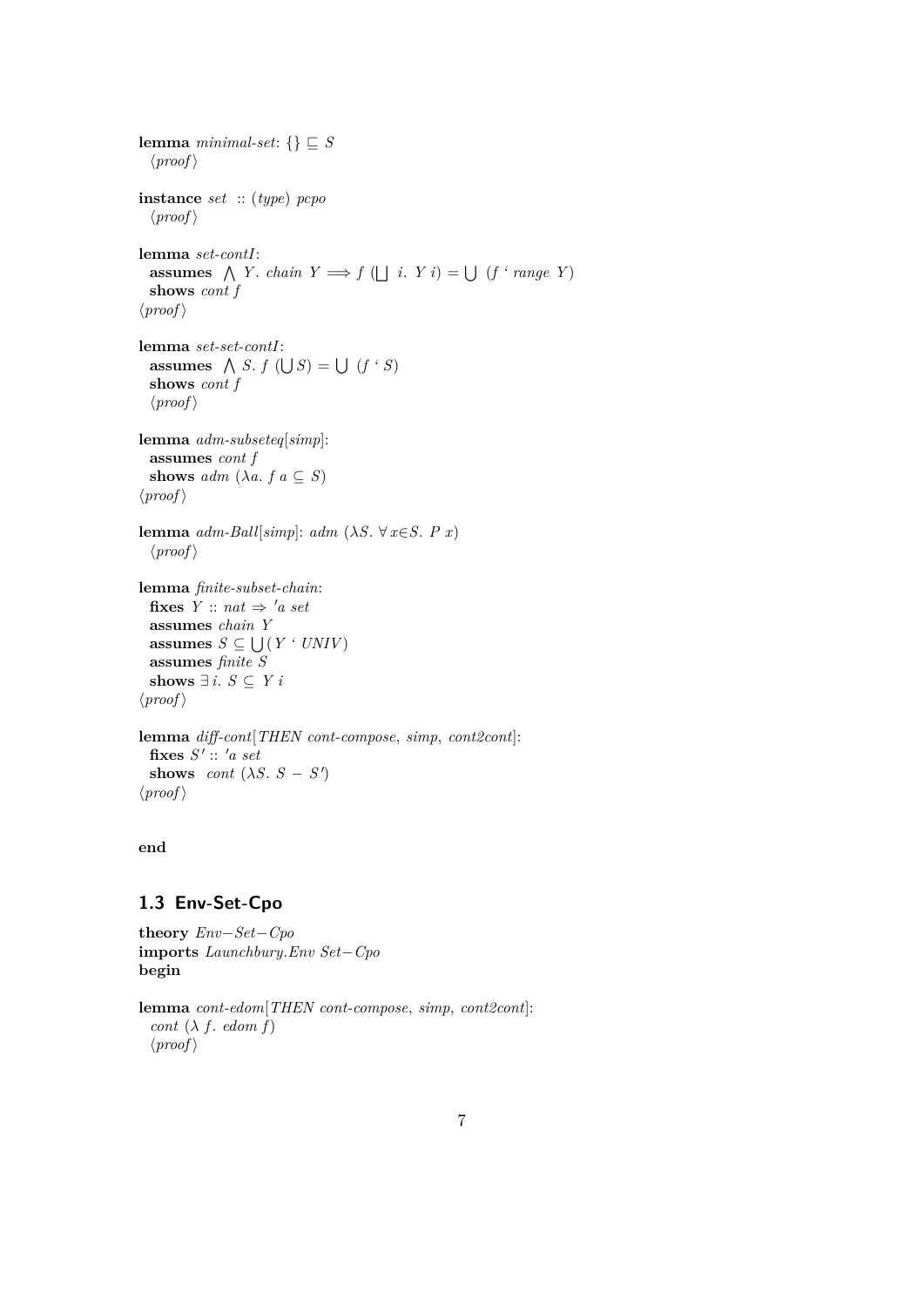**lemma** *minimal-set*: $\{\} \sqsubseteq S$
  ⟨*proof*⟩

**instance** *set* :: (*type*) *pcpo*
  ⟨*proof*⟩

**lemma** *set-contI*:
  **assumes** $\bigwedge$ *Y*. *chain Y* $\Longrightarrow$ *f* ($\bigsqcup$ *i*. *Y i*) = $\bigcup$ (*f* ' *range Y*)
  **shows** *cont f*
⟨*proof*⟩

**lemma** *set-set-contI*:
  **assumes** $\bigwedge$ *S*. *f* ($\bigcup$ *S*) = $\bigcup$ (*f* ' *S*)
  **shows** *cont f*
  ⟨*proof*⟩

**lemma** *adm-subseteq*[*simp*]:
  **assumes** *cont f*
  **shows** *adm* ($\lambda$*a*. *f a* $\subseteq$ *S*)
⟨*proof*⟩

**lemma** *adm-Ball*[*simp*]: *adm* ($\lambda$*S*. $\forall$ *x*$\in$*S*. *P x*)
  ⟨*proof*⟩

**lemma** *finite-subset-chain*:
  **fixes** *Y* :: *nat* $\Rightarrow$ *'a set*
  **assumes** *chain Y*
  **assumes** *S* $\subseteq$ $\bigcup$(*Y* ' *UNIV*)
  **assumes** *finite S*
  **shows** $\exists$ *i*. *S* $\subseteq$ *Y i*
⟨*proof*⟩

**lemma** *diff-cont*[*THEN cont-compose*, *simp*, *cont2cont*]:
  **fixes** *S'* :: *'a set*
  **shows** *cont* ($\lambda$*S*. *S* − *S'*)
⟨*proof*⟩

**end**

## 1.3 Env-Set-Cpo

**theory** *Env−Set−Cpo*
**imports** *Launchbury.Env Set−Cpo*
**begin**

**lemma** *cont-edom*[*THEN cont-compose*, *simp*, *cont2cont*]:
  *cont* ($\lambda$ *f*. *edom f*)
  ⟨*proof*⟩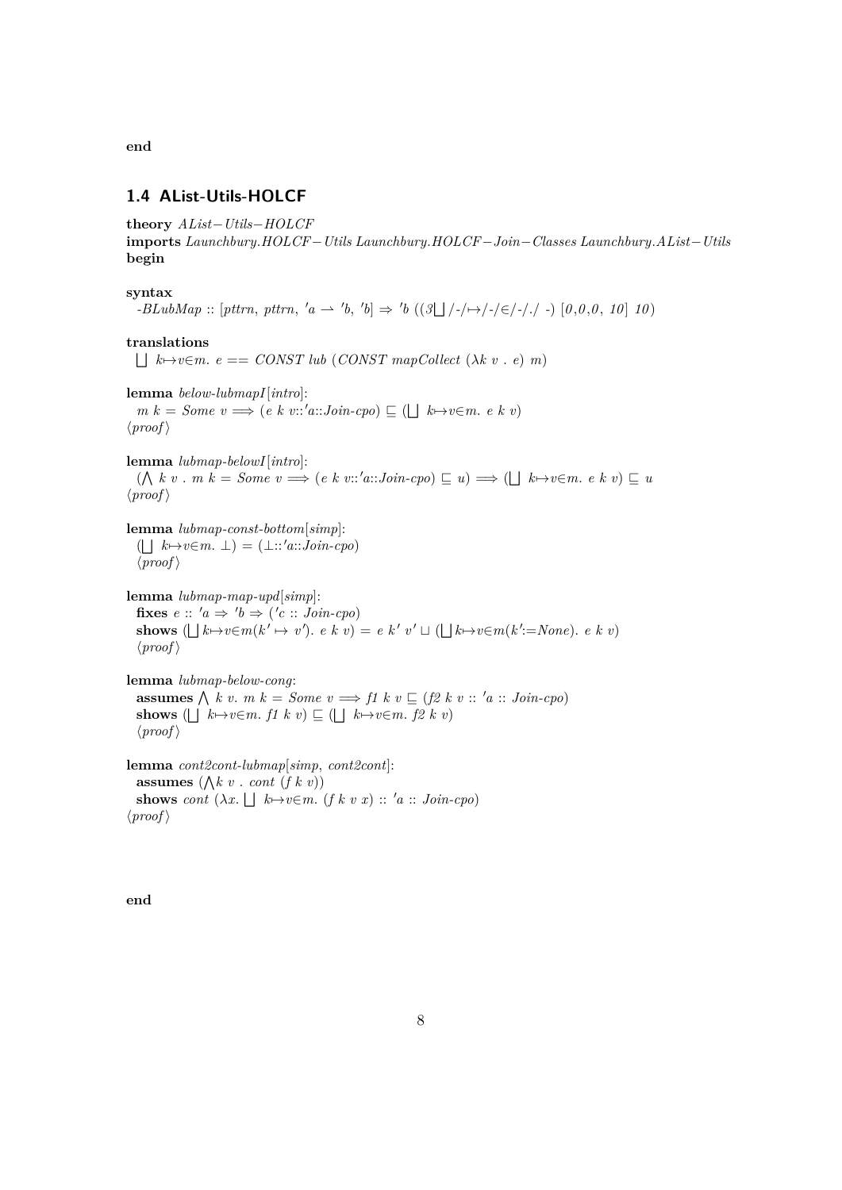**end**

## 1.4 AList-Utils-HOLCF

**theory** *AList−Utils−HOLCF*
**imports** *Launchbury.HOLCF−Utils Launchbury.HOLCF−Join−Classes Launchbury.AList−Utils*
**begin**

**syntax**
  *-BLubMap* :: [*pttrn*, *pttrn*, *'a* ⇀ *'b*, *'b*] ⇒ *'b* ((*3*⨆/-/↦/-/∈/-/./ -) [*0*,*0*,*0*, *10*] *10*)

**translations**
  ⨆ *k*↦*v*∈*m*. *e* == *CONST lub* (*CONST mapCollect* (λ*k v* . *e*) *m*)

**lemma** *below-lubmapI*[*intro*]:
  *m k* = *Some v* ⟹ (*e k v*::*'a*::*Join-cpo*) ⊑ (⨆ *k*↦*v*∈*m*. *e k v*)
⟨*proof*⟩

**lemma** *lubmap-belowI*[*intro*]:
  (⋀ *k v* . *m k* = *Some v* ⟹ (*e k v*::*'a*::*Join-cpo*) ⊑ *u*) ⟹ (⨆ *k*↦*v*∈*m*. *e k v*) ⊑ *u*
⟨*proof*⟩

**lemma** *lubmap-const-bottom*[*simp*]:
  (⨆ *k*↦*v*∈*m*. ⊥) = (⊥::*'a*::*Join-cpo*)
  ⟨*proof*⟩

**lemma** *lubmap-map-upd*[*simp*]:
  **fixes** *e* :: *'a* ⇒ *'b* ⇒ (*'c* :: *Join-cpo*)
  **shows** (⨆*k*↦*v*∈*m*(*k'* ↦ *v'*). *e k v*) = *e k' v'* ⊔ (⨆*k*↦*v*∈*m*(*k'*:=*None*). *e k v*)
  ⟨*proof*⟩

**lemma** *lubmap-below-cong*:
  **assumes** ⋀ *k v*. *m k* = *Some v* ⟹ *f1 k v* ⊑ (*f2 k v* :: *'a* :: *Join-cpo*)
  **shows** (⨆ *k*↦*v*∈*m*. *f1 k v*) ⊑ (⨆ *k*↦*v*∈*m*. *f2 k v*)
  ⟨*proof*⟩

**lemma** *cont2cont-lubmap*[*simp*, *cont2cont*]:
  **assumes** (⋀*k v* . *cont* (*f k v*))
  **shows** *cont* (λ*x*. ⨆ *k*↦*v*∈*m*. (*f k v x*) :: *'a* :: *Join-cpo*)
⟨*proof*⟩

**end**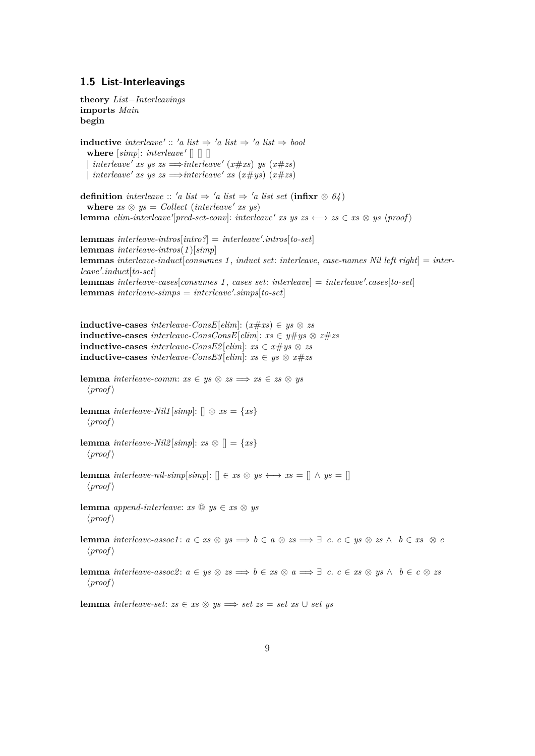## 1.5 List-Interleavings

```
theory List−Interleavings
imports Main
begin

inductive interleave' :: 'a list ⇒ 'a list ⇒ 'a list ⇒ bool
  where [simp]: interleave' [] [] []
  | interleave' xs ys zs ⟹interleave' (x#xs) ys (x#zs)
  | interleave' xs ys zs ⟹interleave' xs (x#ys) (x#zs)

definition interleave :: 'a list ⇒ 'a list ⇒ 'a list set (infixr ⊗ 64)
  where xs ⊗ ys = Collect (interleave' xs ys)
lemma elim-interleave'[pred-set-conv]: interleave' xs ys zs ⟷ zs ∈ xs ⊗ ys ⟨proof⟩

lemmas interleave-intros[intro?] = interleave'.intros[to-set]
lemmas interleave-intros(1)[simp]
lemmas interleave-induct[consumes 1, induct set: interleave, case-names Nil left right] = interleave'.induct[to-set]
lemmas interleave-cases[consumes 1, cases set: interleave] = interleave'.cases[to-set]
lemmas interleave-simps = interleave'.simps[to-set]


inductive-cases interleave-ConsE[elim]: (x#xs) ∈ ys ⊗ zs
inductive-cases interleave-ConsConsE[elim]: xs ∈ y#ys ⊗ z#zs
inductive-cases interleave-ConsE2[elim]: xs ∈ x#ys ⊗ zs
inductive-cases interleave-ConsE3[elim]: xs ∈ ys ⊗ x#zs

lemma interleave-comm: xs ∈ ys ⊗ zs ⟹ xs ∈ zs ⊗ ys
  ⟨proof⟩

lemma interleave-Nil1[simp]: [] ⊗ xs = {xs}
  ⟨proof⟩

lemma interleave-Nil2[simp]: xs ⊗ [] = {xs}
  ⟨proof⟩

lemma interleave-nil-simp[simp]: [] ∈ xs ⊗ ys ⟷ xs = [] ∧ ys = []
  ⟨proof⟩

lemma append-interleave: xs @ ys ∈ xs ⊗ ys
  ⟨proof⟩

lemma interleave-assoc1: a ∈ xs ⊗ ys ⟹ b ∈ a ⊗ zs ⟹ ∃ c. c ∈ ys ⊗ zs ∧ b ∈ xs ⊗ c
  ⟨proof⟩

lemma interleave-assoc2: a ∈ ys ⊗ zs ⟹ b ∈ xs ⊗ a ⟹ ∃ c. c ∈ xs ⊗ ys ∧ b ∈ c ⊗ zs
  ⟨proof⟩

lemma interleave-set: zs ∈ xs ⊗ ys ⟹ set zs = set xs ∪ set ys
```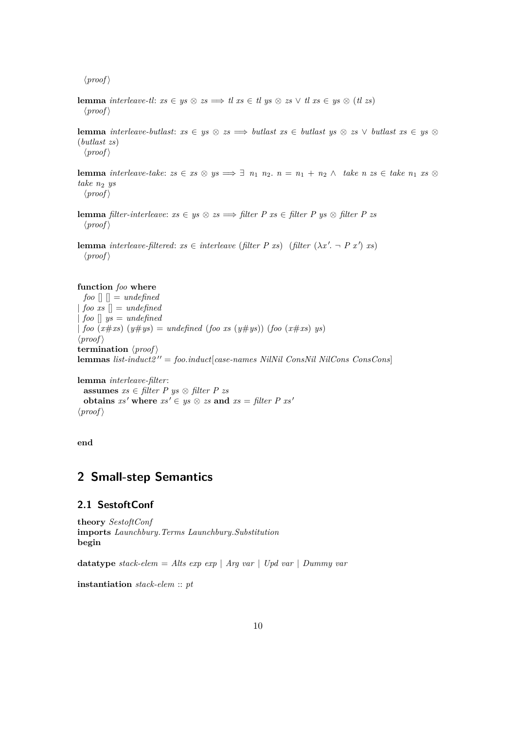⟨proof⟩

**lemma** *interleave-tl*: $xs \in ys \otimes zs \Longrightarrow tl\ xs \in tl\ ys \otimes zs \lor tl\ xs \in ys \otimes (tl\ zs)$
⟨proof⟩

**lemma** *interleave-butlast*: $xs \in ys \otimes zs \Longrightarrow butlast\ xs \in butlast\ ys \otimes zs \lor butlast\ xs \in ys \otimes (butlast\ zs)$
⟨proof⟩

**lemma** *interleave-take*: $zs \in xs \otimes ys \Longrightarrow \exists\ n_1\ n_2.\ n = n_1 + n_2 \land\ take\ n\ zs \in take\ n_1\ xs \otimes take\ n_2\ ys$
⟨proof⟩

**lemma** *filter-interleave*: $xs \in ys \otimes zs \Longrightarrow filter\ P\ xs \in filter\ P\ ys \otimes filter\ P\ zs$
⟨proof⟩

**lemma** *interleave-filtered*: $xs \in interleave\ (filter\ P\ xs)\ \ (filter\ (\lambda x'.\ \neg\ P\ x')\ xs)$
⟨proof⟩

**function** *foo* **where**
*foo* [] [] = *undefined*
| *foo xs* [] = *undefined*
| *foo* [] *ys* = *undefined*
| *foo* (*x*#*xs*) (*y*#*ys*) = *undefined* (*foo xs* (*y*#*ys*)) (*foo* (*x*#*xs*) *ys*)
⟨proof⟩
**termination** ⟨proof⟩
**lemmas** *list-induct2''* = *foo.induct*[*case-names NilNil ConsNil NilCons ConsCons*]

**lemma** *interleave-filter*:
**assumes** $xs \in filter\ P\ ys \otimes filter\ P\ zs$
**obtains** $xs'$ **where** $xs' \in ys \otimes zs$ **and** $xs = filter\ P\ xs'$
⟨proof⟩

**end**

# 2 Small-step Semantics

## 2.1 SestoftConf

**theory** *SestoftConf*
**imports** *Launchbury.Terms Launchbury.Substitution*
**begin**

**datatype** *stack-elem* = *Alts exp exp* | *Arg var* | *Upd var* | *Dummy var*

**instantiation** *stack-elem* :: *pt*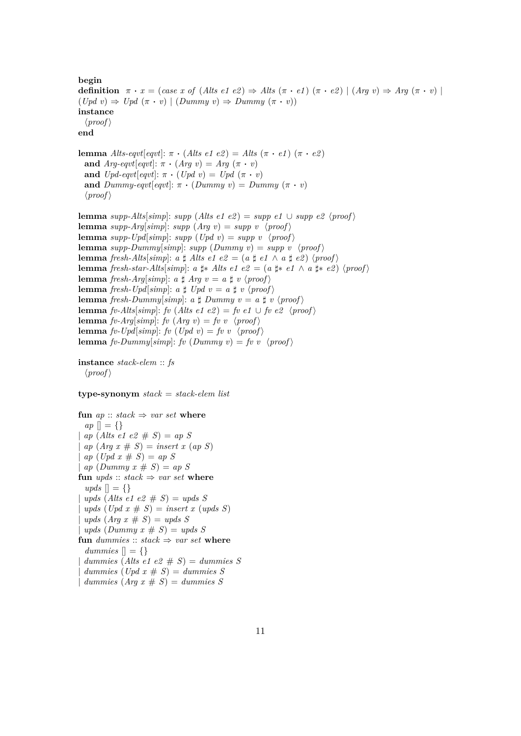**begin**
**definition** $\pi \cdot x = (case\ x\ of\ (Alts\ e1\ e2) \Rightarrow Alts\ (\pi \cdot e1)\ (\pi \cdot e2)\ |\ (Arg\ v) \Rightarrow Arg\ (\pi \cdot v)\ |$
$(Upd\ v) \Rightarrow Upd\ (\pi \cdot v)\ |\ (Dummy\ v) \Rightarrow Dummy\ (\pi \cdot v))$
**instance**
  ⟨*proof*⟩
**end**

**lemma** *Alts-eqvt*[*eqvt*]: $\pi \cdot (Alts\ e1\ e2) = Alts\ (\pi \cdot e1)\ (\pi \cdot e2)$
  **and** *Arg-eqvt*[*eqvt*]: $\pi \cdot (Arg\ v) = Arg\ (\pi \cdot v)$
  **and** *Upd-eqvt*[*eqvt*]: $\pi \cdot (Upd\ v) = Upd\ (\pi \cdot v)$
  **and** *Dummy-eqvt*[*eqvt*]: $\pi \cdot (Dummy\ v) = Dummy\ (\pi \cdot v)$
  ⟨*proof*⟩

**lemma** *supp-Alts*[*simp*]: $supp\ (Alts\ e1\ e2) = supp\ e1 \cup supp\ e2$ ⟨*proof*⟩
**lemma** *supp-Arg*[*simp*]: $supp\ (Arg\ v) = supp\ v$ ⟨*proof*⟩
**lemma** *supp-Upd*[*simp*]: $supp\ (Upd\ v) = supp\ v$ ⟨*proof*⟩
**lemma** *supp-Dummy*[*simp*]: $supp\ (Dummy\ v) = supp\ v$ ⟨*proof*⟩
**lemma** *fresh-Alts*[*simp*]: $a \sharp\ Alts\ e1\ e2 = (a \sharp\ e1 \wedge a \sharp\ e2)$ ⟨*proof*⟩
**lemma** *fresh-star-Alts*[*simp*]: $a \sharp{*}\ Alts\ e1\ e2 = (a \sharp{*}\ e1 \wedge a \sharp{*}\ e2)$ ⟨*proof*⟩
**lemma** *fresh-Arg*[*simp*]: $a \sharp\ Arg\ v = a \sharp\ v$ ⟨*proof*⟩
**lemma** *fresh-Upd*[*simp*]: $a \sharp\ Upd\ v = a \sharp\ v$ ⟨*proof*⟩
**lemma** *fresh-Dummy*[*simp*]: $a \sharp\ Dummy\ v = a \sharp\ v$ ⟨*proof*⟩
**lemma** *fv-Alts*[*simp*]: $fv\ (Alts\ e1\ e2) = fv\ e1 \cup fv\ e2$ ⟨*proof*⟩
**lemma** *fv-Arg*[*simp*]: $fv\ (Arg\ v) = fv\ v$ ⟨*proof*⟩
**lemma** *fv-Upd*[*simp*]: $fv\ (Upd\ v) = fv\ v$ ⟨*proof*⟩
**lemma** *fv-Dummy*[*simp*]: $fv\ (Dummy\ v) = fv\ v$ ⟨*proof*⟩

**instance** *stack-elem* :: *fs*
  ⟨*proof*⟩

**type-synonym** *stack* = *stack-elem list*

**fun** *ap* :: *stack* ⇒ *var set* **where**
  *ap* [] = {}
| *ap* (*Alts e1 e2* # *S*) = *ap S*
| *ap* (*Arg x* # *S*) = *insert x* (*ap S*)
| *ap* (*Upd x* # *S*) = *ap S*
| *ap* (*Dummy x* # *S*) = *ap S*
**fun** *upds* :: *stack* ⇒ *var set* **where**
  *upds* [] = {}
| *upds* (*Alts e1 e2* # *S*) = *upds S*
| *upds* (*Upd x* # *S*) = *insert x* (*upds S*)
| *upds* (*Arg x* # *S*) = *upds S*
| *upds* (*Dummy x* # *S*) = *upds S*
**fun** *dummies* :: *stack* ⇒ *var set* **where**
  *dummies* [] = {}
| *dummies* (*Alts e1 e2* # *S*) = *dummies S*
| *dummies* (*Upd x* # *S*) = *dummies S*
| *dummies* (*Arg x* # *S*) = *dummies S*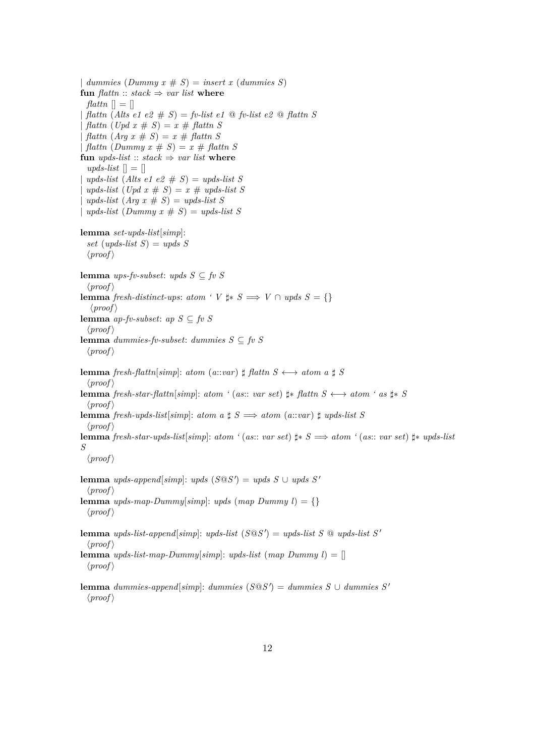| *dummies* (*Dummy x* # *S*) = *insert x* (*dummies S*)
**fun** *flattn* :: *stack* ⇒ *var list* **where**
  *flattn* [] = []
| *flattn* (*Alts e1 e2* # *S*) = *fv-list e1* @ *fv-list e2* @ *flattn S*
| *flattn* (*Upd x* # *S*) = *x* # *flattn S*
| *flattn* (*Arg x* # *S*) = *x* # *flattn S*
| *flattn* (*Dummy x* # *S*) = *x* # *flattn S*
**fun** *upds-list* :: *stack* ⇒ *var list* **where**
  *upds-list* [] = []
| *upds-list* (*Alts e1 e2* # *S*) = *upds-list S*
| *upds-list* (*Upd x* # *S*) = *x* # *upds-list S*
| *upds-list* (*Arg x* # *S*) = *upds-list S*
| *upds-list* (*Dummy x* # *S*) = *upds-list S*

**lemma** *set-upds-list*[*simp*]:
  *set* (*upds-list S*) = *upds S*
  ⟨*proof*⟩

**lemma** *ups-fv-subset*: *upds S* ⊆ *fv S*
  ⟨*proof*⟩
**lemma** *fresh-distinct-ups*: *atom* ' *V* ♯* *S* ⟹ *V* ∩ *upds S* = {}
  ⟨*proof*⟩
**lemma** *ap-fv-subset*: *ap S* ⊆ *fv S*
  ⟨*proof*⟩
**lemma** *dummies-fv-subset*: *dummies S* ⊆ *fv S*
  ⟨*proof*⟩

**lemma** *fresh-flattn*[*simp*]: *atom* (*a*::*var*) ♯ *flattn S* ⟷ *atom a* ♯ *S*
  ⟨*proof*⟩
**lemma** *fresh-star-flattn*[*simp*]: *atom* ' (*as*:: *var set*) ♯* *flattn S* ⟷ *atom* ' *as* ♯* *S*
  ⟨*proof*⟩
**lemma** *fresh-upds-list*[*simp*]: *atom a* ♯ *S* ⟹ *atom* (*a*::*var*) ♯ *upds-list S*
  ⟨*proof*⟩
**lemma** *fresh-star-upds-list*[*simp*]: *atom* ' (*as*:: *var set*) ♯* *S* ⟹ *atom* ' (*as*:: *var set*) ♯* *upds-list S*
  ⟨*proof*⟩

**lemma** *upds-append*[*simp*]: *upds* (*S*@*S'*) = *upds S* ∪ *upds S'*
  ⟨*proof*⟩
**lemma** *upds-map-Dummy*[*simp*]: *upds* (*map Dummy l*) = {}
  ⟨*proof*⟩

**lemma** *upds-list-append*[*simp*]: *upds-list* (*S*@*S'*) = *upds-list S* @ *upds-list S'*
  ⟨*proof*⟩
**lemma** *upds-list-map-Dummy*[*simp*]: *upds-list* (*map Dummy l*) = []
  ⟨*proof*⟩

**lemma** *dummies-append*[*simp*]: *dummies* (*S*@*S'*) = *dummies S* ∪ *dummies S'*
  ⟨*proof*⟩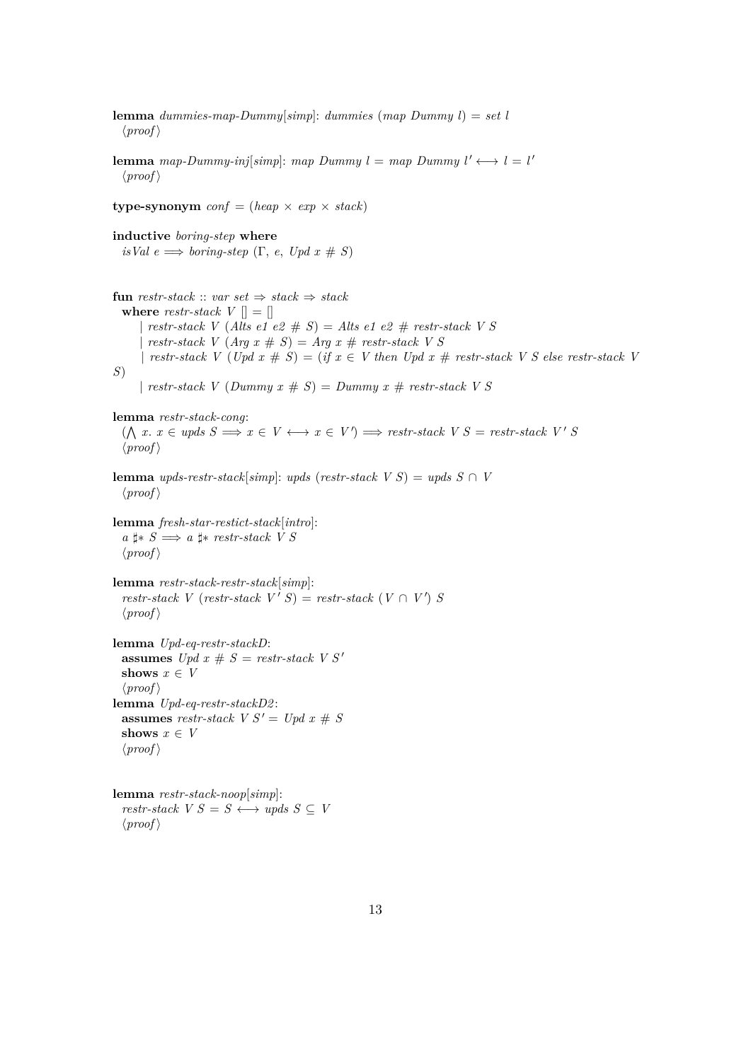**lemma** *dummies-map-Dummy*[*simp*]: *dummies* (*map Dummy l*) = *set l*
⟨*proof*⟩

**lemma** *map-Dummy-inj*[*simp*]: *map Dummy l* = *map Dummy l′* ⟷ *l* = *l′*
⟨*proof*⟩

**type-synonym** *conf* = (*heap* × *exp* × *stack*)

**inductive** *boring-step* **where**
*isVal e* ⟹ *boring-step* (Γ, *e*, *Upd x* # *S*)

**fun** *restr-stack* :: *var set* ⇒ *stack* ⇒ *stack*
**where** *restr-stack V* [] = []
| *restr-stack V* (*Alts e1 e2* # *S*) = *Alts e1 e2* # *restr-stack V S*
| *restr-stack V* (*Arg x* # *S*) = *Arg x* # *restr-stack V S*
| *restr-stack V* (*Upd x* # *S*) = (*if x* ∈ *V then Upd x* # *restr-stack V S else restr-stack V S*)
| *restr-stack V* (*Dummy x* # *S*) = *Dummy x* # *restr-stack V S*

**lemma** *restr-stack-cong*:
(⋀ *x*. *x* ∈ *upds S* ⟹ *x* ∈ *V* ⟷ *x* ∈ *V′*) ⟹ *restr-stack V S* = *restr-stack V′ S*
⟨*proof*⟩

**lemma** *upds-restr-stack*[*simp*]: *upds* (*restr-stack V S*) = *upds S* ∩ *V*
⟨*proof*⟩

**lemma** *fresh-star-restict-stack*[*intro*]:
*a* ♯* *S* ⟹ *a* ♯* *restr-stack V S*
⟨*proof*⟩

**lemma** *restr-stack-restr-stack*[*simp*]:
*restr-stack V* (*restr-stack V′ S*) = *restr-stack* (*V* ∩ *V′*) *S*
⟨*proof*⟩

**lemma** *Upd-eq-restr-stackD*:
**assumes** *Upd x* # *S* = *restr-stack V S′*
**shows** *x* ∈ *V*
⟨*proof*⟩

**lemma** *Upd-eq-restr-stackD2*:
**assumes** *restr-stack V S′* = *Upd x* # *S*
**shows** *x* ∈ *V*
⟨*proof*⟩

**lemma** *restr-stack-noop*[*simp*]:
*restr-stack V S* = *S* ⟷ *upds S* ⊆ *V*
⟨*proof*⟩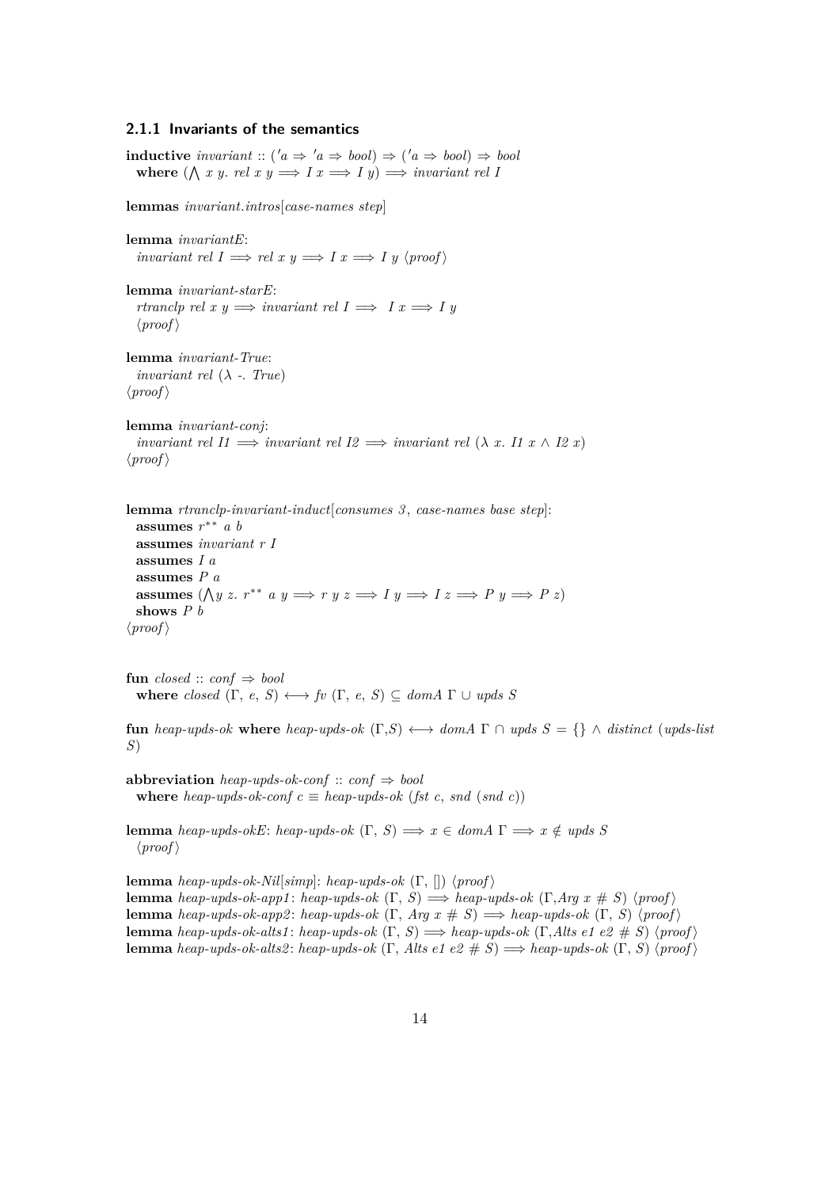### 2.1.1 Invariants of the semantics

**inductive** *invariant* :: $('a \Rightarrow 'a \Rightarrow bool) \Rightarrow ('a \Rightarrow bool) \Rightarrow bool$
  **where** $(\bigwedge x\ y.\ rel\ x\ y \Longrightarrow I\ x \Longrightarrow I\ y) \Longrightarrow invariant\ rel\ I$

**lemmas** *invariant.intros*[*case-names step*]

**lemma** *invariantE*:
  $invariant\ rel\ I \Longrightarrow rel\ x\ y \Longrightarrow I\ x \Longrightarrow I\ y$ ⟨*proof*⟩

**lemma** *invariant-starE*:
  $rtranclp\ rel\ x\ y \Longrightarrow invariant\ rel\ I \Longrightarrow\ I\ x \Longrightarrow I\ y$
  ⟨*proof*⟩

**lemma** *invariant-True*:
  $invariant\ rel\ (\lambda\ \text{-}.\ True)$
⟨*proof*⟩

**lemma** *invariant-conj*:
  $invariant\ rel\ I1 \Longrightarrow invariant\ rel\ I2 \Longrightarrow invariant\ rel\ (\lambda\ x.\ I1\ x \wedge I2\ x)$
⟨*proof*⟩

**lemma** *rtranclp-invariant-induct*[*consumes 3*, *case-names base step*]:
  **assumes** $r^{**}\ a\ b$
  **assumes** $invariant\ r\ I$
  **assumes** $I\ a$
  **assumes** $P\ a$
  **assumes** $(\bigwedge y\ z.\ r^{**}\ a\ y \Longrightarrow r\ y\ z \Longrightarrow I\ y \Longrightarrow I\ z \Longrightarrow P\ y \Longrightarrow P\ z)$
  **shows** $P\ b$
⟨*proof*⟩

**fun** *closed* :: $conf \Rightarrow bool$
  **where** $closed\ (\Gamma,\ e,\ S) \longleftrightarrow fv\ (\Gamma,\ e,\ S) \subseteq domA\ \Gamma \cup upds\ S$

**fun** *heap-upds-ok* **where** $heap\text{-}upds\text{-}ok\ (\Gamma,S) \longleftrightarrow domA\ \Gamma \cap upds\ S = \{\} \wedge distinct\ (upds\text{-}list\ S)$

**abbreviation** *heap-upds-ok-conf* :: $conf \Rightarrow bool$
  **where** $heap\text{-}upds\text{-}ok\text{-}conf\ c \equiv heap\text{-}upds\text{-}ok\ (fst\ c,\ snd\ (snd\ c))$

**lemma** *heap-upds-okE*: $heap\text{-}upds\text{-}ok\ (\Gamma,\ S) \Longrightarrow x \in domA\ \Gamma \Longrightarrow x \notin upds\ S$
  ⟨*proof*⟩

**lemma** *heap-upds-ok-Nil*[*simp*]: $heap\text{-}upds\text{-}ok\ (\Gamma,\ [])$ ⟨*proof*⟩
**lemma** *heap-upds-ok-app1*: $heap\text{-}upds\text{-}ok\ (\Gamma,\ S) \Longrightarrow heap\text{-}upds\text{-}ok\ (\Gamma,Arg\ x\ \#\ S)$ ⟨*proof*⟩
**lemma** *heap-upds-ok-app2*: $heap\text{-}upds\text{-}ok\ (\Gamma,\ Arg\ x\ \#\ S) \Longrightarrow heap\text{-}upds\text{-}ok\ (\Gamma,\ S)$ ⟨*proof*⟩
**lemma** *heap-upds-ok-alts1*: $heap\text{-}upds\text{-}ok\ (\Gamma,\ S) \Longrightarrow heap\text{-}upds\text{-}ok\ (\Gamma,Alts\ e1\ e2\ \#\ S)$ ⟨*proof*⟩
**lemma** *heap-upds-ok-alts2*: $heap\text{-}upds\text{-}ok\ (\Gamma,\ Alts\ e1\ e2\ \#\ S) \Longrightarrow heap\text{-}upds\text{-}ok\ (\Gamma,\ S)$ ⟨*proof*⟩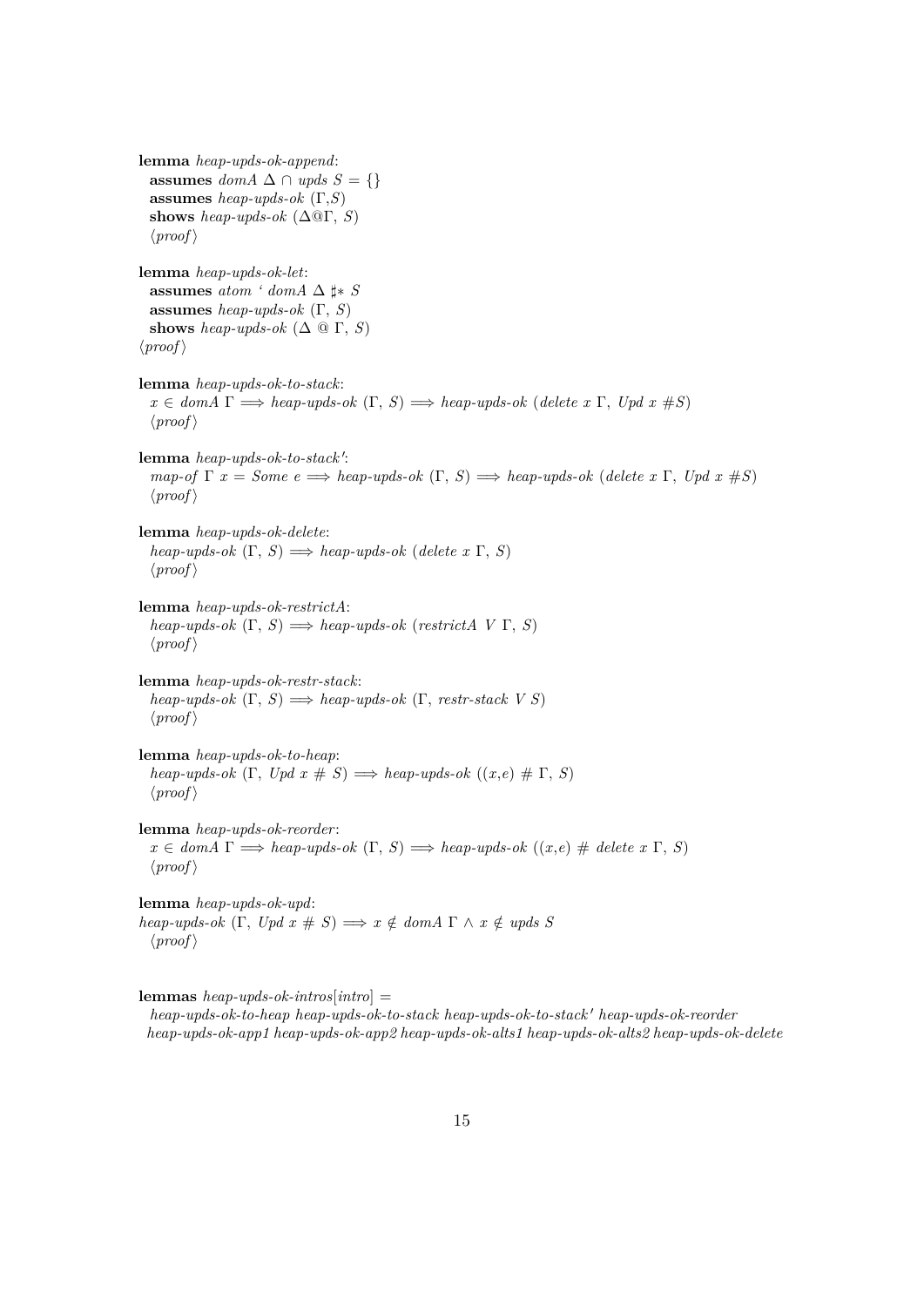**lemma** *heap-upds-ok-append*:
  **assumes** *domA* $\Delta$ $\cap$ *upds S* = {}
  **assumes** *heap-upds-ok* ($\Gamma$,*S*)
  **shows** *heap-upds-ok* ($\Delta$@$\Gamma$, *S*)
  ⟨*proof*⟩

**lemma** *heap-upds-ok-let*:
  **assumes** *atom ' domA* $\Delta$ ♯\* *S*
  **assumes** *heap-upds-ok* ($\Gamma$, *S*)
  **shows** *heap-upds-ok* ($\Delta$ @ $\Gamma$, *S*)
⟨*proof*⟩

**lemma** *heap-upds-ok-to-stack*:
  *x* $\in$ *domA* $\Gamma$ $\Longrightarrow$ *heap-upds-ok* ($\Gamma$, *S*) $\Longrightarrow$ *heap-upds-ok* (*delete x* $\Gamma$, *Upd x* #*S*)
  ⟨*proof*⟩

**lemma** *heap-upds-ok-to-stack'*:
  *map-of* $\Gamma$ *x* = *Some e* $\Longrightarrow$ *heap-upds-ok* ($\Gamma$, *S*) $\Longrightarrow$ *heap-upds-ok* (*delete x* $\Gamma$, *Upd x* #*S*)
  ⟨*proof*⟩

**lemma** *heap-upds-ok-delete*:
  *heap-upds-ok* ($\Gamma$, *S*) $\Longrightarrow$ *heap-upds-ok* (*delete x* $\Gamma$, *S*)
  ⟨*proof*⟩

**lemma** *heap-upds-ok-restrictA*:
  *heap-upds-ok* ($\Gamma$, *S*) $\Longrightarrow$ *heap-upds-ok* (*restrictA V* $\Gamma$, *S*)
  ⟨*proof*⟩

**lemma** *heap-upds-ok-restr-stack*:
  *heap-upds-ok* ($\Gamma$, *S*) $\Longrightarrow$ *heap-upds-ok* ($\Gamma$, *restr-stack V S*)
  ⟨*proof*⟩

**lemma** *heap-upds-ok-to-heap*:
  *heap-upds-ok* ($\Gamma$, *Upd x* # *S*) $\Longrightarrow$ *heap-upds-ok* ((*x*,*e*) # $\Gamma$, *S*)
  ⟨*proof*⟩

**lemma** *heap-upds-ok-reorder*:
  *x* $\in$ *domA* $\Gamma$ $\Longrightarrow$ *heap-upds-ok* ($\Gamma$, *S*) $\Longrightarrow$ *heap-upds-ok* ((*x*,*e*) # *delete x* $\Gamma$, *S*)
  ⟨*proof*⟩

**lemma** *heap-upds-ok-upd*:
*heap-upds-ok* ($\Gamma$, *Upd x* # *S*) $\Longrightarrow$ *x* $\notin$ *domA* $\Gamma$ $\wedge$ *x* $\notin$ *upds S*
  ⟨*proof*⟩

**lemmas** *heap-upds-ok-intros*[*intro*] =
  *heap-upds-ok-to-heap heap-upds-ok-to-stack heap-upds-ok-to-stack' heap-upds-ok-reorder*
  *heap-upds-ok-app1 heap-upds-ok-app2 heap-upds-ok-alts1 heap-upds-ok-alts2 heap-upds-ok-delete*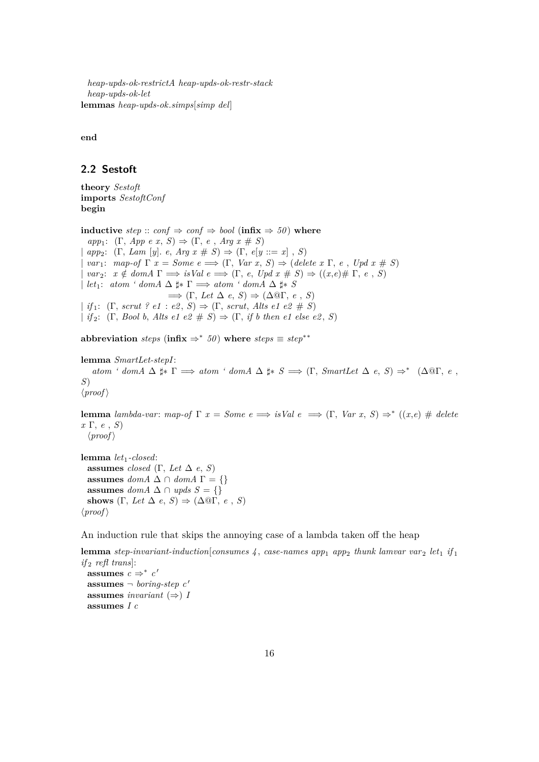*heap-upds-ok-restrictA heap-upds-ok-restr-stack*
*heap-upds-ok-let*
**lemmas** *heap-upds-ok.simps*[*simp del*]

**end**

## 2.2 Sestoft

**theory** *Sestoft*
**imports** *SestoftConf*
**begin**

**inductive** *step* :: *conf* ⇒ *conf* ⇒ *bool* (**infix** ⇒ *50*) **where**
  $app_1$: (Γ, *App e x*, *S*) ⇒ (Γ, *e* , *Arg x # S*)
| $app_2$: (Γ, *Lam* [*y*]. *e*, *Arg x # S*) ⇒ (Γ, *e*[*y* ::= *x*] , *S*)
| $var_1$: *map-of* Γ *x* = *Some e* ⟹ (Γ, *Var x*, *S*) ⇒ (*delete x* Γ, *e* , *Upd x # S*)
| $var_2$: *x* ∉ *domA* Γ ⟹ *isVal e* ⟹ (Γ, *e*, *Upd x # S*) ⇒ ((*x*,*e*)# Γ, *e* , *S*)
| $let_1$: *atom* ' *domA* Δ ♯* Γ ⟹ *atom* ' *domA* Δ ♯* *S*
      ⟹ (Γ, *Let* Δ *e*, *S*) ⇒ (Δ@Γ, *e* , *S*)
| $if_1$: (Γ, *scrut ? e1 : e2*, *S*) ⇒ (Γ, *scrut*, *Alts e1 e2 # S*)
| $if_2$: (Γ, *Bool b*, *Alts e1 e2 # S*) ⇒ (Γ, *if b then e1 else e2*, *S*)

**abbreviation** *steps* (**infix** $\Rightarrow^*$ *50*) **where** *steps* ≡ $step^{**}$

**lemma** *SmartLet-stepI*:
  *atom* ' *domA* Δ ♯* Γ ⟹ *atom* ' *domA* Δ ♯* *S* ⟹ (Γ, *SmartLet* Δ *e*, *S*) $\Rightarrow^*$ (Δ@Γ, *e* , *S*)
⟨*proof*⟩

**lemma** *lambda-var*: *map-of* Γ *x* = *Some e* ⟹ *isVal e* ⟹ (Γ, *Var x*, *S*) $\Rightarrow^*$ ((*x*,*e*) # *delete x* Γ, *e* , *S*)
  ⟨*proof*⟩

**lemma** $let_1$*-closed*:
  **assumes** *closed* (Γ, *Let* Δ *e*, *S*)
  **assumes** *domA* Δ ∩ *domA* Γ = {}
  **assumes** *domA* Δ ∩ *upds S* = {}
  **shows** (Γ, *Let* Δ *e*, *S*) ⇒ (Δ@Γ, *e* , *S*)
⟨*proof*⟩

An induction rule that skips the annoying case of a lambda taken off the heap

**lemma** *step-invariant-induction*[*consumes 4*, *case-names* $app_1$ $app_2$ *thunk lamvar* $var_2$ $let_1$ $if_1$ $if_2$ *refl trans*]:
  **assumes** $c \Rightarrow^* c'$
  **assumes** ¬ *boring-step* $c'$
  **assumes** *invariant* (⇒) *I*
  **assumes** *I c*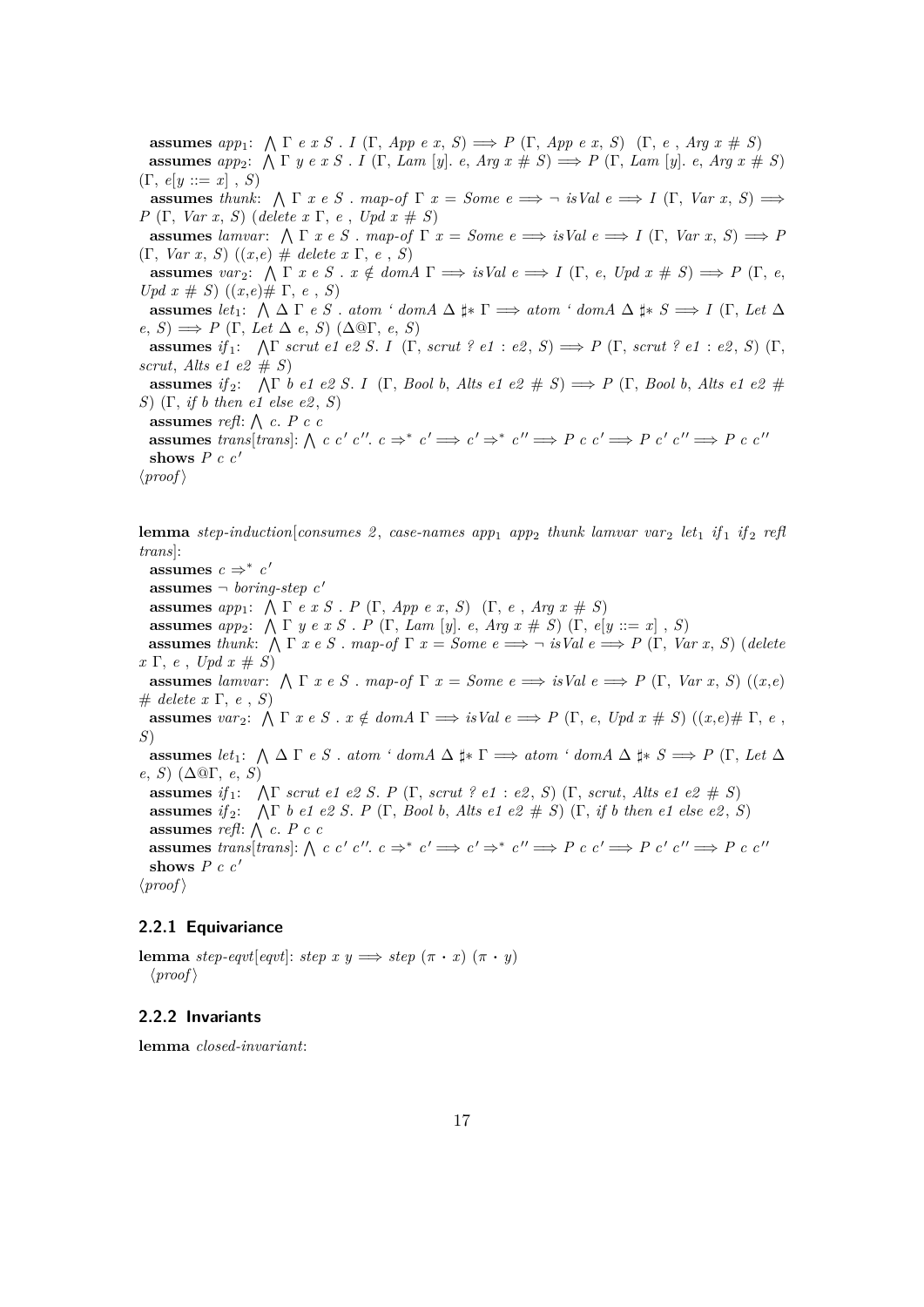**assumes** $app_1$: $\bigwedge$ Γ e x S . I (Γ, App e x, S) ⟹ P (Γ, App e x, S) (Γ, e , Arg x # S)
**assumes** $app_2$: $\bigwedge$ Γ y e x S . I (Γ, Lam [y]. e, Arg x # S) ⟹ P (Γ, Lam [y]. e, Arg x # S) (Γ, e[y ::= x] , S)
**assumes** *thunk*: $\bigwedge$ Γ x e S . map-of Γ x = Some e ⟹ ¬ isVal e ⟹ I (Γ, Var x, S) ⟹ P (Γ, Var x, S) (delete x Γ, e , Upd x # S)
**assumes** *lamvar*: $\bigwedge$ Γ x e S . map-of Γ x = Some e ⟹ isVal e ⟹ I (Γ, Var x, S) ⟹ P (Γ, Var x, S) ((x,e) # delete x Γ, e , S)
**assumes** $var_2$: $\bigwedge$ Γ x e S . x ∉ domA Γ ⟹ isVal e ⟹ I (Γ, e, Upd x # S) ⟹ P (Γ, e, Upd x # S) ((x,e)# Γ, e , S)
**assumes** $let_1$: $\bigwedge$ Δ Γ e S . atom ‘ domA Δ ♯* Γ ⟹ atom ‘ domA Δ ♯* S ⟹ I (Γ, Let Δ e, S) ⟹ P (Γ, Let Δ e, S) (Δ@Γ, e, S)
**assumes** $if_1$: $\bigwedge$Γ scrut e1 e2 S. I (Γ, scrut ? e1 : e2, S) ⟹ P (Γ, scrut ? e1 : e2, S) (Γ, scrut, Alts e1 e2 # S)
**assumes** $if_2$: $\bigwedge$Γ b e1 e2 S. I (Γ, Bool b, Alts e1 e2 # S) ⟹ P (Γ, Bool b, Alts e1 e2 # S) (Γ, if b then e1 else e2, S)
**assumes** *refl*: $\bigwedge$ c. P c c
**assumes** *trans*[*trans*]: $\bigwedge$ c c′ c″. c ⇒* c′ ⟹ c′ ⇒* c″ ⟹ P c c′ ⟹ P c′ c″ ⟹ P c c″
**shows** P c c′
⟨*proof*⟩

**lemma** *step-induction*[*consumes 2, case-names* $app_1$ $app_2$ *thunk lamvar* $var_2$ $let_1$ $if_1$ $if_2$ *refl trans*]:
**assumes** c ⇒* c′
**assumes** ¬ boring-step c′
**assumes** $app_1$: $\bigwedge$ Γ e x S . P (Γ, App e x, S) (Γ, e , Arg x # S)
**assumes** $app_2$: $\bigwedge$ Γ y e x S . P (Γ, Lam [y]. e, Arg x # S) (Γ, e[y ::= x] , S)
**assumes** *thunk*: $\bigwedge$ Γ x e S . map-of Γ x = Some e ⟹ ¬ isVal e ⟹ P (Γ, Var x, S) (delete x Γ, e , Upd x # S)
**assumes** *lamvar*: $\bigwedge$ Γ x e S . map-of Γ x = Some e ⟹ isVal e ⟹ P (Γ, Var x, S) ((x,e) # delete x Γ, e , S)
**assumes** $var_2$: $\bigwedge$ Γ x e S . x ∉ domA Γ ⟹ isVal e ⟹ P (Γ, e, Upd x # S) ((x,e)# Γ, e , S)
**assumes** $let_1$: $\bigwedge$ Δ Γ e S . atom ‘ domA Δ ♯* Γ ⟹ atom ‘ domA Δ ♯* S ⟹ P (Γ, Let Δ e, S) (Δ@Γ, e, S)
**assumes** $if_1$: $\bigwedge$Γ scrut e1 e2 S. P (Γ, scrut ? e1 : e2, S) (Γ, scrut, Alts e1 e2 # S)
**assumes** $if_2$: $\bigwedge$Γ b e1 e2 S. P (Γ, Bool b, Alts e1 e2 # S) (Γ, if b then e1 else e2, S)
**assumes** *refl*: $\bigwedge$ c. P c c
**assumes** *trans*[*trans*]: $\bigwedge$ c c′ c″. c ⇒* c′ ⟹ c′ ⇒* c″ ⟹ P c c′ ⟹ P c′ c″ ⟹ P c c″
**shows** P c c′
⟨*proof*⟩

### 2.2.1 Equivariance

**lemma** *step-eqvt*[*eqvt*]: step x y ⟹ step (π · x) (π · y)
⟨*proof*⟩

### 2.2.2 Invariants

**lemma** *closed-invariant*: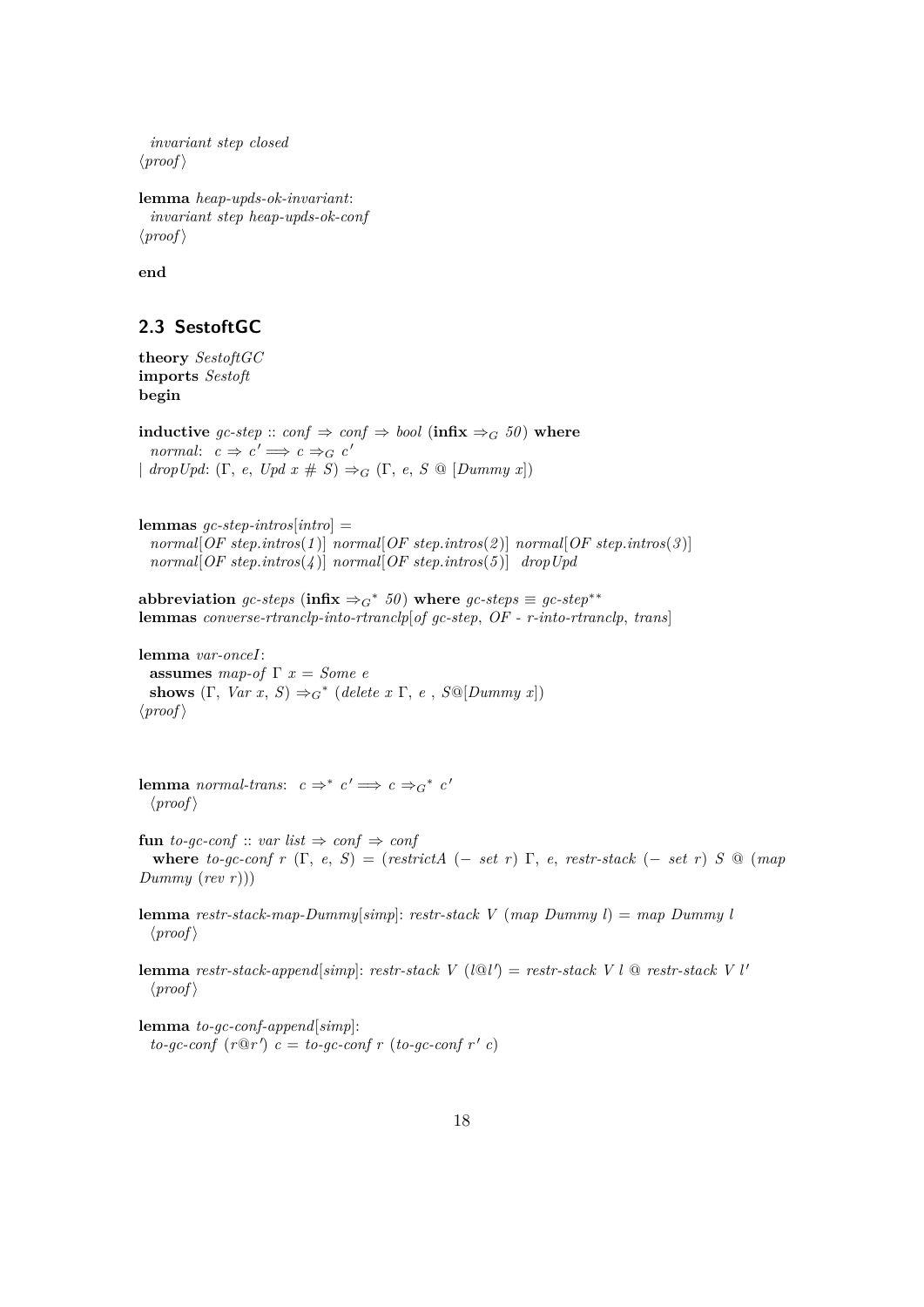*invariant step closed*
⟨*proof*⟩

**lemma** *heap-upds-ok-invariant*:
  *invariant step heap-upds-ok-conf*
⟨*proof*⟩

**end**

## 2.3 SestoftGC

**theory** *SestoftGC*
**imports** *Sestoft*
**begin**

**inductive** *gc-step* :: *conf* ⇒ *conf* ⇒ *bool* (**infix** $\Rightarrow_G$ *50*) **where**
  *normal*: $c \Rightarrow c' \Longrightarrow c \Rightarrow_G c'$
| *dropUpd*: $(\Gamma,\ e,\ Upd\ x\ \#\ S) \Rightarrow_G (\Gamma,\ e,\ S\ @\ [Dummy\ x])$

**lemmas** *gc-step-intros*[*intro*] =
  *normal*[*OF step.intros*(*1*)] *normal*[*OF step.intros*(*2*)] *normal*[*OF step.intros*(*3*)]
  *normal*[*OF step.intros*(*4*)] *normal*[*OF step.intros*(*5*)] *dropUpd*

**abbreviation** *gc-steps* (**infix** $\Rightarrow_G{}^*$ *50*) **where** *gc-steps* ≡ *gc-step*$^{**}$
**lemmas** *converse-rtranclp-into-rtranclp*[*of gc-step*, *OF - r-into-rtranclp*, *trans*]

**lemma** *var-onceI*:
  **assumes** *map-of* Γ *x* = *Some e*
  **shows** $(\Gamma,\ Var\ x,\ S) \Rightarrow_G{}^* (delete\ x\ \Gamma,\ e\ ,\ S@[Dummy\ x])$
⟨*proof*⟩

**lemma** *normal-trans*: $c \Rightarrow^* c' \Longrightarrow c \Rightarrow_G{}^* c'$
  ⟨*proof*⟩

**fun** *to-gc-conf* :: *var list* ⇒ *conf* ⇒ *conf*
  **where** *to-gc-conf r* (Γ, *e*, *S*) = (*restrictA* (− *set r*) Γ, *e*, *restr-stack* (− *set r*) *S* @ (*map Dummy* (*rev r*)))

**lemma** *restr-stack-map-Dummy*[*simp*]: *restr-stack V* (*map Dummy l*) = *map Dummy l*
  ⟨*proof*⟩

**lemma** *restr-stack-append*[*simp*]: *restr-stack V* (*l*@*l′*) = *restr-stack V l* @ *restr-stack V l′*
  ⟨*proof*⟩

**lemma** *to-gc-conf-append*[*simp*]:
  *to-gc-conf* (*r*@*r′*) *c* = *to-gc-conf r* (*to-gc-conf r′ c*)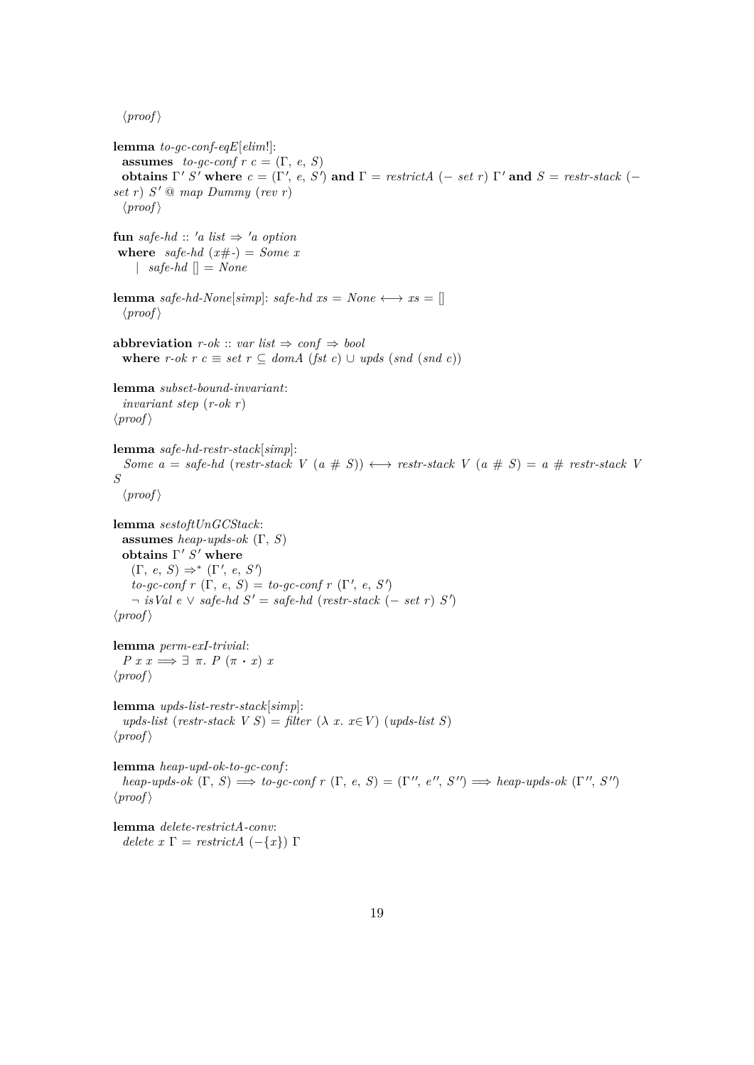⟨proof⟩

**lemma** *to-gc-conf-eqE*[*elim*!]:
  **assumes** *to-gc-conf r c* = (Γ, *e*, *S*)
  **obtains** Γ′ *S*′ **where** *c* = (Γ′, *e*, *S*′) **and** Γ = *restrictA* (− *set r*) Γ′ **and** *S* = *restr-stack* (− *set r*) *S*′ @ *map Dummy* (*rev r*)
  ⟨proof⟩

**fun** *safe-hd* :: ′*a list* ⇒ ′*a option*
 **where** *safe-hd* (*x*#-) = *Some x*
   | *safe-hd* [] = *None*

**lemma** *safe-hd-None*[*simp*]: *safe-hd xs* = *None* ⟷ *xs* = []
  ⟨proof⟩

**abbreviation** *r-ok* :: *var list* ⇒ *conf* ⇒ *bool*
  **where** *r-ok r c* ≡ *set r* ⊆ *domA* (*fst c*) ∪ *upds* (*snd* (*snd c*))

**lemma** *subset-bound-invariant*:
  *invariant step* (*r-ok r*)
⟨proof⟩

**lemma** *safe-hd-restr-stack*[*simp*]:
  *Some a* = *safe-hd* (*restr-stack V* (*a* # *S*)) ⟷ *restr-stack V* (*a* # *S*) = *a* # *restr-stack V S*
  ⟨proof⟩

**lemma** *sestoftUnGCStack*:
  **assumes** *heap-upds-ok* (Γ, *S*)
  **obtains** Γ′ *S*′ **where**
    (Γ, *e*, *S*) ⇒* (Γ′, *e*, *S*′)
    *to-gc-conf r* (Γ, *e*, *S*) = *to-gc-conf r* (Γ′, *e*, *S*′)
    ¬ *isVal e* ∨ *safe-hd S*′ = *safe-hd* (*restr-stack* (− *set r*) *S*′)
⟨proof⟩

**lemma** *perm-exI-trivial*:
  *P x x* ⟹ ∃ π. *P* (π · *x*) *x*
⟨proof⟩

**lemma** *upds-list-restr-stack*[*simp*]:
  *upds-list* (*restr-stack V S*) = *filter* (λ *x*. *x*∈*V*) (*upds-list S*)
⟨proof⟩

**lemma** *heap-upd-ok-to-gc-conf*:
  *heap-upds-ok* (Γ, *S*) ⟹ *to-gc-conf r* (Γ, *e*, *S*) = (Γ′′, *e*′′, *S*′′) ⟹ *heap-upds-ok* (Γ′′, *S*′′)
⟨proof⟩

**lemma** *delete-restrictA-conv*:
  *delete x* Γ = *restrictA* (−{*x*}) Γ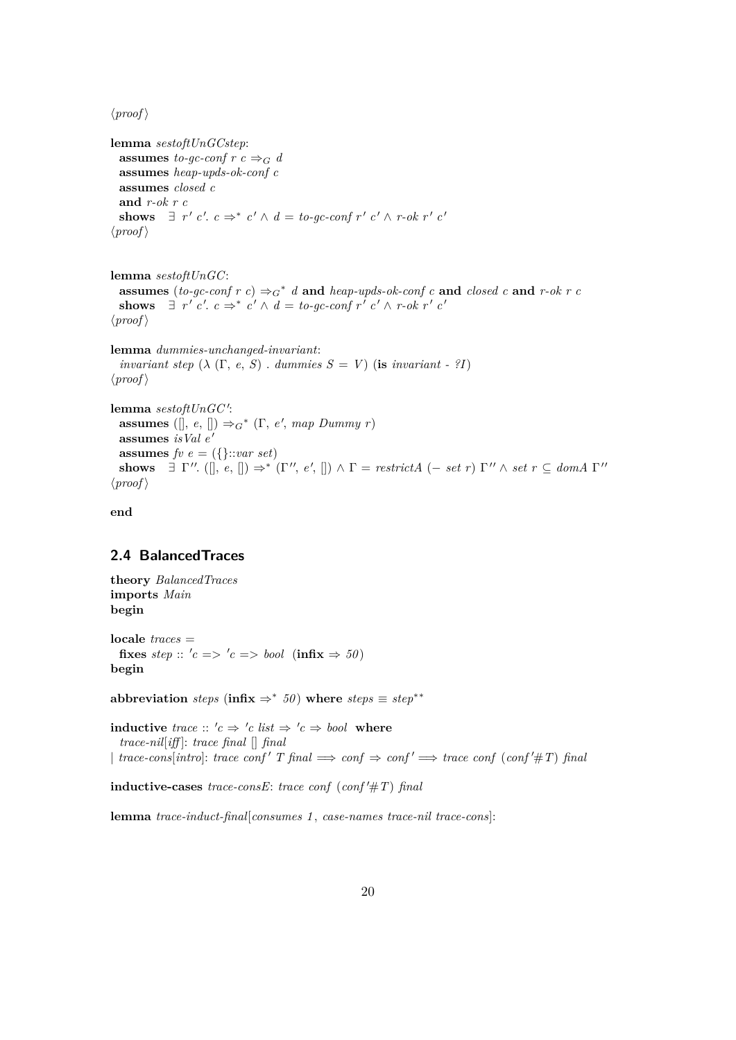⟨*proof*⟩

**lemma** *sestoftUnGCstep*:
  **assumes** *to-gc-conf r c* $\Rightarrow_G$ *d*
  **assumes** *heap-upds-ok-conf c*
  **assumes** *closed c*
  **and** *r-ok r c*
  **shows** $\exists\ r'\ c'.\ c \Rightarrow^*\ c' \wedge d = $ *to-gc-conf* $r'\ c' \wedge$ *r-ok* $r'\ c'$
⟨*proof*⟩

**lemma** *sestoftUnGC*:
  **assumes** (*to-gc-conf r c*) $\Rightarrow_G{}^*$ *d* **and** *heap-upds-ok-conf c* **and** *closed c* **and** *r-ok r c*
  **shows** $\exists\ r'\ c'.\ c \Rightarrow^*\ c' \wedge d = $ *to-gc-conf* $r'\ c' \wedge$ *r-ok* $r'\ c'$
⟨*proof*⟩

**lemma** *dummies-unchanged-invariant*:
  *invariant step* ($\lambda$ ($\Gamma$, *e*, *S*) . *dummies S* = *V*) (**is** *invariant - ?I*)
⟨*proof*⟩

**lemma** *sestoftUnGC'*:
  **assumes** ([], *e*, []) $\Rightarrow_G{}^*$ ($\Gamma$, $e'$, *map Dummy r*)
  **assumes** *isVal* $e'$
  **assumes** *fv e* = ({}::*var set*)
  **shows** $\exists\ \Gamma''.$ ([], *e*, []) $\Rightarrow^*$ ($\Gamma''$, $e'$, []) $\wedge$ $\Gamma$ = *restrictA* ($-$ *set r*) $\Gamma''$ $\wedge$ *set r* $\subseteq$ *domA* $\Gamma''$
⟨*proof*⟩

**end**

## 2.4 BalancedTraces

**theory** *BalancedTraces*
**imports** *Main*
**begin**

**locale** *traces* =
  **fixes** *step* :: *'c => 'c => bool* (**infix** $\Rightarrow$ *50*)
**begin**

**abbreviation** *steps* (**infix** $\Rightarrow^*$ *50*) **where** *steps* $\equiv$ *step*$^{**}$

**inductive** *trace* :: *'c* $\Rightarrow$ *'c list* $\Rightarrow$ *'c* $\Rightarrow$ *bool* **where**
  *trace-nil*[*iff*]: *trace final* [] *final*
| *trace-cons*[*intro*]: *trace conf' T final* $\Longrightarrow$ *conf* $\Rightarrow$ *conf'* $\Longrightarrow$ *trace conf* (*conf'#T*) *final*

**inductive-cases** *trace-consE*: *trace conf* (*conf'#T*) *final*

**lemma** *trace-induct-final*[*consumes 1*, *case-names trace-nil trace-cons*]: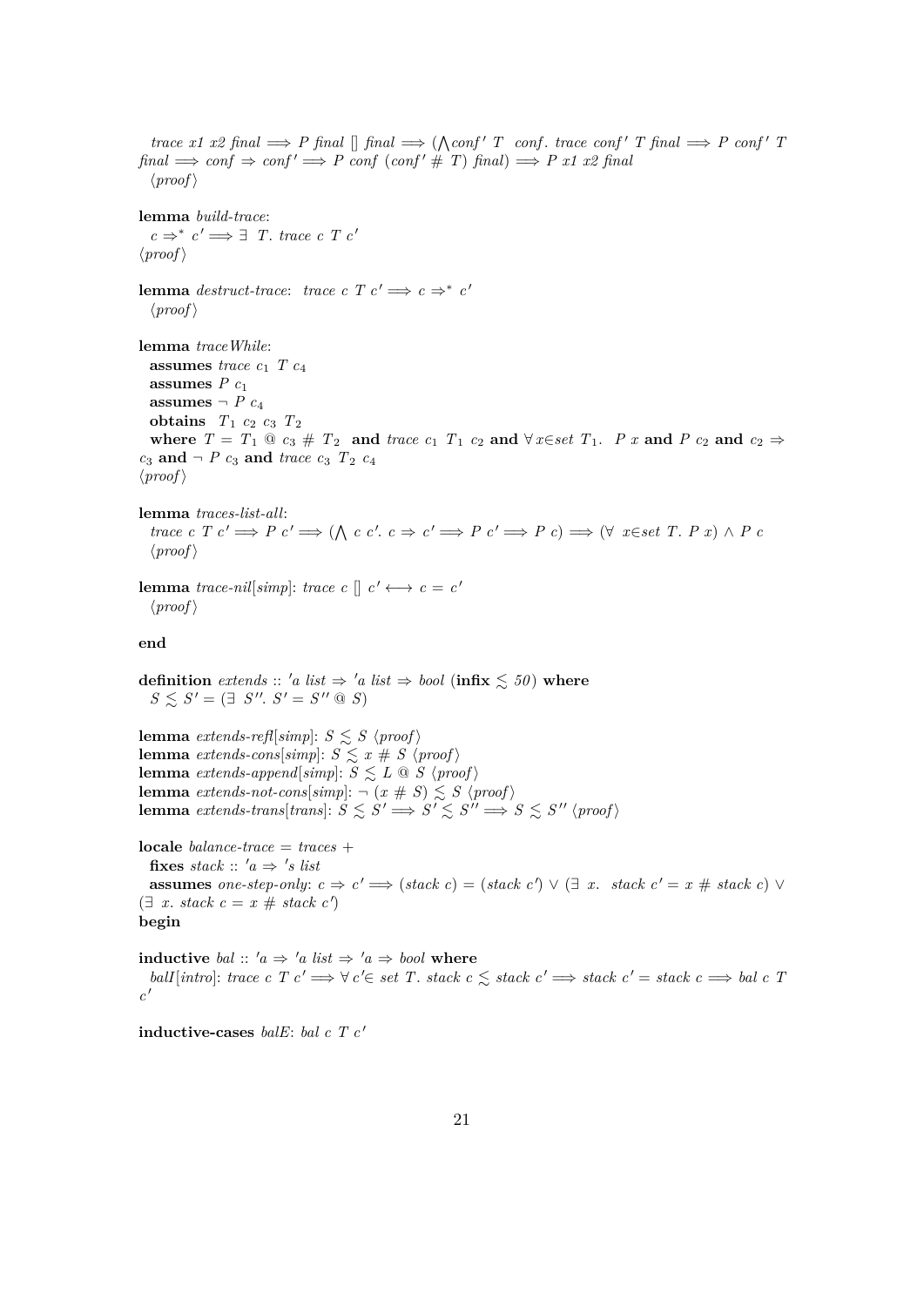*trace x1 x2 final* $\Longrightarrow$ *P final* [] *final* $\Longrightarrow$ ($\bigwedge$*conf' T conf*. *trace conf' T final* $\Longrightarrow$ *P conf' T final* $\Longrightarrow$ *conf* $\Rightarrow$ *conf'* $\Longrightarrow$ *P conf* (*conf'* # *T*) *final*) $\Longrightarrow$ *P x1 x2 final*
⟨*proof*⟩

**lemma** *build-trace*:
$c \Rightarrow^* c' \Longrightarrow \exists\ T.\ trace\ c\ T\ c'$
⟨*proof*⟩

**lemma** *destruct-trace*: $trace\ c\ T\ c' \Longrightarrow c \Rightarrow^* c'$
⟨*proof*⟩

**lemma** *traceWhile*:
**assumes** $trace\ c_1\ T\ c_4$
**assumes** $P\ c_1$
**assumes** $\neg\ P\ c_4$
**obtains** $T_1\ c_2\ c_3\ T_2$
**where** $T = T_1$ @ $c_3$ # $T_2$ **and** $trace\ c_1\ T_1\ c_2$ **and** $\forall x \in set\ T_1.\ P\ x$ **and** $P\ c_2$ **and** $c_2 \Rightarrow c_3$ **and** $\neg\ P\ c_3$ **and** $trace\ c_3\ T_2\ c_4$
⟨*proof*⟩

**lemma** *traces-list-all*:
$trace\ c\ T\ c' \Longrightarrow P\ c' \Longrightarrow (\bigwedge\ c\ c'.\ c \Rightarrow c' \Longrightarrow P\ c' \Longrightarrow P\ c) \Longrightarrow (\forall\ x \in set\ T.\ P\ x) \wedge P\ c$
⟨*proof*⟩

**lemma** *trace-nil*[*simp*]: *trace c* [] $c' \longleftrightarrow c = c'$
⟨*proof*⟩

**end**

**definition** *extends* :: *'a list* $\Rightarrow$ *'a list* $\Rightarrow$ *bool* (**infix** $\lesssim$ *50*) **where**
$S \lesssim S' = (\exists\ S''.\ S' = S''$ @ $S)$

**lemma** *extends-refl*[*simp*]: $S \lesssim S$ ⟨*proof*⟩
**lemma** *extends-cons*[*simp*]: $S \lesssim x$ # $S$ ⟨*proof*⟩
**lemma** *extends-append*[*simp*]: $S \lesssim L$ @ $S$ ⟨*proof*⟩
**lemma** *extends-not-cons*[*simp*]: $\neg$ ($x$ # $S$) $\lesssim S$ ⟨*proof*⟩
**lemma** *extends-trans*[*trans*]: $S \lesssim S' \Longrightarrow S' \lesssim S'' \Longrightarrow S \lesssim S''$ ⟨*proof*⟩

**locale** *balance-trace* = *traces* +
**fixes** *stack* :: *'a* $\Rightarrow$ *'s list*
**assumes** *one-step-only*: $c \Rightarrow c' \Longrightarrow (stack\ c) = (stack\ c') \vee (\exists\ x.\ stack\ c' = x$ # $stack\ c) \vee (\exists\ x.\ stack\ c = x$ # $stack\ c')$
**begin**

**inductive** *bal* :: *'a* $\Rightarrow$ *'a list* $\Rightarrow$ *'a* $\Rightarrow$ *bool* **where**
*balI*[*intro*]: $trace\ c\ T\ c' \Longrightarrow \forall c' \in set\ T.\ stack\ c \lesssim stack\ c' \Longrightarrow stack\ c' = stack\ c \Longrightarrow bal\ c\ T\ c'$

**inductive-cases** *balE*: *bal c T c'*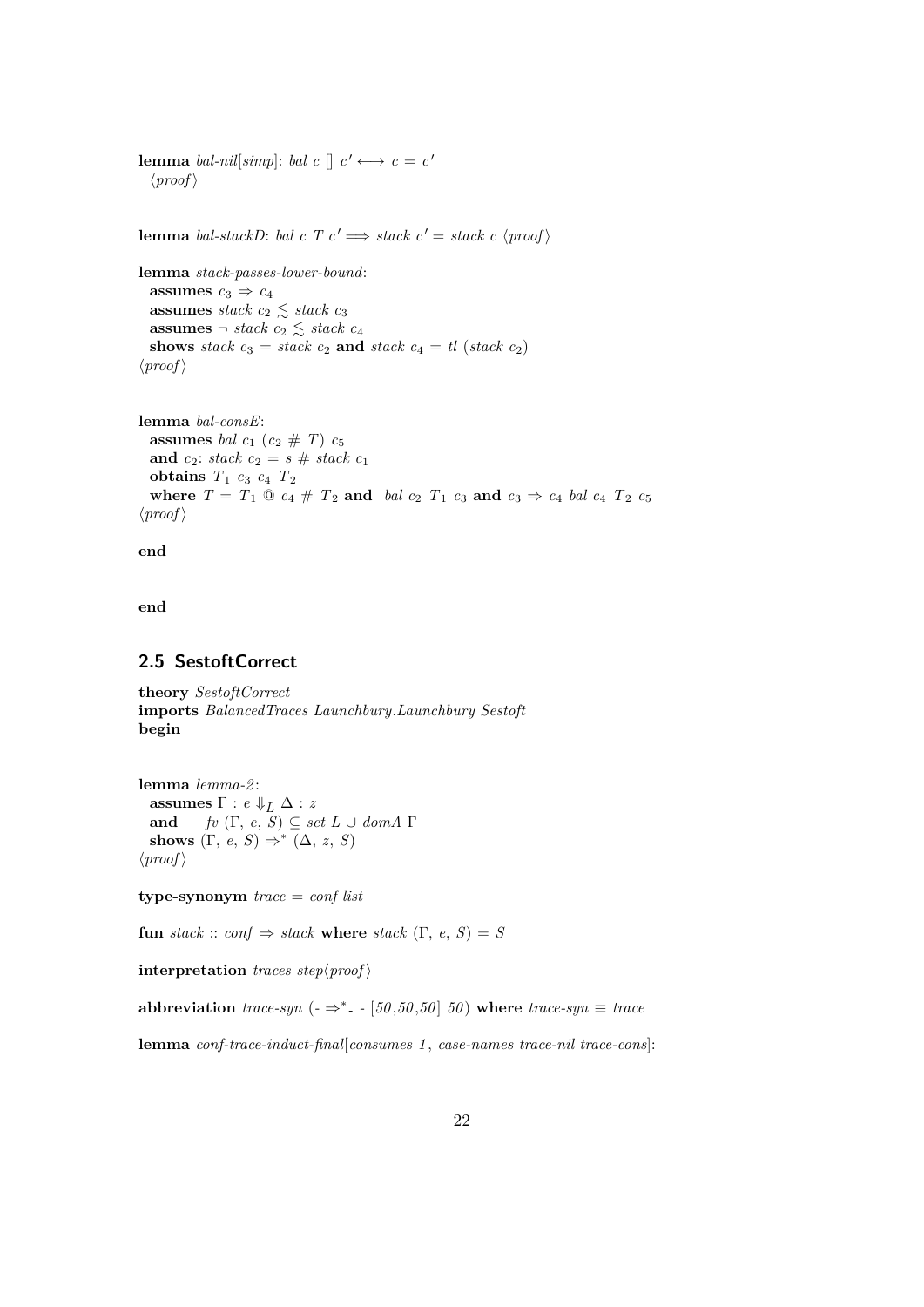**lemma** *bal-nil*[*simp*]: *bal c* [] $c' \longleftrightarrow c = c'$
⟨*proof*⟩

**lemma** *bal-stackD*: *bal c T* $c' \Longrightarrow$ *stack* $c'$ = *stack c* ⟨*proof*⟩

**lemma** *stack-passes-lower-bound*:
**assumes** $c_3 \Rightarrow c_4$
**assumes** *stack* $c_2 \lesssim$ *stack* $c_3$
**assumes** $\neg$ *stack* $c_2 \lesssim$ *stack* $c_4$
**shows** *stack* $c_3$ = *stack* $c_2$ **and** *stack* $c_4$ = *tl* (*stack* $c_2$)
⟨*proof*⟩

**lemma** *bal-consE*:
**assumes** *bal* $c_1$ ($c_2$ # *T*) $c_5$
**and** $c_2$: *stack* $c_2$ = *s* # *stack* $c_1$
**obtains** $T_1$ $c_3$ $c_4$ $T_2$
**where** $T = T_1$ @ $c_4$ # $T_2$ **and** *bal* $c_2$ $T_1$ $c_3$ **and** $c_3 \Rightarrow c_4$ *bal* $c_4$ $T_2$ $c_5$
⟨*proof*⟩

**end**

**end**

## 2.5 SestoftCorrect

**theory** *SestoftCorrect*
**imports** *BalancedTraces Launchbury.Launchbury Sestoft*
**begin**

**lemma** *lemma-2*:
**assumes** $\Gamma : e \Downarrow_L \Delta : z$
**and** *fv* ($\Gamma$, *e*, *S*) $\subseteq$ *set L* $\cup$ *domA* $\Gamma$
**shows** ($\Gamma$, *e*, *S*) $\Rightarrow^*$ ($\Delta$, *z*, *S*)
⟨*proof*⟩

**type-synonym** *trace* = *conf list*

**fun** *stack* :: *conf* $\Rightarrow$ *stack* **where** *stack* ($\Gamma$, *e*, *S*) = *S*

**interpretation** *traces step*⟨*proof*⟩

**abbreviation** *trace-syn* (- $\Rightarrow^*$- - [*50*,*50*,*50*] *50*) **where** *trace-syn* $\equiv$ *trace*

**lemma** *conf-trace-induct-final*[*consumes 1*, *case-names trace-nil trace-cons*]: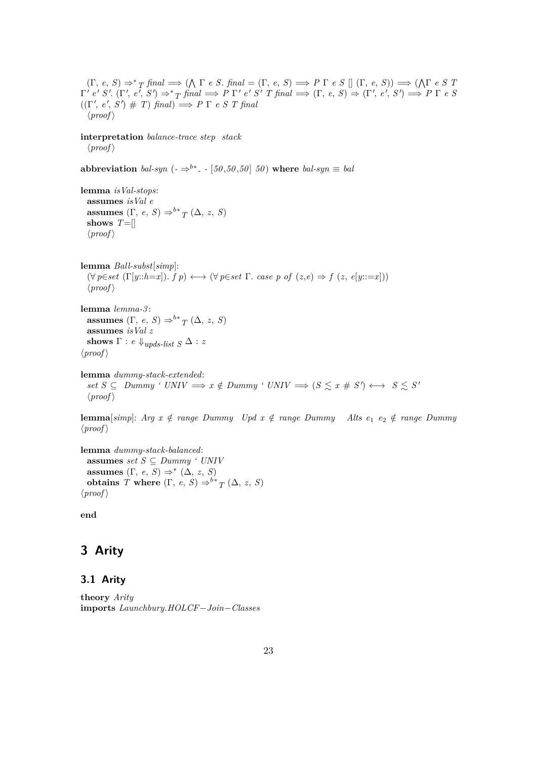$(\Gamma,\ e,\ S) \Rightarrow^{*}{}_{T}\ \mathit{final} \Longrightarrow (\bigwedge\ \Gamma\ e\ S.\ \mathit{final} = (\Gamma,\ e,\ S) \Longrightarrow P\ \Gamma\ e\ S\ []\ (\Gamma,\ e,\ S)) \Longrightarrow (\bigwedge\Gamma\ e\ S\ T\ \Gamma'\ e'\ S'.\ (\Gamma',\ e',\ S') \Rightarrow^{*}{}_{T}\ \mathit{final} \Longrightarrow P\ \Gamma'\ e'\ S'\ T\ \mathit{final} \Longrightarrow (\Gamma,\ e,\ S) \Rightarrow (\Gamma',\ e',\ S') \Longrightarrow P\ \Gamma\ e\ S\ ((\Gamma',\ e',\ S')\ \#\ T)\ \mathit{final}) \Longrightarrow P\ \Gamma\ e\ S\ T\ \mathit{final}$
  ⟨*proof*⟩

**interpretation** *balance-trace step stack*
  ⟨*proof*⟩

**abbreviation** *bal-syn* $(\text{-} \Rightarrow^{b*}{}_{\text{-}}\ \text{-}\ [50,50,50]\ 50)$ **where** *bal-syn* ≡ *bal*

**lemma** *isVal-stops*:
  **assumes** *isVal e*
  **assumes** $(\Gamma,\ e,\ S) \Rightarrow^{b*}{}_{T}\ (\Delta,\ z,\ S)$
  **shows** $T=[]$
  ⟨*proof*⟩

**lemma** *Ball-subst*[*simp*]:
  $(\forall\ p\in set\ (\Gamma[y::h=x]).\ f\ p) \longleftrightarrow (\forall\ p\in set\ \Gamma.\ case\ p\ of\ (z,e) \Rightarrow f\ (z,\ e[y::=x]))$
  ⟨*proof*⟩

**lemma** *lemma-3*:
  **assumes** $(\Gamma,\ e,\ S) \Rightarrow^{b*}{}_{T}\ (\Delta,\ z,\ S)$
  **assumes** *isVal z*
  **shows** $\Gamma : e \Downarrow_{upds\text{-}list\ S} \Delta : z$
⟨*proof*⟩

**lemma** *dummy-stack-extended*:
  $set\ S \subseteq\ Dummy\ \text{‘}\ UNIV \Longrightarrow x \notin Dummy\ \text{‘}\ UNIV \Longrightarrow (S \lesssim x\ \#\ S') \longleftrightarrow\ S \lesssim S'$
  ⟨*proof*⟩

**lemma**[*simp*]: $Arg\ x \notin range\ Dummy \quad Upd\ x \notin range\ Dummy \quad Alts\ e_1\ e_2 \notin range\ Dummy$
⟨*proof*⟩

**lemma** *dummy-stack-balanced*:
  **assumes** $set\ S \subseteq Dummy\ \text{‘}\ UNIV$
  **assumes** $(\Gamma,\ e,\ S) \Rightarrow^{*}\ (\Delta,\ z,\ S)$
  **obtains** $T$ **where** $(\Gamma,\ e,\ S) \Rightarrow^{b*}{}_{T}\ (\Delta,\ z,\ S)$
⟨*proof*⟩

**end**

# 3 Arity

## 3.1 Arity

**theory** *Arity*
**imports** *Launchbury.HOLCF−Join−Classes*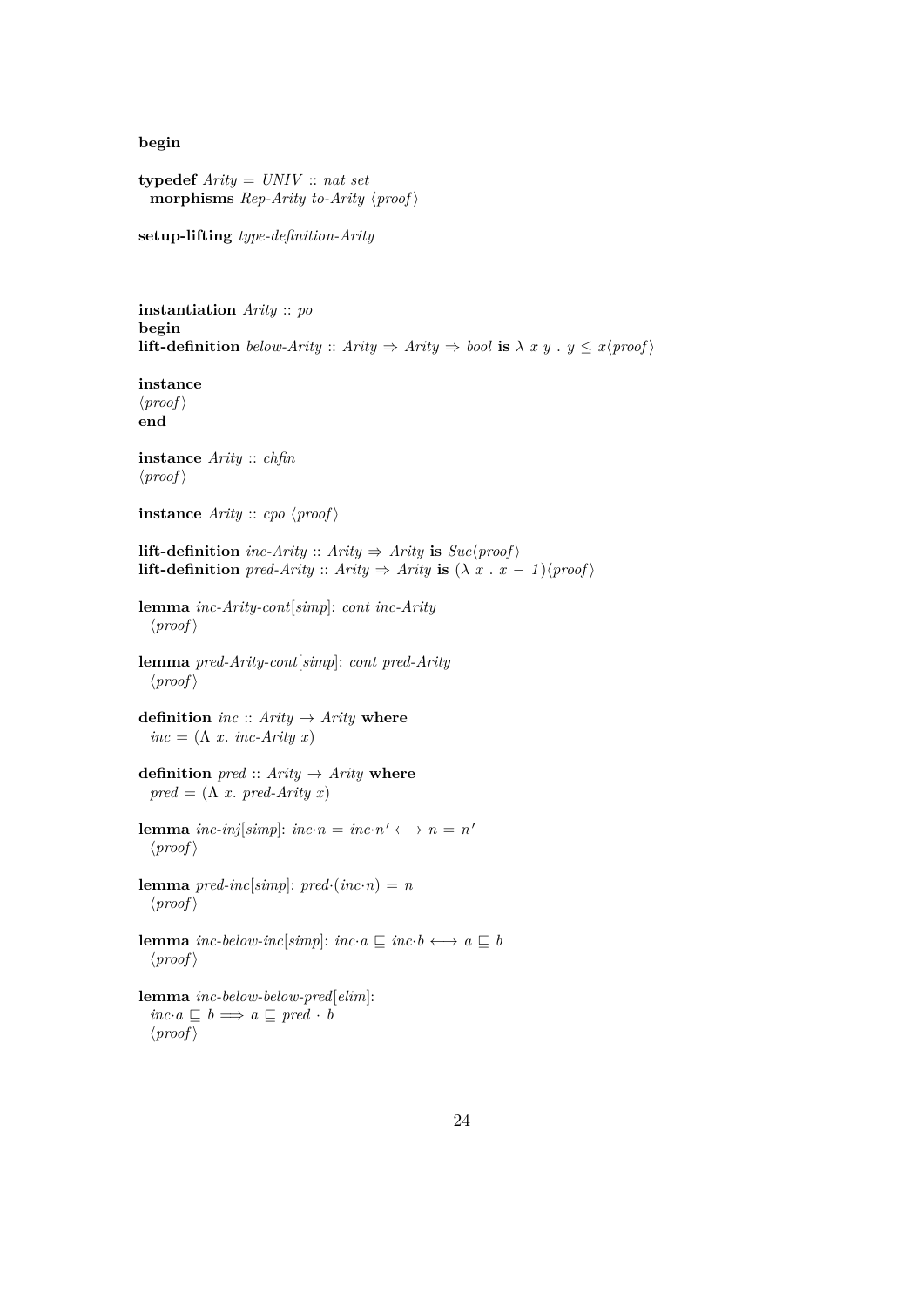**begin**

**typedef** *Arity* = *UNIV* :: *nat set*
  **morphisms** *Rep-Arity to-Arity* ⟨*proof*⟩

**setup-lifting** *type-definition-Arity*

**instantiation** *Arity* :: *po*
**begin**
**lift-definition** *below-Arity* :: *Arity* ⇒ *Arity* ⇒ *bool* **is** λ *x y* . *y* ≤ *x*⟨*proof*⟩

**instance**
⟨*proof*⟩
**end**

**instance** *Arity* :: *chfin*
⟨*proof*⟩

**instance** *Arity* :: *cpo* ⟨*proof*⟩

**lift-definition** *inc-Arity* :: *Arity* ⇒ *Arity* **is** *Suc*⟨*proof*⟩
**lift-definition** *pred-Arity* :: *Arity* ⇒ *Arity* **is** (λ *x* . *x* − *1*)⟨*proof*⟩

**lemma** *inc-Arity-cont*[*simp*]: *cont inc-Arity*
  ⟨*proof*⟩

**lemma** *pred-Arity-cont*[*simp*]: *cont pred-Arity*
  ⟨*proof*⟩

**definition** *inc* :: *Arity* → *Arity* **where**
  *inc* = (Λ *x*. *inc-Arity x*)

**definition** *pred* :: *Arity* → *Arity* **where**
  *pred* = (Λ *x*. *pred-Arity x*)

**lemma** *inc-inj*[*simp*]: *inc*·*n* = *inc*·*n'* ⟷ *n* = *n'*
  ⟨*proof*⟩

**lemma** *pred-inc*[*simp*]: *pred*·(*inc*·*n*) = *n*
  ⟨*proof*⟩

**lemma** *inc-below-inc*[*simp*]: *inc*·*a* ⊑ *inc*·*b* ⟷ *a* ⊑ *b*
  ⟨*proof*⟩

**lemma** *inc-below-below-pred*[*elim*]:
  *inc*·*a* ⊑ *b* ⟹ *a* ⊑ *pred* · *b*
  ⟨*proof*⟩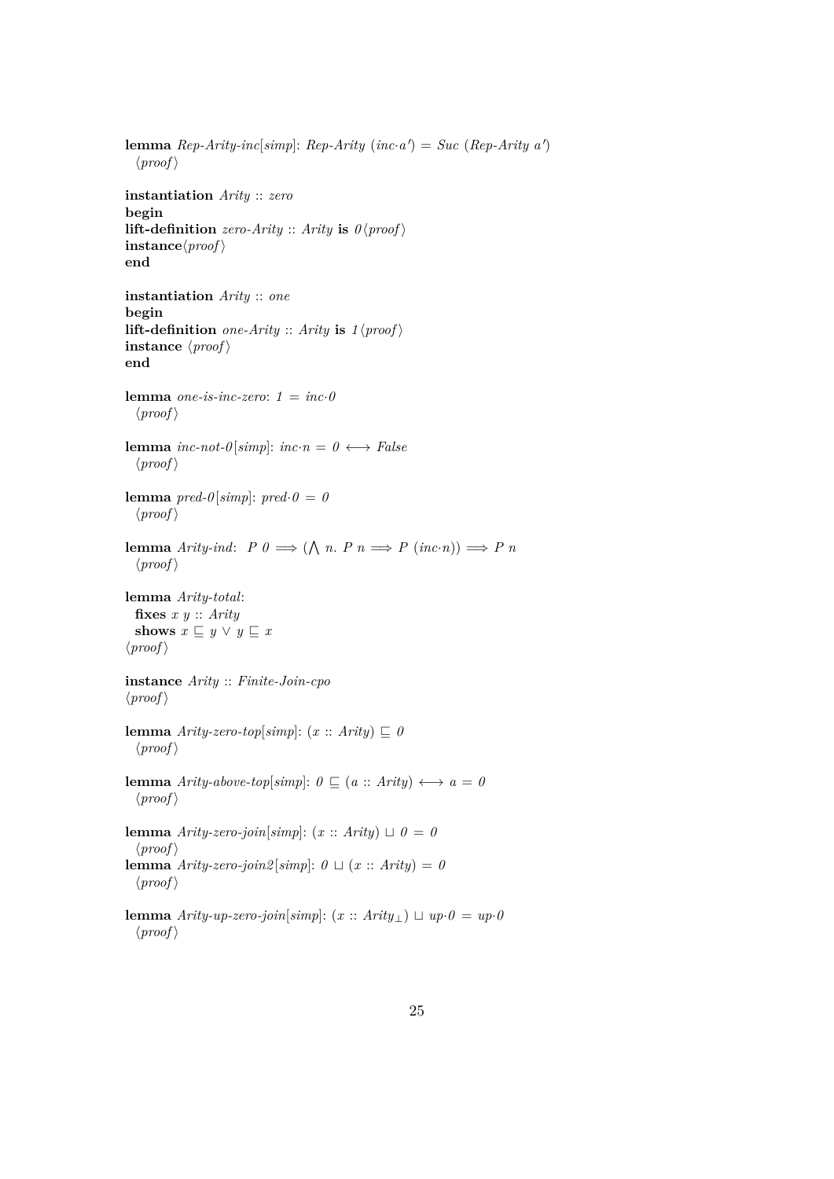**lemma** *Rep-Arity-inc*[*simp*]: *Rep-Arity* (*inc·a'*) = *Suc* (*Rep-Arity a'*)
  ⟨*proof*⟩

**instantiation** *Arity* :: *zero*
**begin**
**lift-definition** *zero-Arity* :: *Arity* **is** *0*⟨*proof*⟩
**instance**⟨*proof*⟩
**end**

**instantiation** *Arity* :: *one*
**begin**
**lift-definition** *one-Arity* :: *Arity* **is** *1*⟨*proof*⟩
**instance** ⟨*proof*⟩
**end**

**lemma** *one-is-inc-zero*: *1* = *inc·0*
  ⟨*proof*⟩

**lemma** *inc-not-0*[*simp*]: *inc·n* = *0* ⟷ *False*
  ⟨*proof*⟩

**lemma** *pred-0*[*simp*]: *pred·0* = *0*
  ⟨*proof*⟩

**lemma** *Arity-ind*: *P 0* ⟹ (⋀ *n*. *P n* ⟹ *P* (*inc·n*)) ⟹ *P n*
  ⟨*proof*⟩

**lemma** *Arity-total*:
  **fixes** *x y* :: *Arity*
  **shows** *x* ⊑ *y* ∨ *y* ⊑ *x*
⟨*proof*⟩

**instance** *Arity* :: *Finite-Join-cpo*
⟨*proof*⟩

**lemma** *Arity-zero-top*[*simp*]: (*x* :: *Arity*) ⊑ *0*
  ⟨*proof*⟩

**lemma** *Arity-above-top*[*simp*]: *0* ⊑ (*a* :: *Arity*) ⟷ *a* = *0*
  ⟨*proof*⟩

**lemma** *Arity-zero-join*[*simp*]: (*x* :: *Arity*) ⊔ *0* = *0*
  ⟨*proof*⟩
**lemma** *Arity-zero-join2*[*simp*]: *0* ⊔ (*x* :: *Arity*) = *0*
  ⟨*proof*⟩

**lemma** *Arity-up-zero-join*[*simp*]: (*x* :: $Arity_{\bot}$) ⊔ *up·0* = *up·0*
  ⟨*proof*⟩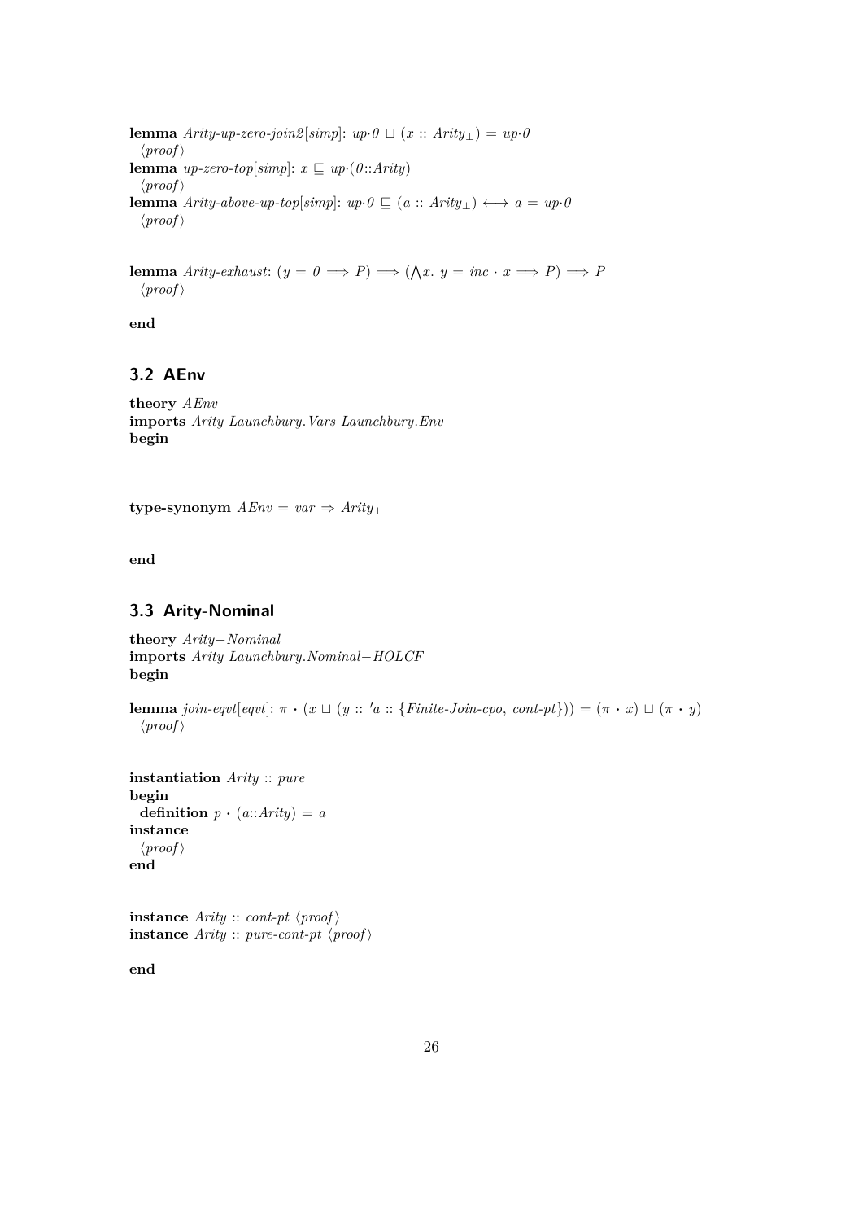**lemma** *Arity-up-zero-join2*[*simp*]: $up\cdot 0 \sqcup (x :: Arity_\bot) = up\cdot 0$
  ⟨*proof*⟩
**lemma** *up-zero-top*[*simp*]: $x \sqsubseteq up\cdot(0{::}Arity)$
  ⟨*proof*⟩
**lemma** *Arity-above-up-top*[*simp*]: $up\cdot 0 \sqsubseteq (a :: Arity_\bot) \longleftrightarrow a = up\cdot 0$
  ⟨*proof*⟩

**lemma** *Arity-exhaust*: $(y = 0 \Longrightarrow P) \Longrightarrow (\bigwedge x.\ y = inc \cdot x \Longrightarrow P) \Longrightarrow P$
  ⟨*proof*⟩

**end**

## 3.2 AEnv

**theory** *AEnv*
**imports** *Arity Launchbury.Vars Launchbury.Env*
**begin**

**type-synonym** $AEnv = var \Rightarrow Arity_\bot$

**end**

## 3.3 Arity-Nominal

**theory** *Arity−Nominal*
**imports** *Arity Launchbury.Nominal−HOLCF*
**begin**

**lemma** *join-eqvt*[*eqvt*]: $\pi \cdot (x \sqcup (y :: 'a :: \{Finite\text{-}Join\text{-}cpo,\ cont\text{-}pt\})) = (\pi \cdot x) \sqcup (\pi \cdot y)$
  ⟨*proof*⟩

**instantiation** *Arity* :: *pure*
**begin**
  **definition** $p \cdot (a{::}Arity) = a$
**instance**
  ⟨*proof*⟩
**end**

**instance** *Arity* :: *cont-pt* ⟨*proof*⟩
**instance** *Arity* :: *pure-cont-pt* ⟨*proof*⟩

**end**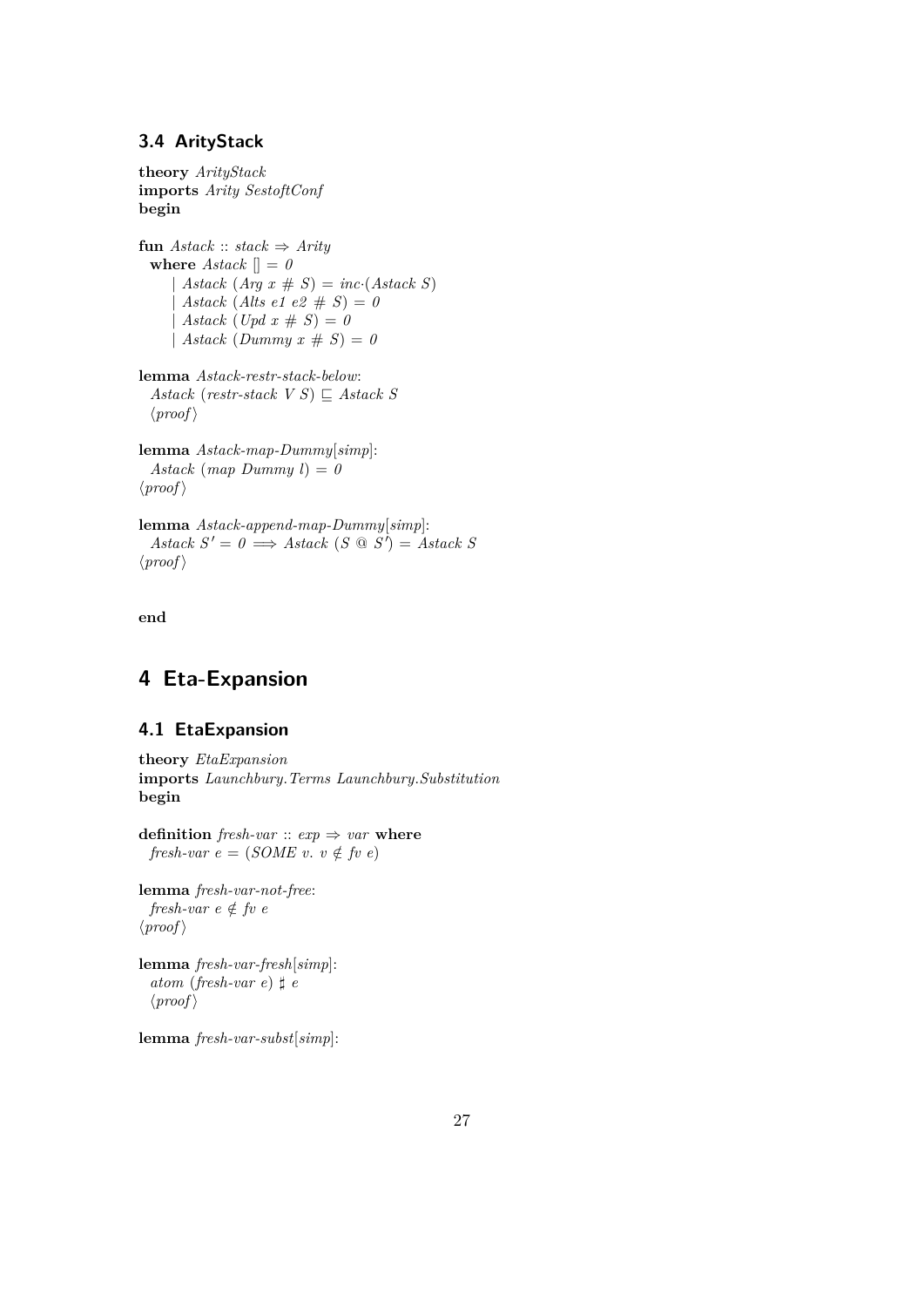### 3.4 ArityStack

**theory** *ArityStack*
**imports** *Arity SestoftConf*
**begin**

**fun** *Astack* :: *stack* ⇒ *Arity*
  **where** *Astack* [] = *0*
    | *Astack* (*Arg x* # *S*) = *inc*·(*Astack S*)
    | *Astack* (*Alts e1 e2* # *S*) = *0*
    | *Astack* (*Upd x* # *S*) = *0*
    | *Astack* (*Dummy x* # *S*) = *0*

**lemma** *Astack-restr-stack-below*:
  *Astack* (*restr-stack V S*) ⊑ *Astack S*
  ⟨*proof*⟩

**lemma** *Astack-map-Dummy*[*simp*]:
  *Astack* (*map Dummy l*) = *0*
⟨*proof*⟩

**lemma** *Astack-append-map-Dummy*[*simp*]:
  *Astack S'* = *0* ⟹ *Astack* (*S* @ *S'*) = *Astack S*
⟨*proof*⟩

**end**

# 4 Eta-Expansion

## 4.1 EtaExpansion

**theory** *EtaExpansion*
**imports** *Launchbury.Terms Launchbury.Substitution*
**begin**

**definition** *fresh-var* :: *exp* ⇒ *var* **where**
  *fresh-var e* = (*SOME v. v* ∉ *fv e*)

**lemma** *fresh-var-not-free*:
  *fresh-var e* ∉ *fv e*
⟨*proof*⟩

**lemma** *fresh-var-fresh*[*simp*]:
  *atom* (*fresh-var e*) ♯ *e*
  ⟨*proof*⟩

**lemma** *fresh-var-subst*[*simp*]: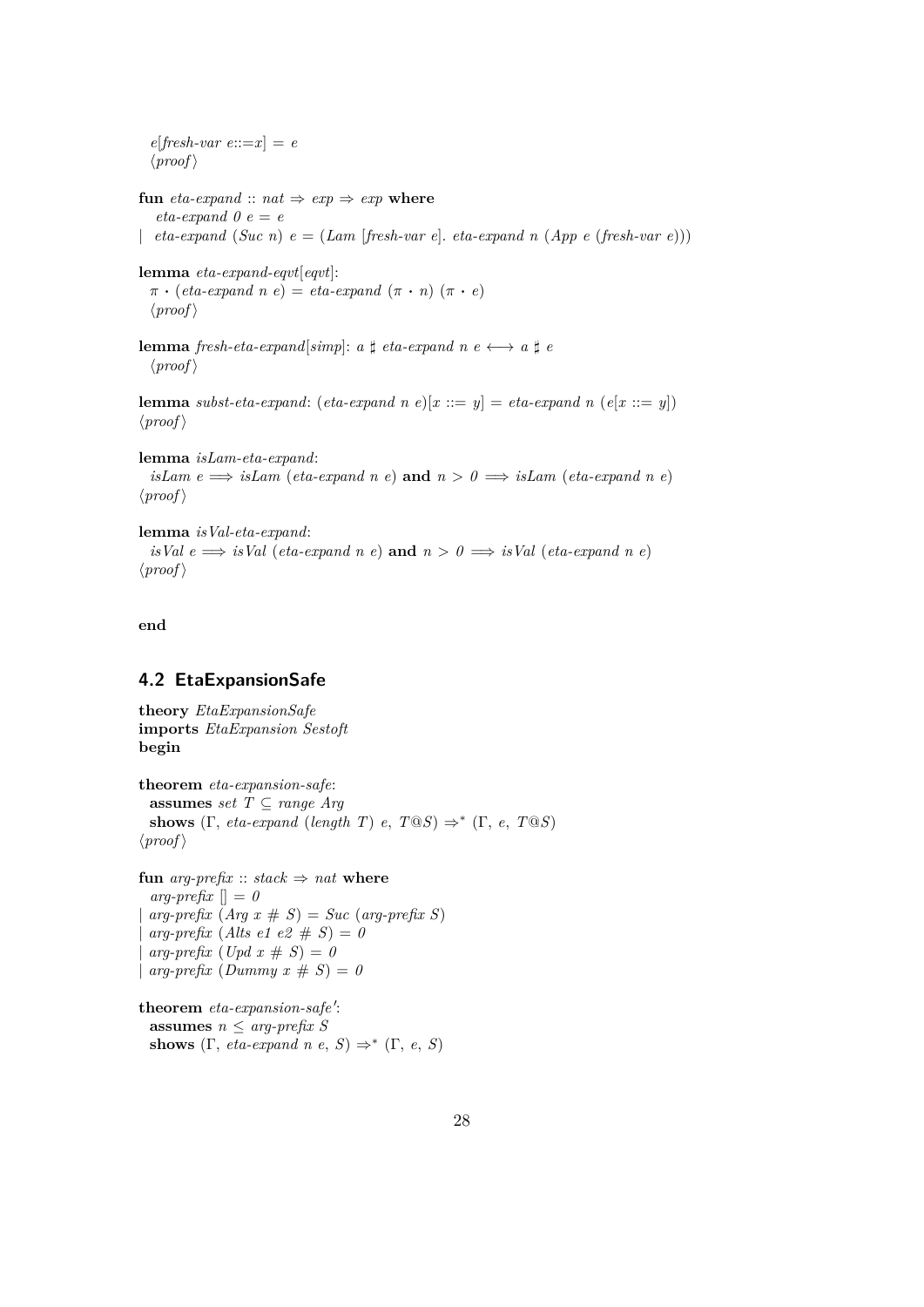*e*[*fresh-var e*::=*x*] = *e*
⟨*proof*⟩

**fun** *eta-expand* :: *nat* ⇒ *exp* ⇒ *exp* **where**
  *eta-expand 0 e* = *e*
| *eta-expand* (*Suc n*) *e* = (*Lam* [*fresh-var e*]. *eta-expand n* (*App e* (*fresh-var e*)))

**lemma** *eta-expand-eqvt*[*eqvt*]:
  π • (*eta-expand n e*) = *eta-expand* (π • *n*) (π • *e*)
  ⟨*proof*⟩

**lemma** *fresh-eta-expand*[*simp*]: *a* ♯ *eta-expand n e* ⟷ *a* ♯ *e*
  ⟨*proof*⟩

**lemma** *subst-eta-expand*: (*eta-expand n e*)[*x* ::= *y*] = *eta-expand n* (*e*[*x* ::= *y*])
⟨*proof*⟩

**lemma** *isLam-eta-expand*:
  *isLam e* ⟹ *isLam* (*eta-expand n e*) **and** *n* > *0* ⟹ *isLam* (*eta-expand n e*)
⟨*proof*⟩

**lemma** *isVal-eta-expand*:
  *isVal e* ⟹ *isVal* (*eta-expand n e*) **and** *n* > *0* ⟹ *isVal* (*eta-expand n e*)
⟨*proof*⟩

**end**

## 4.2 EtaExpansionSafe

**theory** *EtaExpansionSafe*
**imports** *EtaExpansion Sestoft*
**begin**

**theorem** *eta-expansion-safe*:
  **assumes** *set T* ⊆ *range Arg*
  **shows** (Γ, *eta-expand* (*length T*) *e*, *T*@*S*) ⇒* (Γ, *e*, *T*@*S*)
⟨*proof*⟩

**fun** *arg-prefix* :: *stack* ⇒ *nat* **where**
  *arg-prefix* [] = *0*
| *arg-prefix* (*Arg x* # *S*) = *Suc* (*arg-prefix S*)
| *arg-prefix* (*Alts e1 e2* # *S*) = *0*
| *arg-prefix* (*Upd x* # *S*) = *0*
| *arg-prefix* (*Dummy x* # *S*) = *0*

**theorem** *eta-expansion-safe'*:
  **assumes** *n* ≤ *arg-prefix S*
  **shows** (Γ, *eta-expand n e*, *S*) ⇒* (Γ, *e*, *S*)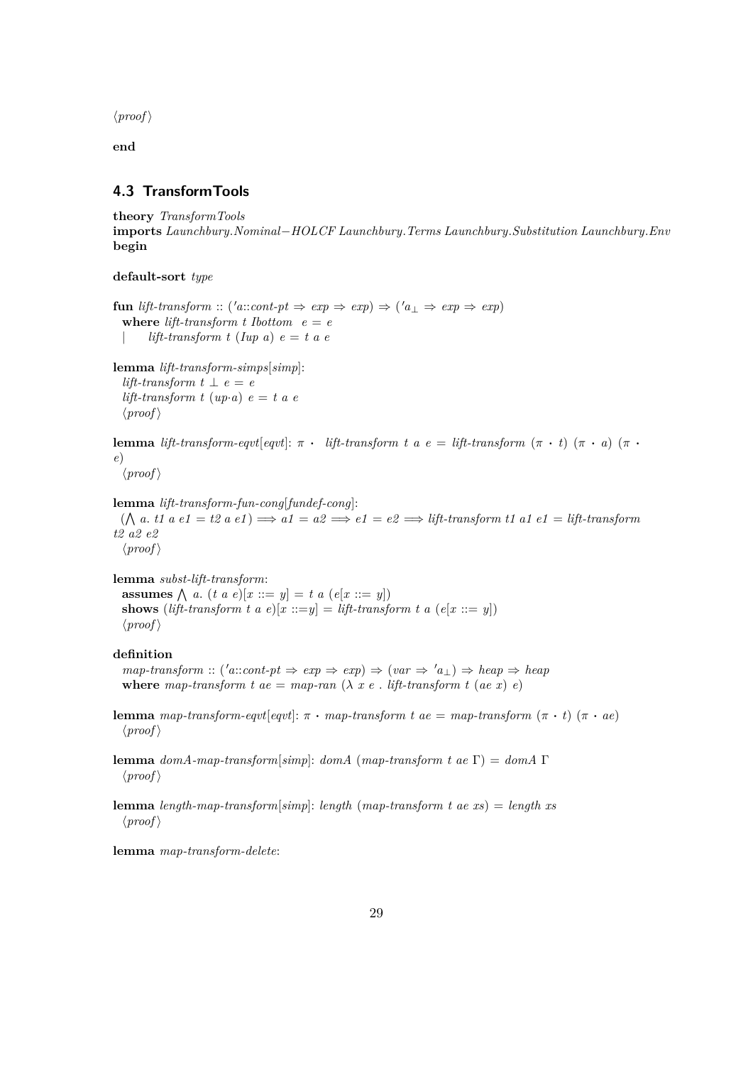⟨proof⟩

**end**

## 4.3 TransformTools

**theory** *TransformTools*
**imports** *Launchbury.Nominal−HOLCF Launchbury.Terms Launchbury.Substitution Launchbury.Env*
**begin**

**default-sort** *type*

**fun** *lift-transform* :: $('a::cont\text{-}pt \Rightarrow exp \Rightarrow exp) \Rightarrow ('a_{\bot} \Rightarrow exp \Rightarrow exp)$
  **where** *lift-transform t Ibottom  e = e*
  | *lift-transform t (Iup a) e = t a e*

**lemma** *lift-transform-simps*[*simp*]:
  *lift-transform t* ⊥ *e = e*
  *lift-transform t (up·a) e = t a e*
  ⟨proof⟩

**lemma** *lift-transform-eqvt*[*eqvt*]: $\pi \cdot$ *lift-transform t a e = lift-transform* $(\pi \cdot t)$ $(\pi \cdot a)$ $(\pi \cdot e)$
  ⟨proof⟩

**lemma** *lift-transform-fun-cong*[*fundef-cong*]:
  (⋀ *a. t1 a e1 = t2 a e1*) ⟹ *a1 = a2* ⟹ *e1 = e2* ⟹ *lift-transform t1 a1 e1 = lift-transform t2 a2 e2*
  ⟨proof⟩

**lemma** *subst-lift-transform*:
  **assumes** ⋀ *a. (t a e)[x ::= y] = t a (e[x ::= y])*
  **shows** *(lift-transform t a e)[x ::=y] = lift-transform t a (e[x ::= y])*
  ⟨proof⟩

**definition**
  *map-transform* :: $('a::cont\text{-}pt \Rightarrow exp \Rightarrow exp) \Rightarrow (var \Rightarrow 'a_{\bot}) \Rightarrow heap \Rightarrow heap$
  **where** *map-transform t ae = map-ran* (λ *x e . lift-transform t (ae x) e*)

**lemma** *map-transform-eqvt*[*eqvt*]: $\pi \cdot$ *map-transform t ae = map-transform* $(\pi \cdot t)$ $(\pi \cdot ae)$
  ⟨proof⟩

**lemma** *domA-map-transform*[*simp*]: *domA (map-transform t ae* Γ*) = domA* Γ
  ⟨proof⟩

**lemma** *length-map-transform*[*simp*]: *length (map-transform t ae xs) = length xs*
  ⟨proof⟩

**lemma** *map-transform-delete*: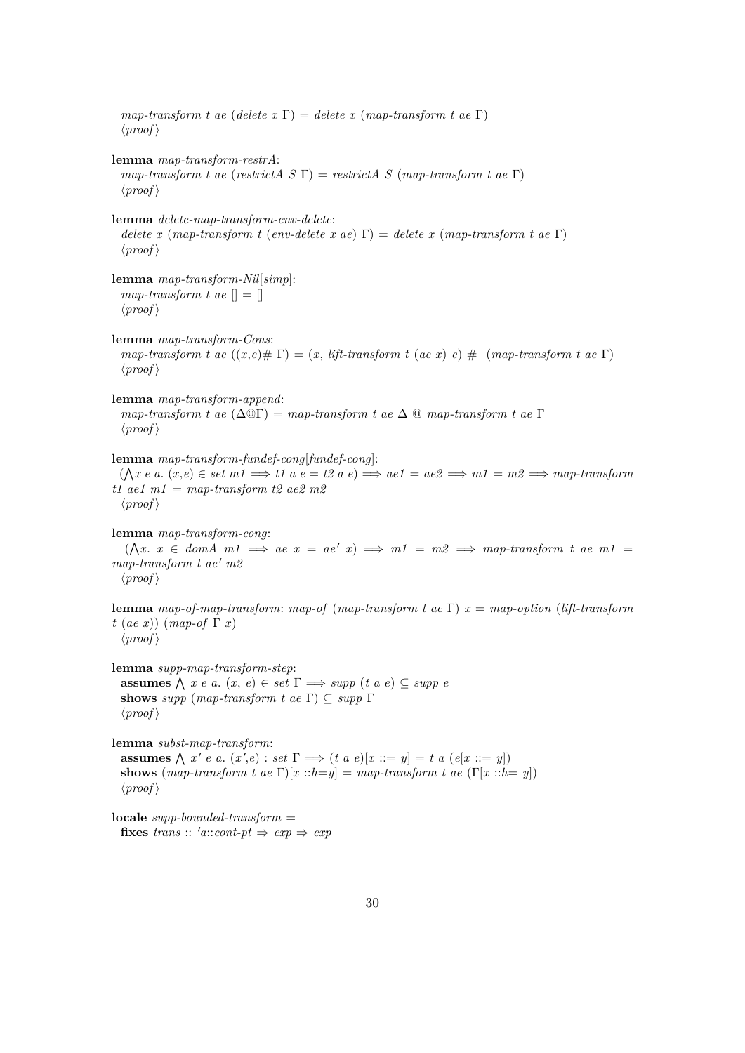*map-transform t ae (delete x Γ) = delete x (map-transform t ae Γ)*
⟨*proof*⟩

**lemma** *map-transform-restrA*:
*map-transform t ae (restrictA S Γ) = restrictA S (map-transform t ae Γ)*
⟨*proof*⟩

**lemma** *delete-map-transform-env-delete*:
*delete x (map-transform t (env-delete x ae) Γ) = delete x (map-transform t ae Γ)*
⟨*proof*⟩

**lemma** *map-transform-Nil*[*simp*]:
*map-transform t ae [] = []*
⟨*proof*⟩

**lemma** *map-transform-Cons*:
*map-transform t ae ((x,e)# Γ) = (x, lift-transform t (ae x) e) # (map-transform t ae Γ)*
⟨*proof*⟩

**lemma** *map-transform-append*:
*map-transform t ae (Δ@Γ) = map-transform t ae Δ @ map-transform t ae Γ*
⟨*proof*⟩

**lemma** *map-transform-fundef-cong*[*fundef-cong*]:
$(\bigwedge x\ e\ a.\ (x,e) \in set\ m1 \Longrightarrow t1\ a\ e = t2\ a\ e) \Longrightarrow ae1 = ae2 \Longrightarrow m1 = m2 \Longrightarrow$ *map-transform t1 ae1 m1 = map-transform t2 ae2 m2*
⟨*proof*⟩

**lemma** *map-transform-cong*:
$(\bigwedge x.\ x \in domA\ m1 \Longrightarrow ae\ x = ae'\ x) \Longrightarrow m1 = m2 \Longrightarrow$ *map-transform t ae m1 = map-transform t ae' m2*
⟨*proof*⟩

**lemma** *map-of-map-transform*: *map-of (map-transform t ae Γ) x = map-option (lift-transform t (ae x)) (map-of Γ x)*
⟨*proof*⟩

**lemma** *supp-map-transform-step*:
**assumes** $\bigwedge$ *x e a. (x, e) ∈ set Γ ⟹ supp (t a e) ⊆ supp e*
**shows** *supp (map-transform t ae Γ) ⊆ supp Γ*
⟨*proof*⟩

**lemma** *subst-map-transform*:
**assumes** $\bigwedge$ *x′ e a. (x′,e) : set Γ ⟹ (t a e)[x ::= y] = t a (e[x ::= y])*
**shows** *(map-transform t ae Γ)[x ::h=y] = map-transform t ae (Γ[x ::h= y])*
⟨*proof*⟩

**locale** *supp-bounded-transform* =
**fixes** *trans :: ′a::cont-pt ⇒ exp ⇒ exp*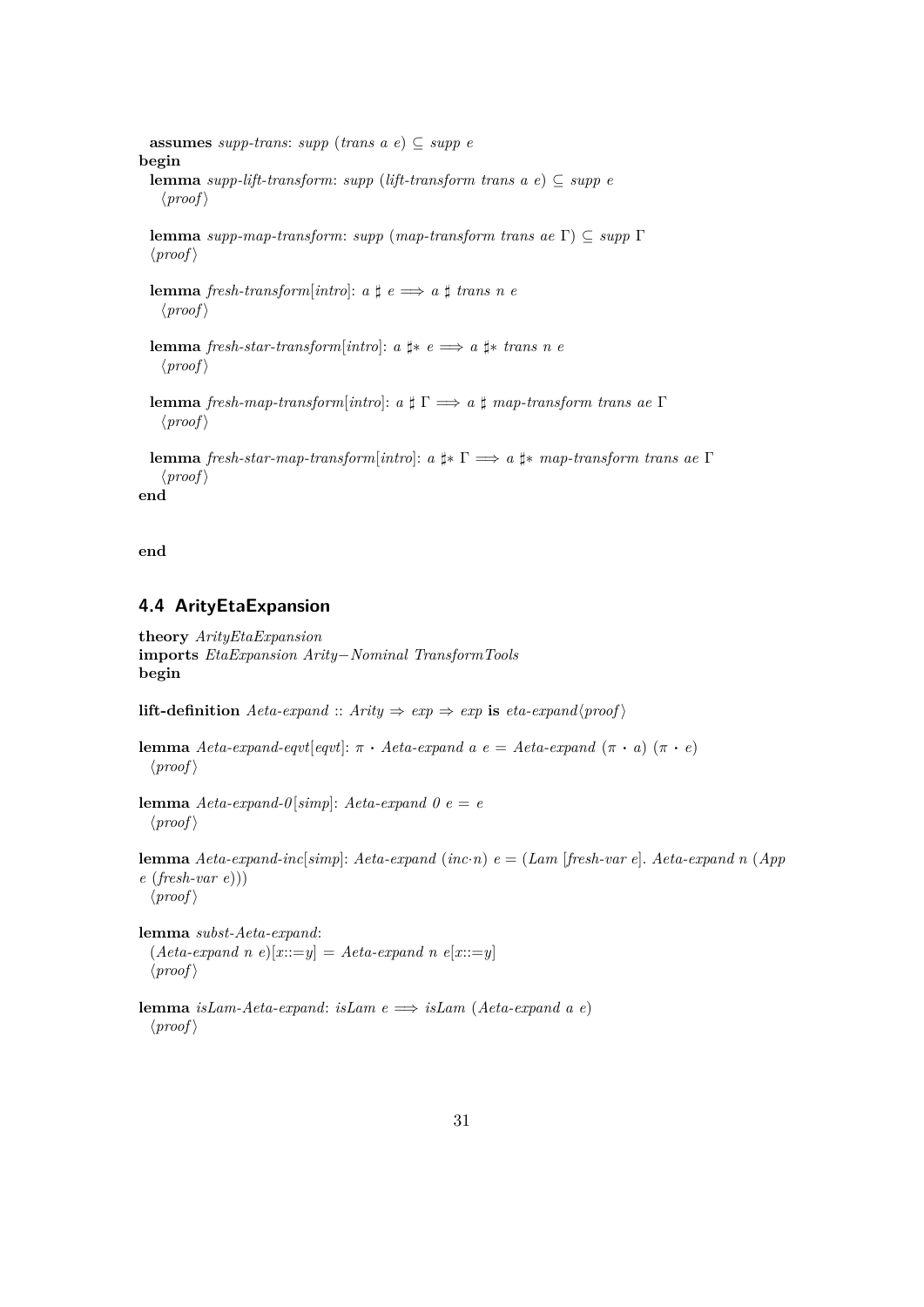**assumes** *supp-trans*: *supp* (*trans a e*) ⊆ *supp e*
**begin**
**lemma** *supp-lift-transform*: *supp* (*lift-transform trans a e*) ⊆ *supp e*
⟨*proof*⟩

**lemma** *supp-map-transform*: *supp* (*map-transform trans ae* Γ) ⊆ *supp* Γ
⟨*proof*⟩

**lemma** *fresh-transform*[*intro*]: *a* ♯ *e* ⟹ *a* ♯ *trans n e*
⟨*proof*⟩

**lemma** *fresh-star-transform*[*intro*]: *a* ♯∗ *e* ⟹ *a* ♯∗ *trans n e*
⟨*proof*⟩

**lemma** *fresh-map-transform*[*intro*]: *a* ♯ Γ ⟹ *a* ♯ *map-transform trans ae* Γ
⟨*proof*⟩

**lemma** *fresh-star-map-transform*[*intro*]: *a* ♯∗ Γ ⟹ *a* ♯∗ *map-transform trans ae* Γ
⟨*proof*⟩
**end**

**end**

## 4.4 ArityEtaExpansion

**theory** *ArityEtaExpansion*
**imports** *EtaExpansion Arity−Nominal TransformTools*
**begin**

**lift-definition** *Aeta-expand* :: *Arity* ⇒ *exp* ⇒ *exp* **is** *eta-expand*⟨*proof*⟩

**lemma** *Aeta-expand-eqvt*[*eqvt*]: π · *Aeta-expand a e* = *Aeta-expand* (π · *a*) (π · *e*)
⟨*proof*⟩

**lemma** *Aeta-expand-0*[*simp*]: *Aeta-expand 0 e* = *e*
⟨*proof*⟩

**lemma** *Aeta-expand-inc*[*simp*]: *Aeta-expand* (*inc·n*) *e* = (*Lam* [*fresh-var e*]. *Aeta-expand n* (*App e* (*fresh-var e*)))
⟨*proof*⟩

**lemma** *subst-Aeta-expand*:
(*Aeta-expand n e*)[*x*::=*y*] = *Aeta-expand n e*[*x*::=*y*]
⟨*proof*⟩

**lemma** *isLam-Aeta-expand*: *isLam e* ⟹ *isLam* (*Aeta-expand a e*)
⟨*proof*⟩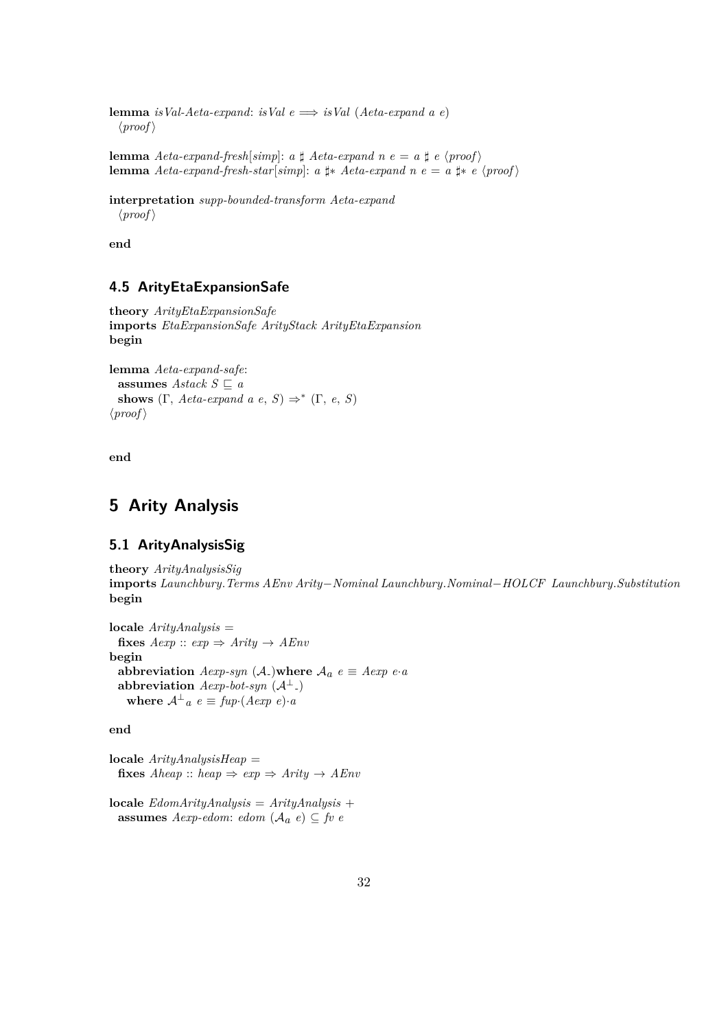**lemma** *isVal-Aeta-expand*: *isVal e* $\Longrightarrow$ *isVal* (*Aeta-expand a e*)
  ⟨*proof*⟩

**lemma** *Aeta-expand-fresh*[*simp*]: *a* ♯ *Aeta-expand n e* = *a* ♯ *e* ⟨*proof*⟩
**lemma** *Aeta-expand-fresh-star*[*simp*]: *a* ♯∗ *Aeta-expand n e* = *a* ♯∗ *e* ⟨*proof*⟩

**interpretation** *supp-bounded-transform Aeta-expand*
  ⟨*proof*⟩

**end**

## 4.5 ArityEtaExpansionSafe

**theory** *ArityEtaExpansionSafe*
**imports** *EtaExpansionSafe ArityStack ArityEtaExpansion*
**begin**

**lemma** *Aeta-expand-safe*:
  **assumes** *Astack S* $\sqsubseteq$ *a*
  **shows** ($\Gamma$, *Aeta-expand a e*, *S*) $\Rightarrow^*$ ($\Gamma$, *e*, *S*)
⟨*proof*⟩

**end**

# 5 Arity Analysis

## 5.1 ArityAnalysisSig

**theory** *ArityAnalysisSig*
**imports** *Launchbury.Terms AEnv Arity−Nominal Launchbury.Nominal−HOLCF Launchbury.Substitution*
**begin**

**locale** *ArityAnalysis* =
  **fixes** *Aexp* :: *exp* ⇒ *Arity* → *AEnv*
**begin**
  **abbreviation** *Aexp-syn* ($\mathcal{A}_{\_}$)**where** $\mathcal{A}_a$ *e* ≡ *Aexp e·a*
  **abbreviation** *Aexp-bot-syn* ($\mathcal{A}^{\perp}{}_{\_}$)
    **where** $\mathcal{A}^{\perp}{}_a$ *e* ≡ *fup·*(*Aexp e*)*·a*

**end**

**locale** *ArityAnalysisHeap* =
  **fixes** *Aheap* :: *heap* ⇒ *exp* ⇒ *Arity* → *AEnv*

**locale** *EdomArityAnalysis* = *ArityAnalysis* +
  **assumes** *Aexp-edom*: *edom* ($\mathcal{A}_a$ *e*) ⊆ *fv e*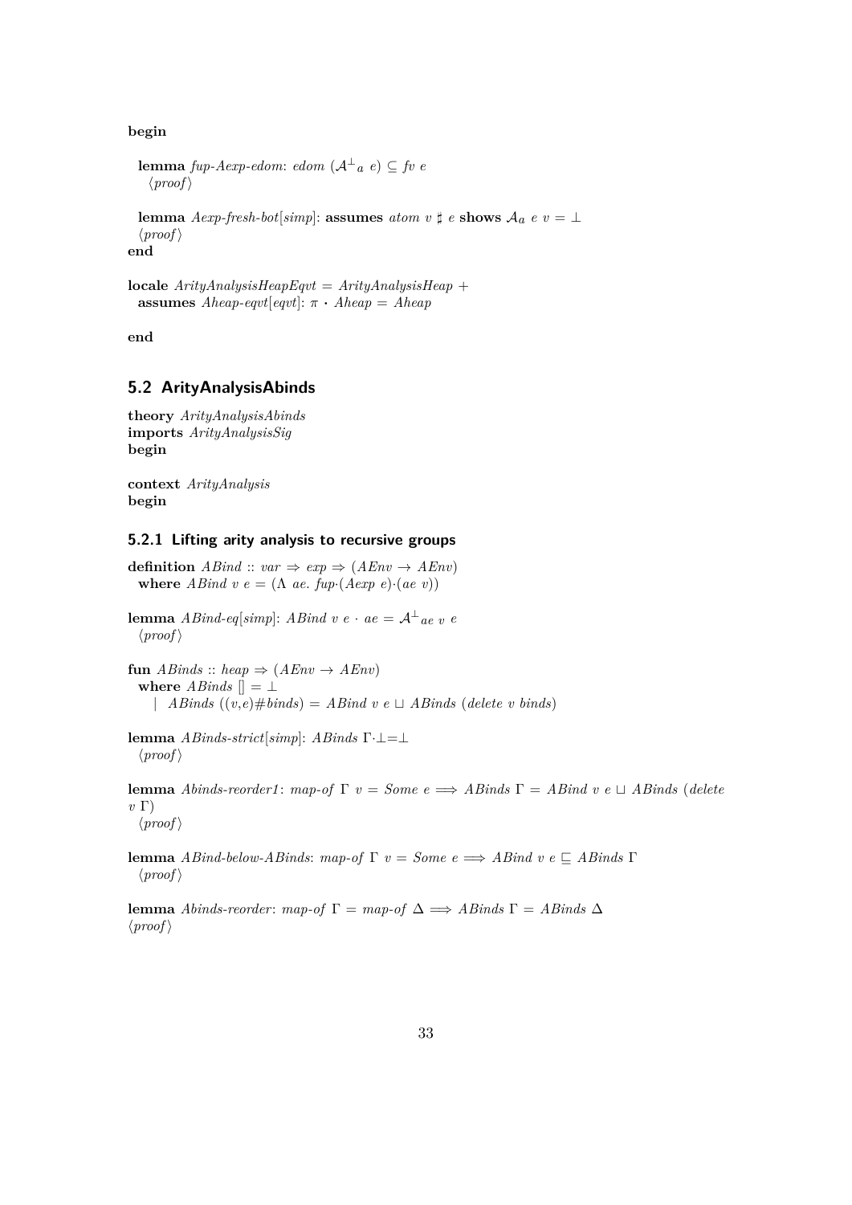**begin**

**lemma** *fup-Aexp-edom*: *edom* ($\mathcal{A}^{\perp}{}_a$ *e*) $\subseteq$ *fv e*
⟨*proof*⟩

**lemma** *Aexp-fresh-bot*[*simp*]: **assumes** *atom v* $\sharp$ *e* **shows** $\mathcal{A}_a$ *e v* = $\perp$
⟨*proof*⟩
**end**

**locale** *ArityAnalysisHeapEqvt* = *ArityAnalysisHeap* +
**assumes** *Aheap-eqvt*[*eqvt*]: $\pi$ $\cdot$ *Aheap* = *Aheap*

**end**

## 5.2 ArityAnalysisAbinds

**theory** *ArityAnalysisAbinds*
**imports** *ArityAnalysisSig*
**begin**

**context** *ArityAnalysis*
**begin**

### 5.2.1 Lifting arity analysis to recursive groups

**definition** *ABind* :: *var* $\Rightarrow$ *exp* $\Rightarrow$ (*AEnv* $\rightarrow$ *AEnv*)
**where** *ABind v e* = ($\Lambda$ *ae*. *fup*$\cdot$(*Aexp e*)$\cdot$(*ae v*))

**lemma** *ABind-eq*[*simp*]: *ABind v e* $\cdot$ *ae* = $\mathcal{A}^{\perp}{}_{ae\ v}$ *e*
⟨*proof*⟩

**fun** *ABinds* :: *heap* $\Rightarrow$ (*AEnv* $\rightarrow$ *AEnv*)
**where** *ABinds* [] = $\perp$
| *ABinds* ((*v*,*e*)#*binds*) = *ABind v e* $\sqcup$ *ABinds* (*delete v binds*)

**lemma** *ABinds-strict*[*simp*]: *ABinds* $\Gamma\cdot\perp=\perp$
⟨*proof*⟩

**lemma** *Abinds-reorder1*: *map-of* $\Gamma$ *v* = *Some e* $\Longrightarrow$ *ABinds* $\Gamma$ = *ABind v e* $\sqcup$ *ABinds* (*delete v* $\Gamma$)
⟨*proof*⟩

**lemma** *ABind-below-ABinds*: *map-of* $\Gamma$ *v* = *Some e* $\Longrightarrow$ *ABind v e* $\sqsubseteq$ *ABinds* $\Gamma$
⟨*proof*⟩

**lemma** *Abinds-reorder*: *map-of* $\Gamma$ = *map-of* $\Delta$ $\Longrightarrow$ *ABinds* $\Gamma$ = *ABinds* $\Delta$
⟨*proof*⟩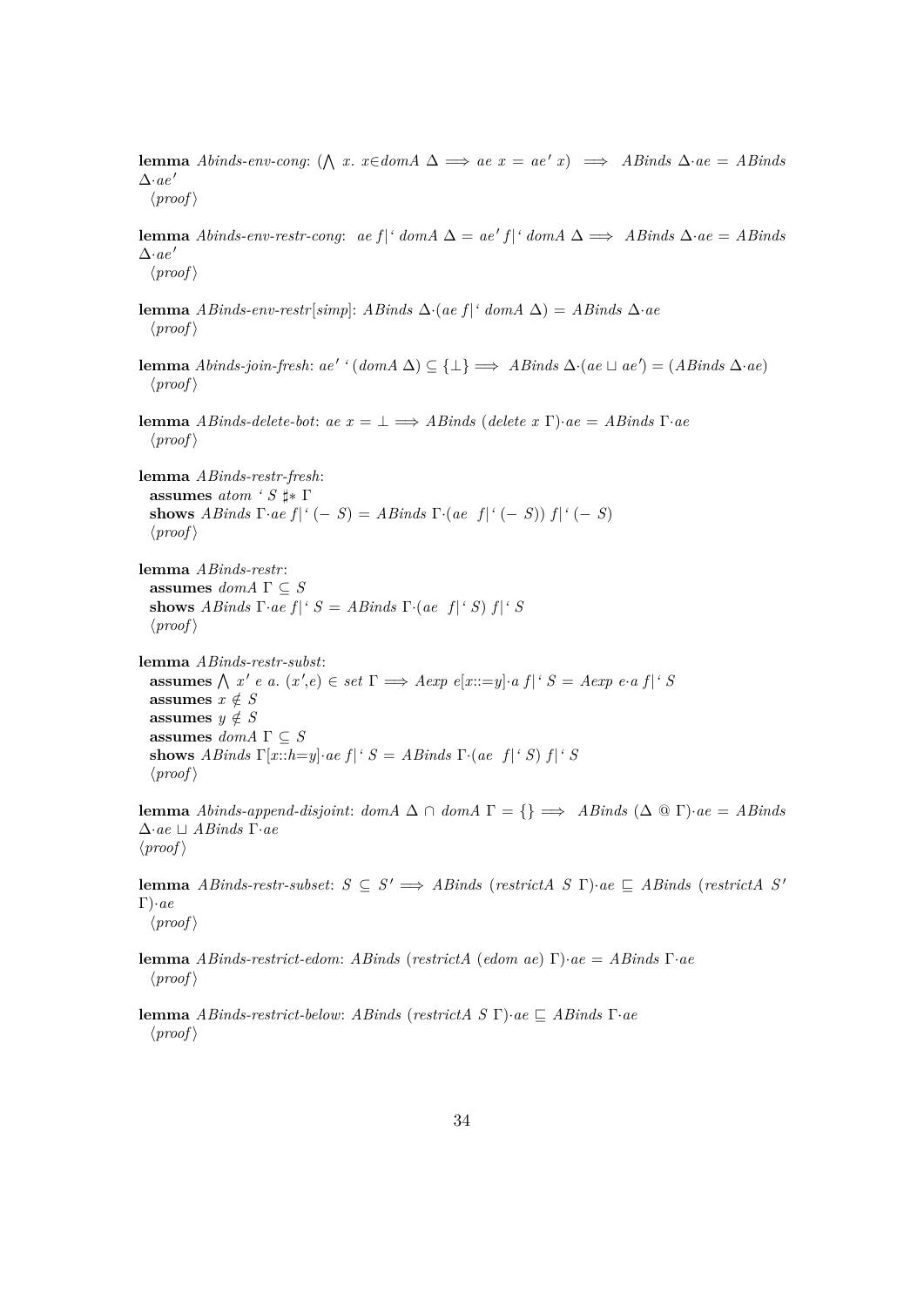**lemma** *Abinds-env-cong*: $(\bigwedge\ x.\ x \in domA\ \Delta \Longrightarrow ae\ x = ae'\ x) \Longrightarrow ABinds\ \Delta \cdot ae = ABinds\ \Delta \cdot ae'$
⟨proof⟩

**lemma** *Abinds-env-restr-cong*: $ae\ f|`\ domA\ \Delta = ae'\ f|`\ domA\ \Delta \Longrightarrow ABinds\ \Delta \cdot ae = ABinds\ \Delta \cdot ae'$
⟨proof⟩

**lemma** *ABinds-env-restr*[*simp*]: $ABinds\ \Delta \cdot (ae\ f|`\ domA\ \Delta) = ABinds\ \Delta \cdot ae$
⟨proof⟩

**lemma** *Abinds-join-fresh*: $ae'\ `\ (domA\ \Delta) \subseteq \{\bot\} \Longrightarrow ABinds\ \Delta \cdot (ae \sqcup ae') = (ABinds\ \Delta \cdot ae)$
⟨proof⟩

**lemma** *ABinds-delete-bot*: $ae\ x = \bot \Longrightarrow ABinds\ (delete\ x\ \Gamma) \cdot ae = ABinds\ \Gamma \cdot ae$
⟨proof⟩

**lemma** *ABinds-restr-fresh*:
**assumes** $atom\ `\ S\ \sharp*\ \Gamma$
**shows** $ABinds\ \Gamma \cdot ae\ f|`\ (-\ S) = ABinds\ \Gamma \cdot (ae\ \ f|`\ (-\ S))\ f|`\ (-\ S)$
⟨proof⟩

**lemma** *ABinds-restr*:
**assumes** $domA\ \Gamma \subseteq S$
**shows** $ABinds\ \Gamma \cdot ae\ f|`\ S = ABinds\ \Gamma \cdot (ae\ \ f|`\ S)\ f|`\ S$
⟨proof⟩

**lemma** *ABinds-restr-subst*:
**assumes** $\bigwedge\ x'\ e\ a.\ (x',e) \in set\ \Gamma \Longrightarrow Aexp\ e[x::=y] \cdot a\ f|`\ S = Aexp\ e \cdot a\ f|`\ S$
**assumes** $x \notin S$
**assumes** $y \notin S$
**assumes** $domA\ \Gamma \subseteq S$
**shows** $ABinds\ \Gamma[x::h=y] \cdot ae\ f|`\ S = ABinds\ \Gamma \cdot (ae\ \ f|`\ S)\ f|`\ S$
⟨proof⟩

**lemma** *Abinds-append-disjoint*: $domA\ \Delta \cap domA\ \Gamma = \{\} \Longrightarrow ABinds\ (\Delta\ @\ \Gamma) \cdot ae = ABinds\ \Delta \cdot ae \sqcup ABinds\ \Gamma \cdot ae$
⟨proof⟩

**lemma** *ABinds-restr-subset*: $S \subseteq S' \Longrightarrow ABinds\ (restrictA\ S\ \Gamma) \cdot ae \sqsubseteq ABinds\ (restrictA\ S'\ \Gamma) \cdot ae$
⟨proof⟩

**lemma** *ABinds-restrict-edom*: $ABinds\ (restrictA\ (edom\ ae)\ \Gamma) \cdot ae = ABinds\ \Gamma \cdot ae$
⟨proof⟩

**lemma** *ABinds-restrict-below*: $ABinds\ (restrictA\ S\ \Gamma) \cdot ae \sqsubseteq ABinds\ \Gamma \cdot ae$
⟨proof⟩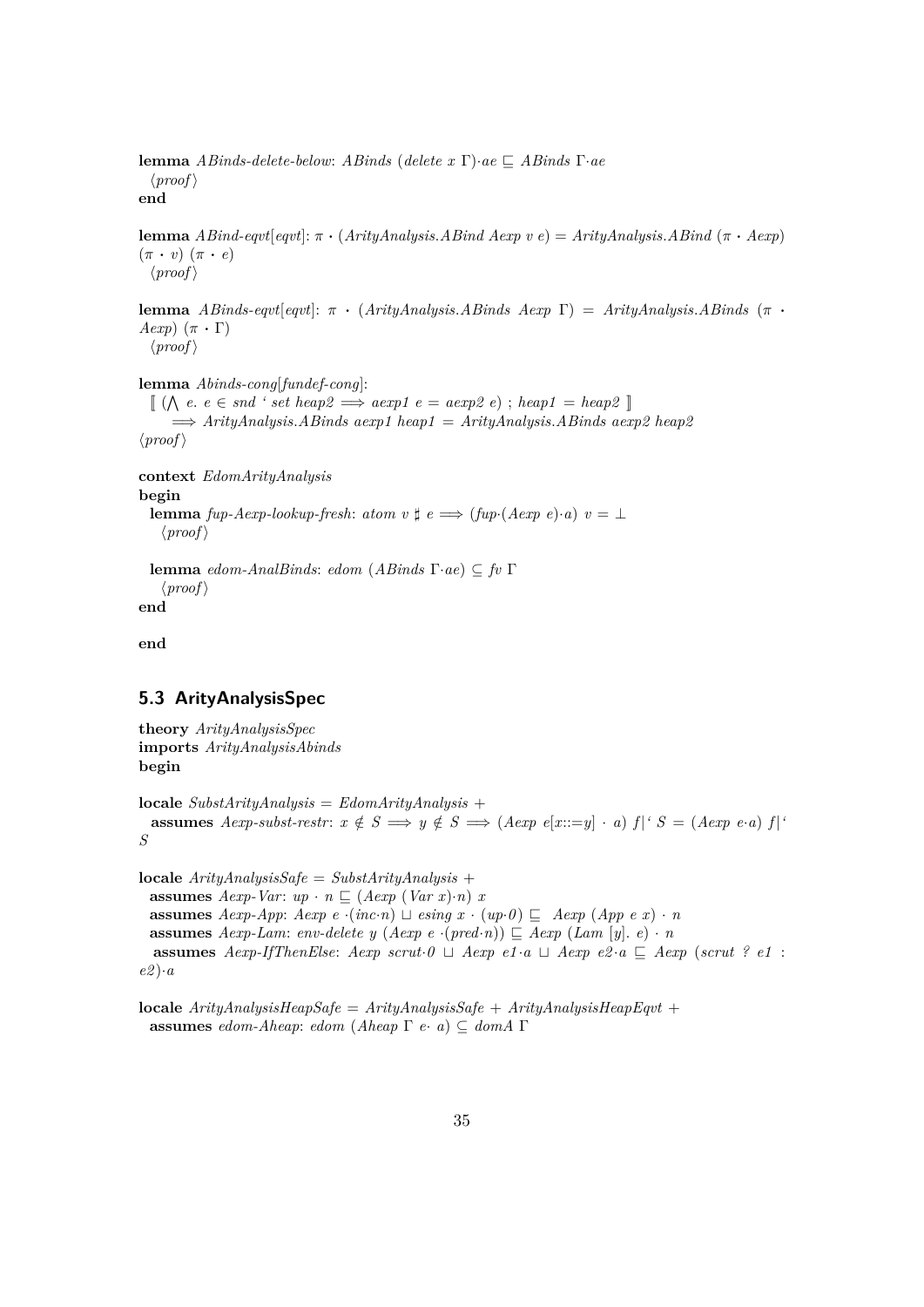**lemma** *ABinds-delete-below*: *ABinds* (*delete* $x$ $\Gamma$)$\cdot$*ae* $\sqsubseteq$ *ABinds* $\Gamma\cdot$*ae*
  ⟨*proof*⟩
**end**

**lemma** *ABind-eqvt*[*eqvt*]: $\pi \cdot$ (*ArityAnalysis.ABind Aexp v e*) = *ArityAnalysis.ABind* ($\pi \cdot$ *Aexp*) ($\pi \cdot v$) ($\pi \cdot e$)
  ⟨*proof*⟩

**lemma** *ABinds-eqvt*[*eqvt*]: $\pi \cdot$ (*ArityAnalysis.ABinds Aexp* $\Gamma$) = *ArityAnalysis.ABinds* ($\pi \cdot$ *Aexp*) ($\pi \cdot \Gamma$)
  ⟨*proof*⟩

**lemma** *Abinds-cong*[*fundef-cong*]:
  ⟦ ($\bigwedge$ *e*. *e* $\in$ *snd* ‘ *set heap2* $\Longrightarrow$ *aexp1 e* = *aexp2 e*) ; *heap1* = *heap2* ⟧
    $\Longrightarrow$ *ArityAnalysis.ABinds aexp1 heap1* = *ArityAnalysis.ABinds aexp2 heap2*
⟨*proof*⟩

**context** *EdomArityAnalysis*
**begin**
  **lemma** *fup-Aexp-lookup-fresh*: *atom v* $\sharp$ *e* $\Longrightarrow$ (*fup*$\cdot$(*Aexp e*)$\cdot$*a*) *v* = $\bot$
    ⟨*proof*⟩

  **lemma** *edom-AnalBinds*: *edom* (*ABinds* $\Gamma\cdot$*ae*) $\subseteq$ *fv* $\Gamma$
    ⟨*proof*⟩
**end**

**end**

## 5.3 ArityAnalysisSpec

**theory** *ArityAnalysisSpec*
**imports** *ArityAnalysisAbinds*
**begin**

**locale** *SubstArityAnalysis* = *EdomArityAnalysis* +
  **assumes** *Aexp-subst-restr*: $x \notin S \Longrightarrow y \notin S \Longrightarrow$ (*Aexp e*[*x*::=*y*] $\cdot$ *a*) *f*|‘ *S* = (*Aexp e*$\cdot$*a*) *f*|‘ *S*

**locale** *ArityAnalysisSafe* = *SubstArityAnalysis* +
  **assumes** *Aexp-Var*: *up* $\cdot$ *n* $\sqsubseteq$ (*Aexp* (*Var x*)$\cdot$*n*) *x*
  **assumes** *Aexp-App*: *Aexp e* $\cdot$(*inc*$\cdot$*n*) $\sqcup$ *esing x* $\cdot$ (*up*$\cdot$*0*) $\sqsubseteq$ *Aexp* (*App e x*) $\cdot$ *n*
  **assumes** *Aexp-Lam*: *env-delete y* (*Aexp e* $\cdot$(*pred*$\cdot$*n*)) $\sqsubseteq$ *Aexp* (*Lam* [*y*]. *e*) $\cdot$ *n*
  **assumes** *Aexp-IfThenElse*: *Aexp scrut*$\cdot$*0* $\sqcup$ *Aexp e1*$\cdot$*a* $\sqcup$ *Aexp e2*$\cdot$*a* $\sqsubseteq$ *Aexp* (*scrut ? e1 : e2*)$\cdot$*a*

**locale** *ArityAnalysisHeapSafe* = *ArityAnalysisSafe* + *ArityAnalysisHeapEqvt* +
  **assumes** *edom-Aheap*: *edom* (*Aheap* $\Gamma$ *e*$\cdot$ *a*) $\subseteq$ *domA* $\Gamma$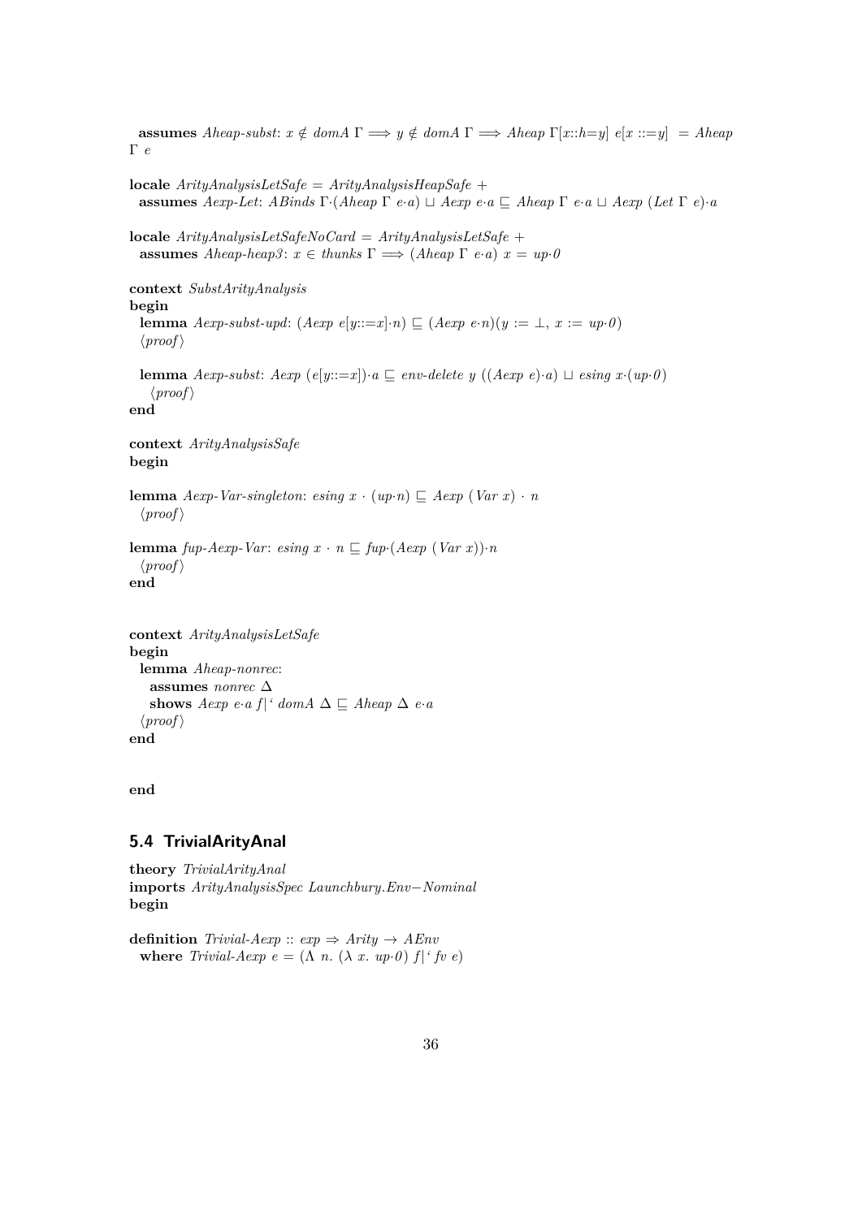**assumes** *Aheap-subst*: $x \notin domA\ \Gamma \Longrightarrow y \notin domA\ \Gamma \Longrightarrow Aheap\ \Gamma[x::h=y]\ e[x ::=y]\ = Aheap\ \Gamma\ e$

**locale** *ArityAnalysisLetSafe* = *ArityAnalysisHeapSafe* +
  **assumes** *Aexp-Let*: $ABinds\ \Gamma \cdot (Aheap\ \Gamma\ e \cdot a) \sqcup Aexp\ e \cdot a \sqsubseteq Aheap\ \Gamma\ e \cdot a \sqcup Aexp\ (Let\ \Gamma\ e) \cdot a$

**locale** *ArityAnalysisLetSafeNoCard* = *ArityAnalysisLetSafe* +
  **assumes** *Aheap-heap3*: $x \in thunks\ \Gamma \Longrightarrow (Aheap\ \Gamma\ e \cdot a)\ x = up \cdot 0$

**context** *SubstArityAnalysis*
**begin**
  **lemma** *Aexp-subst-upd*: $(Aexp\ e[y::=x] \cdot n) \sqsubseteq (Aexp\ e \cdot n)(y := \bot,\ x := up \cdot 0)$
  ⟨*proof*⟩

  **lemma** *Aexp-subst*: $Aexp\ (e[y::=x]) \cdot a \sqsubseteq env\text{-}delete\ y\ ((Aexp\ e) \cdot a) \sqcup esing\ x \cdot (up \cdot 0)$
    ⟨*proof*⟩
**end**

**context** *ArityAnalysisSafe*
**begin**

**lemma** *Aexp-Var-singleton*: $esing\ x \cdot (up \cdot n) \sqsubseteq Aexp\ (Var\ x) \cdot n$
  ⟨*proof*⟩

**lemma** *fup-Aexp-Var*: $esing\ x \cdot n \sqsubseteq fup \cdot (Aexp\ (Var\ x)) \cdot n$
  ⟨*proof*⟩
**end**

**context** *ArityAnalysisLetSafe*
**begin**
  **lemma** *Aheap-nonrec*:
    **assumes** *nonrec* $\Delta$
    **shows** $Aexp\ e \cdot a\ f|`\ domA\ \Delta \sqsubseteq Aheap\ \Delta\ e \cdot a$
  ⟨*proof*⟩
**end**

**end**

## 5.4 TrivialArityAnal

**theory** *TrivialArityAnal*
**imports** *ArityAnalysisSpec Launchbury.Env−Nominal*
**begin**

**definition** *Trivial-Aexp* :: $exp \Rightarrow Arity \rightarrow AEnv$
  **where** $Trivial\text{-}Aexp\ e = (\Lambda\ n.\ (\lambda\ x.\ up \cdot 0)\ f|`\ fv\ e)$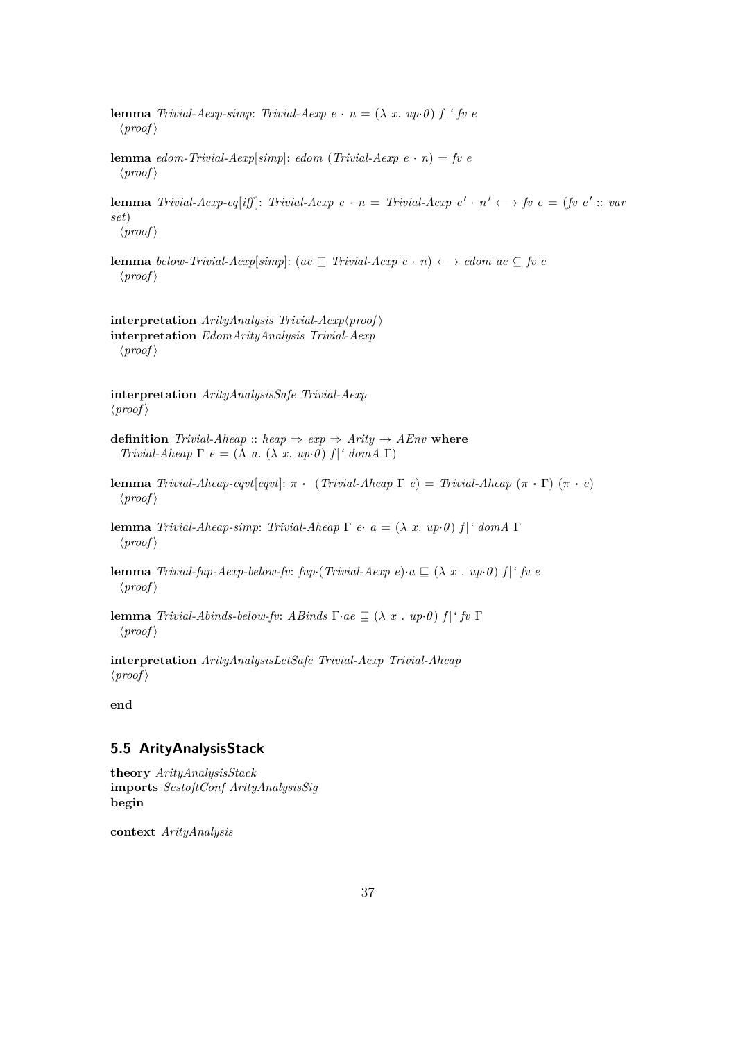**lemma** *Trivial-Aexp-simp*: *Trivial-Aexp e* $\cdot$ *n* = ($\lambda$ *x. up*$\cdot$*0*) *f*|' *fv e*
⟨*proof*⟩

**lemma** *edom-Trivial-Aexp*[*simp*]: *edom* (*Trivial-Aexp e* $\cdot$ *n*) = *fv e*
⟨*proof*⟩

**lemma** *Trivial-Aexp-eq*[*iff*]: *Trivial-Aexp e* $\cdot$ *n* = *Trivial-Aexp e'* $\cdot$ *n'* $\longleftrightarrow$ *fv e* = (*fv e'* :: *var set*)
⟨*proof*⟩

**lemma** *below-Trivial-Aexp*[*simp*]: (*ae* $\sqsubseteq$ *Trivial-Aexp e* $\cdot$ *n*) $\longleftrightarrow$ *edom ae* $\subseteq$ *fv e*
⟨*proof*⟩

**interpretation** *ArityAnalysis Trivial-Aexp*⟨*proof*⟩
**interpretation** *EdomArityAnalysis Trivial-Aexp*
⟨*proof*⟩

**interpretation** *ArityAnalysisSafe Trivial-Aexp*
⟨*proof*⟩

**definition** *Trivial-Aheap* :: *heap* $\Rightarrow$ *exp* $\Rightarrow$ *Arity* $\rightarrow$ *AEnv* **where**
*Trivial-Aheap* $\Gamma$ *e* = ($\Lambda$ *a.* ($\lambda$ *x. up*$\cdot$*0*) *f*|' *domA* $\Gamma$)

**lemma** *Trivial-Aheap-eqvt*[*eqvt*]: $\pi$ $\bullet$ (*Trivial-Aheap* $\Gamma$ *e*) = *Trivial-Aheap* ($\pi$ $\bullet$ $\Gamma$) ($\pi$ $\bullet$ *e*)
⟨*proof*⟩

**lemma** *Trivial-Aheap-simp*: *Trivial-Aheap* $\Gamma$ *e*$\cdot$ *a* = ($\lambda$ *x. up*$\cdot$*0*) *f*|' *domA* $\Gamma$
⟨*proof*⟩

**lemma** *Trivial-fup-Aexp-below-fv*: *fup*$\cdot$(*Trivial-Aexp e*)$\cdot$*a* $\sqsubseteq$ ($\lambda$ *x* . *up*$\cdot$*0*) *f*|' *fv e*
⟨*proof*⟩

**lemma** *Trivial-Abinds-below-fv*: *ABinds* $\Gamma$$\cdot$*ae* $\sqsubseteq$ ($\lambda$ *x* . *up*$\cdot$*0*) *f*|' *fv* $\Gamma$
⟨*proof*⟩

**interpretation** *ArityAnalysisLetSafe Trivial-Aexp Trivial-Aheap*
⟨*proof*⟩

**end**

## 5.5 ArityAnalysisStack

**theory** *ArityAnalysisStack*
**imports** *SestoftConf ArityAnalysisSig*
**begin**

**context** *ArityAnalysis*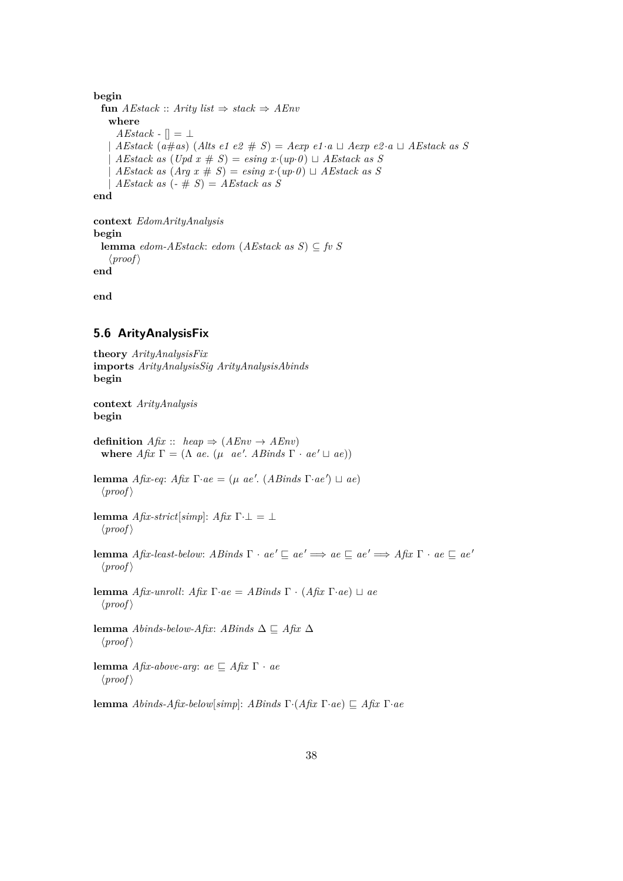**begin**
**fun** *AEstack* :: *Arity list* ⇒ *stack* ⇒ *AEnv*
**where**
*AEstack* - [] = ⊥
| *AEstack* (*a*#*as*) (*Alts e1 e2* # *S*) = *Aexp e1*·*a* ⊔ *Aexp e2*·*a* ⊔ *AEstack as S*
| *AEstack as* (*Upd x* # *S*) = *esing x*·(*up*·*0*) ⊔ *AEstack as S*
| *AEstack as* (*Arg x* # *S*) = *esing x*·(*up*·*0*) ⊔ *AEstack as S*
| *AEstack as* (- # *S*) = *AEstack as S*
**end**

**context** *EdomArityAnalysis*
**begin**
**lemma** *edom-AEstack*: *edom* (*AEstack as S*) ⊆ *fv S*
⟨*proof*⟩
**end**

**end**

## 5.6 ArityAnalysisFix

**theory** *ArityAnalysisFix*
**imports** *ArityAnalysisSig ArityAnalysisAbinds*
**begin**

**context** *ArityAnalysis*
**begin**

**definition** *Afix* :: *heap* ⇒ (*AEnv* → *AEnv*)
**where** *Afix* Γ = (Λ *ae*. (μ *ae'*. *ABinds* Γ · *ae'* ⊔ *ae*))

**lemma** *Afix-eq*: *Afix* Γ·*ae* = (μ *ae'*. (*ABinds* Γ·*ae'*) ⊔ *ae*)
⟨*proof*⟩

**lemma** *Afix-strict*[*simp*]: *Afix* Γ·⊥ = ⊥
⟨*proof*⟩

**lemma** *Afix-least-below*: *ABinds* Γ · *ae'* ⊑ *ae'* ⟹ *ae* ⊑ *ae'* ⟹ *Afix* Γ · *ae* ⊑ *ae'*
⟨*proof*⟩

**lemma** *Afix-unroll*: *Afix* Γ·*ae* = *ABinds* Γ · (*Afix* Γ·*ae*) ⊔ *ae*
⟨*proof*⟩

**lemma** *Abinds-below-Afix*: *ABinds* Δ ⊑ *Afix* Δ
⟨*proof*⟩

**lemma** *Afix-above-arg*: *ae* ⊑ *Afix* Γ · *ae*
⟨*proof*⟩

**lemma** *Abinds-Afix-below*[*simp*]: *ABinds* Γ·(*Afix* Γ·*ae*) ⊑ *Afix* Γ·*ae*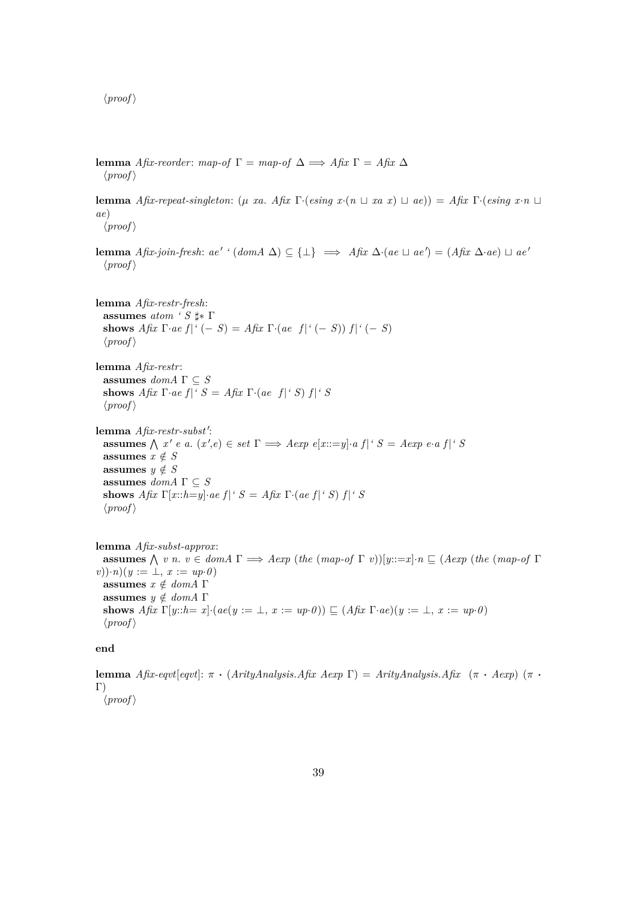⟨proof⟩

**lemma** *Afix-reorder*: *map-of* Γ = *map-of* Δ ⟹ *Afix* Γ = *Afix* Δ
⟨proof⟩

**lemma** *Afix-repeat-singleton*: (μ *xa*. *Afix* Γ·(*esing x*·(*n* ⊔ *xa x*) ⊔ *ae*)) = *Afix* Γ·(*esing x*·*n* ⊔ *ae*)
⟨proof⟩

**lemma** *Afix-join-fresh*: *ae'* ' (*domA* Δ) ⊆ {⊥} ⟹ *Afix* Δ·(*ae* ⊔ *ae'*) = (*Afix* Δ·*ae*) ⊔ *ae'*
⟨proof⟩

**lemma** *Afix-restr-fresh*:
  **assumes** *atom* ' *S* ♯* Γ
  **shows** *Afix* Γ·*ae f*|' (− *S*) = *Afix* Γ·(*ae f*|' (− *S*)) *f*|' (− *S*)
⟨proof⟩

**lemma** *Afix-restr*:
  **assumes** *domA* Γ ⊆ *S*
  **shows** *Afix* Γ·*ae f*|' *S* = *Afix* Γ·(*ae f*|' *S*) *f*|' *S*
⟨proof⟩

**lemma** *Afix-restr-subst'*:
  **assumes** ⋀ *x' e a*. (*x'*,*e*) ∈ *set* Γ ⟹ *Aexp e*[*x*::=*y*]·*a f*|' *S* = *Aexp e*·*a f*|' *S*
  **assumes** *x* ∉ *S*
  **assumes** *y* ∉ *S*
  **assumes** *domA* Γ ⊆ *S*
  **shows** *Afix* Γ[*x*::*h*=*y*]·*ae f*|' *S* = *Afix* Γ·(*ae f*|' *S*) *f*|' *S*
⟨proof⟩

**lemma** *Afix-subst-approx*:
  **assumes** ⋀ *v n*. *v* ∈ *domA* Γ ⟹ *Aexp* (*the* (*map-of* Γ *v*))[*y*::=*x*]·*n* ⊑ (*Aexp* (*the* (*map-of* Γ *v*))·*n*)(*y* := ⊥, *x* := *up*·*0*)
  **assumes** *x* ∉ *domA* Γ
  **assumes** *y* ∉ *domA* Γ
  **shows** *Afix* Γ[*y*::*h*= *x*]·(*ae*(*y* := ⊥, *x* := *up*·*0*)) ⊑ (*Afix* Γ·*ae*)(*y* := ⊥, *x* := *up*·*0*)
⟨proof⟩

**end**

**lemma** *Afix-eqvt*[*eqvt*]: π • (*ArityAnalysis.Afix Aexp* Γ) = *ArityAnalysis.Afix* (π • *Aexp*) (π • Γ)
⟨proof⟩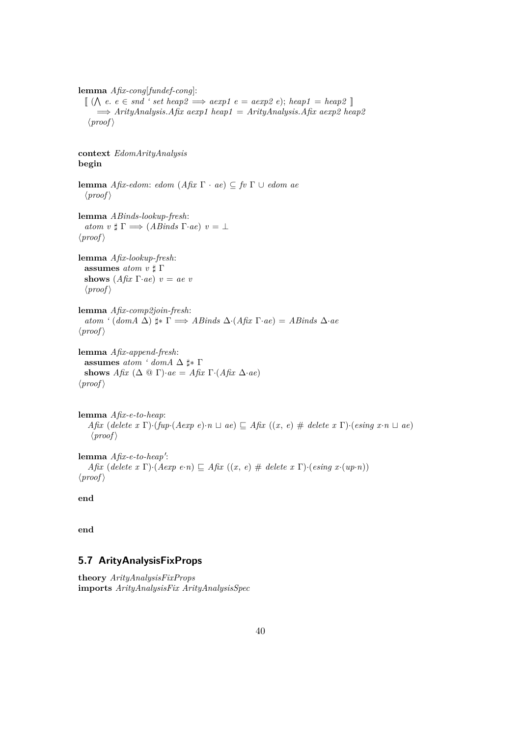**lemma** *Afix-cong*[*fundef-cong*]:
  ⟦ (⋀ *e*. *e* ∈ *snd* ' *set heap2* ⟹ *aexp1 e* = *aexp2 e*); *heap1* = *heap2* ⟧
    ⟹ *ArityAnalysis.Afix aexp1 heap1* = *ArityAnalysis.Afix aexp2 heap2*
  ⟨*proof*⟩

**context** *EdomArityAnalysis*
**begin**

**lemma** *Afix-edom*: *edom* (*Afix* Γ · *ae*) ⊆ *fv* Γ ∪ *edom ae*
  ⟨*proof*⟩

**lemma** *ABinds-lookup-fresh*:
  *atom v* ♯ Γ ⟹ (*ABinds* Γ·*ae*) *v* = ⊥
⟨*proof*⟩

**lemma** *Afix-lookup-fresh*:
  **assumes** *atom v* ♯ Γ
  **shows** (*Afix* Γ·*ae*) *v* = *ae v*
  ⟨*proof*⟩

**lemma** *Afix-comp2join-fresh*:
  *atom* ' (*domA* Δ) ♯∗ Γ ⟹ *ABinds* Δ·(*Afix* Γ·*ae*) = *ABinds* Δ·*ae*
⟨*proof*⟩

**lemma** *Afix-append-fresh*:
  **assumes** *atom* ' *domA* Δ ♯∗ Γ
  **shows** *Afix* (Δ @ Γ)·*ae* = *Afix* Γ·(*Afix* Δ·*ae*)
⟨*proof*⟩

**lemma** *Afix-e-to-heap*:
  *Afix* (*delete x* Γ)·(*fup*·(*Aexp e*)·*n* ⊔ *ae*) ⊑ *Afix* ((*x*, *e*) # *delete x* Γ)·(*esing x*·*n* ⊔ *ae*)
  ⟨*proof*⟩

**lemma** *Afix-e-to-heap'*:
  *Afix* (*delete x* Γ)·(*Aexp e*·*n*) ⊑ *Afix* ((*x*, *e*) # *delete x* Γ)·(*esing x*·(*up*·*n*))
⟨*proof*⟩

**end**

**end**

## 5.7 ArityAnalysisFixProps

**theory** *ArityAnalysisFixProps*
**imports** *ArityAnalysisFix ArityAnalysisSpec*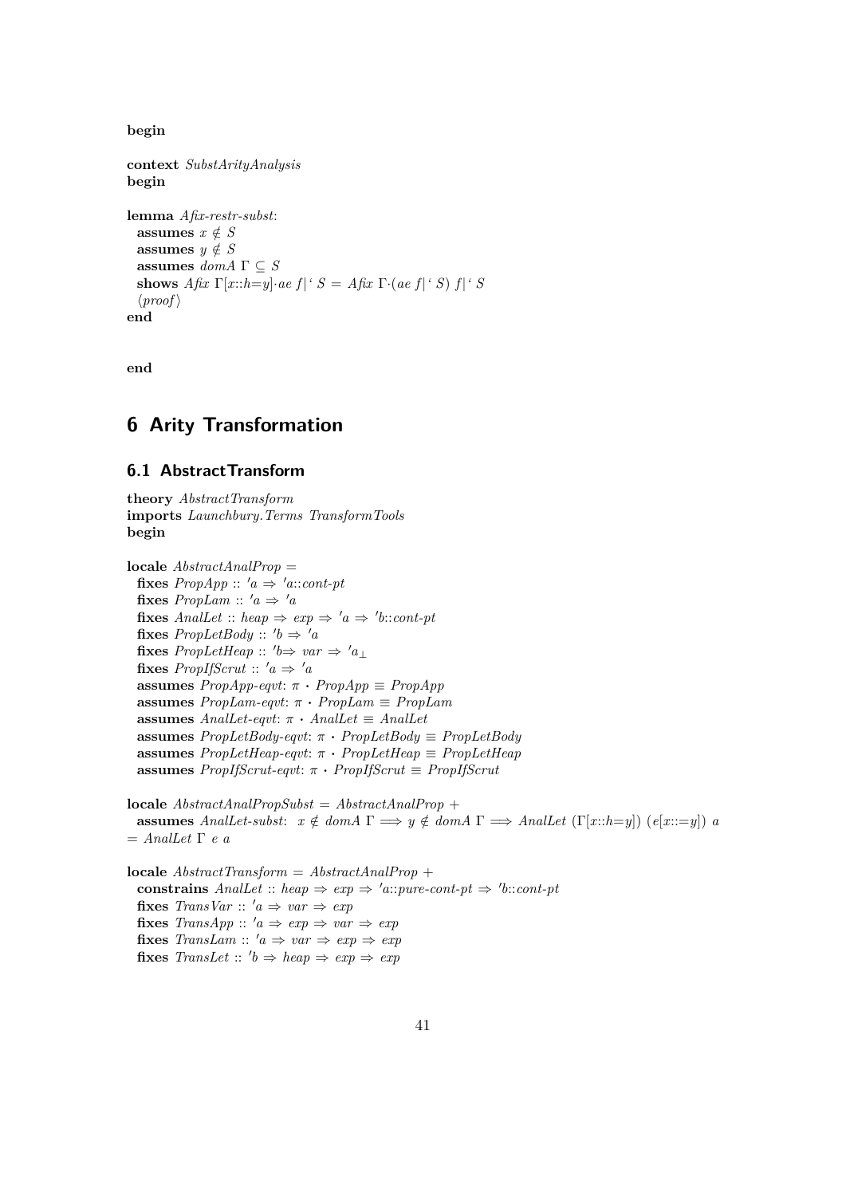**begin**

**context** *SubstArityAnalysis*
**begin**

**lemma** *Afix-restr-subst*:
  **assumes** $x \notin S$
  **assumes** $y \notin S$
  **assumes** $domA\ \Gamma \subseteq S$
  **shows** $Afix\ \Gamma[x{::}h{=}y]\cdot ae\ f|` S = Afix\ \Gamma\cdot(ae\ f|` S)\ f|` S$
  ⟨*proof*⟩
**end**

**end**

# 6 Arity Transformation

## 6.1 AbstractTransform

**theory** *AbstractTransform*
**imports** *Launchbury.Terms TransformTools*
**begin**

**locale** *AbstractAnalProp* =
  **fixes** $PropApp :: 'a \Rightarrow 'a{::}cont\text{-}pt$
  **fixes** $PropLam :: 'a \Rightarrow 'a$
  **fixes** $AnalLet :: heap \Rightarrow exp \Rightarrow 'a \Rightarrow 'b{::}cont\text{-}pt$
  **fixes** $PropLetBody :: 'b \Rightarrow 'a$
  **fixes** $PropLetHeap :: 'b \Rightarrow var \Rightarrow 'a_{\bot}$
  **fixes** $PropIfScrut :: 'a \Rightarrow 'a$
  **assumes** *PropApp-eqvt*: $\pi \cdot PropApp \equiv PropApp$
  **assumes** *PropLam-eqvt*: $\pi \cdot PropLam \equiv PropLam$
  **assumes** *AnalLet-eqvt*: $\pi \cdot AnalLet \equiv AnalLet$
  **assumes** *PropLetBody-eqvt*: $\pi \cdot PropLetBody \equiv PropLetBody$
  **assumes** *PropLetHeap-eqvt*: $\pi \cdot PropLetHeap \equiv PropLetHeap$
  **assumes** *PropIfScrut-eqvt*: $\pi \cdot PropIfScrut \equiv PropIfScrut$

**locale** *AbstractAnalPropSubst* = *AbstractAnalProp* +
  **assumes** *AnalLet-subst*: $x \notin domA\ \Gamma \Longrightarrow y \notin domA\ \Gamma \Longrightarrow AnalLet\ (\Gamma[x{::}h{=}y])\ (e[x{::}{=}y])\ a = AnalLet\ \Gamma\ e\ a$

**locale** *AbstractTransform* = *AbstractAnalProp* +
  **constrains** $AnalLet :: heap \Rightarrow exp \Rightarrow 'a{::}pure\text{-}cont\text{-}pt \Rightarrow 'b{::}cont\text{-}pt$
  **fixes** $TransVar :: 'a \Rightarrow var \Rightarrow exp$
  **fixes** $TransApp :: 'a \Rightarrow exp \Rightarrow var \Rightarrow exp$
  **fixes** $TransLam :: 'a \Rightarrow var \Rightarrow exp \Rightarrow exp$
  **fixes** $TransLet :: 'b \Rightarrow heap \Rightarrow exp \Rightarrow exp$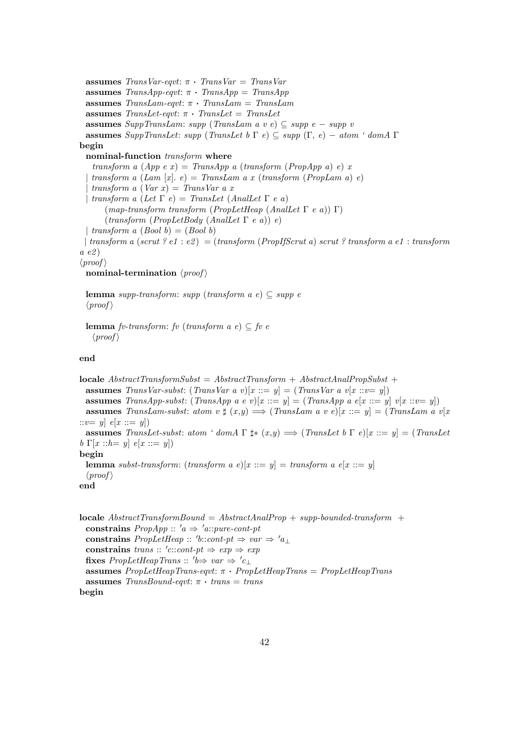**assumes** *TransVar-eqvt*: $\pi \cdot$ *TransVar* = *TransVar*
**assumes** *TransApp-eqvt*: $\pi \cdot$ *TransApp* = *TransApp*
**assumes** *TransLam-eqvt*: $\pi \cdot$ *TransLam* = *TransLam*
**assumes** *TransLet-eqvt*: $\pi \cdot$ *TransLet* = *TransLet*
**assumes** *SuppTransLam*: *supp* (*TransLam a v e*) $\subseteq$ *supp e* $-$ *supp v*
**assumes** *SuppTransLet*: *supp* (*TransLet b* $\Gamma$ *e*) $\subseteq$ *supp* ($\Gamma$, *e*) $-$ *atom* ' *domA* $\Gamma$
**begin**
**nominal-function** *transform* **where**
*transform a* (*App e x*) = *TransApp a* (*transform* (*PropApp a*) *e*) *x*
| *transform a* (*Lam* [*x*]. *e*) = *TransLam a x* (*transform* (*PropLam a*) *e*)
| *transform a* (*Var x*) = *TransVar a x*
| *transform a* (*Let* $\Gamma$ *e*) = *TransLet* (*AnalLet* $\Gamma$ *e a*)
(*map-transform transform* (*PropLetHeap* (*AnalLet* $\Gamma$ *e a*)) $\Gamma$)
(*transform* (*PropLetBody* (*AnalLet* $\Gamma$ *e a*)) *e*)
| *transform a* (*Bool b*) = (*Bool b*)
| *transform a* (*scrut ? e1 : e2*) = (*transform* (*PropIfScrut a*) *scrut ? transform a e1 : transform a e2*)
⟨*proof*⟩
**nominal-termination** ⟨*proof*⟩

**lemma** *supp-transform*: *supp* (*transform a e*) $\subseteq$ *supp e*
⟨*proof*⟩

**lemma** *fv-transform*: *fv* (*transform a e*) $\subseteq$ *fv e*
⟨*proof*⟩

**end**

**locale** *AbstractTransformSubst* = *AbstractTransform* + *AbstractAnalPropSubst* +
**assumes** *TransVar-subst*: (*TransVar a v*)[*x* ::= *y*] = (*TransVar a v*[*x* ::*v*= *y*])
**assumes** *TransApp-subst*: (*TransApp a e v*)[*x* ::= *y*] = (*TransApp a e*[*x* ::= *y*] *v*[*x* ::*v*= *y*])
**assumes** *TransLam-subst*: *atom v* ♯ (*x*,*y*) $\Longrightarrow$ (*TransLam a v e*)[*x* ::= *y*] = (*TransLam a v*[*x* ::*v*= *y*] *e*[*x* ::= *y*])
**assumes** *TransLet-subst*: *atom* ' *domA* $\Gamma$ ♯* (*x*,*y*) $\Longrightarrow$ (*TransLet b* $\Gamma$ *e*)[*x* ::= *y*] = (*TransLet b* $\Gamma$[*x* ::*h*= *y*] *e*[*x* ::= *y*])
**begin**
**lemma** *subst-transform*: (*transform a e*)[*x* ::= *y*] = *transform a e*[*x* ::= *y*]
⟨*proof*⟩
**end**

**locale** *AbstractTransformBound* = *AbstractAnalProp* + *supp-bounded-transform* +
**constrains** *PropApp* :: $'a \Rightarrow 'a$::*pure-cont-pt*
**constrains** *PropLetHeap* :: $'b$::*cont-pt* $\Rightarrow$ *var* $\Rightarrow$ $'a_\bot$
**constrains** *trans* :: $'c$::*cont-pt* $\Rightarrow$ *exp* $\Rightarrow$ *exp*
**fixes** *PropLetHeapTrans* :: $'b \Rightarrow$ *var* $\Rightarrow$ $'c_\bot$
**assumes** *PropLetHeapTrans-eqvt*: $\pi \cdot$ *PropLetHeapTrans* = *PropLetHeapTrans*
**assumes** *TransBound-eqvt*: $\pi \cdot$ *trans* = *trans*
**begin**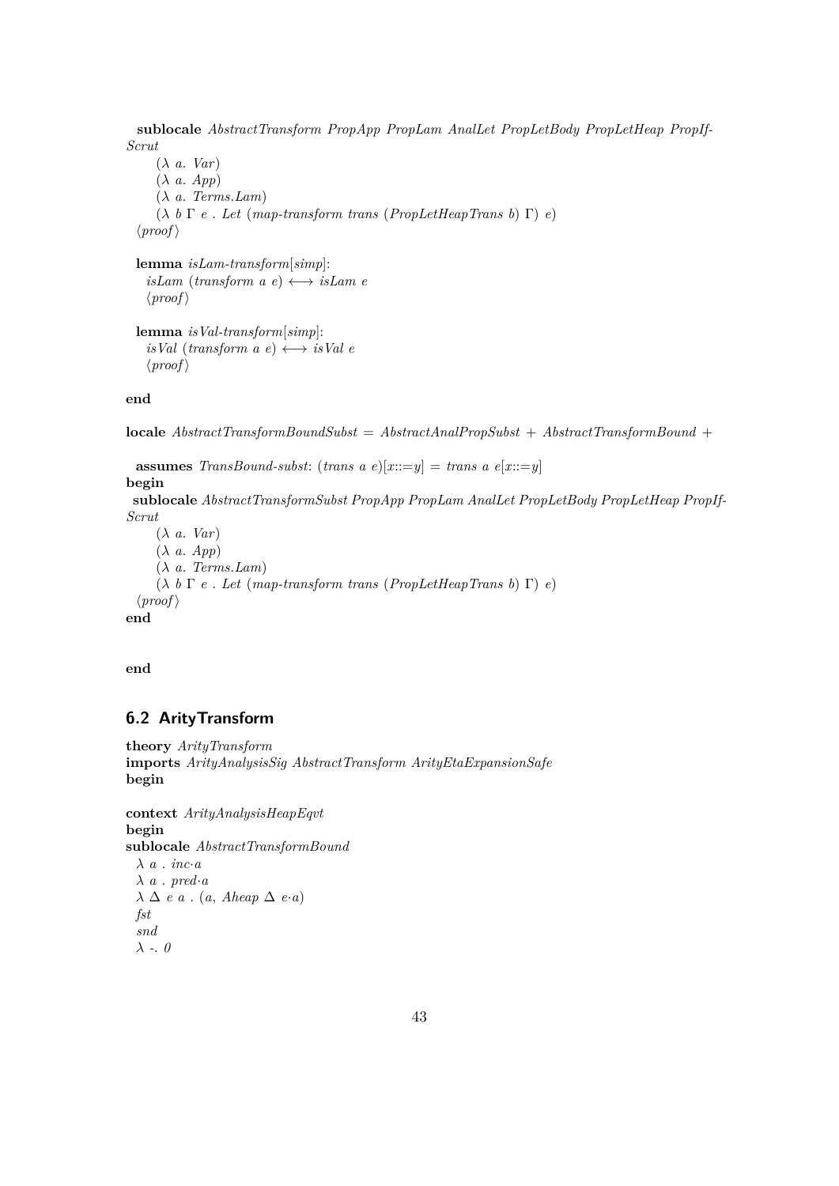**sublocale** *AbstractTransform PropApp PropLam AnalLet PropLetBody PropLetHeap PropIfScrut*
  (*λ a. Var*)
  (*λ a. App*)
  (*λ a. Terms.Lam*)
  (*λ b Γ e . Let (map-transform trans (PropLetHeapTrans b) Γ) e*)
⟨*proof*⟩

**lemma** *isLam-transform*[*simp*]:
  *isLam (transform a e) ⟷ isLam e*
  ⟨*proof*⟩

**lemma** *isVal-transform*[*simp*]:
  *isVal (transform a e) ⟷ isVal e*
  ⟨*proof*⟩

**end**

**locale** *AbstractTransformBoundSubst = AbstractAnalPropSubst + AbstractTransformBound +*

**assumes** *TransBound-subst*: *(trans a e)[x::=y] = trans a e[x::=y]*
**begin**
**sublocale** *AbstractTransformSubst PropApp PropLam AnalLet PropLetBody PropLetHeap PropIfScrut*
  (*λ a. Var*)
  (*λ a. App*)
  (*λ a. Terms.Lam*)
  (*λ b Γ e . Let (map-transform trans (PropLetHeapTrans b) Γ) e*)
⟨*proof*⟩
**end**

**end**

## 6.2 ArityTransform

**theory** *ArityTransform*
**imports** *ArityAnalysisSig AbstractTransform ArityEtaExpansionSafe*
**begin**

**context** *ArityAnalysisHeapEqvt*
**begin**
**sublocale** *AbstractTransformBound*
  *λ a . inc·a*
  *λ a . pred·a*
  *λ Δ e a . (a, Aheap Δ e·a)*
  *fst*
  *snd*
  *λ -. 0*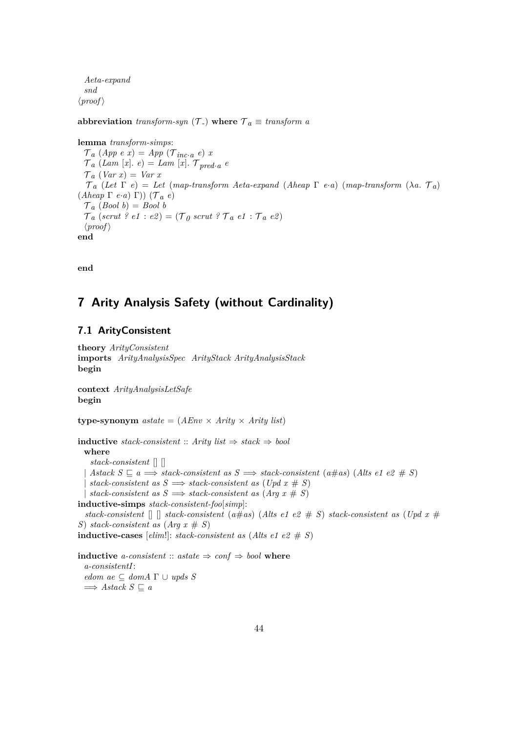*Aeta-expand*
*snd*
⟨*proof*⟩

**abbreviation** *transform-syn* ($\mathcal{T}_{-}$) **where** $\mathcal{T}_a \equiv$ *transform a*

**lemma** *transform-simps*:
$\mathcal{T}_a$ (*App e x*) = *App* ($\mathcal{T}_{inc \cdot a}$ *e*) *x*
$\mathcal{T}_a$ (*Lam* [*x*]. *e*) = *Lam* [*x*]. $\mathcal{T}_{pred \cdot a}$ *e*
$\mathcal{T}_a$ (*Var x*) = *Var x*
$\mathcal{T}_a$ (*Let* Γ *e*) = *Let* (*map-transform Aeta-expand* (*Aheap* Γ *e·a*) (*map-transform* (λ*a*. $\mathcal{T}_a$) (*Aheap* Γ *e·a*) Γ)) ($\mathcal{T}_a$ *e*)
$\mathcal{T}_a$ (*Bool b*) = *Bool b*
$\mathcal{T}_a$ (*scrut ? e1 : e2*) = ($\mathcal{T}_0$ *scrut ?* $\mathcal{T}_a$ *e1* : $\mathcal{T}_a$ *e2*)
⟨*proof*⟩
**end**

**end**

# 7 Arity Analysis Safety (without Cardinality)

## 7.1 ArityConsistent

**theory** *ArityConsistent*
**imports** *ArityAnalysisSpec ArityStack ArityAnalysisStack*
**begin**

**context** *ArityAnalysisLetSafe*
**begin**

**type-synonym** *astate* = (*AEnv* × *Arity* × *Arity list*)

**inductive** *stack-consistent* :: *Arity list* ⇒ *stack* ⇒ *bool*
**where**
*stack-consistent* [] []
| *Astack S* ⊑ *a* ⟹ *stack-consistent as S* ⟹ *stack-consistent* (*a#as*) (*Alts e1 e2 # S*)
| *stack-consistent as S* ⟹ *stack-consistent as* (*Upd x # S*)
| *stack-consistent as S* ⟹ *stack-consistent as* (*Arg x # S*)
**inductive-simps** *stack-consistent-foo*[*simp*]:
*stack-consistent* [] [] *stack-consistent* (*a#as*) (*Alts e1 e2 # S*) *stack-consistent as* (*Upd x # S*) *stack-consistent as* (*Arg x # S*)
**inductive-cases** [*elim*!]: *stack-consistent as* (*Alts e1 e2 # S*)

**inductive** *a-consistent* :: *astate* ⇒ *conf* ⇒ *bool* **where**
*a-consistentI*:
*edom ae* ⊆ *domA* Γ ∪ *upds S*
⟹ *Astack S* ⊑ *a*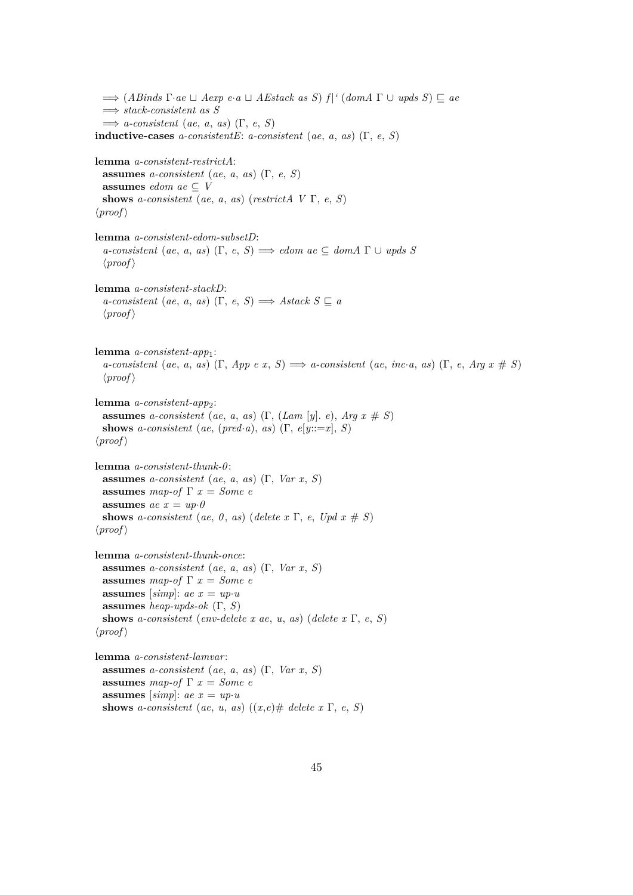$\Longrightarrow$ (*ABinds* $\Gamma\cdot ae$ $\sqcup$ *Aexp* $e\cdot a$ $\sqcup$ *AEstack as S*) $f|^{`}$ (*domA* $\Gamma$ $\cup$ *upds S*) $\sqsubseteq$ *ae*
$\Longrightarrow$ *stack-consistent as S*
$\Longrightarrow$ *a-consistent* (*ae*, *a*, *as*) ($\Gamma$, *e*, *S*)
**inductive-cases** *a-consistentE*: *a-consistent* (*ae*, *a*, *as*) ($\Gamma$, *e*, *S*)

**lemma** *a-consistent-restrictA*:
**assumes** *a-consistent* (*ae*, *a*, *as*) ($\Gamma$, *e*, *S*)
**assumes** *edom ae* $\subseteq$ *V*
**shows** *a-consistent* (*ae*, *a*, *as*) (*restrictA V* $\Gamma$, *e*, *S*)
⟨*proof*⟩

**lemma** *a-consistent-edom-subsetD*:
*a-consistent* (*ae*, *a*, *as*) ($\Gamma$, *e*, *S*) $\Longrightarrow$ *edom ae* $\subseteq$ *domA* $\Gamma$ $\cup$ *upds S*
⟨*proof*⟩

**lemma** *a-consistent-stackD*:
*a-consistent* (*ae*, *a*, *as*) ($\Gamma$, *e*, *S*) $\Longrightarrow$ *Astack S* $\sqsubseteq$ *a*
⟨*proof*⟩

**lemma** *a-consistent-app*$_1$:
*a-consistent* (*ae*, *a*, *as*) ($\Gamma$, *App e x*, *S*) $\Longrightarrow$ *a-consistent* (*ae*, *inc*$\cdot$*a*, *as*) ($\Gamma$, *e*, *Arg x* # *S*)
⟨*proof*⟩

**lemma** *a-consistent-app*$_2$:
**assumes** *a-consistent* (*ae*, *a*, *as*) ($\Gamma$, (*Lam* [*y*]. *e*), *Arg x* # *S*)
**shows** *a-consistent* (*ae*, (*pred*$\cdot$*a*), *as*) ($\Gamma$, *e*[*y*::=*x*], *S*)
⟨*proof*⟩

**lemma** *a-consistent-thunk-0*:
**assumes** *a-consistent* (*ae*, *a*, *as*) ($\Gamma$, *Var x*, *S*)
**assumes** *map-of* $\Gamma$ *x* = *Some e*
**assumes** *ae x* = *up*$\cdot$*0*
**shows** *a-consistent* (*ae*, *0*, *as*) (*delete x* $\Gamma$, *e*, *Upd x* # *S*)
⟨*proof*⟩

**lemma** *a-consistent-thunk-once*:
**assumes** *a-consistent* (*ae*, *a*, *as*) ($\Gamma$, *Var x*, *S*)
**assumes** *map-of* $\Gamma$ *x* = *Some e*
**assumes** [*simp*]: *ae x* = *up*$\cdot$*u*
**assumes** *heap-upds-ok* ($\Gamma$, *S*)
**shows** *a-consistent* (*env-delete x ae*, *u*, *as*) (*delete x* $\Gamma$, *e*, *S*)
⟨*proof*⟩

**lemma** *a-consistent-lamvar*:
**assumes** *a-consistent* (*ae*, *a*, *as*) ($\Gamma$, *Var x*, *S*)
**assumes** *map-of* $\Gamma$ *x* = *Some e*
**assumes** [*simp*]: *ae x* = *up*$\cdot$*u*
**shows** *a-consistent* (*ae*, *u*, *as*) ((*x*,*e*)# *delete x* $\Gamma$, *e*, *S*)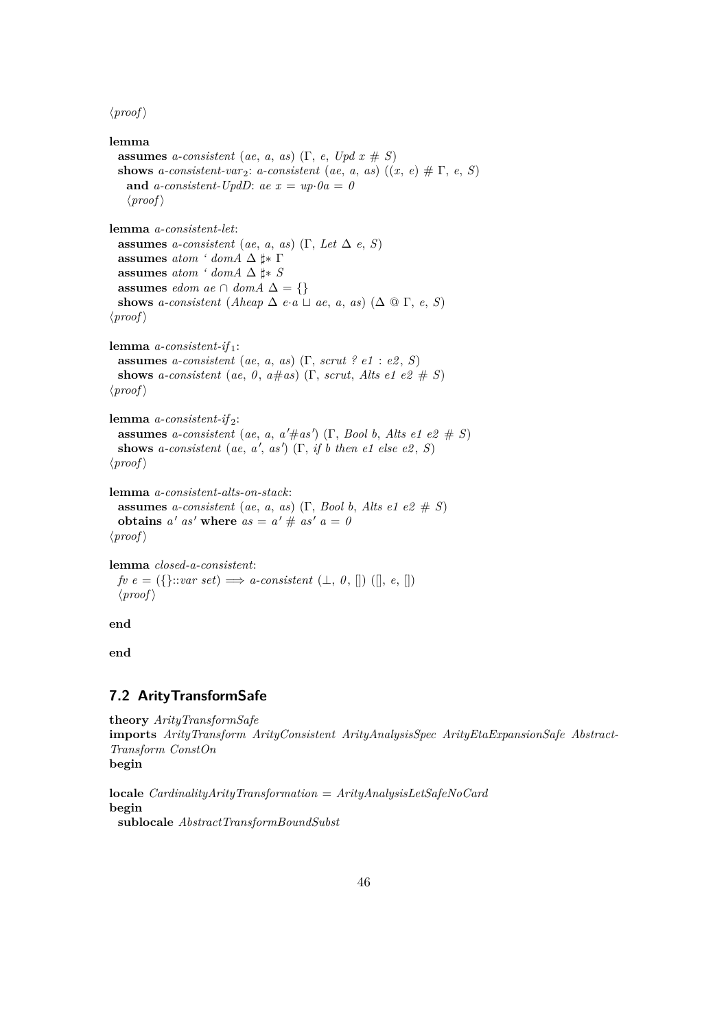⟨proof⟩

**lemma**
  **assumes** *a-consistent* (*ae*, *a*, *as*) (Γ, *e*, *Upd x* # *S*)
  **shows** *a-consistent-var*$_2$: *a-consistent* (*ae*, *a*, *as*) ((*x*, *e*) # Γ, *e*, *S*)
   **and** *a-consistent-UpdD*: *ae x* = *up*·*0a* = *0*
   ⟨proof⟩

**lemma** *a-consistent-let*:
  **assumes** *a-consistent* (*ae*, *a*, *as*) (Γ, *Let* Δ *e*, *S*)
  **assumes** *atom* ' *domA* Δ ♯* Γ
  **assumes** *atom* ' *domA* Δ ♯* *S*
  **assumes** *edom ae* ∩ *domA* Δ = {}
  **shows** *a-consistent* (*Aheap* Δ *e*·*a* ⊔ *ae*, *a*, *as*) (Δ @ Γ, *e*, *S*)
⟨proof⟩

**lemma** *a-consistent-if*$_1$:
  **assumes** *a-consistent* (*ae*, *a*, *as*) (Γ, *scrut ? e1 : e2*, *S*)
  **shows** *a-consistent* (*ae*, *0*, *a*#*as*) (Γ, *scrut*, *Alts e1 e2* # *S*)
⟨proof⟩

**lemma** *a-consistent-if*$_2$:
  **assumes** *a-consistent* (*ae*, *a*, *a'*#*as'*) (Γ, *Bool b*, *Alts e1 e2* # *S*)
  **shows** *a-consistent* (*ae*, *a'*, *as'*) (Γ, *if b then e1 else e2*, *S*)
⟨proof⟩

**lemma** *a-consistent-alts-on-stack*:
  **assumes** *a-consistent* (*ae*, *a*, *as*) (Γ, *Bool b*, *Alts e1 e2* # *S*)
  **obtains** *a' as'* **where** *as* = *a'* # *as' a* = *0*
⟨proof⟩

**lemma** *closed-a-consistent*:
  *fv e* = ({}::*var set*) ⟹ *a-consistent* (⊥, *0*, []) ([], *e*, [])
  ⟨proof⟩

**end**

**end**

## 7.2 AritylTransformSafe

**theory** *ArityTransformSafe*
**imports** *ArityTransform ArityConsistent ArityAnalysisSpec ArityEtaExpansionSafe Abstract-Transform ConstOn*
**begin**

**locale** *CardinalityArityTransformation* = *ArityAnalysisLetSafeNoCard*
**begin**
  **sublocale** *AbstractTransformBoundSubst*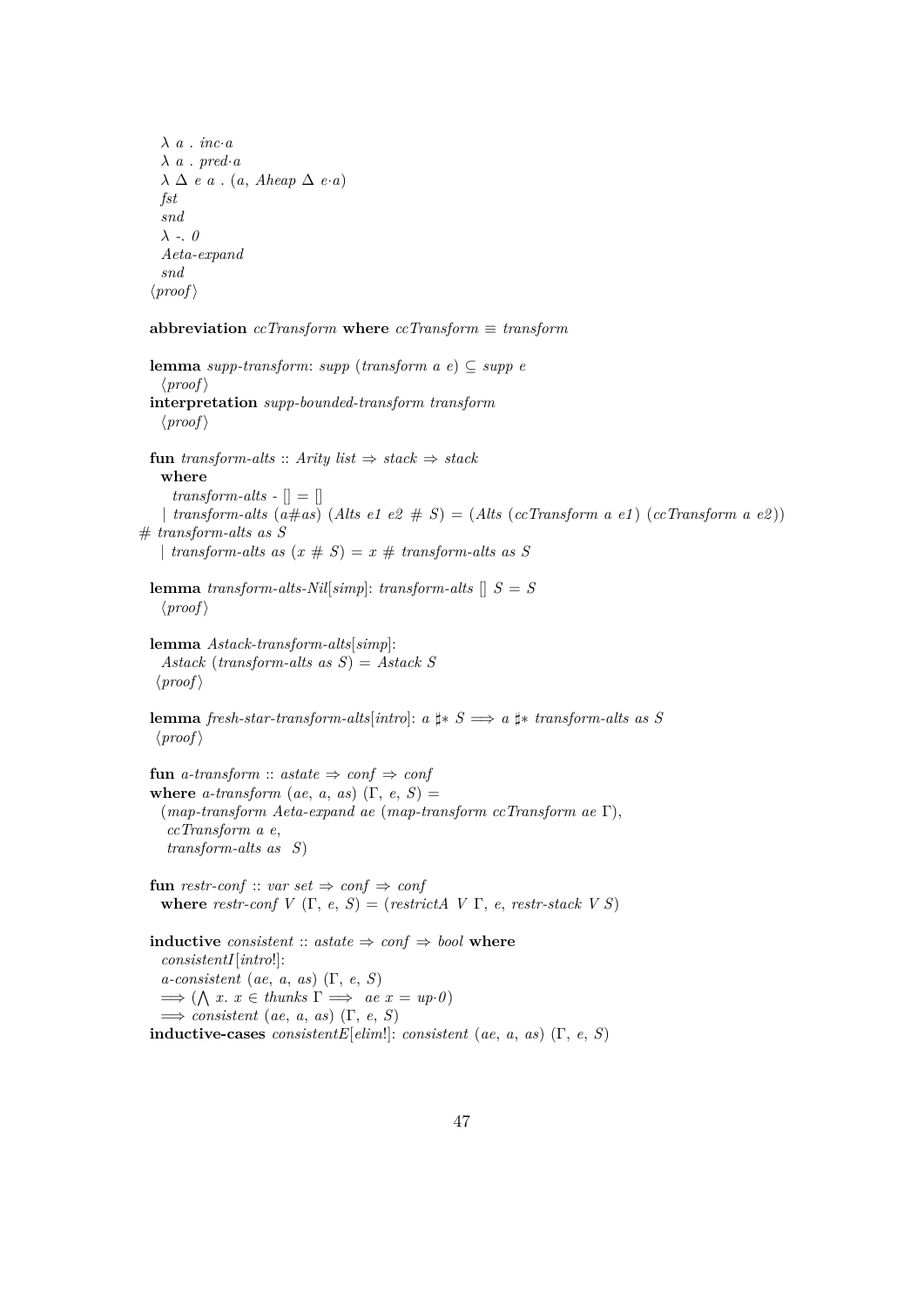```
    λ a . inc·a
    λ a . pred·a
    λ Δ e a . (a, Aheap Δ e·a)
    fst
    snd
    λ -. 0
    Aeta-expand
    snd
  ⟨proof⟩

  abbreviation ccTransform where ccTransform ≡ transform

  lemma supp-transform: supp (transform a e) ⊆ supp e
    ⟨proof⟩
  interpretation supp-bounded-transform transform
    ⟨proof⟩

  fun transform-alts :: Arity list ⇒ stack ⇒ stack
    where
      transform-alts - [] = []
    | transform-alts (a#as) (Alts e1 e2 # S) = (Alts (ccTransform a e1) (ccTransform a e2))
# transform-alts as S
    | transform-alts as (x # S) = x # transform-alts as S

  lemma transform-alts-Nil[simp]: transform-alts [] S = S
    ⟨proof⟩

  lemma Astack-transform-alts[simp]:
    Astack (transform-alts as S) = Astack S
   ⟨proof⟩

  lemma fresh-star-transform-alts[intro]: a ♯* S ⟹ a ♯* transform-alts as S
   ⟨proof⟩

  fun a-transform :: astate ⇒ conf ⇒ conf
  where a-transform (ae, a, as) (Γ, e, S) =
    (map-transform Aeta-expand ae (map-transform ccTransform ae Γ),
     ccTransform a e,
     transform-alts as  S)

  fun restr-conf :: var set ⇒ conf ⇒ conf
    where restr-conf V (Γ, e, S) = (restrictA V Γ, e, restr-stack V S)

  inductive consistent :: astate ⇒ conf ⇒ bool where
    consistentI[intro!]:
    a-consistent (ae, a, as) (Γ, e, S)
    ⟹ (⋀ x. x ∈ thunks Γ ⟹  ae x = up·0)
    ⟹ consistent (ae, a, as) (Γ, e, S)
  inductive-cases consistentE[elim!]: consistent (ae, a, as) (Γ, e, S)
```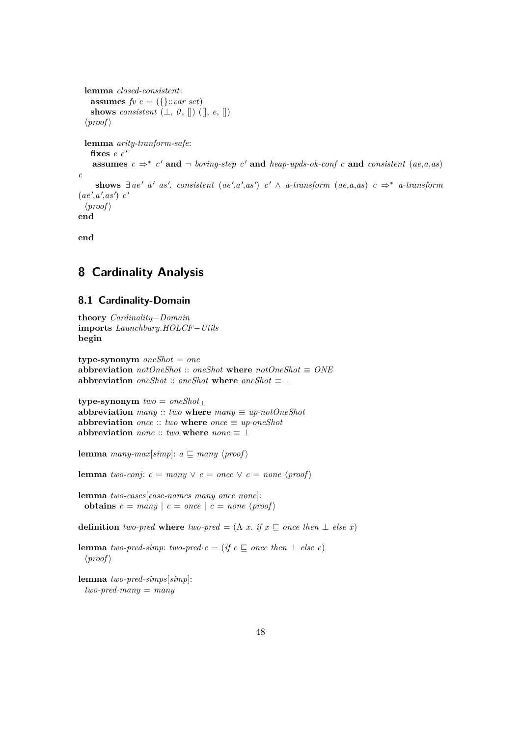**lemma** *closed-consistent*:
  **assumes** *fv e* = ({}::*var set*)
  **shows** *consistent* (⊥, *0*, []) ([], *e*, [])
⟨*proof*⟩

**lemma** *arity-tranform-safe*:
  **fixes** *c c'*
  **assumes** *c* ⇒* *c'* **and** ¬ *boring-step c'* **and** *heap-upds-ok-conf c* **and** *consistent* (*ae*,*a*,*as*) *c*
  **shows** ∃ *ae' a' as'*. *consistent* (*ae'*,*a'*,*as'*) *c'* ∧ *a-transform* (*ae*,*a*,*as*) *c* ⇒* *a-transform* (*ae'*,*a'*,*as'*) *c'*
⟨*proof*⟩
**end**

**end**

# 8 Cardinality Analysis

## 8.1 Cardinality-Domain

**theory** *Cardinality*−*Domain*
**imports** *Launchbury.HOLCF*−*Utils*
**begin**

**type-synonym** *oneShot* = *one*
**abbreviation** *notOneShot* :: *oneShot* **where** *notOneShot* ≡ *ONE*
**abbreviation** *oneShot* :: *oneShot* **where** *oneShot* ≡ ⊥

**type-synonym** *two* = $oneShot_{\bot}$
**abbreviation** *many* :: *two* **where** *many* ≡ *up·notOneShot*
**abbreviation** *once* :: *two* **where** *once* ≡ *up·oneShot*
**abbreviation** *none* :: *two* **where** *none* ≡ ⊥

**lemma** *many-max*[*simp*]: *a* ⊑ *many* ⟨*proof*⟩

**lemma** *two-conj*: *c* = *many* ∨ *c* = *once* ∨ *c* = *none* ⟨*proof*⟩

**lemma** *two-cases*[*case-names many once none*]:
  **obtains** *c* = *many* | *c* = *once* | *c* = *none* ⟨*proof*⟩

**definition** *two-pred* **where** *two-pred* = (Λ *x*. *if x* ⊑ *once then* ⊥ *else x*)

**lemma** *two-pred-simp*: *two-pred·c* = (*if c* ⊑ *once then* ⊥ *else c*)
⟨*proof*⟩

**lemma** *two-pred-simps*[*simp*]:
  *two-pred·many* = *many*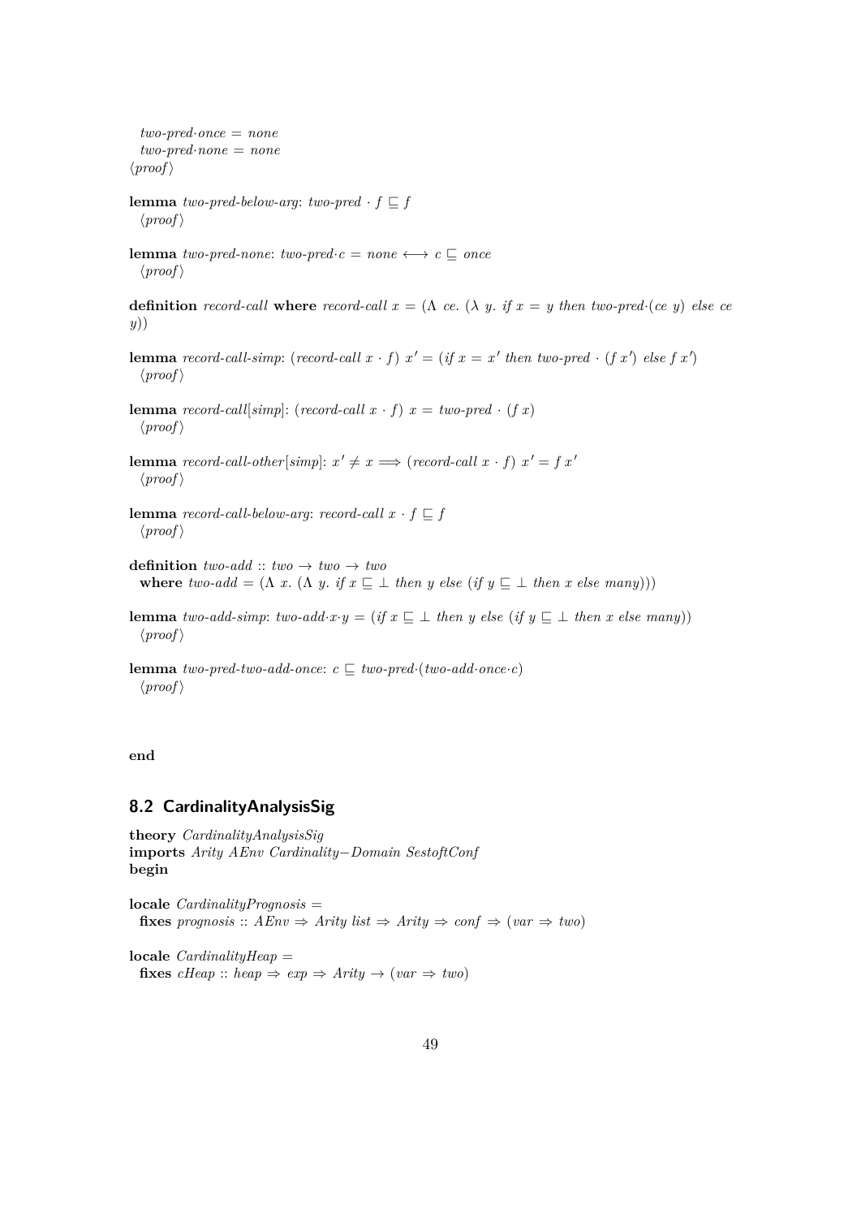*two-pred·once = none*
*two-pred·none = none*
⟨*proof*⟩

**lemma** *two-pred-below-arg*: *two-pred* · *f* ⊑ *f*
⟨*proof*⟩

**lemma** *two-pred-none*: *two-pred·c = none* ⟷ *c* ⊑ *once*
⟨*proof*⟩

**definition** *record-call* **where** *record-call x* = (Λ *ce*. (λ *y*. *if x = y then two-pred·(ce y) else ce y*))

**lemma** *record-call-simp*: (*record-call x* · *f*) *x'* = (*if x = x' then two-pred* · (*f x'*) *else f x'*)
⟨*proof*⟩

**lemma** *record-call*[*simp*]: (*record-call x* · *f*) *x* = *two-pred* · (*f x*)
⟨*proof*⟩

**lemma** *record-call-other*[*simp*]: *x'* ≠ *x* ⟹ (*record-call x* · *f*) *x'* = *f x'*
⟨*proof*⟩

**lemma** *record-call-below-arg*: *record-call x* · *f* ⊑ *f*
⟨*proof*⟩

**definition** *two-add* :: *two* → *two* → *two*
**where** *two-add* = (Λ *x*. (Λ *y*. *if x* ⊑ ⊥ *then y else* (*if y* ⊑ ⊥ *then x else many*)))

**lemma** *two-add-simp*: *two-add·x·y* = (*if x* ⊑ ⊥ *then y else* (*if y* ⊑ ⊥ *then x else many*))
⟨*proof*⟩

**lemma** *two-pred-two-add-once*: *c* ⊑ *two-pred*·(*two-add·once·c*)
⟨*proof*⟩

**end**

## 8.2 CardinalityAnalysisSig

**theory** *CardinalityAnalysisSig*
**imports** *Arity AEnv Cardinality−Domain SestoftConf*
**begin**

**locale** *CardinalityPrognosis* =
**fixes** *prognosis* :: *AEnv* ⇒ *Arity list* ⇒ *Arity* ⇒ *conf* ⇒ (*var* ⇒ *two*)

**locale** *CardinalityHeap* =
**fixes** *cHeap* :: *heap* ⇒ *exp* ⇒ *Arity* → (*var* ⇒ *two*)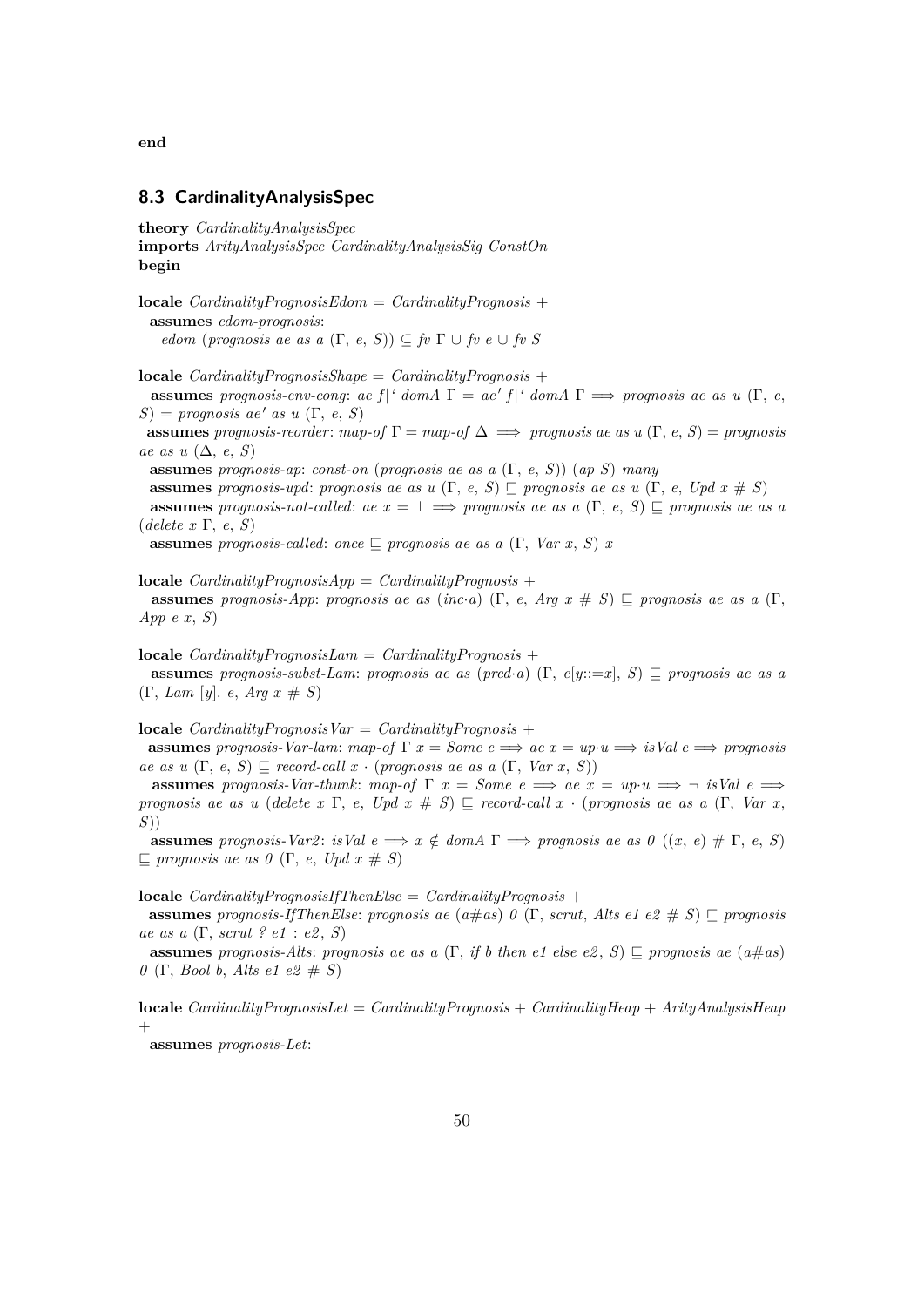**end**

## 8.3 CardinalityAnalysisSpec

**theory** *CardinalityAnalysisSpec*
**imports** *ArityAnalysisSpec CardinalityAnalysisSig ConstOn*
**begin**

**locale** *CardinalityPrognosisEdom = CardinalityPrognosis +*
  **assumes** *edom-prognosis*:
    *edom (prognosis ae as a (Γ, e, S)) ⊆ fv Γ ∪ fv e ∪ fv S*

**locale** *CardinalityPrognosisShape = CardinalityPrognosis +*
  **assumes** *prognosis-env-cong*: *ae f|‘ domA Γ = ae′ f|‘ domA Γ ⟹ prognosis ae as u (Γ, e, S) = prognosis ae′ as u (Γ, e, S)*
  **assumes** *prognosis-reorder*: *map-of Γ = map-of Δ ⟹ prognosis ae as u (Γ, e, S) = prognosis ae as u (Δ, e, S)*
  **assumes** *prognosis-ap*: *const-on (prognosis ae as a (Γ, e, S)) (ap S) many*
  **assumes** *prognosis-upd*: *prognosis ae as u (Γ, e, S) ⊑ prognosis ae as u (Γ, e, Upd x # S)*
  **assumes** *prognosis-not-called*: *ae x = ⊥ ⟹ prognosis ae as a (Γ, e, S) ⊑ prognosis ae as a (delete x Γ, e, S)*
  **assumes** *prognosis-called*: *once ⊑ prognosis ae as a (Γ, Var x, S) x*

**locale** *CardinalityPrognosisApp = CardinalityPrognosis +*
  **assumes** *prognosis-App*: *prognosis ae as (inc·a) (Γ, e, Arg x # S) ⊑ prognosis ae as a (Γ, App e x, S)*

**locale** *CardinalityPrognosisLam = CardinalityPrognosis +*
  **assumes** *prognosis-subst-Lam*: *prognosis ae as (pred·a) (Γ, e[y::=x], S) ⊑ prognosis ae as a (Γ, Lam [y]. e, Arg x # S)*

**locale** *CardinalityPrognosisVar = CardinalityPrognosis +*
  **assumes** *prognosis-Var-lam*: *map-of Γ x = Some e ⟹ ae x = up·u ⟹ isVal e ⟹ prognosis ae as u (Γ, e, S) ⊑ record-call x · (prognosis ae as a (Γ, Var x, S))*
  **assumes** *prognosis-Var-thunk*: *map-of Γ x = Some e ⟹ ae x = up·u ⟹ ¬ isVal e ⟹ prognosis ae as u (delete x Γ, e, Upd x # S) ⊑ record-call x · (prognosis ae as a (Γ, Var x, S))*
  **assumes** *prognosis-Var2*: *isVal e ⟹ x ∉ domA Γ ⟹ prognosis ae as 0 ((x, e) # Γ, e, S) ⊑ prognosis ae as 0 (Γ, e, Upd x # S)*

**locale** *CardinalityPrognosisIfThenElse = CardinalityPrognosis +*
  **assumes** *prognosis-IfThenElse*: *prognosis ae (a#as) 0 (Γ, scrut, Alts e1 e2 # S) ⊑ prognosis ae as a (Γ, scrut ? e1 : e2, S)*
  **assumes** *prognosis-Alts*: *prognosis ae as a (Γ, if b then e1 else e2, S) ⊑ prognosis ae (a#as) 0 (Γ, Bool b, Alts e1 e2 # S)*

**locale** *CardinalityPrognosisLet = CardinalityPrognosis + CardinalityHeap + ArityAnalysisHeap +*
  **assumes** *prognosis-Let*: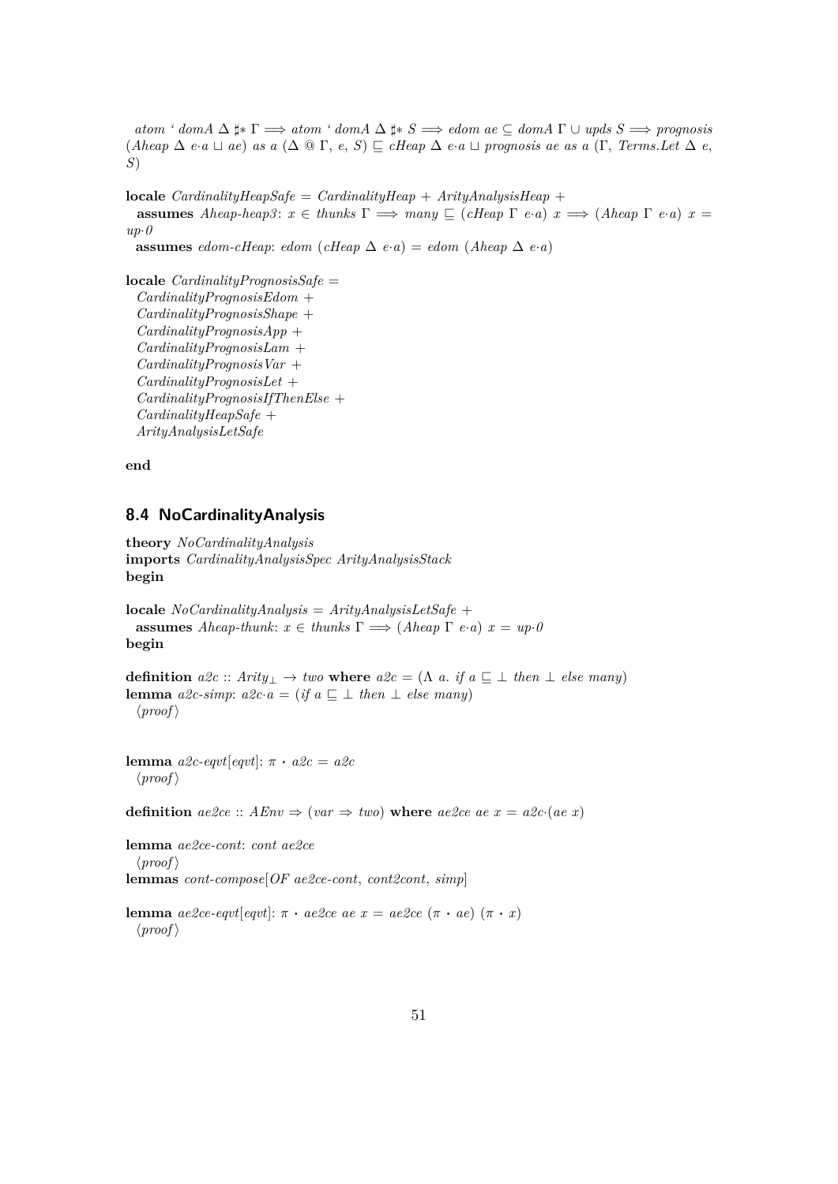*atom ' domA* Δ ♯* Γ ⟹ *atom ' domA* Δ ♯* *S* ⟹ *edom ae* ⊆ *domA* Γ ∪ *upds S* ⟹ *prognosis* (*Aheap* Δ *e·a* ⊔ *ae*) *as a* (Δ @ Γ, *e*, *S*) ⊑ *cHeap* Δ *e·a* ⊔ *prognosis ae as a* (Γ, *Terms.Let* Δ *e*, *S*)

**locale** *CardinalityHeapSafe* = *CardinalityHeap* + *ArityAnalysisHeap* +
  **assumes** *Aheap-heap3*: *x* ∈ *thunks* Γ ⟹ *many* ⊑ (*cHeap* Γ *e·a*) *x* ⟹ (*Aheap* Γ *e·a*) *x* = *up·0*
  **assumes** *edom-cHeap*: *edom* (*cHeap* Δ *e·a*) = *edom* (*Aheap* Δ *e·a*)

**locale** *CardinalityPrognosisSafe* =
  *CardinalityPrognosisEdom* +
  *CardinalityPrognosisShape* +
  *CardinalityPrognosisApp* +
  *CardinalityPrognosisLam* +
  *CardinalityPrognosisVar* +
  *CardinalityPrognosisLet* +
  *CardinalityPrognosisIfThenElse* +
  *CardinalityHeapSafe* +
  *ArityAnalysisLetSafe*

**end**

## 8.4 NoCardinalityAnalysis

**theory** *NoCardinalityAnalysis*
**imports** *CardinalityAnalysisSpec ArityAnalysisStack*
**begin**

**locale** *NoCardinalityAnalysis* = *ArityAnalysisLetSafe* +
  **assumes** *Aheap-thunk*: *x* ∈ *thunks* Γ ⟹ (*Aheap* Γ *e·a*) *x* = *up·0*
**begin**

**definition** *a2c* :: $Arity_{\bot}$ → *two* **where** *a2c* = (Λ *a. if a* ⊑ ⊥ *then* ⊥ *else many*)
**lemma** *a2c-simp*: *a2c·a* = (*if a* ⊑ ⊥ *then* ⊥ *else many*)
  ⟨*proof*⟩

**lemma** *a2c-eqvt*[*eqvt*]: π • *a2c* = *a2c*
  ⟨*proof*⟩

**definition** *ae2ce* :: *AEnv* ⇒ (*var* ⇒ *two*) **where** *ae2ce ae x* = *a2c·*(*ae x*)

**lemma** *ae2ce-cont*: *cont ae2ce*
  ⟨*proof*⟩
**lemmas** *cont-compose*[*OF ae2ce-cont*, *cont2cont*, *simp*]

**lemma** *ae2ce-eqvt*[*eqvt*]: π • *ae2ce ae x* = *ae2ce* (π • *ae*) (π • *x*)
  ⟨*proof*⟩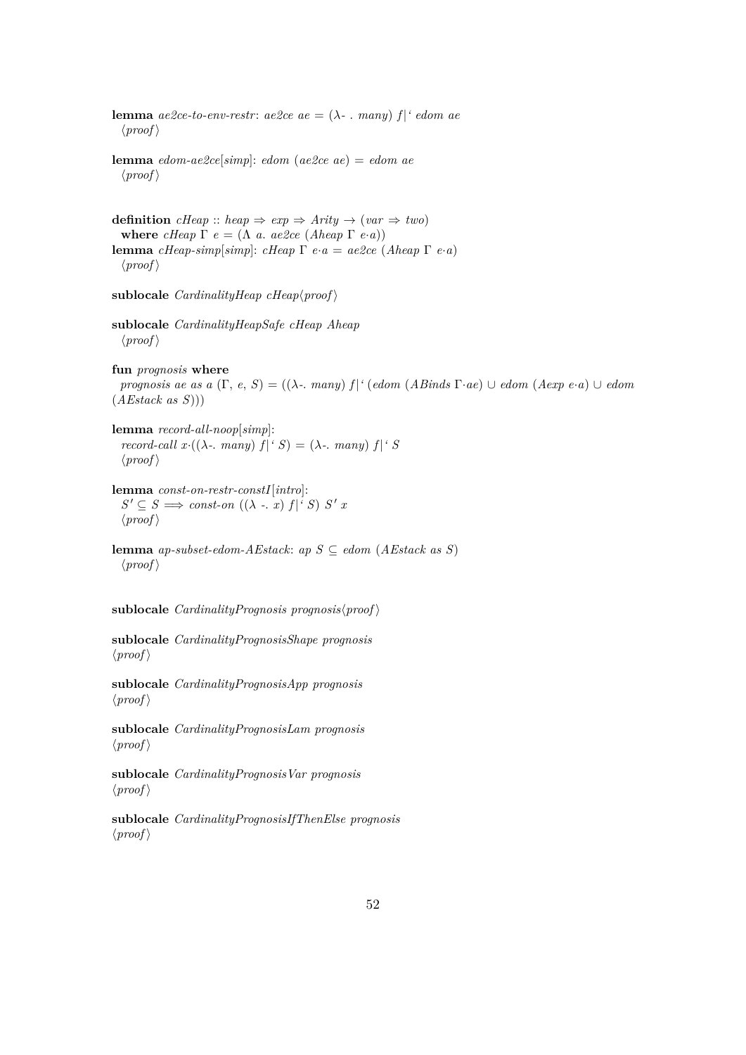**lemma** *ae2ce-to-env-restr*: *ae2ce ae* = (λ- . *many*) *f*|' *edom ae*
⟨*proof*⟩

**lemma** *edom-ae2ce*[*simp*]: *edom* (*ae2ce ae*) = *edom ae*
⟨*proof*⟩

**definition** *cHeap* :: *heap* ⇒ *exp* ⇒ *Arity* → (*var* ⇒ *two*)
**where** *cHeap* Γ *e* = (Λ *a*. *ae2ce* (*Aheap* Γ *e*·*a*))
**lemma** *cHeap-simp*[*simp*]: *cHeap* Γ *e*·*a* = *ae2ce* (*Aheap* Γ *e*·*a*)
⟨*proof*⟩

**sublocale** *CardinalityHeap cHeap*⟨*proof*⟩

**sublocale** *CardinalityHeapSafe cHeap Aheap*
⟨*proof*⟩

**fun** *prognosis* **where**
*prognosis ae as a* (Γ, *e*, *S*) = ((λ-. *many*) *f*|' (*edom* (*ABinds* Γ·*ae*) ∪ *edom* (*Aexp e*·*a*) ∪ *edom* (*AEstack as S*)))

**lemma** *record-all-noop*[*simp*]:
*record-call x*·((λ-. *many*) *f*|' *S*) = (λ-. *many*) *f*|' *S*
⟨*proof*⟩

**lemma** *const-on-restr-constI*[*intro*]:
*S'* ⊆ *S* ⟹ *const-on* ((λ -. *x*) *f*|' *S*) *S' x*
⟨*proof*⟩

**lemma** *ap-subset-edom-AEstack*: *ap S* ⊆ *edom* (*AEstack as S*)
⟨*proof*⟩

**sublocale** *CardinalityPrognosis prognosis*⟨*proof*⟩

**sublocale** *CardinalityPrognosisShape prognosis*
⟨*proof*⟩

**sublocale** *CardinalityPrognosisApp prognosis*
⟨*proof*⟩

**sublocale** *CardinalityPrognosisLam prognosis*
⟨*proof*⟩

**sublocale** *CardinalityPrognosisVar prognosis*
⟨*proof*⟩

**sublocale** *CardinalityPrognosisIfThenElse prognosis*
⟨*proof*⟩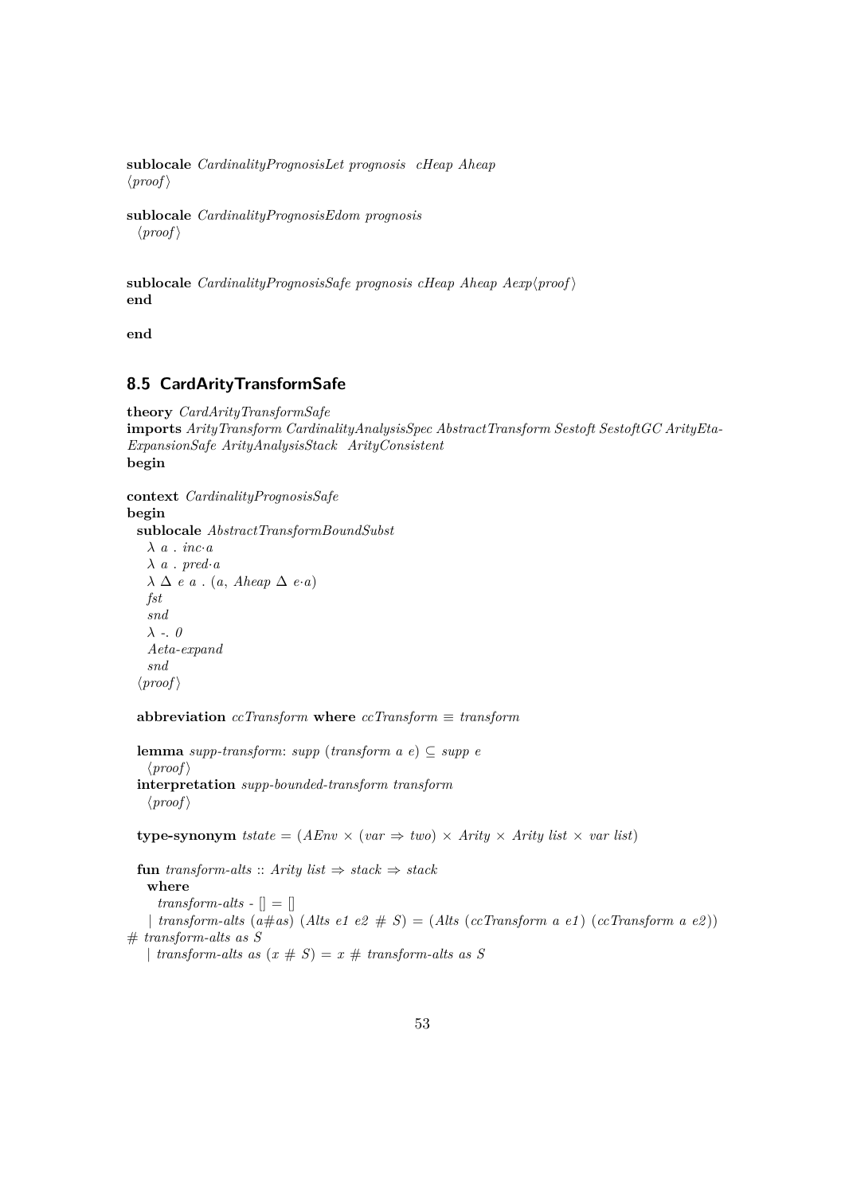**sublocale** *CardinalityPrognosisLet prognosis cHeap Aheap*
⟨*proof*⟩

**sublocale** *CardinalityPrognosisEdom prognosis*
⟨*proof*⟩

**sublocale** *CardinalityPrognosisSafe prognosis cHeap Aheap Aexp*⟨*proof*⟩
**end**

**end**

## 8.5 CardArityTransformSafe

**theory** *CardArityTransformSafe*
**imports** *ArityTransform CardinalityAnalysisSpec AbstractTransform Sestoft SestoftGC ArityEta-ExpansionSafe ArityAnalysisStack ArityConsistent*
**begin**

**context** *CardinalityPrognosisSafe*
**begin**
**sublocale** *AbstractTransformBoundSubst*
*λ a . inc·a*
*λ a . pred·a*
*λ Δ e a . (a, Aheap Δ e·a)*
*fst*
*snd*
*λ -. 0*
*Aeta-expand*
*snd*
⟨*proof*⟩

**abbreviation** *ccTransform* **where** *ccTransform ≡ transform*

**lemma** *supp-transform*: *supp (transform a e) ⊆ supp e*
⟨*proof*⟩
**interpretation** *supp-bounded-transform transform*
⟨*proof*⟩

**type-synonym** *tstate = (AEnv × (var ⇒ two) × Arity × Arity list × var list)*

**fun** *transform-alts* :: *Arity list ⇒ stack ⇒ stack*
**where**
*transform-alts - [] = []*
| *transform-alts (a#as) (Alts e1 e2 # S) = (Alts (ccTransform a e1) (ccTransform a e2)) # transform-alts as S*
| *transform-alts as (x # S) = x # transform-alts as S*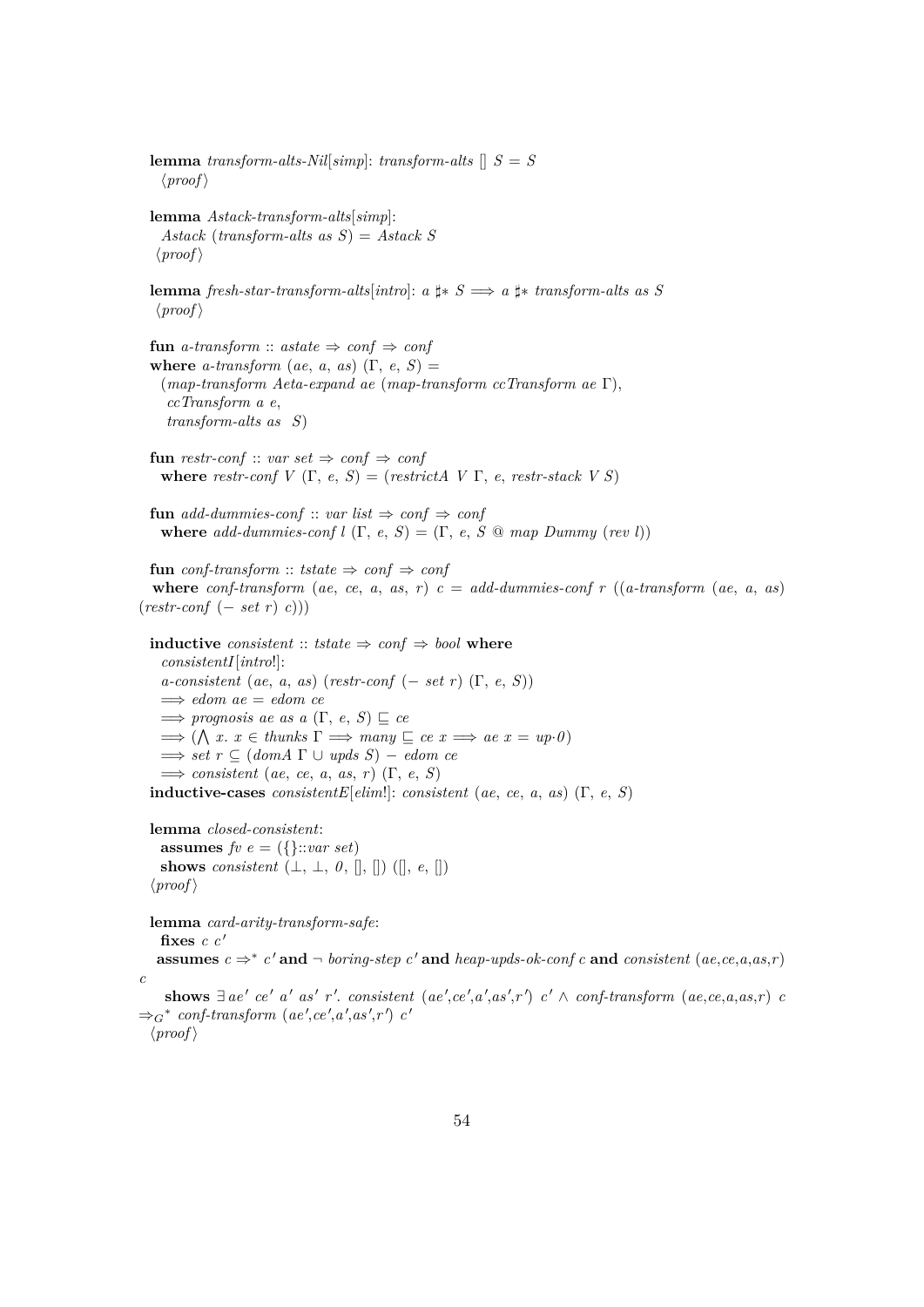**lemma** *transform-alts-Nil*[*simp*]: *transform-alts* [] *S* = *S*
⟨*proof*⟩

**lemma** *Astack-transform-alts*[*simp*]:
*Astack* (*transform-alts as S*) = *Astack S*
⟨*proof*⟩

**lemma** *fresh-star-transform-alts*[*intro*]: *a* ♯∗ *S* ⟹ *a* ♯∗ *transform-alts as S*
⟨*proof*⟩

**fun** *a-transform* :: *astate* ⇒ *conf* ⇒ *conf*
**where** *a-transform* (*ae*, *a*, *as*) (Γ, *e*, *S*) =
(*map-transform Aeta-expand ae* (*map-transform ccTransform ae* Γ),
*ccTransform a e*,
*transform-alts as S*)

**fun** *restr-conf* :: *var set* ⇒ *conf* ⇒ *conf*
**where** *restr-conf V* (Γ, *e*, *S*) = (*restrictA V* Γ, *e*, *restr-stack V S*)

**fun** *add-dummies-conf* :: *var list* ⇒ *conf* ⇒ *conf*
**where** *add-dummies-conf l* (Γ, *e*, *S*) = (Γ, *e*, *S* @ *map Dummy* (*rev l*))

**fun** *conf-transform* :: *tstate* ⇒ *conf* ⇒ *conf*
**where** *conf-transform* (*ae*, *ce*, *a*, *as*, *r*) *c* = *add-dummies-conf r* ((*a-transform* (*ae*, *a*, *as*) (*restr-conf* (− *set r*) *c*)))

**inductive** *consistent* :: *tstate* ⇒ *conf* ⇒ *bool* **where**
*consistentI*[*intro*!]:
*a-consistent* (*ae*, *a*, *as*) (*restr-conf* (− *set r*) (Γ, *e*, *S*))
⟹ *edom ae* = *edom ce*
⟹ *prognosis ae as a* (Γ, *e*, *S*) ⊑ *ce*
⟹ (⋀ *x*. *x* ∈ *thunks* Γ ⟹ *many* ⊑ *ce x* ⟹ *ae x* = *up*·*0*)
⟹ *set r* ⊆ (*domA* Γ ∪ *upds S*) − *edom ce*
⟹ *consistent* (*ae*, *ce*, *a*, *as*, *r*) (Γ, *e*, *S*)
**inductive-cases** *consistentE*[*elim*!]: *consistent* (*ae*, *ce*, *a*, *as*) (Γ, *e*, *S*)

**lemma** *closed-consistent*:
**assumes** *fv e* = ({}::*var set*)
**shows** *consistent* (⊥, ⊥, *0*, [], []) ([], *e*, [])
⟨*proof*⟩

**lemma** *card-arity-transform-safe*:
**fixes** *c c'*
**assumes** *c* ⇒∗ *c'* **and** ¬ *boring-step c'* **and** *heap-upds-ok-conf c* **and** *consistent* (*ae*,*ce*,*a*,*as*,*r*) *c*
**shows** ∃ *ae' ce' a' as' r'*. *consistent* (*ae'*,*ce'*,*a'*,*as'*,*r'*) *c'* ∧ *conf-transform* (*ae*,*ce*,*a*,*as*,*r*) *c* $\Rightarrow_G{}^*$ *conf-transform* (*ae'*,*ce'*,*a'*,*as'*,*r'*) *c'*
⟨*proof*⟩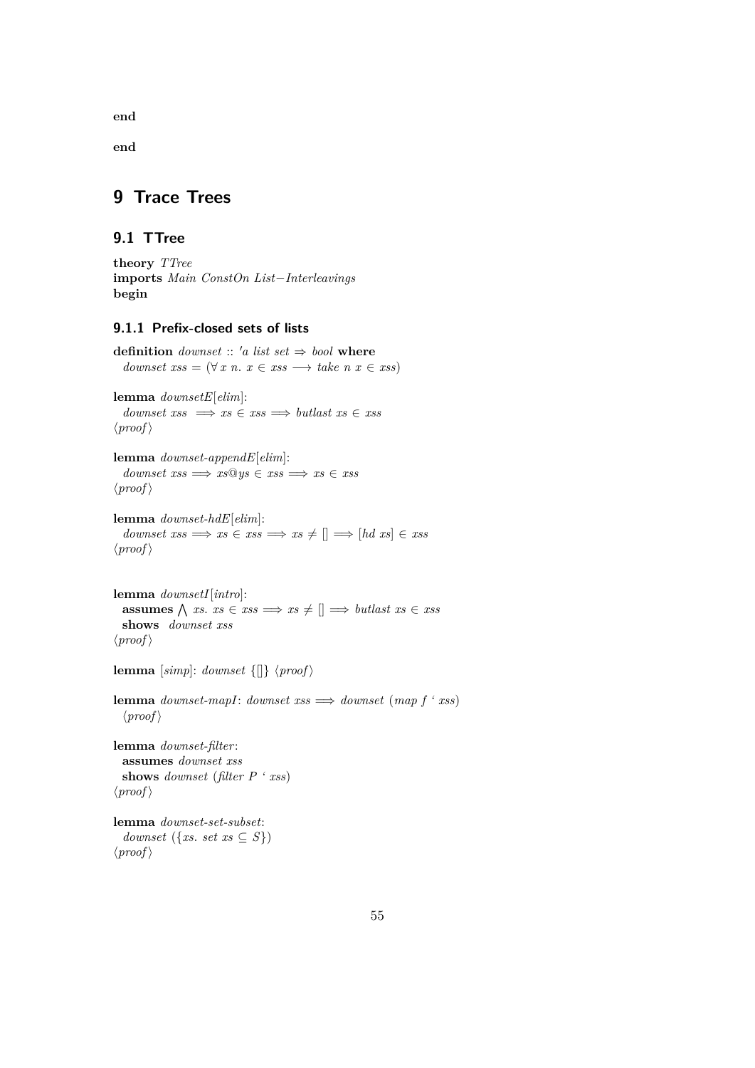**end**

**end**

# 9 Trace Trees

## 9.1 TTree

**theory** *TTree*
**imports** *Main ConstOn List−Interleavings*
**begin**

### 9.1.1 Prefix-closed sets of lists

**definition** *downset* :: *'a list set* ⇒ *bool* **where**
  *downset xss* = (∀ *x n*. *x* ∈ *xss* ⟶ *take n x* ∈ *xss*)

**lemma** *downsetE*[*elim*]:
  *downset xss* ⟹ *xs* ∈ *xss* ⟹ *butlast xs* ∈ *xss*
⟨*proof*⟩

**lemma** *downset-appendE*[*elim*]:
  *downset xss* ⟹ *xs*@*ys* ∈ *xss* ⟹ *xs* ∈ *xss*
⟨*proof*⟩

**lemma** *downset-hdE*[*elim*]:
  *downset xss* ⟹ *xs* ∈ *xss* ⟹ *xs* ≠ [] ⟹ [*hd xs*] ∈ *xss*
⟨*proof*⟩

**lemma** *downsetI*[*intro*]:
  **assumes** ⋀ *xs*. *xs* ∈ *xss* ⟹ *xs* ≠ [] ⟹ *butlast xs* ∈ *xss*
  **shows** *downset xss*
⟨*proof*⟩

**lemma** [*simp*]: *downset* {[]} ⟨*proof*⟩

**lemma** *downset-mapI*: *downset xss* ⟹ *downset* (*map f* ' *xss*)
  ⟨*proof*⟩

**lemma** *downset-filter*:
  **assumes** *downset xss*
  **shows** *downset* (*filter P* ' *xss*)
⟨*proof*⟩

**lemma** *downset-set-subset*:
  *downset* ({*xs*. *set xs* ⊆ *S*})
⟨*proof*⟩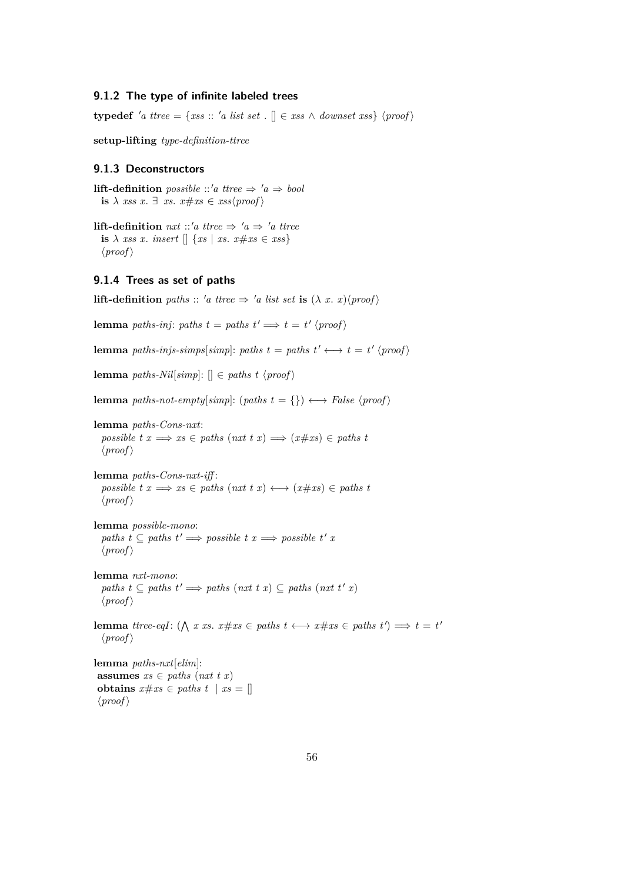### 9.1.2 The type of infinite labeled trees

**typedef** $'a\ ttree = \{xss :: 'a\ list\ set\ .\ [] \in xss \wedge downset\ xss\}$ ⟨*proof*⟩

**setup-lifting** *type-definition-ttree*

### 9.1.3 Deconstructors

**lift-definition** $possible :: 'a\ ttree \Rightarrow 'a \Rightarrow bool$
  **is** $\lambda\ xss\ x.\ \exists\ xs.\ x\#xs \in xss$⟨*proof*⟩

**lift-definition** $nxt :: 'a\ ttree \Rightarrow 'a \Rightarrow 'a\ ttree$
  **is** $\lambda\ xss\ x.\ insert\ []\ \{xs \mid xs.\ x\#xs \in xss\}$
  ⟨*proof*⟩

### 9.1.4 Trees as set of paths

**lift-definition** $paths :: 'a\ ttree \Rightarrow 'a\ list\ set$ **is** $(\lambda\ x.\ x)$⟨*proof*⟩

**lemma** *paths-inj*: $paths\ t = paths\ t' \Longrightarrow t = t'$ ⟨*proof*⟩

**lemma** *paths-injs-simps*[*simp*]: $paths\ t = paths\ t' \longleftrightarrow t = t'$ ⟨*proof*⟩

**lemma** *paths-Nil*[*simp*]: $[] \in paths\ t$ ⟨*proof*⟩

**lemma** *paths-not-empty*[*simp*]: $(paths\ t = \{\}) \longleftrightarrow False$ ⟨*proof*⟩

**lemma** *paths-Cons-nxt*:
  $possible\ t\ x \Longrightarrow xs \in paths\ (nxt\ t\ x) \Longrightarrow (x\#xs) \in paths\ t$
  ⟨*proof*⟩

**lemma** *paths-Cons-nxt-iff*:
  $possible\ t\ x \Longrightarrow xs \in paths\ (nxt\ t\ x) \longleftrightarrow (x\#xs) \in paths\ t$
  ⟨*proof*⟩

**lemma** *possible-mono*:
  $paths\ t \subseteq paths\ t' \Longrightarrow possible\ t\ x \Longrightarrow possible\ t'\ x$
  ⟨*proof*⟩

**lemma** *nxt-mono*:
  $paths\ t \subseteq paths\ t' \Longrightarrow paths\ (nxt\ t\ x) \subseteq paths\ (nxt\ t'\ x)$
  ⟨*proof*⟩

**lemma** *ttree-eqI*: $(\bigwedge\ x\ xs.\ x\#xs \in paths\ t \longleftrightarrow x\#xs \in paths\ t') \Longrightarrow t = t'$
  ⟨*proof*⟩

**lemma** *paths-nxt*[*elim*]:
 **assumes** $xs \in paths\ (nxt\ t\ x)$
 **obtains** $x\#xs \in paths\ t \mid xs = []$
 ⟨*proof*⟩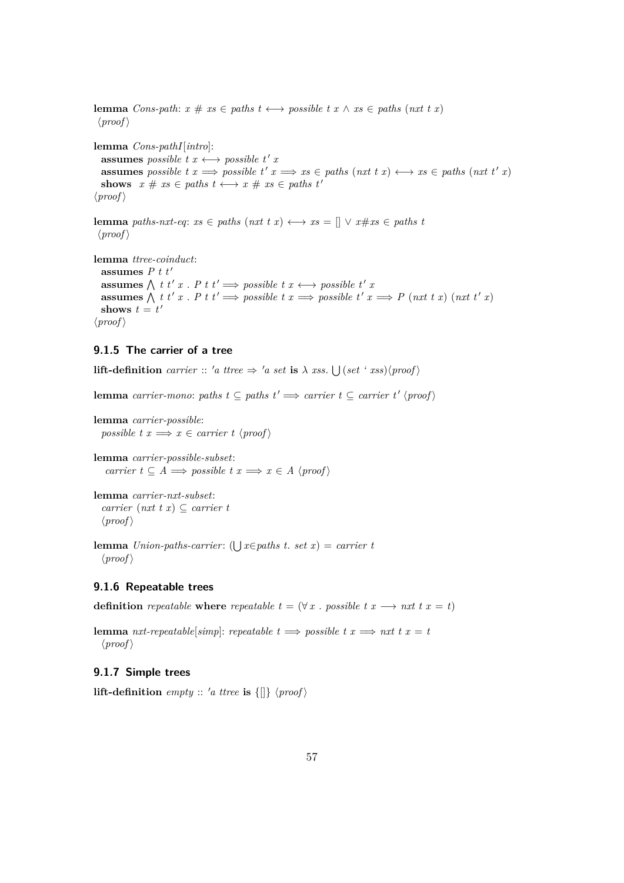**lemma** *Cons-path*: $x \# xs \in paths\ t \longleftrightarrow possible\ t\ x \wedge xs \in paths\ (nxt\ t\ x)$
⟨*proof*⟩

**lemma** *Cons-pathI*[*intro*]:
  **assumes** $possible\ t\ x \longleftrightarrow possible\ t'\ x$
  **assumes** $possible\ t\ x \Longrightarrow possible\ t'\ x \Longrightarrow xs \in paths\ (nxt\ t\ x) \longleftrightarrow xs \in paths\ (nxt\ t'\ x)$
  **shows** $x \# xs \in paths\ t \longleftrightarrow x \# xs \in paths\ t'$
⟨*proof*⟩

**lemma** *paths-nxt-eq*: $xs \in paths\ (nxt\ t\ x) \longleftrightarrow xs = [] \vee x\#xs \in paths\ t$
⟨*proof*⟩

**lemma** *ttree-coinduct*:
  **assumes** $P\ t\ t'$
  **assumes** $\bigwedge\ t\ t'\ x\ .\ P\ t\ t' \Longrightarrow possible\ t\ x \longleftrightarrow possible\ t'\ x$
  **assumes** $\bigwedge\ t\ t'\ x\ .\ P\ t\ t' \Longrightarrow possible\ t\ x \Longrightarrow possible\ t'\ x \Longrightarrow P\ (nxt\ t\ x)\ (nxt\ t'\ x)$
  **shows** $t = t'$
⟨*proof*⟩

### 9.1.5 The carrier of a tree

**lift-definition** *carrier* :: *'a ttree* ⇒ *'a set* **is** $\lambda\ xss.\ \bigcup(set\ `\ xss)$⟨*proof*⟩

**lemma** *carrier-mono*: $paths\ t \subseteq paths\ t' \Longrightarrow carrier\ t \subseteq carrier\ t'$ ⟨*proof*⟩

**lemma** *carrier-possible*:
  $possible\ t\ x \Longrightarrow x \in carrier\ t$ ⟨*proof*⟩

**lemma** *carrier-possible-subset*:
  $carrier\ t \subseteq A \Longrightarrow possible\ t\ x \Longrightarrow x \in A$ ⟨*proof*⟩

**lemma** *carrier-nxt-subset*:
  $carrier\ (nxt\ t\ x) \subseteq carrier\ t$
  ⟨*proof*⟩

**lemma** *Union-paths-carrier*: $(\bigcup x{\in}paths\ t.\ set\ x) = carrier\ t$
  ⟨*proof*⟩

### 9.1.6 Repeatable trees

**definition** *repeatable* **where** $repeatable\ t = (\forall\ x\ .\ possible\ t\ x \longrightarrow nxt\ t\ x = t)$

**lemma** *nxt-repeatable*[*simp*]: $repeatable\ t \Longrightarrow possible\ t\ x \Longrightarrow nxt\ t\ x = t$
  ⟨*proof*⟩

### 9.1.7 Simple trees

**lift-definition** *empty* :: *'a ttree* **is** $\{[]\}$ ⟨*proof*⟩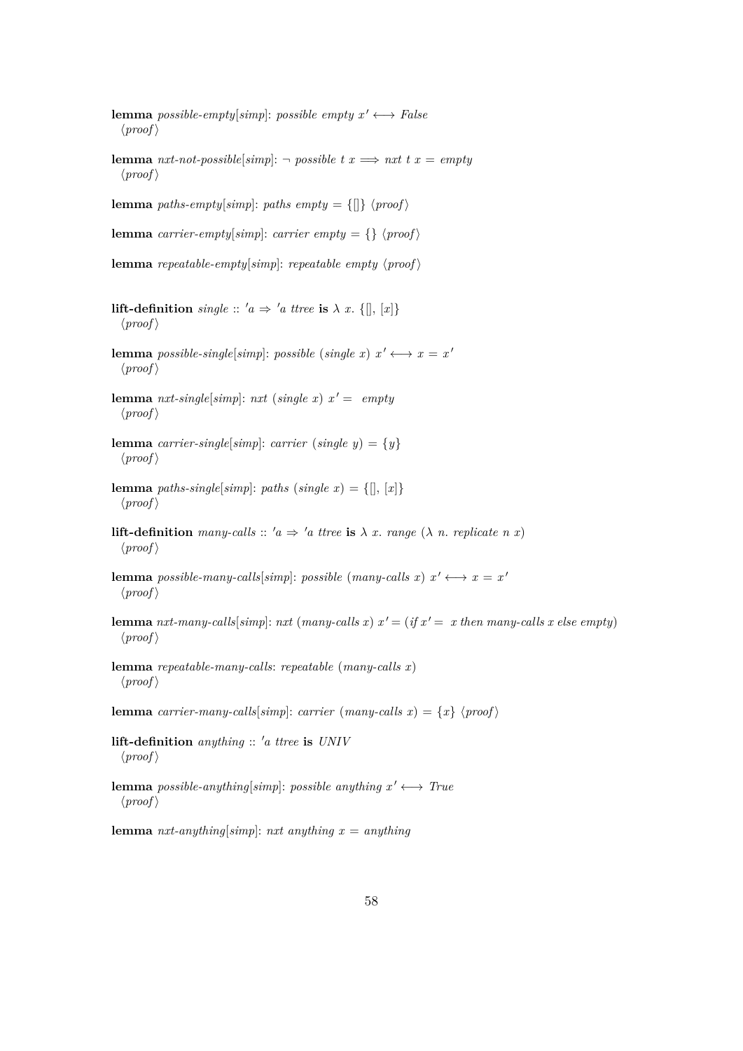**lemma** *possible-empty*[*simp*]: *possible empty* $x' \longleftrightarrow$ *False*
⟨*proof*⟩

**lemma** *nxt-not-possible*[*simp*]: $\neg$ *possible t x* $\Longrightarrow$ *nxt t x* = *empty*
⟨*proof*⟩

**lemma** *paths-empty*[*simp*]: *paths empty* = {[]} ⟨*proof*⟩

**lemma** *carrier-empty*[*simp*]: *carrier empty* = {} ⟨*proof*⟩

**lemma** *repeatable-empty*[*simp*]: *repeatable empty* ⟨*proof*⟩

**lift-definition** *single* :: $'a \Rightarrow 'a$ *ttree* **is** $\lambda$ *x*. {[], [*x*]}
⟨*proof*⟩

**lemma** *possible-single*[*simp*]: *possible* (*single x*) $x' \longleftrightarrow x = x'$
⟨*proof*⟩

**lemma** *nxt-single*[*simp*]: *nxt* (*single x*) $x'$ = *empty*
⟨*proof*⟩

**lemma** *carrier-single*[*simp*]: *carrier* (*single y*) = {*y*}
⟨*proof*⟩

**lemma** *paths-single*[*simp*]: *paths* (*single x*) = {[], [*x*]}
⟨*proof*⟩

**lift-definition** *many-calls* :: $'a \Rightarrow 'a$ *ttree* **is** $\lambda$ *x*. *range* ($\lambda$ *n*. *replicate n x*)
⟨*proof*⟩

**lemma** *possible-many-calls*[*simp*]: *possible* (*many-calls x*) $x' \longleftrightarrow x = x'$
⟨*proof*⟩

**lemma** *nxt-many-calls*[*simp*]: *nxt* (*many-calls x*) $x'$ = (*if* $x'$ = *x then many-calls x else empty*)
⟨*proof*⟩

**lemma** *repeatable-many-calls*: *repeatable* (*many-calls x*)
⟨*proof*⟩

**lemma** *carrier-many-calls*[*simp*]: *carrier* (*many-calls x*) = {*x*} ⟨*proof*⟩

**lift-definition** *anything* :: $'a$ *ttree* **is** *UNIV*
⟨*proof*⟩

**lemma** *possible-anything*[*simp*]: *possible anything* $x' \longleftrightarrow$ *True*
⟨*proof*⟩

**lemma** *nxt-anything*[*simp*]: *nxt anything x* = *anything*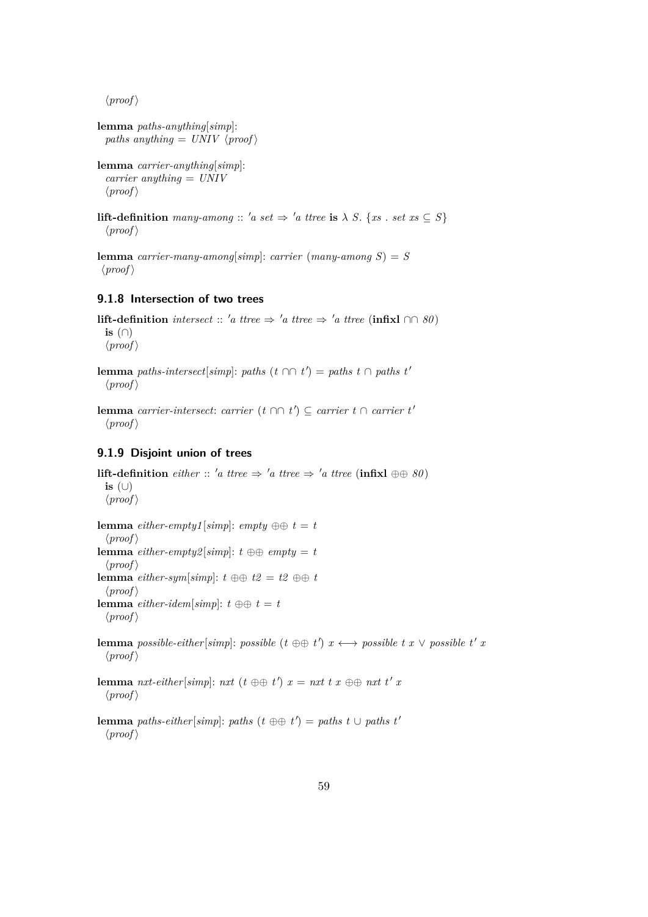⟨*proof*⟩

**lemma** *paths-anything*[*simp*]:
  *paths anything* = *UNIV* ⟨*proof*⟩

**lemma** *carrier-anything*[*simp*]:
  *carrier anything* = *UNIV*
  ⟨*proof*⟩

**lift-definition** *many-among* :: $'a$ *set* ⇒ $'a$ *ttree* **is** λ *S*. {*xs* . *set xs* ⊆ *S*}
  ⟨*proof*⟩

**lemma** *carrier-many-among*[*simp*]: *carrier* (*many-among S*) = *S*
 ⟨*proof*⟩

### 9.1.8 Intersection of two trees

**lift-definition** *intersect* :: $'a$ *ttree* ⇒ $'a$ *ttree* ⇒ $'a$ *ttree* (**infixl** ∩∩ *80*)
  **is** (∩)
  ⟨*proof*⟩

**lemma** *paths-intersect*[*simp*]: *paths* (*t* ∩∩ *t'*) = *paths t* ∩ *paths t'*
  ⟨*proof*⟩

**lemma** *carrier-intersect*: *carrier* (*t* ∩∩ *t'*) ⊆ *carrier t* ∩ *carrier t'*
  ⟨*proof*⟩

### 9.1.9 Disjoint union of trees

**lift-definition** *either* :: $'a$ *ttree* ⇒ $'a$ *ttree* ⇒ $'a$ *ttree* (**infixl** ⊕⊕ *80*)
  **is** (∪)
  ⟨*proof*⟩

**lemma** *either-empty1*[*simp*]: *empty* ⊕⊕ *t* = *t*
  ⟨*proof*⟩
**lemma** *either-empty2*[*simp*]: *t* ⊕⊕ *empty* = *t*
  ⟨*proof*⟩
**lemma** *either-sym*[*simp*]: *t* ⊕⊕ *t2* = *t2* ⊕⊕ *t*
  ⟨*proof*⟩
**lemma** *either-idem*[*simp*]: *t* ⊕⊕ *t* = *t*
  ⟨*proof*⟩

**lemma** *possible-either*[*simp*]: *possible* (*t* ⊕⊕ *t'*) *x* ⟷ *possible t x* ∨ *possible t' x*
  ⟨*proof*⟩

**lemma** *nxt-either*[*simp*]: *nxt* (*t* ⊕⊕ *t'*) *x* = *nxt t x* ⊕⊕ *nxt t' x*
  ⟨*proof*⟩

**lemma** *paths-either*[*simp*]: *paths* (*t* ⊕⊕ *t'*) = *paths t* ∪ *paths t'*
  ⟨*proof*⟩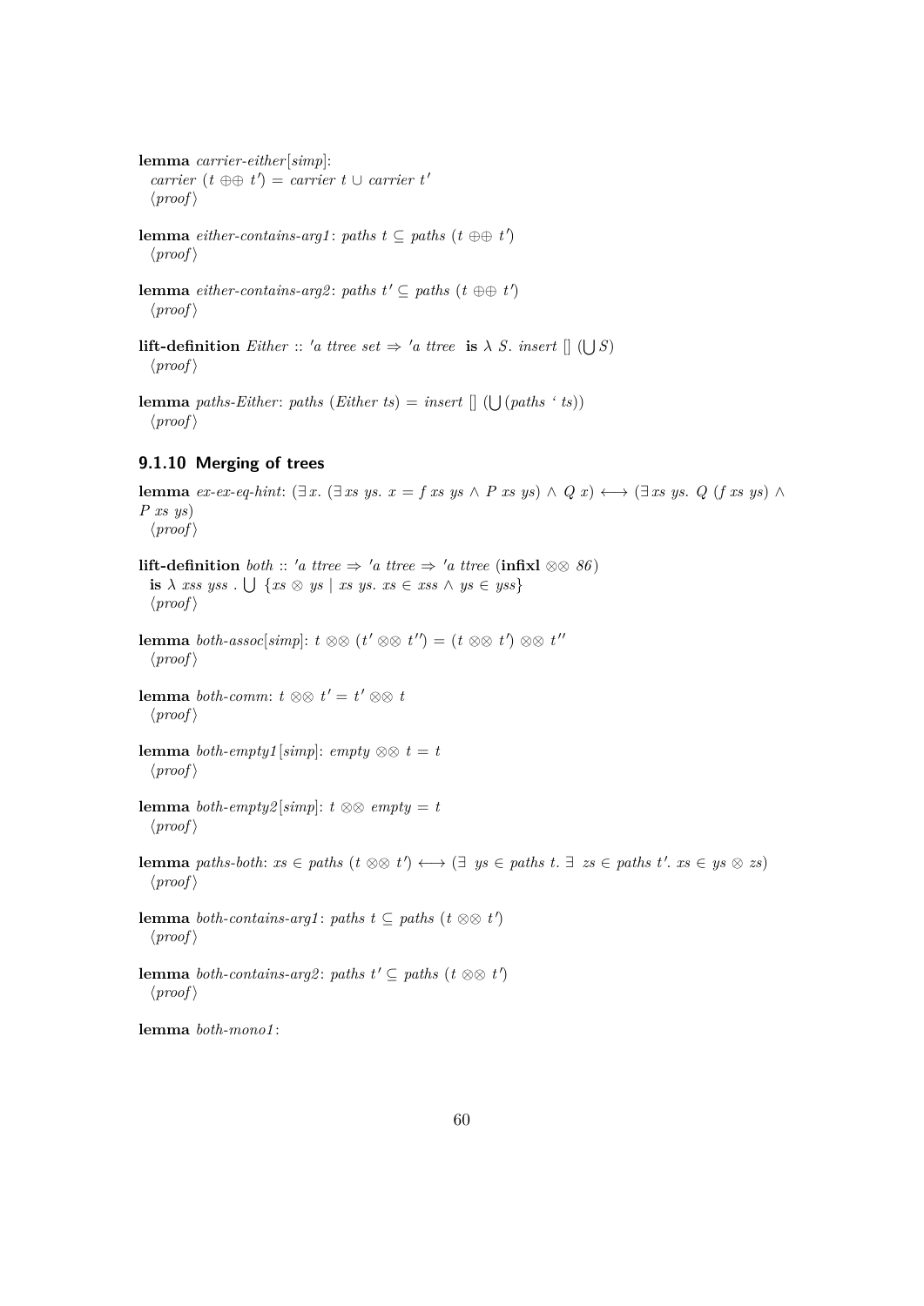**lemma** *carrier-either*[*simp*]:
  *carrier* ($t$ ⊕⊕ $t'$) = *carrier* $t$ ∪ *carrier* $t'$
  ⟨*proof*⟩

**lemma** *either-contains-arg1*: *paths* $t$ ⊆ *paths* ($t$ ⊕⊕ $t'$)
  ⟨*proof*⟩

**lemma** *either-contains-arg2*: *paths* $t'$ ⊆ *paths* ($t$ ⊕⊕ $t'$)
  ⟨*proof*⟩

**lift-definition** *Either* :: *'a ttree set* ⇒ *'a ttree* **is** λ *S*. *insert* [] (⋃ *S*)
  ⟨*proof*⟩

**lemma** *paths-Either*: *paths* (*Either ts*) = *insert* [] (⋃ (*paths* ' *ts*))
  ⟨*proof*⟩

### 9.1.10 Merging of trees

**lemma** *ex-ex-eq-hint*: (∃ *x*. (∃ *xs ys*. *x* = *f xs ys* ∧ *P xs ys*) ∧ *Q x*) ⟷ (∃ *xs ys*. *Q* (*f xs ys*) ∧ *P xs ys*)
  ⟨*proof*⟩

**lift-definition** *both* :: *'a ttree* ⇒ *'a ttree* ⇒ *'a ttree* (**infixl** ⊗⊗ *86*)
  **is** λ *xss yss* . ⋃ {*xs* ⊗ *ys* | *xs ys*. *xs* ∈ *xss* ∧ *ys* ∈ *yss*}
  ⟨*proof*⟩

**lemma** *both-assoc*[*simp*]: $t$ ⊗⊗ ($t'$ ⊗⊗ $t''$) = ($t$ ⊗⊗ $t'$) ⊗⊗ $t''$
  ⟨*proof*⟩

**lemma** *both-comm*: $t$ ⊗⊗ $t'$ = $t'$ ⊗⊗ $t$
  ⟨*proof*⟩

**lemma** *both-empty1*[*simp*]: *empty* ⊗⊗ $t$ = $t$
  ⟨*proof*⟩

**lemma** *both-empty2*[*simp*]: $t$ ⊗⊗ *empty* = $t$
  ⟨*proof*⟩

**lemma** *paths-both*: *xs* ∈ *paths* ($t$ ⊗⊗ $t'$) ⟷ (∃ *ys* ∈ *paths* $t$. ∃ *zs* ∈ *paths* $t'$. *xs* ∈ *ys* ⊗ *zs*)
  ⟨*proof*⟩

**lemma** *both-contains-arg1*: *paths* $t$ ⊆ *paths* ($t$ ⊗⊗ $t'$)
  ⟨*proof*⟩

**lemma** *both-contains-arg2*: *paths* $t'$ ⊆ *paths* ($t$ ⊗⊗ $t'$)
  ⟨*proof*⟩

**lemma** *both-mono1*: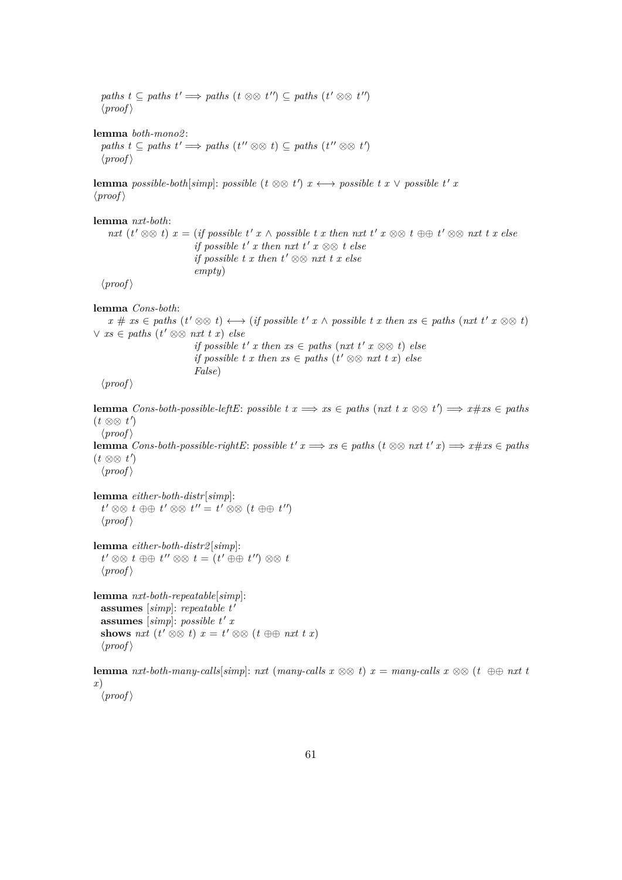*paths t* ⊆ *paths t'* ⟹ *paths* (*t* ⊗⊗ *t''*) ⊆ *paths* (*t'* ⊗⊗ *t''*)
⟨*proof*⟩

**lemma** *both-mono2*:
*paths t* ⊆ *paths t'* ⟹ *paths* (*t''* ⊗⊗ *t*) ⊆ *paths* (*t''* ⊗⊗ *t'*)
⟨*proof*⟩

**lemma** *possible-both*[*simp*]: *possible* (*t* ⊗⊗ *t'*) *x* ⟷ *possible t x* ∨ *possible t' x*
⟨*proof*⟩

**lemma** *nxt-both*:
*nxt* (*t'* ⊗⊗ *t*) *x* = (*if possible t' x* ∧ *possible t x then nxt t' x* ⊗⊗ *t* ⊕⊕ *t'* ⊗⊗ *nxt t x else*
*if possible t' x then nxt t' x* ⊗⊗ *t else*
*if possible t x then t'* ⊗⊗ *nxt t x else*
*empty*)
⟨*proof*⟩

**lemma** *Cons-both*:
*x* # *xs* ∈ *paths* (*t'* ⊗⊗ *t*) ⟷ (*if possible t' x* ∧ *possible t x then xs* ∈ *paths* (*nxt t' x* ⊗⊗ *t*) ∨ *xs* ∈ *paths* (*t'* ⊗⊗ *nxt t x*) *else*
*if possible t' x then xs* ∈ *paths* (*nxt t' x* ⊗⊗ *t*) *else*
*if possible t x then xs* ∈ *paths* (*t'* ⊗⊗ *nxt t x*) *else*
*False*)
⟨*proof*⟩

**lemma** *Cons-both-possible-leftE*: *possible t x* ⟹ *xs* ∈ *paths* (*nxt t x* ⊗⊗ *t'*) ⟹ *x*#*xs* ∈ *paths* (*t* ⊗⊗ *t'*)
⟨*proof*⟩
**lemma** *Cons-both-possible-rightE*: *possible t' x* ⟹ *xs* ∈ *paths* (*t* ⊗⊗ *nxt t' x*) ⟹ *x*#*xs* ∈ *paths* (*t* ⊗⊗ *t'*)
⟨*proof*⟩

**lemma** *either-both-distr*[*simp*]:
*t'* ⊗⊗ *t* ⊕⊕ *t'* ⊗⊗ *t''* = *t'* ⊗⊗ (*t* ⊕⊕ *t''*)
⟨*proof*⟩

**lemma** *either-both-distr2*[*simp*]:
*t'* ⊗⊗ *t* ⊕⊕ *t''* ⊗⊗ *t* = (*t'* ⊕⊕ *t''*) ⊗⊗ *t*
⟨*proof*⟩

**lemma** *nxt-both-repeatable*[*simp*]:
**assumes** [*simp*]: *repeatable t'*
**assumes** [*simp*]: *possible t' x*
**shows** *nxt* (*t'* ⊗⊗ *t*) *x* = *t'* ⊗⊗ (*t* ⊕⊕ *nxt t x*)
⟨*proof*⟩

**lemma** *nxt-both-many-calls*[*simp*]: *nxt* (*many-calls x* ⊗⊗ *t*) *x* = *many-calls x* ⊗⊗ (*t* ⊕⊕ *nxt t x*)
⟨*proof*⟩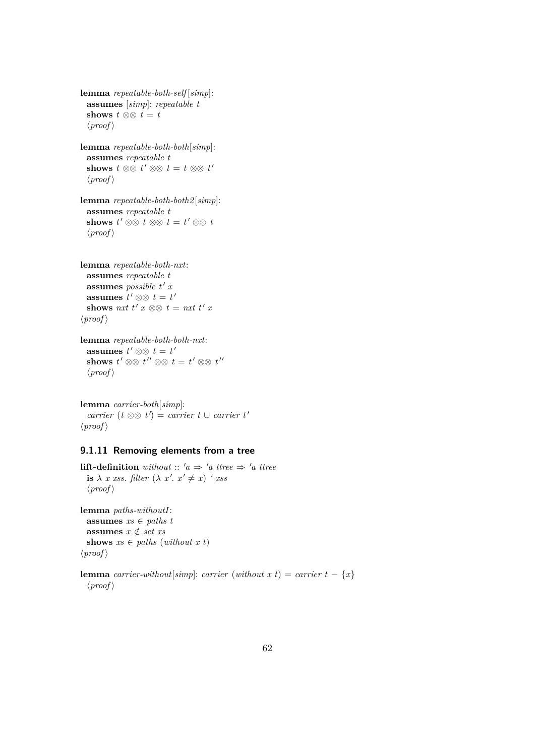**lemma** *repeatable-both-self*[*simp*]:
  **assumes** [*simp*]: *repeatable t*
  **shows** $t \otimes\otimes t = t$
  ⟨*proof*⟩

**lemma** *repeatable-both-both*[*simp*]:
  **assumes** *repeatable t*
  **shows** $t \otimes\otimes t' \otimes\otimes t = t \otimes\otimes t'$
  ⟨*proof*⟩

**lemma** *repeatable-both-both2*[*simp*]:
  **assumes** *repeatable t*
  **shows** $t' \otimes\otimes t \otimes\otimes t = t' \otimes\otimes t$
  ⟨*proof*⟩

**lemma** *repeatable-both-nxt*:
  **assumes** *repeatable t*
  **assumes** *possible* $t'$ $x$
  **assumes** $t' \otimes\otimes t = t'$
  **shows** *nxt* $t'$ $x \otimes\otimes t =$ *nxt* $t'$ $x$
⟨*proof*⟩

**lemma** *repeatable-both-both-nxt*:
  **assumes** $t' \otimes\otimes t = t'$
  **shows** $t' \otimes\otimes t'' \otimes\otimes t = t' \otimes\otimes t''$
  ⟨*proof*⟩

**lemma** *carrier-both*[*simp*]:
  *carrier* $(t \otimes\otimes t') =$ *carrier* $t \cup$ *carrier* $t'$
⟨*proof*⟩

### 9.1.11 Removing elements from a tree

**lift-definition** *without* :: $'a \Rightarrow 'a$ *ttree* $\Rightarrow 'a$ *ttree*
  **is** $\lambda$ *x xss. filter* $(\lambda\ x'.\ x' \neq x)$ ' *xss*
  ⟨*proof*⟩

**lemma** *paths-withoutI*:
  **assumes** $xs \in$ *paths t*
  **assumes** $x \notin$ *set xs*
  **shows** $xs \in$ *paths* (*without x t*)
⟨*proof*⟩

**lemma** *carrier-without*[*simp*]: *carrier* (*without x t*) $=$ *carrier* $t - \{x\}$
  ⟨*proof*⟩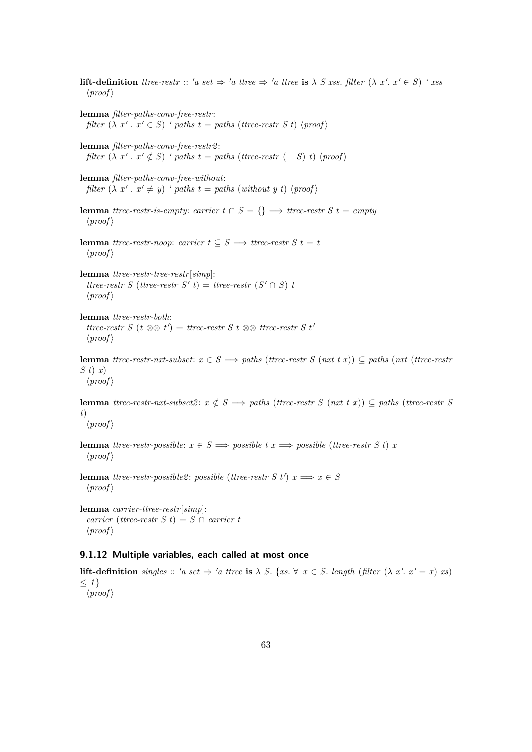**lift-definition** *ttree-restr* :: *'a set* ⇒ *'a ttree* ⇒ *'a ttree* **is** $\lambda$ *S xss. filter* ($\lambda$ $x'$. $x' \in S$) ' *xss*
⟨*proof*⟩

**lemma** *filter-paths-conv-free-restr*:
*filter* ($\lambda$ $x'$ . $x' \in S$) ' *paths t* = *paths* (*ttree-restr S t*) ⟨*proof*⟩

**lemma** *filter-paths-conv-free-restr2*:
*filter* ($\lambda$ $x'$ . $x' \notin S$) ' *paths t* = *paths* (*ttree-restr* (− *S*) *t*) ⟨*proof*⟩

**lemma** *filter-paths-conv-free-without*:
*filter* ($\lambda$ $x'$ . $x' \neq y$) ' *paths t* = *paths* (*without y t*) ⟨*proof*⟩

**lemma** *ttree-restr-is-empty*: *carrier t* $\cap$ *S* = {} $\Longrightarrow$ *ttree-restr S t* = *empty*
⟨*proof*⟩

**lemma** *ttree-restr-noop*: *carrier t* $\subseteq$ *S* $\Longrightarrow$ *ttree-restr S t* = *t*
⟨*proof*⟩

**lemma** *ttree-restr-tree-restr*[*simp*]:
*ttree-restr S* (*ttree-restr S' t*) = *ttree-restr* ($S' \cap S$) *t*
⟨*proof*⟩

**lemma** *ttree-restr-both*:
*ttree-restr S* (*t* ⊗⊗ *t'*) = *ttree-restr S t* ⊗⊗ *ttree-restr S t'*
⟨*proof*⟩

**lemma** *ttree-restr-nxt-subset*: *x* $\in$ *S* $\Longrightarrow$ *paths* (*ttree-restr S* (*nxt t x*)) $\subseteq$ *paths* (*nxt* (*ttree-restr S t*) *x*)
⟨*proof*⟩

**lemma** *ttree-restr-nxt-subset2*: *x* $\notin$ *S* $\Longrightarrow$ *paths* (*ttree-restr S* (*nxt t x*)) $\subseteq$ *paths* (*ttree-restr S t*)
⟨*proof*⟩

**lemma** *ttree-restr-possible*: *x* $\in$ *S* $\Longrightarrow$ *possible t x* $\Longrightarrow$ *possible* (*ttree-restr S t*) *x*
⟨*proof*⟩

**lemma** *ttree-restr-possible2*: *possible* (*ttree-restr S t'*) *x* $\Longrightarrow$ *x* $\in$ *S*
⟨*proof*⟩

**lemma** *carrier-ttree-restr*[*simp*]:
*carrier* (*ttree-restr S t*) = *S* $\cap$ *carrier t*
⟨*proof*⟩

### 9.1.12 Multiple variables, each called at most once

**lift-definition** *singles* :: *'a set* ⇒ *'a ttree* **is** $\lambda$ *S*. {*xs*. $\forall$ *x* $\in$ *S*. *length* (*filter* ($\lambda$ $x'$. $x' = x$) *xs*) $\leq$ *1*}
⟨*proof*⟩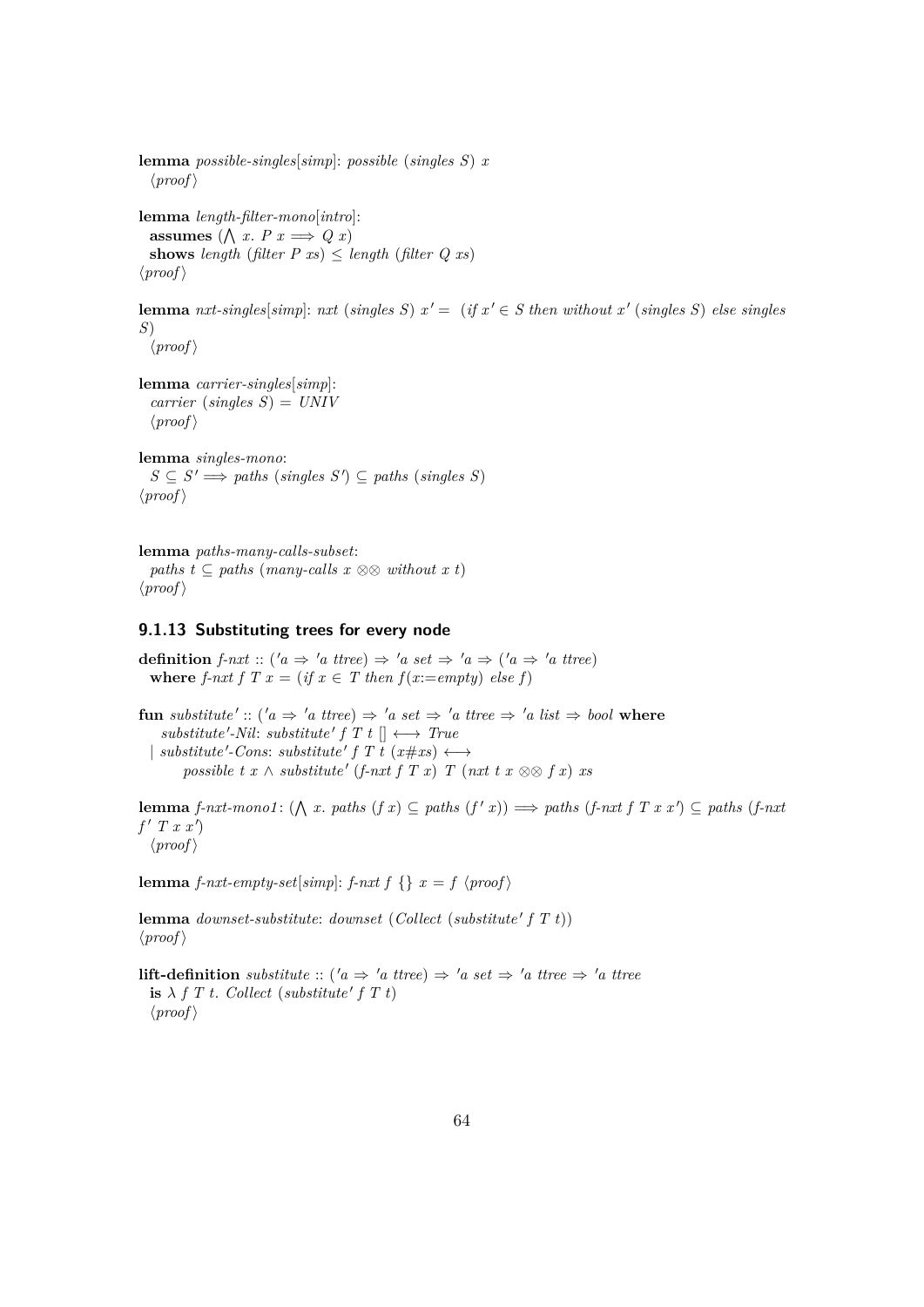**lemma** *possible-singles*[*simp*]: *possible* (*singles* *S*) *x*
⟨*proof*⟩

**lemma** *length-filter-mono*[*intro*]:
**assumes** ($\bigwedge$ *x*. *P* *x* $\Longrightarrow$ *Q* *x*)
**shows** *length* (*filter* *P* *xs*) $\leq$ *length* (*filter* *Q* *xs*)
⟨*proof*⟩

**lemma** *nxt-singles*[*simp*]: *nxt* (*singles* *S*) $x'$ = (*if* $x' \in S$ *then* *without* $x'$ (*singles* *S*) *else* *singles* *S*)
⟨*proof*⟩

**lemma** *carrier-singles*[*simp*]:
*carrier* (*singles* *S*) = *UNIV*
⟨*proof*⟩

**lemma** *singles-mono*:
$S \subseteq S' \Longrightarrow$ *paths* (*singles* $S'$) $\subseteq$ *paths* (*singles* *S*)
⟨*proof*⟩

**lemma** *paths-many-calls-subset*:
*paths* *t* $\subseteq$ *paths* (*many-calls* *x* $\otimes\otimes$ *without* *x* *t*)
⟨*proof*⟩

### 9.1.13 Substituting trees for every node

**definition** *f-nxt* :: ('*a* ⇒ '*a* *ttree*) ⇒ '*a* *set* ⇒ '*a* ⇒ ('*a* ⇒ '*a* *ttree*)
**where** *f-nxt* *f* *T* *x* = (*if* $x \in T$ *then* *f*(*x*:=*empty*) *else* *f*)

**fun** *substitute'* :: ('*a* ⇒ '*a* *ttree*) ⇒ '*a* *set* ⇒ '*a* *ttree* ⇒ '*a* *list* ⇒ *bool* **where**
*substitute'-Nil*: *substitute'* *f* *T* *t* [] ⟷ *True*
| *substitute'-Cons*: *substitute'* *f* *T* *t* (*x*#*xs*) ⟷
*possible* *t* *x* ∧ *substitute'* (*f-nxt* *f* *T* *x*) *T* (*nxt* *t* *x* $\otimes\otimes$ *f* *x*) *xs*

**lemma** *f-nxt-mono1*: ($\bigwedge$ *x*. *paths* (*f* *x*) $\subseteq$ *paths* (*f'* *x*)) $\Longrightarrow$ *paths* (*f-nxt* *f* *T* *x* *x'*) $\subseteq$ *paths* (*f-nxt* *f'* *T* *x* *x'*)
⟨*proof*⟩

**lemma** *f-nxt-empty-set*[*simp*]: *f-nxt* *f* {} *x* = *f* ⟨*proof*⟩

**lemma** *downset-substitute*: *downset* (*Collect* (*substitute'* *f* *T* *t*))
⟨*proof*⟩

**lift-definition** *substitute* :: ('*a* ⇒ '*a* *ttree*) ⇒ '*a* *set* ⇒ '*a* *ttree* ⇒ '*a* *ttree*
**is** λ *f* *T* *t*. *Collect* (*substitute'* *f* *T* *t*)
⟨*proof*⟩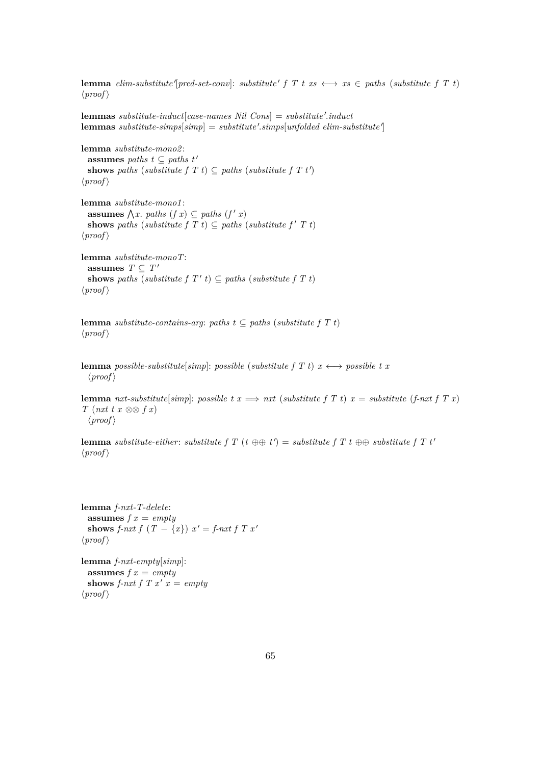**lemma** *elim-substitute′*[*pred-set-conv*]: *substitute′ f T t xs* ⟷ *xs* ∈ *paths* (*substitute f T t*)
⟨*proof*⟩

**lemmas** *substitute-induct*[*case-names Nil Cons*] = *substitute′.induct*
**lemmas** *substitute-simps*[*simp*] = *substitute′.simps*[*unfolded elim-substitute′*]

**lemma** *substitute-mono2*:
  **assumes** *paths t* ⊆ *paths t′*
  **shows** *paths* (*substitute f T t*) ⊆ *paths* (*substitute f T t′*)
⟨*proof*⟩

**lemma** *substitute-mono1*:
  **assumes** ⋀*x*. *paths* (*f x*) ⊆ *paths* (*f′ x*)
  **shows** *paths* (*substitute f T t*) ⊆ *paths* (*substitute f′ T t*)
⟨*proof*⟩

**lemma** *substitute-monoT*:
  **assumes** *T* ⊆ *T′*
  **shows** *paths* (*substitute f T′ t*) ⊆ *paths* (*substitute f T t*)
⟨*proof*⟩

**lemma** *substitute-contains-arg*: *paths t* ⊆ *paths* (*substitute f T t*)
⟨*proof*⟩

**lemma** *possible-substitute*[*simp*]: *possible* (*substitute f T t*) *x* ⟷ *possible t x*
  ⟨*proof*⟩

**lemma** *nxt-substitute*[*simp*]: *possible t x* ⟹ *nxt* (*substitute f T t*) *x* = *substitute* (*f-nxt f T x*) *T* (*nxt t x* ⊗⊗ *f x*)
  ⟨*proof*⟩

**lemma** *substitute-either*: *substitute f T* (*t* ⊕⊕ *t′*) = *substitute f T t* ⊕⊕ *substitute f T t′*
⟨*proof*⟩

**lemma** *f-nxt-T-delete*:
  **assumes** *f x* = *empty*
  **shows** *f-nxt f* (*T* − {*x*}) *x′* = *f-nxt f T x′*
⟨*proof*⟩

**lemma** *f-nxt-empty*[*simp*]:
  **assumes** *f x* = *empty*
  **shows** *f-nxt f T x′ x* = *empty*
⟨*proof*⟩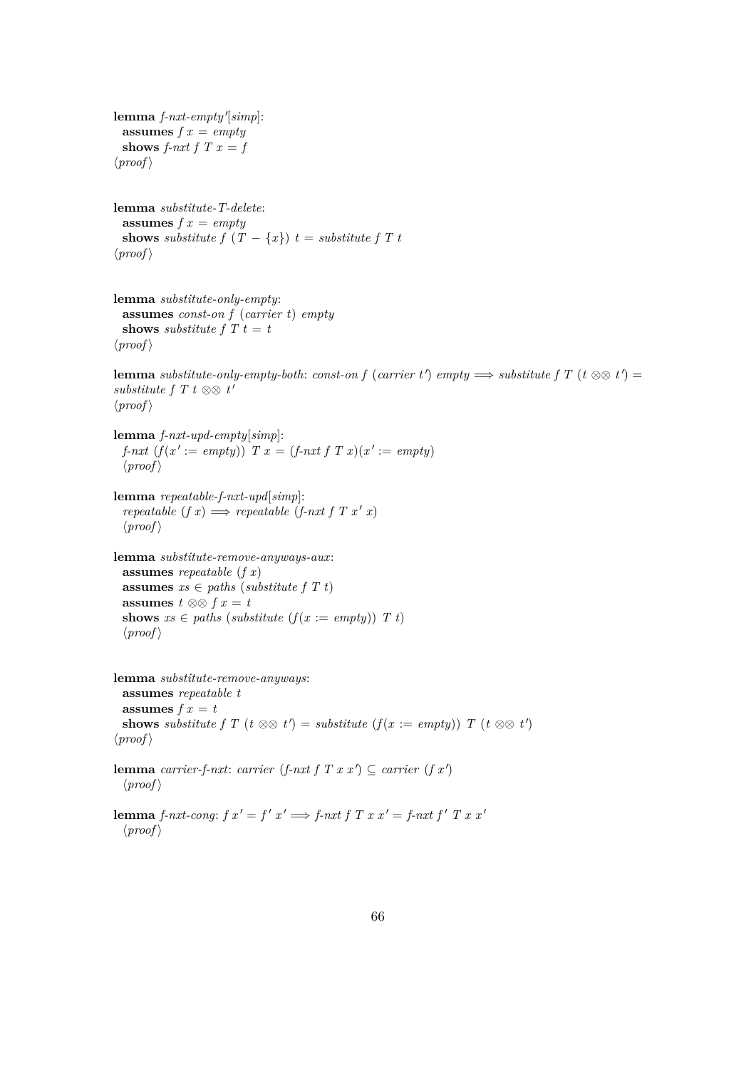**lemma** *f-nxt-empty'*[*simp*]:
  **assumes** $f\ x = empty$
  **shows** $f\text{-}nxt\ f\ T\ x = f$
⟨*proof*⟩

**lemma** *substitute-T-delete*:
  **assumes** $f\ x = empty$
  **shows** $substitute\ f\ (T - \{x\})\ t = substitute\ f\ T\ t$
⟨*proof*⟩

**lemma** *substitute-only-empty*:
  **assumes** $const\text{-}on\ f\ (carrier\ t)\ empty$
  **shows** $substitute\ f\ T\ t = t$
⟨*proof*⟩

**lemma** *substitute-only-empty-both*: $const\text{-}on\ f\ (carrier\ t')\ empty \Longrightarrow substitute\ f\ T\ (t \otimes\otimes\ t') = substitute\ f\ T\ t \otimes\otimes\ t'$
⟨*proof*⟩

**lemma** *f-nxt-upd-empty*[*simp*]:
  $f\text{-}nxt\ (f(x' := empty))\ T\ x = (f\text{-}nxt\ f\ T\ x)(x' := empty)$
  ⟨*proof*⟩

**lemma** *repeatable-f-nxt-upd*[*simp*]:
  $repeatable\ (f\ x) \Longrightarrow repeatable\ (f\text{-}nxt\ f\ T\ x'\ x)$
  ⟨*proof*⟩

**lemma** *substitute-remove-anyways-aux*:
  **assumes** $repeatable\ (f\ x)$
  **assumes** $xs \in paths\ (substitute\ f\ T\ t)$
  **assumes** $t \otimes\otimes\ f\ x = t$
  **shows** $xs \in paths\ (substitute\ (f(x := empty))\ T\ t)$
  ⟨*proof*⟩

**lemma** *substitute-remove-anyways*:
  **assumes** $repeatable\ t$
  **assumes** $f\ x = t$
  **shows** $substitute\ f\ T\ (t \otimes\otimes\ t') = substitute\ (f(x := empty))\ T\ (t \otimes\otimes\ t')$
⟨*proof*⟩

**lemma** *carrier-f-nxt*: $carrier\ (f\text{-}nxt\ f\ T\ x\ x') \subseteq carrier\ (f\ x')$
  ⟨*proof*⟩

**lemma** *f-nxt-cong*: $f\ x' = f'\ x' \Longrightarrow f\text{-}nxt\ f\ T\ x\ x' = f\text{-}nxt\ f'\ T\ x\ x'$
  ⟨*proof*⟩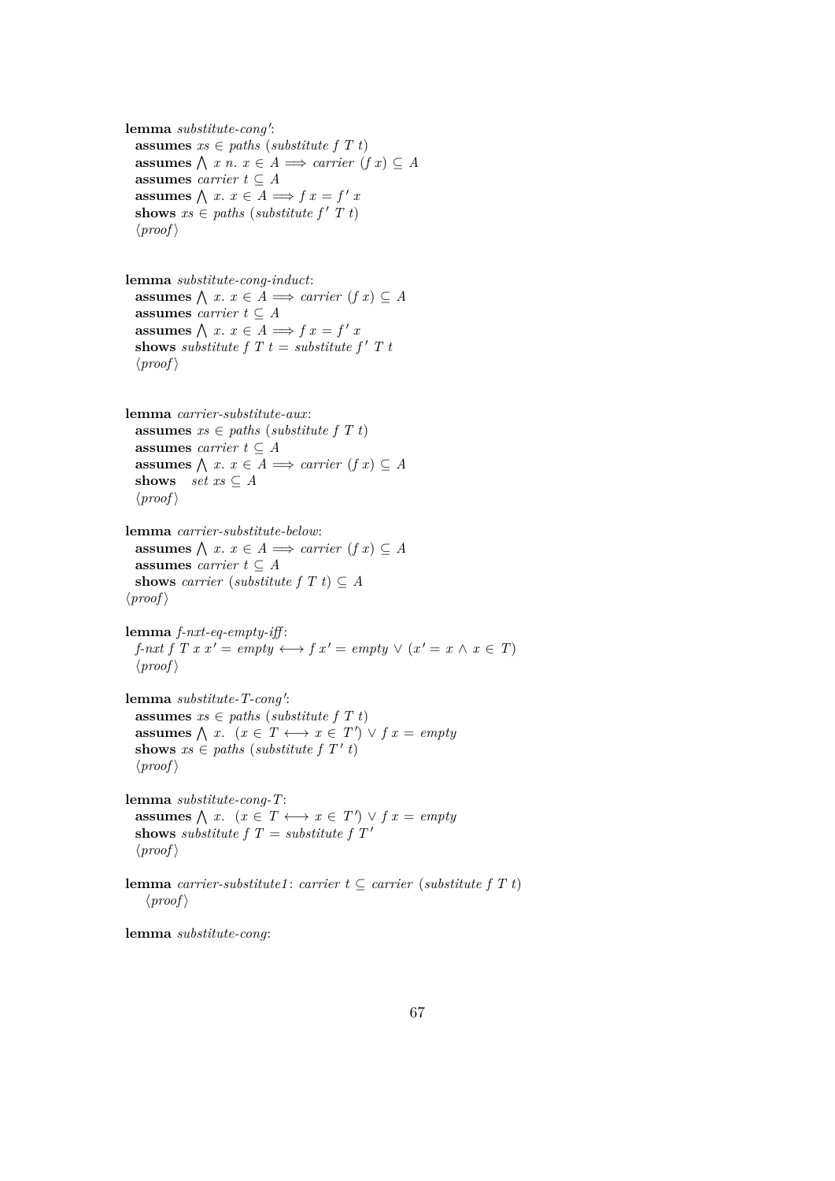**lemma** *substitute-cong'*:
  **assumes** $xs \in paths\ (substitute\ f\ T\ t)$
  **assumes** $\bigwedge\ x\ n.\ x \in A \Longrightarrow carrier\ (f\ x) \subseteq A$
  **assumes** $carrier\ t \subseteq A$
  **assumes** $\bigwedge\ x.\ x \in A \Longrightarrow f\ x = f'\ x$
  **shows** $xs \in paths\ (substitute\ f'\ T\ t)$
  ⟨*proof*⟩

**lemma** *substitute-cong-induct*:
  **assumes** $\bigwedge\ x.\ x \in A \Longrightarrow carrier\ (f\ x) \subseteq A$
  **assumes** $carrier\ t \subseteq A$
  **assumes** $\bigwedge\ x.\ x \in A \Longrightarrow f\ x = f'\ x$
  **shows** $substitute\ f\ T\ t = substitute\ f'\ T\ t$
  ⟨*proof*⟩

**lemma** *carrier-substitute-aux*:
  **assumes** $xs \in paths\ (substitute\ f\ T\ t)$
  **assumes** $carrier\ t \subseteq A$
  **assumes** $\bigwedge\ x.\ x \in A \Longrightarrow carrier\ (f\ x) \subseteq A$
  **shows** $set\ xs \subseteq A$
  ⟨*proof*⟩

**lemma** *carrier-substitute-below*:
  **assumes** $\bigwedge\ x.\ x \in A \Longrightarrow carrier\ (f\ x) \subseteq A$
  **assumes** $carrier\ t \subseteq A$
  **shows** $carrier\ (substitute\ f\ T\ t) \subseteq A$
⟨*proof*⟩

**lemma** *f-nxt-eq-empty-iff*:
  $f\text{-}nxt\ f\ T\ x\ x' = empty \longleftrightarrow f\ x' = empty \lor (x' = x \land x \in T)$
  ⟨*proof*⟩

**lemma** *substitute-T-cong'*:
  **assumes** $xs \in paths\ (substitute\ f\ T\ t)$
  **assumes** $\bigwedge\ x.\ (x \in T \longleftrightarrow x \in T') \lor f\ x = empty$
  **shows** $xs \in paths\ (substitute\ f\ T'\ t)$
  ⟨*proof*⟩

**lemma** *substitute-cong-T*:
  **assumes** $\bigwedge\ x.\ (x \in T \longleftrightarrow x \in T') \lor f\ x = empty$
  **shows** $substitute\ f\ T = substitute\ f\ T'$
  ⟨*proof*⟩

**lemma** *carrier-substitute1*: $carrier\ t \subseteq carrier\ (substitute\ f\ T\ t)$
  ⟨*proof*⟩

**lemma** *substitute-cong*: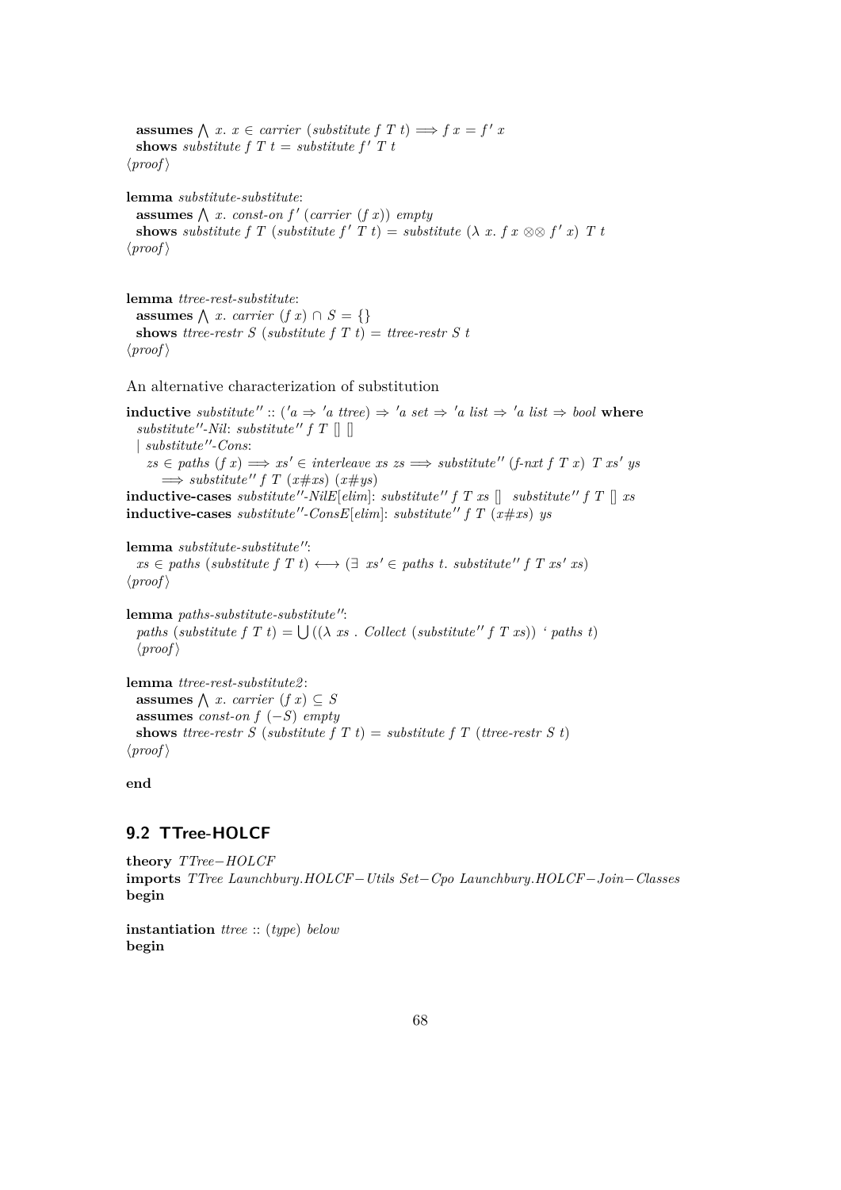**assumes** $\bigwedge$ *x*. $x \in$ *carrier* (*substitute f T t*) $\Longrightarrow$ $f\ x = f'\ x$
**shows** *substitute f T t* = *substitute f' T t*
⟨*proof*⟩

**lemma** *substitute-substitute*:
**assumes** $\bigwedge$ *x*. *const-on f'* (*carrier* (*f x*)) *empty*
**shows** *substitute f T* (*substitute f' T t*) = *substitute* ($\lambda$ *x*. *f x* $\otimes\otimes$ *f' x*) *T t*
⟨*proof*⟩

**lemma** *ttree-rest-substitute*:
**assumes** $\bigwedge$ *x*. *carrier* (*f x*) $\cap$ *S* = {}
**shows** *ttree-restr S* (*substitute f T t*) = *ttree-restr S t*
⟨*proof*⟩

An alternative characterization of substitution

**inductive** *substitute''* :: ('*a* $\Rightarrow$ '*a ttree*) $\Rightarrow$ '*a set* $\Rightarrow$ '*a list* $\Rightarrow$ '*a list* $\Rightarrow$ *bool* **where**
*substitute''-Nil*: *substitute'' f T* [] []
| *substitute''-Cons*:
*zs* $\in$ *paths* (*f x*) $\Longrightarrow$ *xs'* $\in$ *interleave xs zs* $\Longrightarrow$ *substitute''* (*f-nxt f T x*) *T xs' ys*
$\Longrightarrow$ *substitute'' f T* (*x#xs*) (*x#ys*)
**inductive-cases** *substitute''-NilE*[*elim*]: *substitute'' f T xs* [] *substitute'' f T* [] *xs*
**inductive-cases** *substitute''-ConsE*[*elim*]: *substitute'' f T* (*x#xs*) *ys*

**lemma** *substitute-substitute''*:
*xs* $\in$ *paths* (*substitute f T t*) $\longleftrightarrow$ ($\exists$ *xs'* $\in$ *paths t*. *substitute'' f T xs' xs*)
⟨*proof*⟩

**lemma** *paths-substitute-substitute''*:
*paths* (*substitute f T t*) = $\bigcup$(($\lambda$ *xs* . *Collect* (*substitute'' f T xs*)) ' *paths t*)
⟨*proof*⟩

**lemma** *ttree-rest-substitute2*:
**assumes** $\bigwedge$ *x*. *carrier* (*f x*) $\subseteq$ *S*
**assumes** *const-on f* (−*S*) *empty*
**shows** *ttree-restr S* (*substitute f T t*) = *substitute f T* (*ttree-restr S t*)
⟨*proof*⟩

**end**

## 9.2 TTree-HOLCF

**theory** *TTree−HOLCF*
**imports** *TTree Launchbury.HOLCF−Utils Set−Cpo Launchbury.HOLCF−Join−Classes*
**begin**

**instantiation** *ttree* :: (*type*) *below*
**begin**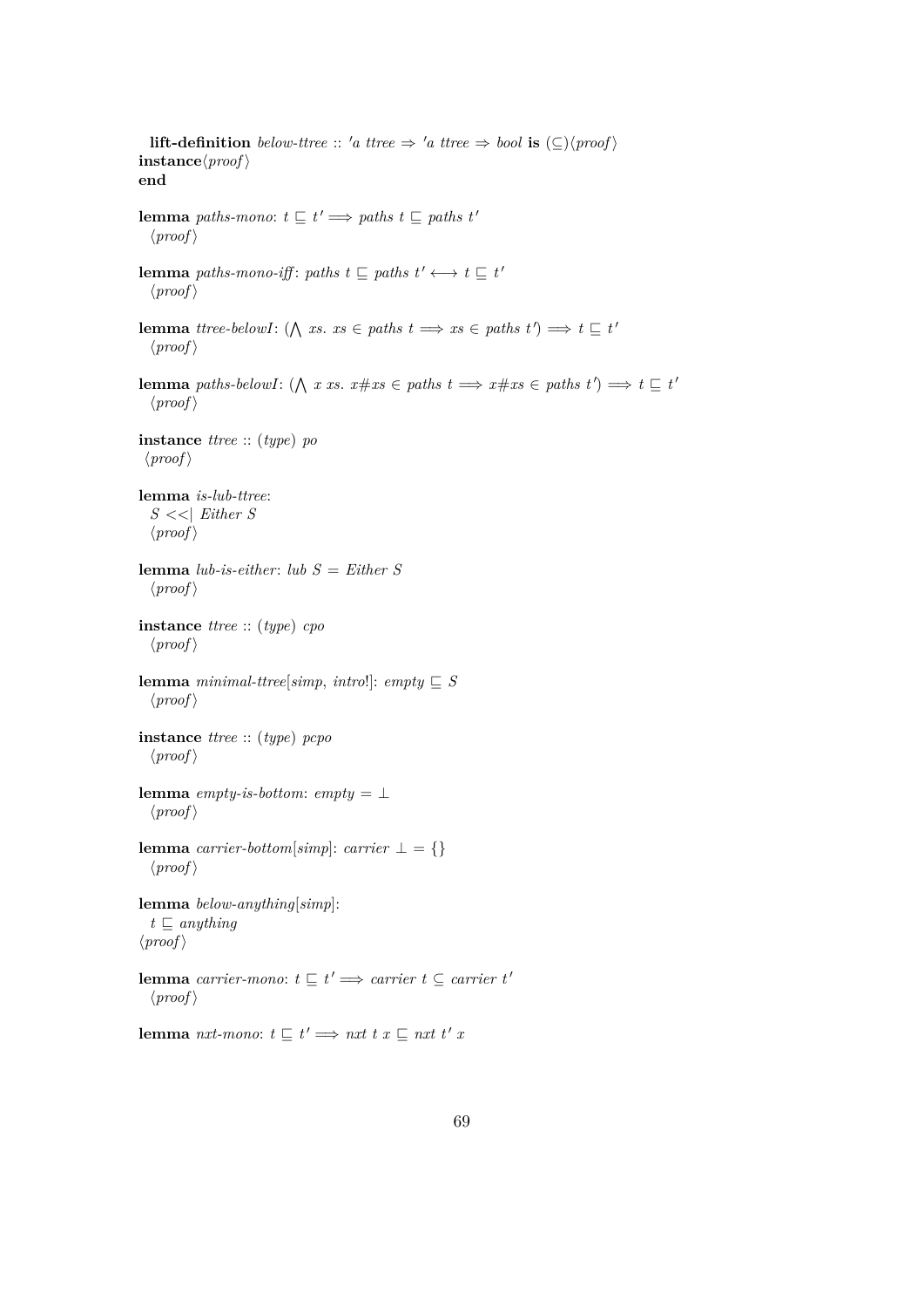**lift-definition** *below-ttree* :: *'a ttree* ⇒ *'a ttree* ⇒ *bool* **is** (⊆)⟨*proof*⟩
**instance**⟨*proof*⟩
**end**

**lemma** *paths-mono*: $t \sqsubseteq t' \Longrightarrow paths\ t \sqsubseteq paths\ t'$
⟨*proof*⟩

**lemma** *paths-mono-iff*: $paths\ t \sqsubseteq paths\ t' \longleftrightarrow t \sqsubseteq t'$
⟨*proof*⟩

**lemma** *ttree-belowI*: $(\bigwedge xs.\ xs \in paths\ t \Longrightarrow xs \in paths\ t') \Longrightarrow t \sqsubseteq t'$
⟨*proof*⟩

**lemma** *paths-belowI*: $(\bigwedge x\ xs.\ x\#xs \in paths\ t \Longrightarrow x\#xs \in paths\ t') \Longrightarrow t \sqsubseteq t'$
⟨*proof*⟩

**instance** *ttree* :: (*type*) *po*
⟨*proof*⟩

**lemma** *is-lub-ttree*:
$S <<|\ Either\ S$
⟨*proof*⟩

**lemma** *lub-is-either*: $lub\ S = Either\ S$
⟨*proof*⟩

**instance** *ttree* :: (*type*) *cpo*
⟨*proof*⟩

**lemma** *minimal-ttree*[*simp*, *intro*!]: $empty \sqsubseteq S$
⟨*proof*⟩

**instance** *ttree* :: (*type*) *pcpo*
⟨*proof*⟩

**lemma** *empty-is-bottom*: $empty = \bot$
⟨*proof*⟩

**lemma** *carrier-bottom*[*simp*]: $carrier\ \bot = \{\}$
⟨*proof*⟩

**lemma** *below-anything*[*simp*]:
$t \sqsubseteq anything$
⟨*proof*⟩

**lemma** *carrier-mono*: $t \sqsubseteq t' \Longrightarrow carrier\ t \subseteq carrier\ t'$
⟨*proof*⟩

**lemma** *nxt-mono*: $t \sqsubseteq t' \Longrightarrow nxt\ t\ x \sqsubseteq nxt\ t'\ x$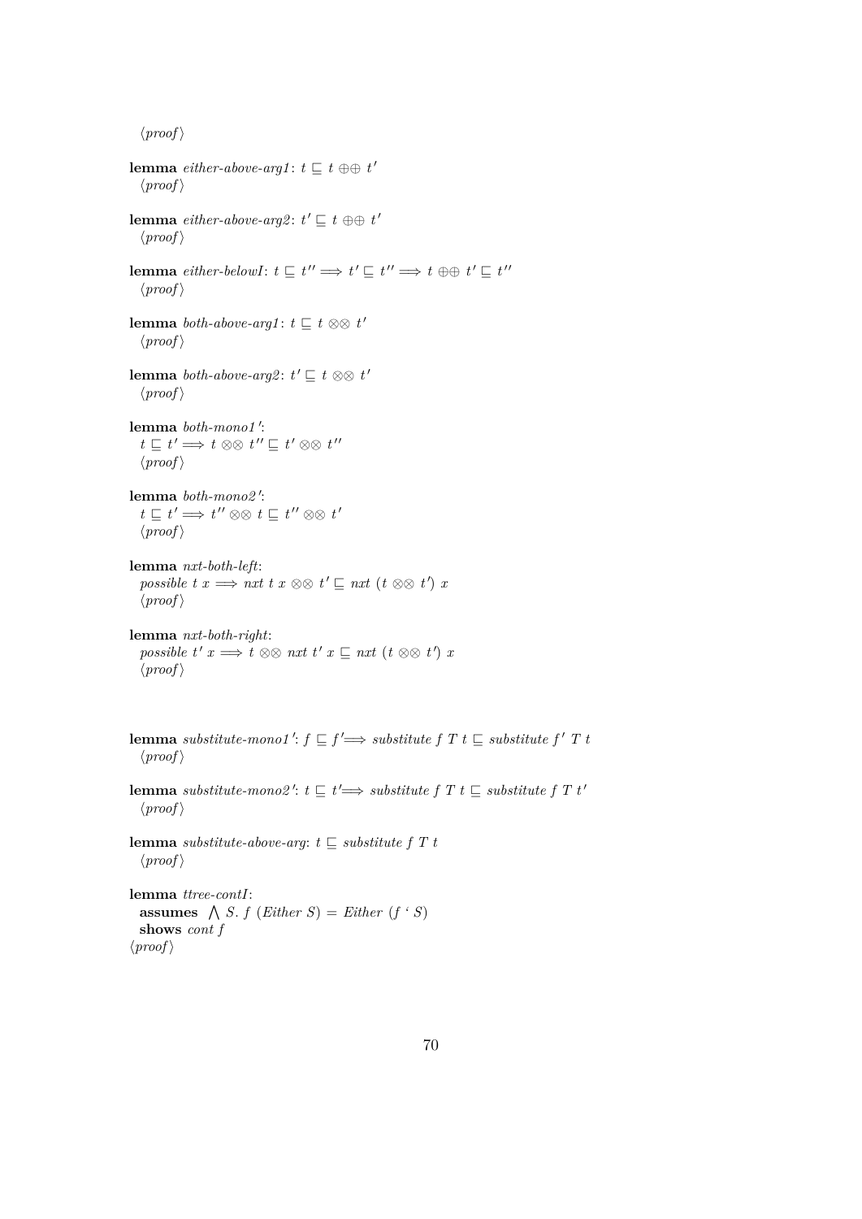⟨proof⟩

**lemma** *either-above-arg1*: $t \sqsubseteq t \oplus\oplus t'$
⟨proof⟩

**lemma** *either-above-arg2*: $t' \sqsubseteq t \oplus\oplus t'$
⟨proof⟩

**lemma** *either-belowI*: $t \sqsubseteq t'' \Longrightarrow t' \sqsubseteq t'' \Longrightarrow t \oplus\oplus t' \sqsubseteq t''$
⟨proof⟩

**lemma** *both-above-arg1*: $t \sqsubseteq t \otimes\otimes t'$
⟨proof⟩

**lemma** *both-above-arg2*: $t' \sqsubseteq t \otimes\otimes t'$
⟨proof⟩

**lemma** *both-mono1'*:
$t \sqsubseteq t' \Longrightarrow t \otimes\otimes t'' \sqsubseteq t' \otimes\otimes t''$
⟨proof⟩

**lemma** *both-mono2'*:
$t \sqsubseteq t' \Longrightarrow t'' \otimes\otimes t \sqsubseteq t'' \otimes\otimes t'$
⟨proof⟩

**lemma** *nxt-both-left*:
*possible* $t\ x \Longrightarrow$ *nxt* $t\ x \otimes\otimes t' \sqsubseteq$ *nxt* $(t \otimes\otimes t')\ x$
⟨proof⟩

**lemma** *nxt-both-right*:
*possible* $t'\ x \Longrightarrow t \otimes\otimes$ *nxt* $t'\ x \sqsubseteq$ *nxt* $(t \otimes\otimes t')\ x$
⟨proof⟩

**lemma** *substitute-mono1'*: $f \sqsubseteq f' \Longrightarrow$ *substitute* $f\ T\ t \sqsubseteq$ *substitute* $f'\ T\ t$
⟨proof⟩

**lemma** *substitute-mono2'*: $t \sqsubseteq t' \Longrightarrow$ *substitute* $f\ T\ t \sqsubseteq$ *substitute* $f\ T\ t'$
⟨proof⟩

**lemma** *substitute-above-arg*: $t \sqsubseteq$ *substitute* $f\ T\ t$
⟨proof⟩

**lemma** *ttree-contI*:
**assumes** $\bigwedge S.\ f\ (Either\ S) = Either\ (f\ `\ S)$
**shows** *cont f*
⟨proof⟩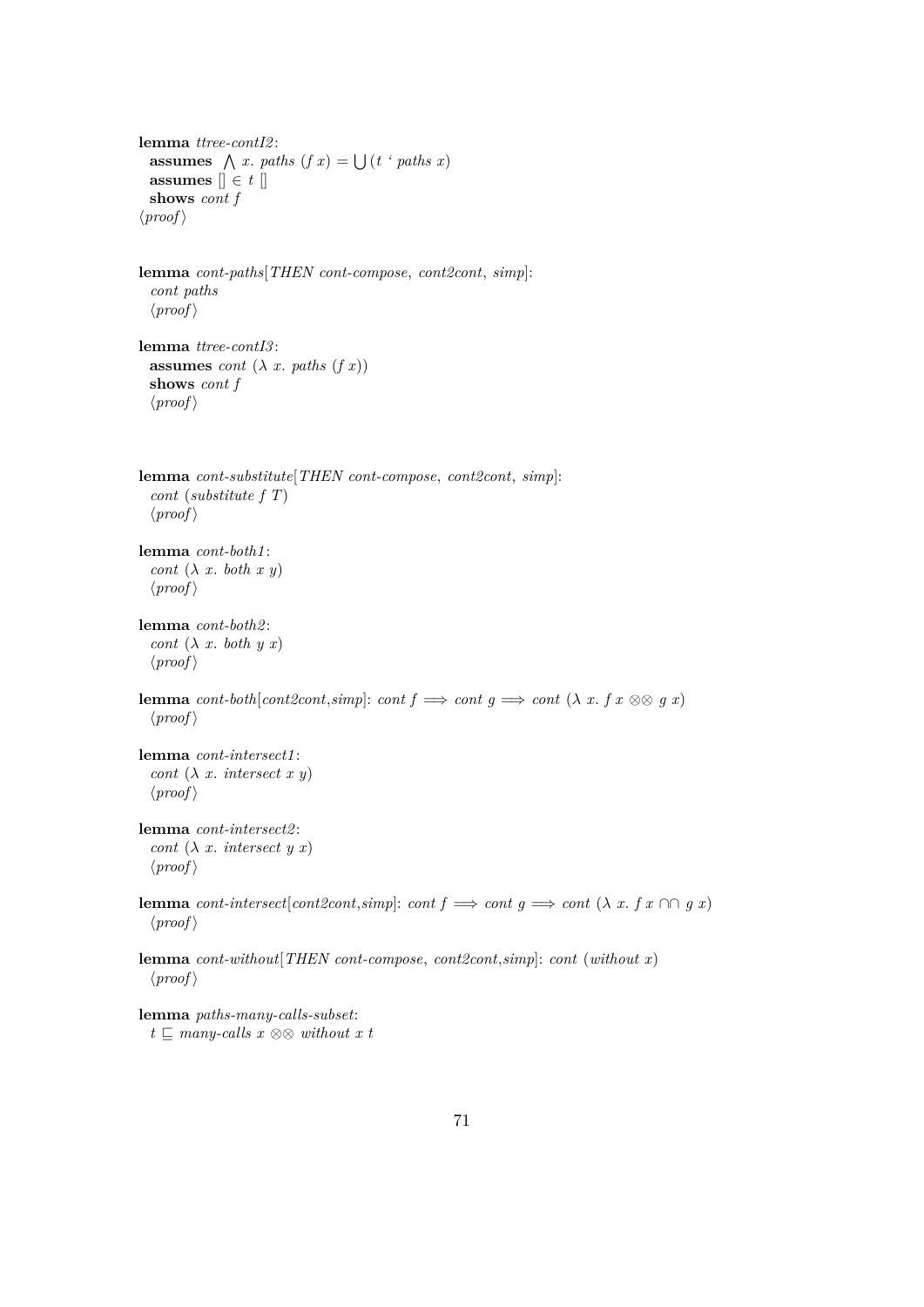**lemma** *ttree-contI2*:
  **assumes** $\bigwedge$ *x. paths* (*f x*) = $\bigcup$ (*t* ' *paths x*)
  **assumes** [] ∈ *t* []
  **shows** *cont f*
⟨*proof*⟩

**lemma** *cont-paths*[*THEN cont-compose*, *cont2cont*, *simp*]:
  *cont paths*
  ⟨*proof*⟩

**lemma** *ttree-contI3*:
  **assumes** *cont* (λ *x. paths* (*f x*))
  **shows** *cont f*
  ⟨*proof*⟩

**lemma** *cont-substitute*[*THEN cont-compose*, *cont2cont*, *simp*]:
  *cont* (*substitute f T*)
  ⟨*proof*⟩

**lemma** *cont-both1*:
  *cont* (λ *x. both x y*)
  ⟨*proof*⟩

**lemma** *cont-both2*:
  *cont* (λ *x. both y x*)
  ⟨*proof*⟩

**lemma** *cont-both*[*cont2cont*,*simp*]: *cont f* ⟹ *cont g* ⟹ *cont* (λ *x. f x* ⊗⊗ *g x*)
  ⟨*proof*⟩

**lemma** *cont-intersect1*:
  *cont* (λ *x. intersect x y*)
  ⟨*proof*⟩

**lemma** *cont-intersect2*:
  *cont* (λ *x. intersect y x*)
  ⟨*proof*⟩

**lemma** *cont-intersect*[*cont2cont*,*simp*]: *cont f* ⟹ *cont g* ⟹ *cont* (λ *x. f x* ∩∩ *g x*)
  ⟨*proof*⟩

**lemma** *cont-without*[*THEN cont-compose*, *cont2cont*,*simp*]: *cont* (*without x*)
  ⟨*proof*⟩

**lemma** *paths-many-calls-subset*:
  *t* ⊑ *many-calls x* ⊗⊗ *without x t*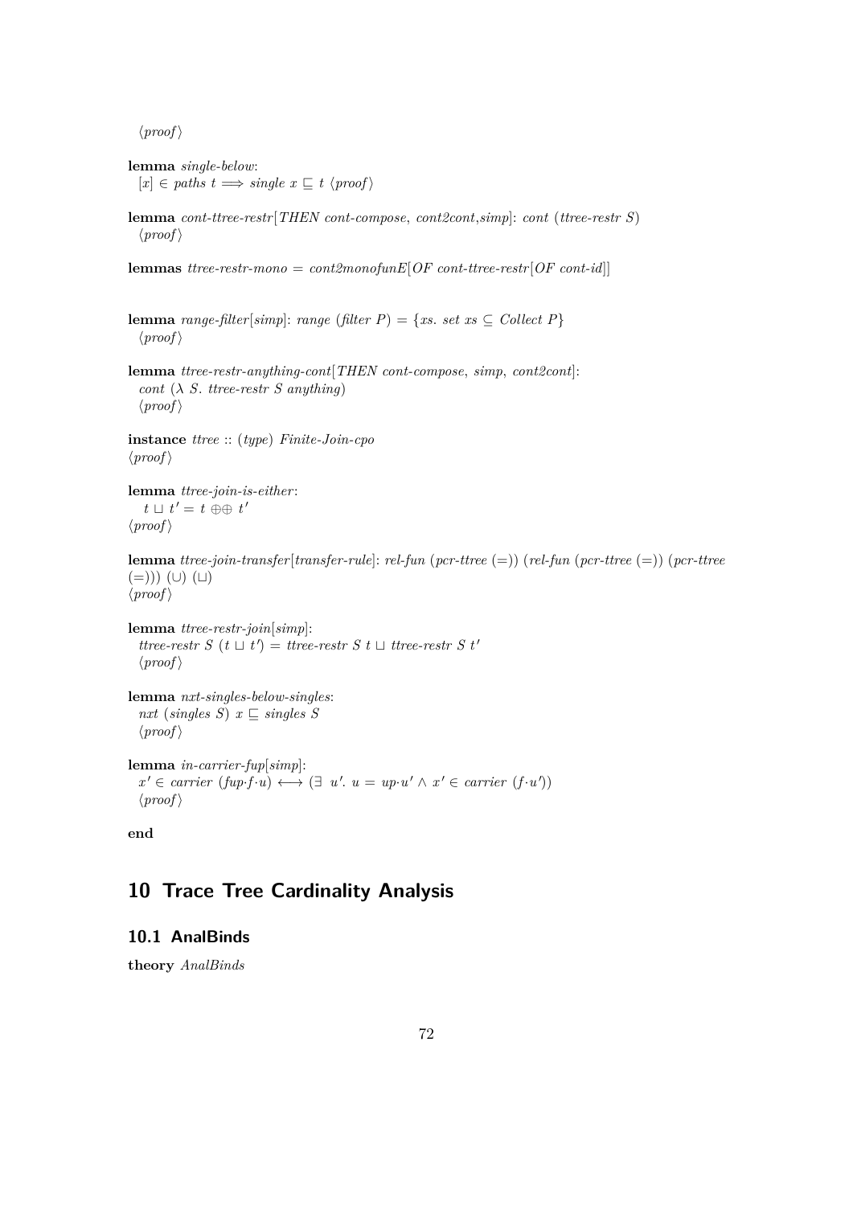⟨proof⟩

**lemma** *single-below*:
  $[x] \in paths\ t \Longrightarrow single\ x \sqsubseteq t$ ⟨proof⟩

**lemma** *cont-ttree-restr*[*THEN cont-compose*, *cont2cont*,*simp*]: *cont* (*ttree-restr S*)
  ⟨proof⟩

**lemmas** *ttree-restr-mono* = *cont2monofunE*[*OF cont-ttree-restr*[*OF cont-id*]]

**lemma** *range-filter*[*simp*]: *range* (*filter P*) = {*xs. set xs* ⊆ *Collect P*}
  ⟨proof⟩

**lemma** *ttree-restr-anything-cont*[*THEN cont-compose*, *simp*, *cont2cont*]:
  *cont* (λ *S. ttree-restr S anything*)
  ⟨proof⟩

**instance** *ttree* :: (*type*) *Finite-Join-cpo*
⟨proof⟩

**lemma** *ttree-join-is-either*:
  $t \sqcup t' = t \oplus\oplus\ t'$
⟨proof⟩

**lemma** *ttree-join-transfer*[*transfer-rule*]: *rel-fun* (*pcr-ttree* (=)) (*rel-fun* (*pcr-ttree* (=)) (*pcr-ttree* (=))) (∪) (⊔)
⟨proof⟩

**lemma** *ttree-restr-join*[*simp*]:
  *ttree-restr S* $(t \sqcup t')$ = *ttree-restr S t* ⊔ *ttree-restr S* $t'$
  ⟨proof⟩

**lemma** *nxt-singles-below-singles*:
  *nxt* (*singles S*) *x* ⊑ *singles S*
  ⟨proof⟩

**lemma** *in-carrier-fup*[*simp*]:
  $x' \in carrier\ (fup \cdot f \cdot u) \longleftrightarrow (\exists\ u'.\ u = up \cdot u' \wedge x' \in carrier\ (f \cdot u'))$
  ⟨proof⟩

**end**

# 10 Trace Tree Cardinality Analysis

## 10.1 AnalBinds

**theory** *AnalBinds*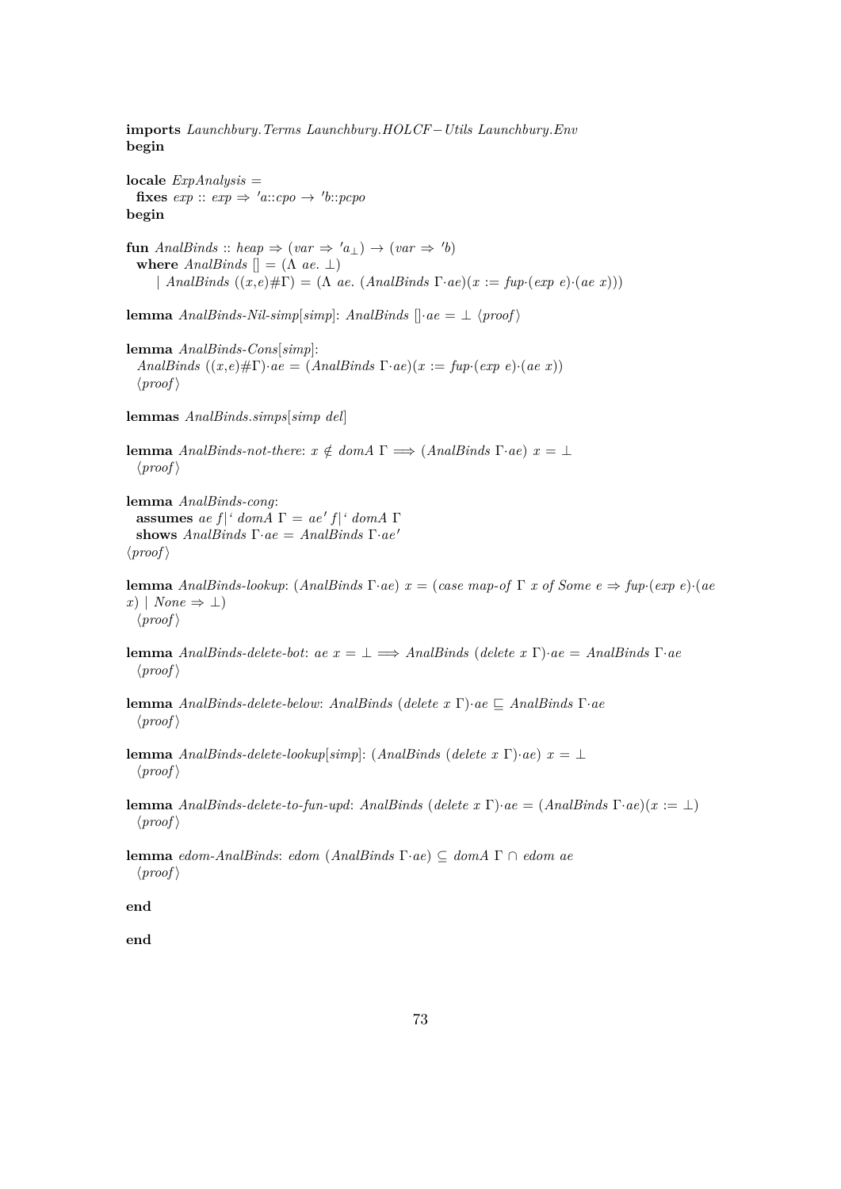**imports** *Launchbury.Terms Launchbury.HOLCF−Utils Launchbury.Env*
**begin**

**locale** *ExpAnalysis* =
  **fixes** *exp* :: *exp* ⇒ *'a::cpo* → *'b::pcpo*
**begin**

**fun** *AnalBinds* :: *heap* ⇒ (*var* ⇒ *'a*$_\bot$) → (*var* ⇒ *'b*)
  **where** *AnalBinds* [] = (Λ *ae*. ⊥)
    | *AnalBinds* ((*x*,*e*)#Γ) = (Λ *ae*. (*AnalBinds* Γ·*ae*)(*x* := *fup*·(*exp e*)·(*ae x*)))

**lemma** *AnalBinds-Nil-simp*[*simp*]: *AnalBinds* []·*ae* = ⊥ ⟨*proof*⟩

**lemma** *AnalBinds-Cons*[*simp*]:
  *AnalBinds* ((*x*,*e*)#Γ)·*ae* = (*AnalBinds* Γ·*ae*)(*x* := *fup*·(*exp e*)·(*ae x*))
  ⟨*proof*⟩

**lemmas** *AnalBinds.simps*[*simp del*]

**lemma** *AnalBinds-not-there*: *x* ∉ *domA* Γ ⟹ (*AnalBinds* Γ·*ae*) *x* = ⊥
  ⟨*proof*⟩

**lemma** *AnalBinds-cong*:
  **assumes** *ae f*|' *domA* Γ = *ae' f*|' *domA* Γ
  **shows** *AnalBinds* Γ·*ae* = *AnalBinds* Γ·*ae'*
⟨*proof*⟩

**lemma** *AnalBinds-lookup*: (*AnalBinds* Γ·*ae*) *x* = (*case map-of* Γ *x of Some e* ⇒ *fup*·(*exp e*)·(*ae x*) | *None* ⇒ ⊥)
  ⟨*proof*⟩

**lemma** *AnalBinds-delete-bot*: *ae x* = ⊥ ⟹ *AnalBinds* (*delete x* Γ)·*ae* = *AnalBinds* Γ·*ae*
  ⟨*proof*⟩

**lemma** *AnalBinds-delete-below*: *AnalBinds* (*delete x* Γ)·*ae* ⊑ *AnalBinds* Γ·*ae*
  ⟨*proof*⟩

**lemma** *AnalBinds-delete-lookup*[*simp*]: (*AnalBinds* (*delete x* Γ)·*ae*) *x* = ⊥
  ⟨*proof*⟩

**lemma** *AnalBinds-delete-to-fun-upd*: *AnalBinds* (*delete x* Γ)·*ae* = (*AnalBinds* Γ·*ae*)(*x* := ⊥)
  ⟨*proof*⟩

**lemma** *edom-AnalBinds*: *edom* (*AnalBinds* Γ·*ae*) ⊆ *domA* Γ ∩ *edom ae*
  ⟨*proof*⟩

**end**

**end**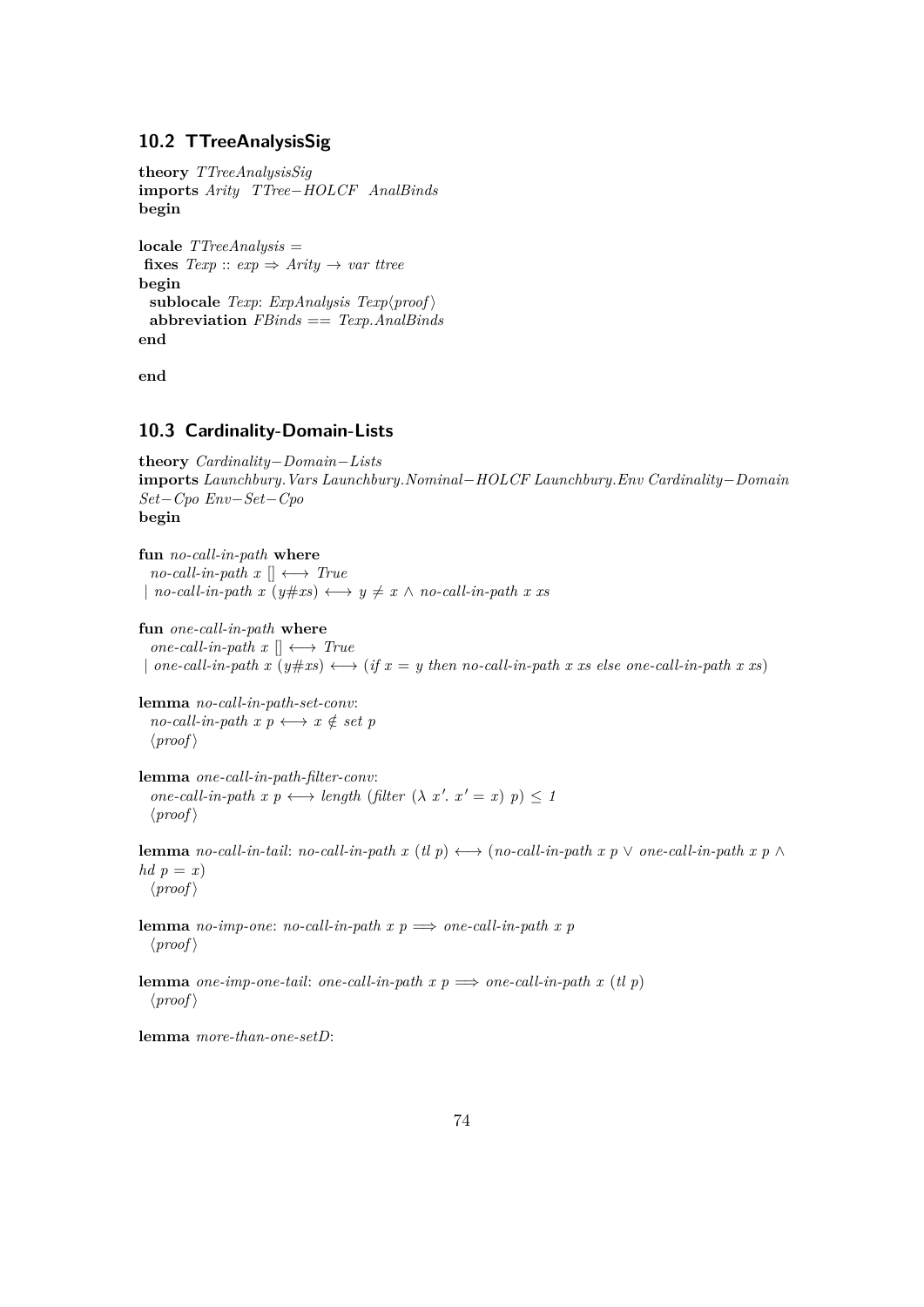## 10.2 TTreeAnalysisSig

**theory** *TTreeAnalysisSig*
**imports** *Arity TTree−HOLCF AnalBinds*
**begin**

**locale** *TTreeAnalysis* =
**fixes** *Texp* :: *exp* ⇒ *Arity* → *var ttree*
**begin**
  **sublocale** *Texp*: *ExpAnalysis Texp*⟨*proof*⟩
  **abbreviation** *FBinds* == *Texp.AnalBinds*
**end**

**end**

## 10.3 Cardinality-Domain-Lists

**theory** *Cardinality−Domain−Lists*
**imports** *Launchbury.Vars Launchbury.Nominal−HOLCF Launchbury.Env Cardinality−Domain Set−Cpo Env−Set−Cpo*
**begin**

**fun** *no-call-in-path* **where**
  *no-call-in-path x* [] ⟷ *True*
| *no-call-in-path x* (*y*#*xs*) ⟷ *y* ≠ *x* ∧ *no-call-in-path x xs*

**fun** *one-call-in-path* **where**
  *one-call-in-path x* [] ⟷ *True*
| *one-call-in-path x* (*y*#*xs*) ⟷ (*if x* = *y then no-call-in-path x xs else one-call-in-path x xs*)

**lemma** *no-call-in-path-set-conv*:
  *no-call-in-path x p* ⟷ *x* ∉ *set p*
  ⟨*proof*⟩

**lemma** *one-call-in-path-filter-conv*:
  *one-call-in-path x p* ⟷ *length* (*filter* (λ *x'*. *x'* = *x*) *p*) ≤ *1*
  ⟨*proof*⟩

**lemma** *no-call-in-tail*: *no-call-in-path x* (*tl p*) ⟷ (*no-call-in-path x p* ∨ *one-call-in-path x p* ∧ *hd p* = *x*)
  ⟨*proof*⟩

**lemma** *no-imp-one*: *no-call-in-path x p* ⟹ *one-call-in-path x p*
  ⟨*proof*⟩

**lemma** *one-imp-one-tail*: *one-call-in-path x p* ⟹ *one-call-in-path x* (*tl p*)
  ⟨*proof*⟩

**lemma** *more-than-one-setD*: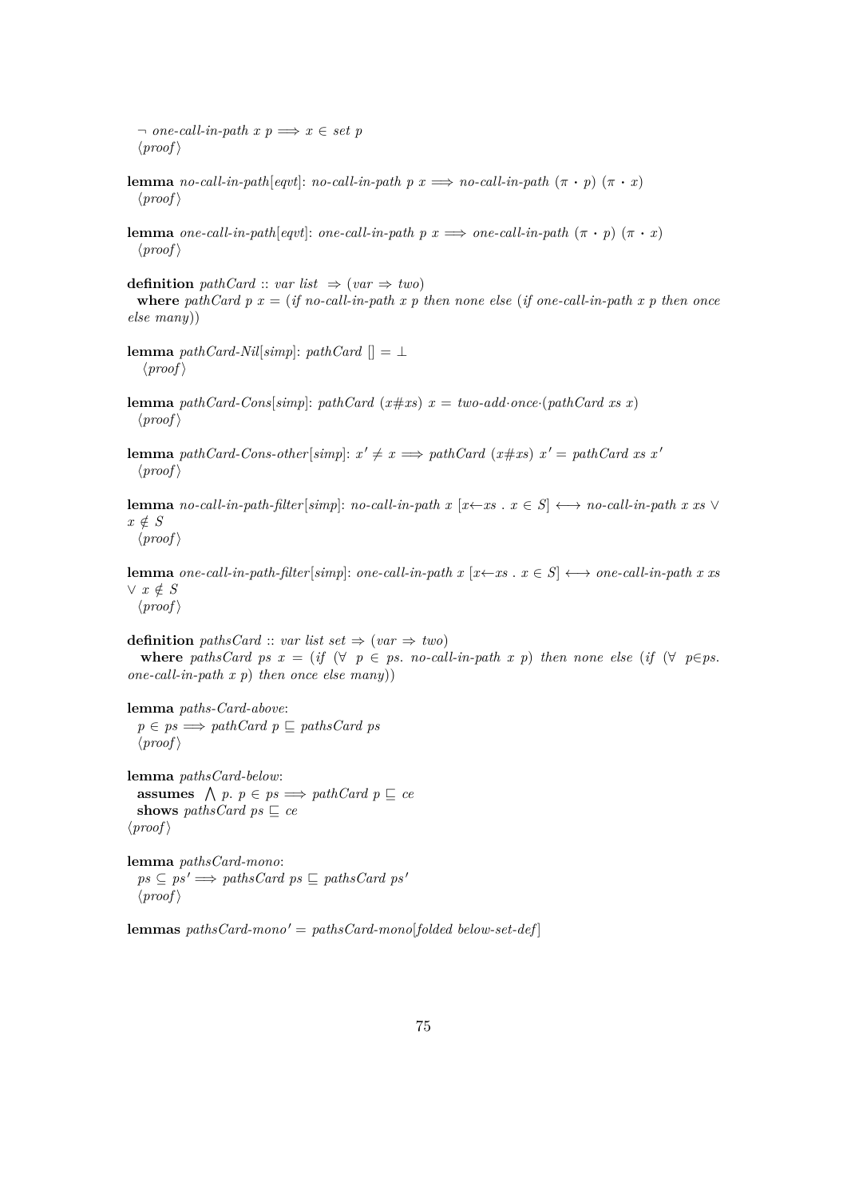$\neg$ *one-call-in-path x p* $\Longrightarrow$ *x* $\in$ *set p*
⟨*proof*⟩

**lemma** *no-call-in-path*[*eqvt*]: *no-call-in-path p x* $\Longrightarrow$ *no-call-in-path* ($\pi \cdot p$) ($\pi \cdot x$)
⟨*proof*⟩

**lemma** *one-call-in-path*[*eqvt*]: *one-call-in-path p x* $\Longrightarrow$ *one-call-in-path* ($\pi \cdot p$) ($\pi \cdot x$)
⟨*proof*⟩

**definition** *pathCard* :: *var list* $\Rightarrow$ (*var* $\Rightarrow$ *two*)
**where** *pathCard p x* = (*if no-call-in-path x p then none else* (*if one-call-in-path x p then once else many*))

**lemma** *pathCard-Nil*[*simp*]: *pathCard* [] = $\bot$
⟨*proof*⟩

**lemma** *pathCard-Cons*[*simp*]: *pathCard* (*x#xs*) *x* = *two-add*·*once*·(*pathCard xs x*)
⟨*proof*⟩

**lemma** *pathCard-Cons-other*[*simp*]: $x' \neq x \Longrightarrow$ *pathCard* (*x#xs*) $x'$ = *pathCard xs* $x'$
⟨*proof*⟩

**lemma** *no-call-in-path-filter*[*simp*]: *no-call-in-path x* [*x*←*xs* . *x* $\in$ *S*] $\longleftrightarrow$ *no-call-in-path x xs* $\vee$ *x* $\notin$ *S*
⟨*proof*⟩

**lemma** *one-call-in-path-filter*[*simp*]: *one-call-in-path x* [*x*←*xs* . *x* $\in$ *S*] $\longleftrightarrow$ *one-call-in-path x xs* $\vee$ *x* $\notin$ *S*
⟨*proof*⟩

**definition** *pathsCard* :: *var list set* $\Rightarrow$ (*var* $\Rightarrow$ *two*)
**where** *pathsCard ps x* = (*if* ($\forall$ *p* $\in$ *ps*. *no-call-in-path x p*) *then none else* (*if* ($\forall$ *p*$\in$*ps*. *one-call-in-path x p*) *then once else many*))

**lemma** *paths-Card-above*:
*p* $\in$ *ps* $\Longrightarrow$ *pathCard p* $\sqsubseteq$ *pathsCard ps*
⟨*proof*⟩

**lemma** *pathsCard-below*:
**assumes** $\bigwedge$ *p*. *p* $\in$ *ps* $\Longrightarrow$ *pathCard p* $\sqsubseteq$ *ce*
**shows** *pathsCard ps* $\sqsubseteq$ *ce*
⟨*proof*⟩

**lemma** *pathsCard-mono*:
*ps* $\subseteq$ *ps'* $\Longrightarrow$ *pathsCard ps* $\sqsubseteq$ *pathsCard ps'*
⟨*proof*⟩

**lemmas** *pathsCard-mono'* = *pathsCard-mono*[*folded below-set-def*]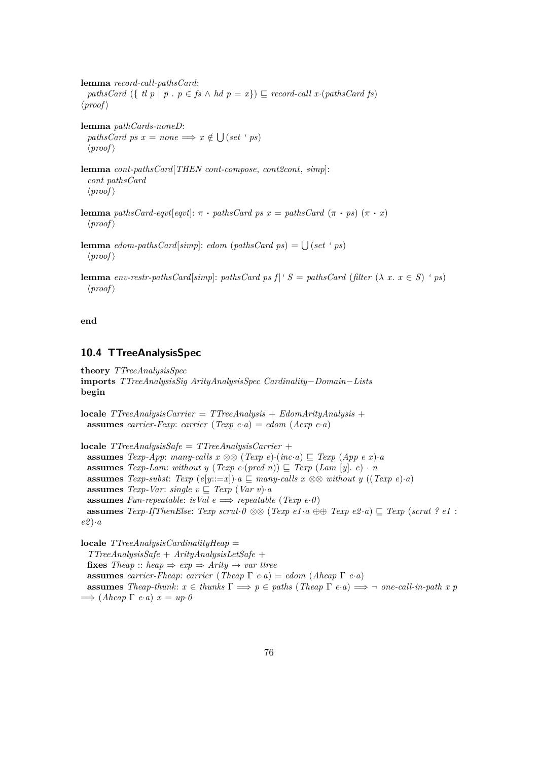**lemma** *record-call-pathsCard*:
  *pathsCard* ({ *tl p* | *p* . *p* ∈ *fs* ∧ *hd p* = *x*}) ⊑ *record-call x*·(*pathsCard fs*)
⟨*proof*⟩

**lemma** *pathCards-noneD*:
  *pathsCard ps x* = *none* ⟹ *x* ∉ ⋃(*set* ' *ps*)
  ⟨*proof*⟩

**lemma** *cont-pathsCard*[*THEN cont-compose*, *cont2cont*, *simp*]:
  *cont pathsCard*
  ⟨*proof*⟩

**lemma** *pathsCard-eqvt*[*eqvt*]: π • *pathsCard ps x* = *pathsCard* (π • *ps*) (π • *x*)
  ⟨*proof*⟩

**lemma** *edom-pathsCard*[*simp*]: *edom* (*pathsCard ps*) = ⋃(*set* ' *ps*)
  ⟨*proof*⟩

**lemma** *env-restr-pathsCard*[*simp*]: *pathsCard ps f*|' *S* = *pathsCard* (*filter* (λ *x*. *x* ∈ *S*) ' *ps*)
  ⟨*proof*⟩

**end**

## 10.4 TTreeAnalysisSpec

**theory** *TTreeAnalysisSpec*
**imports** *TTreeAnalysisSig ArityAnalysisSpec Cardinality−Domain−Lists*
**begin**

**locale** *TTreeAnalysisCarrier* = *TTreeAnalysis* + *EdomArityAnalysis* +
  **assumes** *carrier-Fexp*: *carrier* (*Texp e*·*a*) = *edom* (*Aexp e*·*a*)

**locale** *TTreeAnalysisSafe* = *TTreeAnalysisCarrier* +
  **assumes** *Texp-App*: *many-calls x* ⊗⊗ (*Texp e*)·(*inc*·*a*) ⊑ *Texp* (*App e x*)·*a*
  **assumes** *Texp-Lam*: *without y* (*Texp e*·(*pred*·*n*)) ⊑ *Texp* (*Lam* [*y*]. *e*) · *n*
  **assumes** *Texp-subst*: *Texp* (*e*[*y*::=*x*])·*a* ⊑ *many-calls x* ⊗⊗ *without y* ((*Texp e*)·*a*)
  **assumes** *Texp-Var*: *single v* ⊑ *Texp* (*Var v*)·*a*
  **assumes** *Fun-repeatable*: *isVal e* ⟹ *repeatable* (*Texp e*·*0*)
  **assumes** *Texp-IfThenElse*: *Texp scrut*·*0* ⊗⊗ (*Texp e1*·*a* ⊕⊕ *Texp e2*·*a*) ⊑ *Texp* (*scrut ? e1* : *e2*)·*a*

**locale** *TTreeAnalysisCardinalityHeap* =
  *TTreeAnalysisSafe* + *ArityAnalysisLetSafe* +
  **fixes** *Theap* :: *heap* ⇒ *exp* ⇒ *Arity* → *var ttree*
  **assumes** *carrier-Fheap*: *carrier* (*Theap* Γ *e*·*a*) = *edom* (*Aheap* Γ *e*·*a*)
  **assumes** *Theap-thunk*: *x* ∈ *thunks* Γ ⟹ *p* ∈ *paths* (*Theap* Γ *e*·*a*) ⟹ ¬ *one-call-in-path x p* ⟹ (*Aheap* Γ *e*·*a*) *x* = *up*·*0*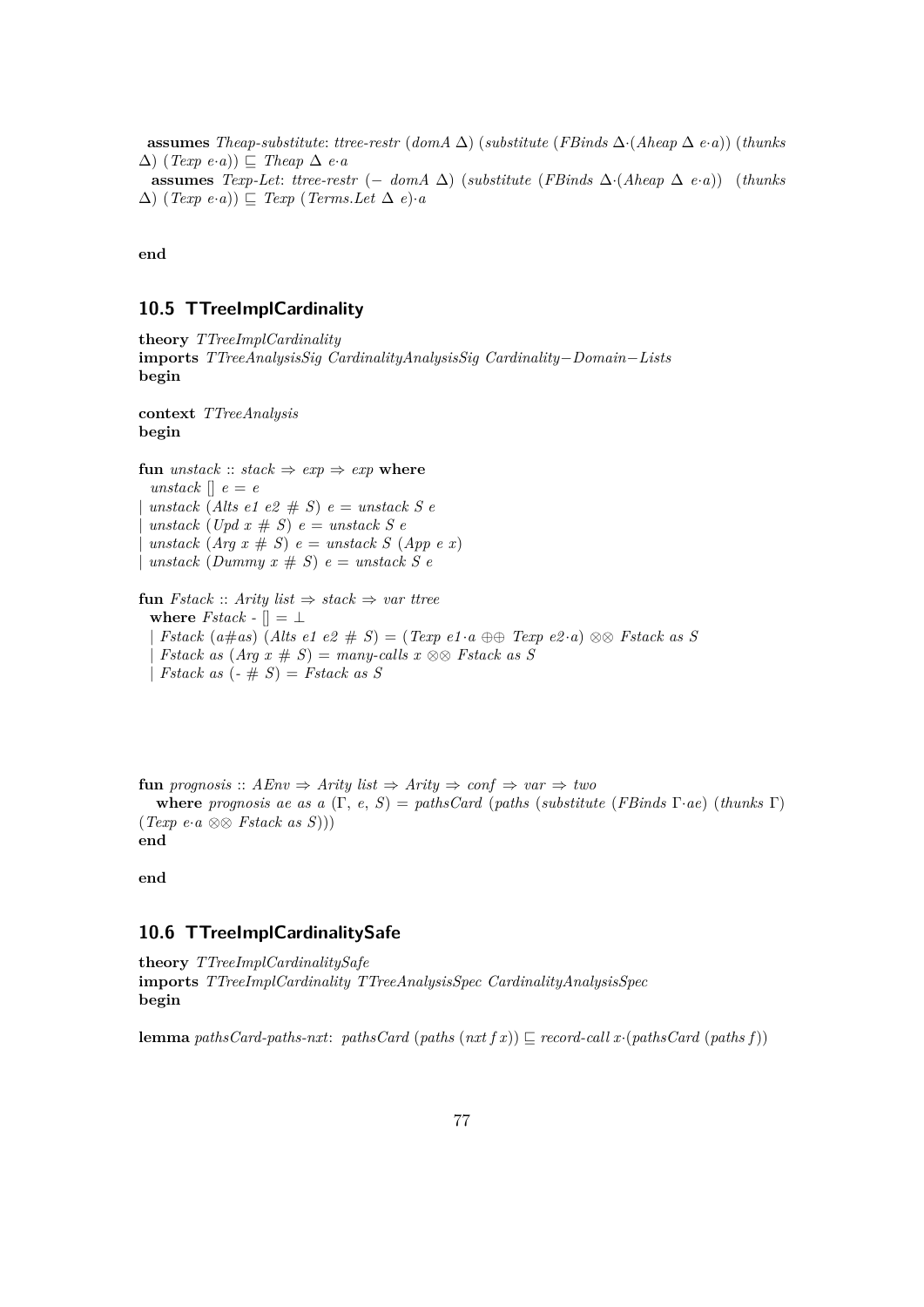**assumes** *Theap-substitute*: *ttree-restr* (*domA* Δ) (*substitute* (*FBinds* Δ·(*Aheap* Δ *e*·*a*)) (*thunks* Δ) (*Texp* *e*·*a*)) ⊑ *Theap* Δ *e*·*a*
**assumes** *Texp-Let*: *ttree-restr* (− *domA* Δ) (*substitute* (*FBinds* Δ·(*Aheap* Δ *e*·*a*)) (*thunks* Δ) (*Texp* *e*·*a*)) ⊑ *Texp* (*Terms.Let* Δ *e*)·*a*

**end**

## 10.5 TTreeImplCardinality

**theory** *TTreeImplCardinality*
**imports** *TTreeAnalysisSig CardinalityAnalysisSig Cardinality−Domain−Lists*
**begin**

**context** *TTreeAnalysis*
**begin**

```
fun unstack :: stack ⇒ exp ⇒ exp where
  unstack [] e = e
| unstack (Alts e1 e2 # S) e = unstack S e
| unstack (Upd x # S) e = unstack S e
| unstack (Arg x # S) e = unstack S (App e x)
| unstack (Dummy x # S) e = unstack S e
```

```
fun Fstack :: Arity list ⇒ stack ⇒ var ttree
  where Fstack - [] = ⊥
  | Fstack (a#as) (Alts e1 e2 # S) = (Texp e1·a ⊕⊕ Texp e2·a) ⊗⊗ Fstack as S
  | Fstack as (Arg x # S) = many-calls x ⊗⊗ Fstack as S
  | Fstack as (- # S) = Fstack as S
```

```
fun prognosis :: AEnv ⇒ Arity list ⇒ Arity ⇒ conf ⇒ var ⇒ two
   where prognosis ae as a (Γ, e, S) = pathsCard (paths (substitute (FBinds Γ·ae) (thunks Γ)
(Texp e·a ⊗⊗ Fstack as S)))
end
```

**end**

## 10.6 TTreeImplCardinalitySafe

**theory** *TTreeImplCardinalitySafe*
**imports** *TTreeImplCardinality TTreeAnalysisSpec CardinalityAnalysisSpec*
**begin**

**lemma** *pathsCard-paths-nxt*: *pathsCard* (*paths* (*nxt f x*)) ⊑ *record-call x*·(*pathsCard* (*paths f*))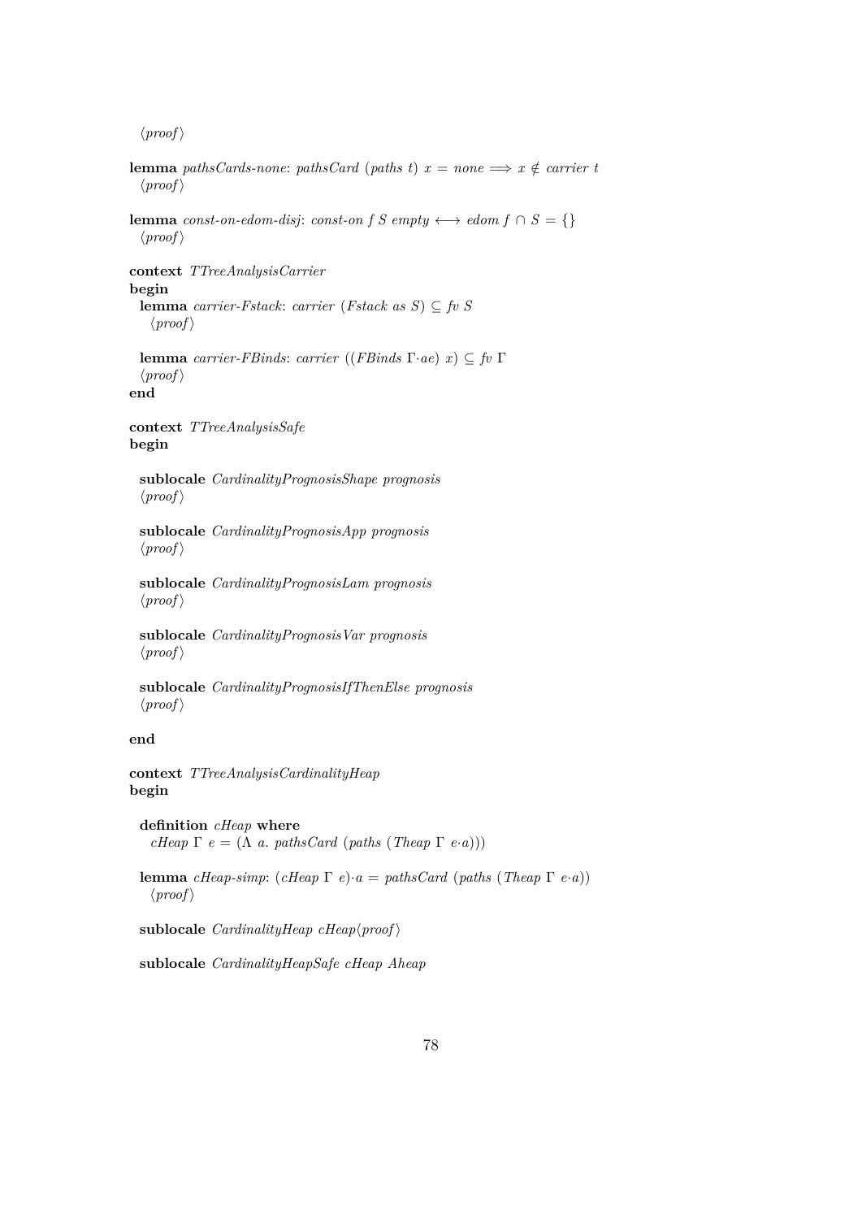⟨proof⟩

**lemma** *pathsCards-none*: *pathsCard* (*paths t*) $x$ = *none* $\Longrightarrow$ $x \notin$ *carrier t*
⟨proof⟩

**lemma** *const-on-edom-disj*: *const-on f S empty* $\longleftrightarrow$ *edom f* $\cap$ *S* = {}
⟨proof⟩

**context** *TTreeAnalysisCarrier*
**begin**
  **lemma** *carrier-Fstack*: *carrier* (*Fstack as S*) $\subseteq$ *fv S*
  ⟨proof⟩

  **lemma** *carrier-FBinds*: *carrier* ((*FBinds* $\Gamma\cdot$*ae*) $x$) $\subseteq$ *fv* $\Gamma$
  ⟨proof⟩
**end**

**context** *TTreeAnalysisSafe*
**begin**

  **sublocale** *CardinalityPrognosisShape prognosis*
  ⟨proof⟩

  **sublocale** *CardinalityPrognosisApp prognosis*
  ⟨proof⟩

  **sublocale** *CardinalityPrognosisLam prognosis*
  ⟨proof⟩

  **sublocale** *CardinalityPrognosisVar prognosis*
  ⟨proof⟩

  **sublocale** *CardinalityPrognosisIfThenElse prognosis*
  ⟨proof⟩

**end**

**context** *TTreeAnalysisCardinalityHeap*
**begin**

  **definition** *cHeap* **where**
    *cHeap* $\Gamma$ *e* = ($\Lambda$ *a*. *pathsCard* (*paths* (*Theap* $\Gamma$ *e*$\cdot$*a*)))

  **lemma** *cHeap-simp*: (*cHeap* $\Gamma$ *e*)$\cdot$*a* = *pathsCard* (*paths* (*Theap* $\Gamma$ *e*$\cdot$*a*))
  ⟨proof⟩

  **sublocale** *CardinalityHeap cHeap*⟨proof⟩

  **sublocale** *CardinalityHeapSafe cHeap Aheap*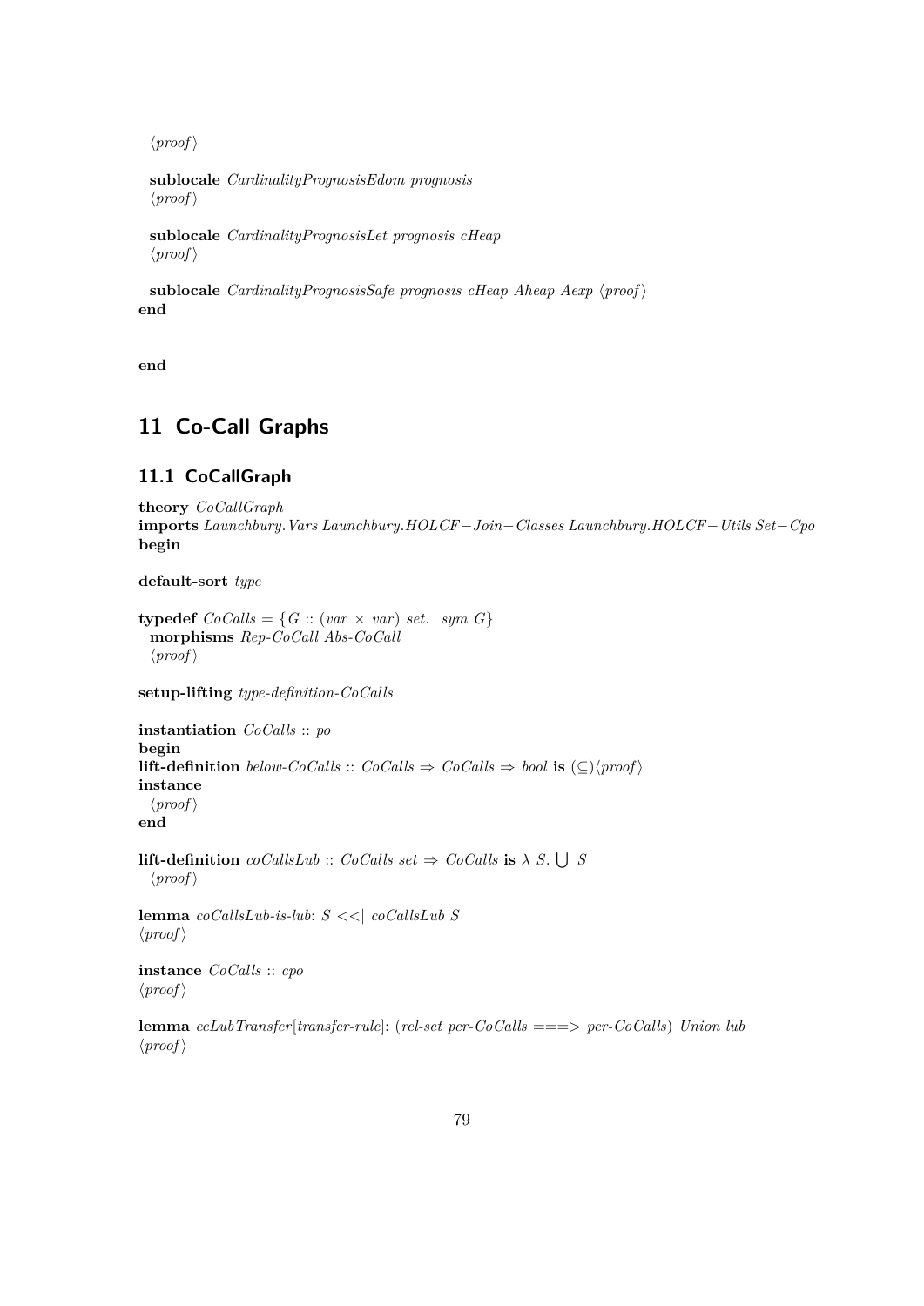⟨proof⟩

**sublocale** *CardinalityPrognosisEdom prognosis*
⟨proof⟩

**sublocale** *CardinalityPrognosisLet prognosis cHeap*
⟨proof⟩

**sublocale** *CardinalityPrognosisSafe prognosis cHeap Aheap Aexp* ⟨proof⟩
**end**

**end**

# 11 Co-Call Graphs

## 11.1 CoCallGraph

**theory** *CoCallGraph*
**imports** *Launchbury.Vars Launchbury.HOLCF−Join−Classes Launchbury.HOLCF−Utils Set−Cpo*
**begin**

**default-sort** *type*

**typedef** $CoCalls = \{G :: (var \times var)\ set.\ \ sym\ G\}$
**morphisms** *Rep-CoCall Abs-CoCall*
⟨proof⟩

**setup-lifting** *type-definition-CoCalls*

**instantiation** *CoCalls* :: *po*
**begin**
**lift-definition** *below-CoCalls* :: $CoCalls \Rightarrow CoCalls \Rightarrow bool$ **is** $(\subseteq)$⟨proof⟩
**instance**
⟨proof⟩
**end**

**lift-definition** *coCallsLub* :: $CoCalls\ set \Rightarrow CoCalls$ **is** $\lambda\ S.\ \bigcup\ S$
⟨proof⟩

**lemma** *coCallsLub-is-lub*: $S <<|\ coCallsLub\ S$
⟨proof⟩

**instance** *CoCalls* :: *cpo*
⟨proof⟩

**lemma** *ccLubTransfer*[*transfer-rule*]: (*rel-set pcr-CoCalls* ===> *pcr-CoCalls*) *Union lub*
⟨proof⟩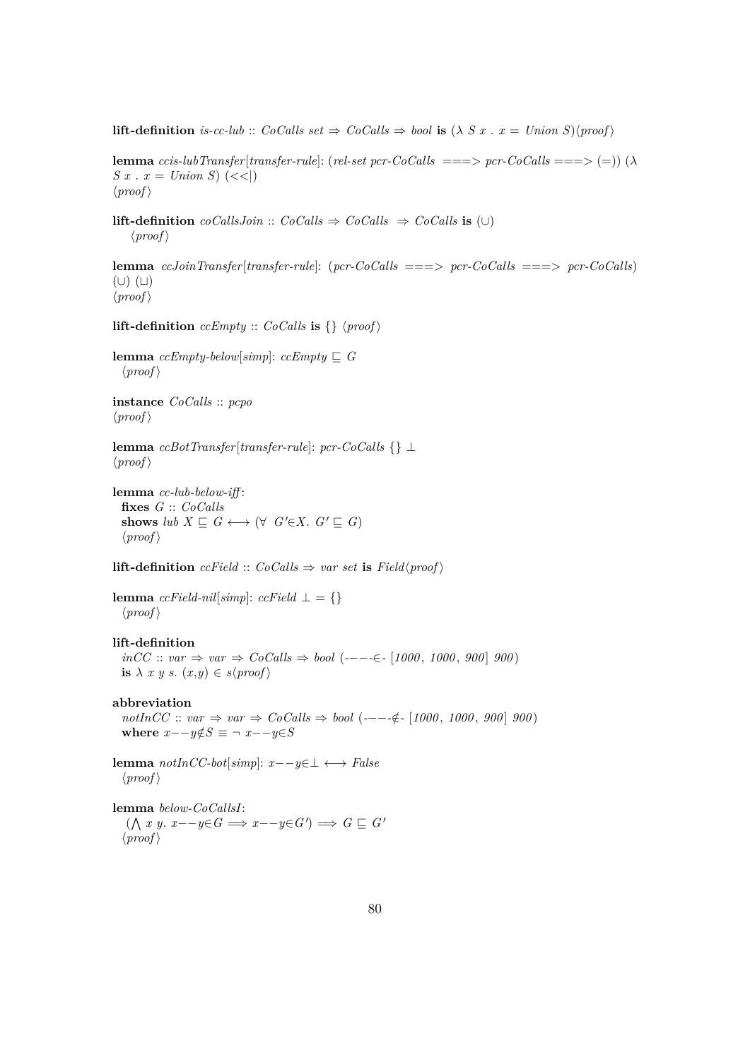**lift-definition** *is-cc-lub* :: *CoCalls set* ⇒ *CoCalls* ⇒ *bool* **is** (λ *S x* . *x* = *Union S*)⟨*proof*⟩

**lemma** *ccis-lubTransfer*[*transfer-rule*]: (*rel-set pcr-CoCalls* ===> *pcr-CoCalls* ===> (=)) (λ *S x* . *x* = *Union S*) (<<|)
⟨*proof*⟩

**lift-definition** *coCallsJoin* :: *CoCalls* ⇒ *CoCalls* ⇒ *CoCalls* **is** (∪)
  ⟨*proof*⟩

**lemma** *ccJoinTransfer*[*transfer-rule*]: (*pcr-CoCalls* ===> *pcr-CoCalls* ===> *pcr-CoCalls*) (∪) (⊔)
⟨*proof*⟩

**lift-definition** *ccEmpty* :: *CoCalls* **is** {} ⟨*proof*⟩

**lemma** *ccEmpty-below*[*simp*]: *ccEmpty* ⊑ *G*
  ⟨*proof*⟩

**instance** *CoCalls* :: *pcpo*
⟨*proof*⟩

**lemma** *ccBotTransfer*[*transfer-rule*]: *pcr-CoCalls* {} ⊥
⟨*proof*⟩

**lemma** *cc-lub-below-iff*:
  **fixes** *G* :: *CoCalls*
  **shows** *lub X* ⊑ *G* ⟷ (∀ *G'*∈*X*. *G'* ⊑ *G*)
  ⟨*proof*⟩

**lift-definition** *ccField* :: *CoCalls* ⇒ *var set* **is** *Field*⟨*proof*⟩

**lemma** *ccField-nil*[*simp*]: *ccField* ⊥ = {}
  ⟨*proof*⟩

**lift-definition**
  *inCC* :: *var* ⇒ *var* ⇒ *CoCalls* ⇒ *bool* (-−−-∈- [*1000*, *1000*, *900*] *900*)
  **is** λ *x y s*. (*x*,*y*) ∈ *s*⟨*proof*⟩

**abbreviation**
  *notInCC* :: *var* ⇒ *var* ⇒ *CoCalls* ⇒ *bool* (-−−-∉- [*1000*, *1000*, *900*] *900*)
  **where** *x*−−*y*∉*S* ≡ ¬ *x*−−*y*∈*S*

**lemma** *notInCC-bot*[*simp*]: *x*−−*y*∈⊥ ⟷ *False*
  ⟨*proof*⟩

**lemma** *below-CoCallsI*:
  (⋀ *x y*. *x*−−*y*∈*G* ⟹ *x*−−*y*∈*G'*) ⟹ *G* ⊑ *G'*
  ⟨*proof*⟩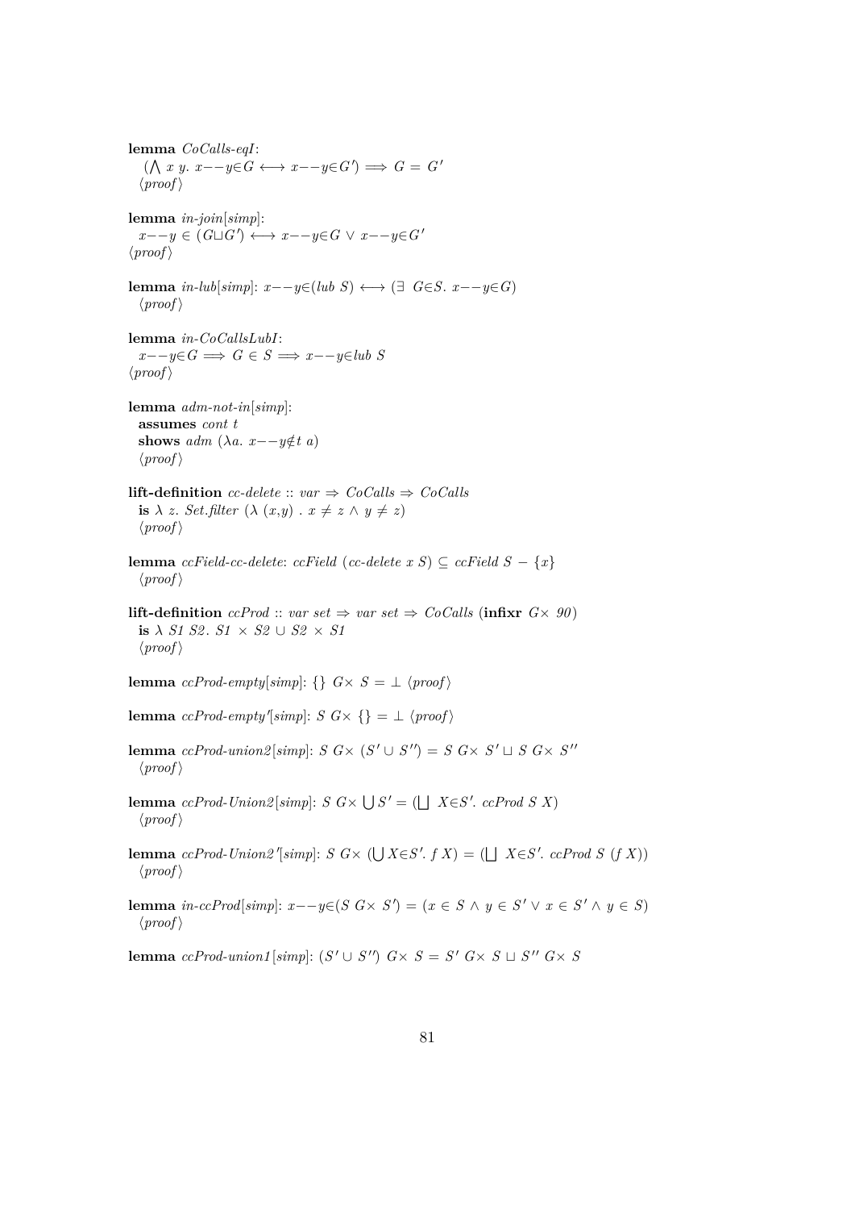**lemma** *CoCalls-eqI*:
  $(\bigwedge x\ y.\ x{-}{-}y{\in}G \longleftrightarrow x{-}{-}y{\in}G') \Longrightarrow G = G'$
  ⟨*proof*⟩

**lemma** *in-join*[*simp*]:
  $x{-}{-}y \in (G \sqcup G') \longleftrightarrow x{-}{-}y{\in}G \vee x{-}{-}y{\in}G'$
⟨*proof*⟩

**lemma** *in-lub*[*simp*]: $x{-}{-}y{\in}(lub\ S) \longleftrightarrow (\exists\ G{\in}S.\ x{-}{-}y{\in}G)$
  ⟨*proof*⟩

**lemma** *in-CoCallsLubI*:
  $x{-}{-}y{\in}G \Longrightarrow G \in S \Longrightarrow x{-}{-}y{\in}lub\ S$
⟨*proof*⟩

**lemma** *adm-not-in*[*simp*]:
  **assumes** *cont t*
  **shows** $adm\ (\lambda a.\ x{-}{-}y{\notin}t\ a)$
  ⟨*proof*⟩

**lift-definition** *cc-delete* :: $var \Rightarrow CoCalls \Rightarrow CoCalls$
  **is** $\lambda\ z.\ Set.filter\ (\lambda\ (x,y)\ .\ x \neq z \wedge y \neq z)$
  ⟨*proof*⟩

**lemma** *ccField-cc-delete*: $ccField\ (cc\text{-}delete\ x\ S) \subseteq ccField\ S - \{x\}$
  ⟨*proof*⟩

**lift-definition** *ccProd* :: $var\ set \Rightarrow var\ set \Rightarrow CoCalls$ (**infixr** *G× 90*)
  **is** $\lambda\ S1\ S2.\ S1 \times S2 \cup S2 \times S1$
  ⟨*proof*⟩

**lemma** *ccProd-empty*[*simp*]: $\{\}\ G{\times}\ S = \bot$ ⟨*proof*⟩

**lemma** *ccProd-empty'*[*simp*]: $S\ G{\times}\ \{\} = \bot$ ⟨*proof*⟩

**lemma** *ccProd-union2*[*simp*]: $S\ G{\times}\ (S' \cup S'') = S\ G{\times}\ S' \sqcup S\ G{\times}\ S''$
  ⟨*proof*⟩

**lemma** *ccProd-Union2*[*simp*]: $S\ G{\times} \bigcup S' = (\bigsqcup\ X{\in}S'.\ ccProd\ S\ X)$
  ⟨*proof*⟩

**lemma** *ccProd-Union2'*[*simp*]: $S\ G{\times}\ (\bigcup X{\in}S'.\ f\ X) = (\bigsqcup\ X{\in}S'.\ ccProd\ S\ (f\ X))$
  ⟨*proof*⟩

**lemma** *in-ccProd*[*simp*]: $x{-}{-}y{\in}(S\ G{\times}\ S') = (x \in S \wedge y \in S' \vee x \in S' \wedge y \in S)$
  ⟨*proof*⟩

**lemma** *ccProd-union1*[*simp*]: $(S' \cup S'')\ G{\times}\ S = S'\ G{\times}\ S \sqcup S''\ G{\times}\ S$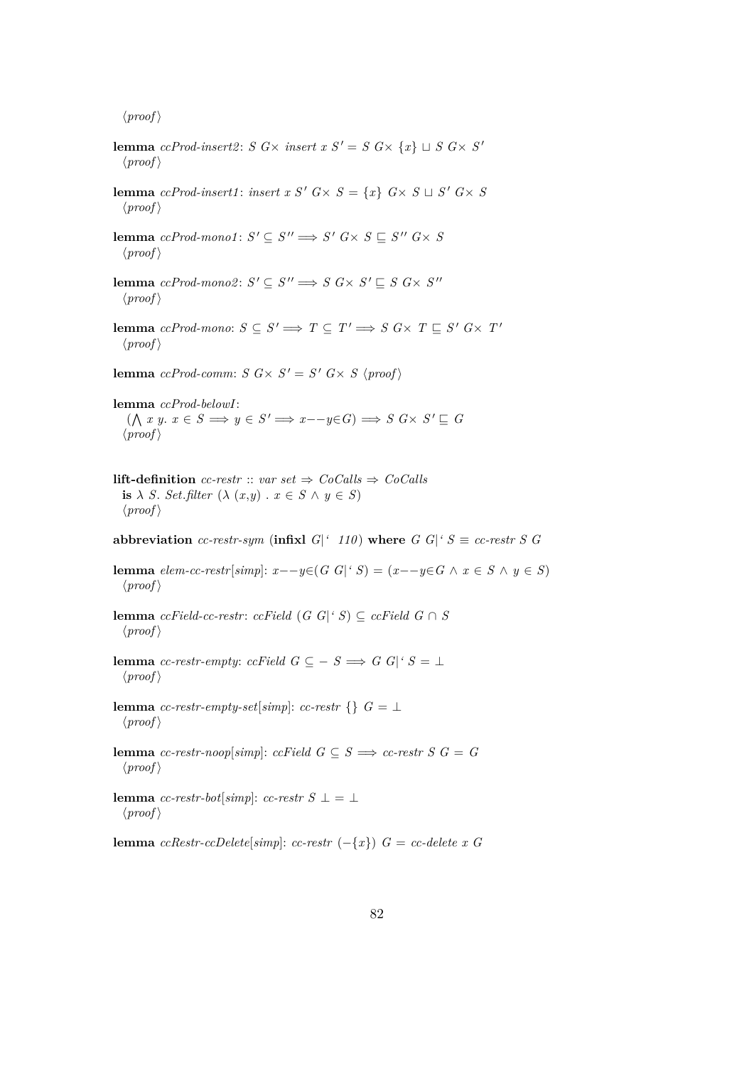⟨proof⟩

**lemma** *ccProd-insert2*: $S\ G\times\ insert\ x\ S' = S\ G\times\ \{x\} \sqcup S\ G\times\ S'$
⟨proof⟩

**lemma** *ccProd-insert1*: $insert\ x\ S'\ G\times\ S = \{x\}\ G\times\ S \sqcup S'\ G\times\ S$
⟨proof⟩

**lemma** *ccProd-mono1*: $S' \subseteq S'' \Longrightarrow S'\ G\times\ S \sqsubseteq S''\ G\times\ S$
⟨proof⟩

**lemma** *ccProd-mono2*: $S' \subseteq S'' \Longrightarrow S\ G\times\ S' \sqsubseteq S\ G\times\ S''$
⟨proof⟩

**lemma** *ccProd-mono*: $S \subseteq S' \Longrightarrow T \subseteq T' \Longrightarrow S\ G\times\ T \sqsubseteq S'\ G\times\ T'$
⟨proof⟩

**lemma** *ccProd-comm*: $S\ G\times\ S' = S'\ G\times\ S$ ⟨proof⟩

**lemma** *ccProd-belowI*:
$(\bigwedge x\ y.\ x \in S \Longrightarrow y \in S' \Longrightarrow x{-}{-}y{\in}G) \Longrightarrow S\ G\times\ S' \sqsubseteq G$
⟨proof⟩

**lift-definition** *cc-restr* :: *var set* ⇒ *CoCalls* ⇒ *CoCalls*
**is** $\lambda$ *S. Set.filter* $(\lambda\ (x,y)\ .\ x \in S \wedge y \in S)$
⟨proof⟩

**abbreviation** *cc-restr-sym* (**infixl** *G|‘ 110*) **where** $G\ G|‘\ S \equiv cc\text{-}restr\ S\ G$

**lemma** *elem-cc-restr*[*simp*]: $x{-}{-}y{\in}(G\ G|‘\ S) = (x{-}{-}y{\in}G \wedge x \in S \wedge y \in S)$
⟨proof⟩

**lemma** *ccField-cc-restr*: $ccField\ (G\ G|‘\ S) \subseteq ccField\ G \cap S$
⟨proof⟩

**lemma** *cc-restr-empty*: $ccField\ G \subseteq -\ S \Longrightarrow G\ G|‘\ S = \bot$
⟨proof⟩

**lemma** *cc-restr-empty-set*[*simp*]: $cc\text{-}restr\ \{\}\ G = \bot$
⟨proof⟩

**lemma** *cc-restr-noop*[*simp*]: $ccField\ G \subseteq S \Longrightarrow cc\text{-}restr\ S\ G = G$
⟨proof⟩

**lemma** *cc-restr-bot*[*simp*]: $cc\text{-}restr\ S\ \bot = \bot$
⟨proof⟩

**lemma** *ccRestr-ccDelete*[*simp*]: $cc\text{-}restr\ (-\{x\})\ G = cc\text{-}delete\ x\ G$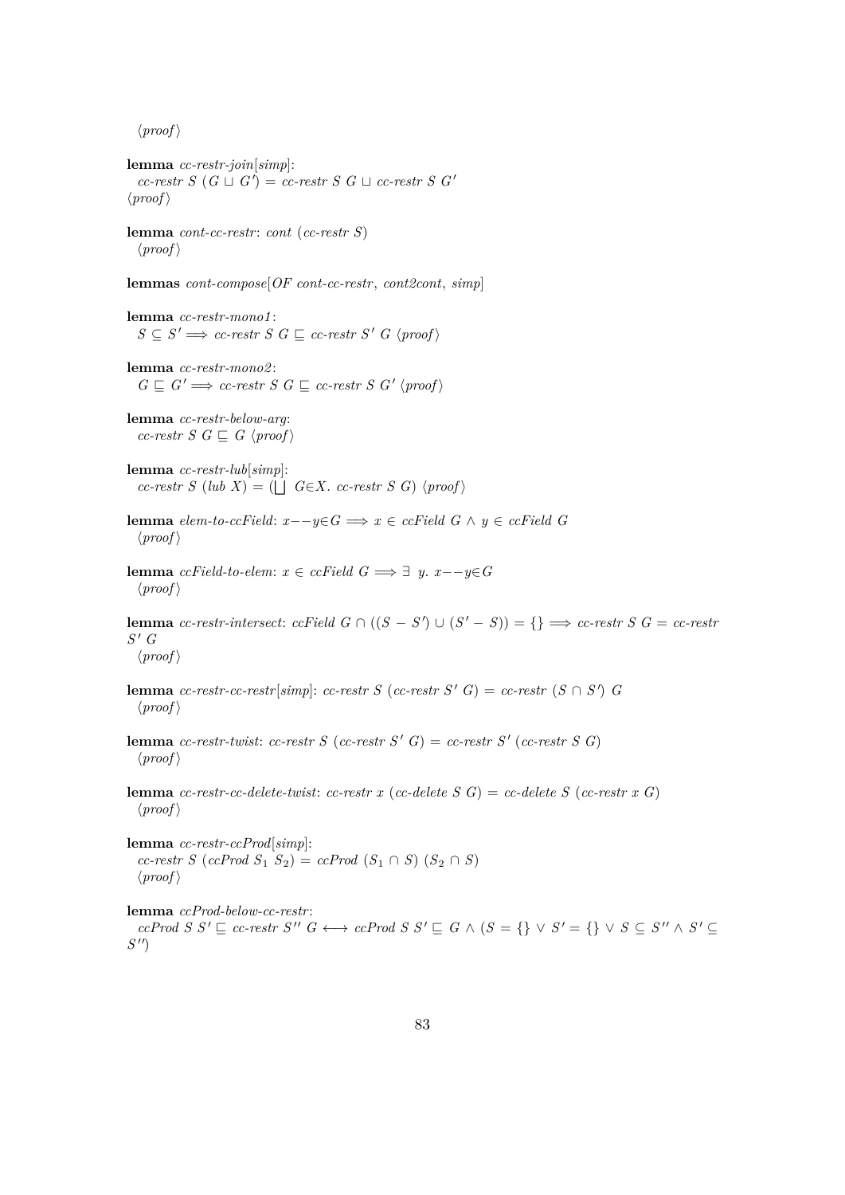⟨proof⟩

**lemma** *cc-restr-join*[*simp*]:
  $\textit{cc-restr}\ S\ (G \sqcup G') = \textit{cc-restr}\ S\ G \sqcup \textit{cc-restr}\ S\ G'$
⟨proof⟩

**lemma** *cont-cc-restr*: $\textit{cont}\ (\textit{cc-restr}\ S)$
  ⟨proof⟩

**lemmas** *cont-compose*[*OF cont-cc-restr*, *cont2cont*, *simp*]

**lemma** *cc-restr-mono1*:
  $S \subseteq S' \Longrightarrow \textit{cc-restr}\ S\ G \sqsubseteq \textit{cc-restr}\ S'\ G$ ⟨proof⟩

**lemma** *cc-restr-mono2*:
  $G \sqsubseteq G' \Longrightarrow \textit{cc-restr}\ S\ G \sqsubseteq \textit{cc-restr}\ S\ G'$ ⟨proof⟩

**lemma** *cc-restr-below-arg*:
  $\textit{cc-restr}\ S\ G \sqsubseteq G$ ⟨proof⟩

**lemma** *cc-restr-lub*[*simp*]:
  $\textit{cc-restr}\ S\ (\textit{lub}\ X) = (\bigsqcup\ G{\in}X.\ \textit{cc-restr}\ S\ G)$ ⟨proof⟩

**lemma** *elem-to-ccField*: $x{-}{-}y{\in}G \Longrightarrow x \in \textit{ccField}\ G \wedge y \in \textit{ccField}\ G$
  ⟨proof⟩

**lemma** *ccField-to-elem*: $x \in \textit{ccField}\ G \Longrightarrow \exists\ y.\ x{-}{-}y{\in}G$
  ⟨proof⟩

**lemma** *cc-restr-intersect*: $\textit{ccField}\ G \cap ((S - S') \cup (S' - S)) = \{\} \Longrightarrow \textit{cc-restr}\ S\ G = \textit{cc-restr}\ S'\ G$
  ⟨proof⟩

**lemma** *cc-restr-cc-restr*[*simp*]: $\textit{cc-restr}\ S\ (\textit{cc-restr}\ S'\ G) = \textit{cc-restr}\ (S \cap S')\ G$
  ⟨proof⟩

**lemma** *cc-restr-twist*: $\textit{cc-restr}\ S\ (\textit{cc-restr}\ S'\ G) = \textit{cc-restr}\ S'\ (\textit{cc-restr}\ S\ G)$
  ⟨proof⟩

**lemma** *cc-restr-cc-delete-twist*: $\textit{cc-restr}\ x\ (\textit{cc-delete}\ S\ G) = \textit{cc-delete}\ S\ (\textit{cc-restr}\ x\ G)$
  ⟨proof⟩

**lemma** *cc-restr-ccProd*[*simp*]:
  $\textit{cc-restr}\ S\ (\textit{ccProd}\ S_1\ S_2) = \textit{ccProd}\ (S_1 \cap S)\ (S_2 \cap S)$
  ⟨proof⟩

**lemma** *ccProd-below-cc-restr*:
  $\textit{ccProd}\ S\ S' \sqsubseteq \textit{cc-restr}\ S''\ G \longleftrightarrow \textit{ccProd}\ S\ S' \sqsubseteq G \wedge (S = \{\} \vee S' = \{\} \vee S \subseteq S'' \wedge S' \subseteq S'')$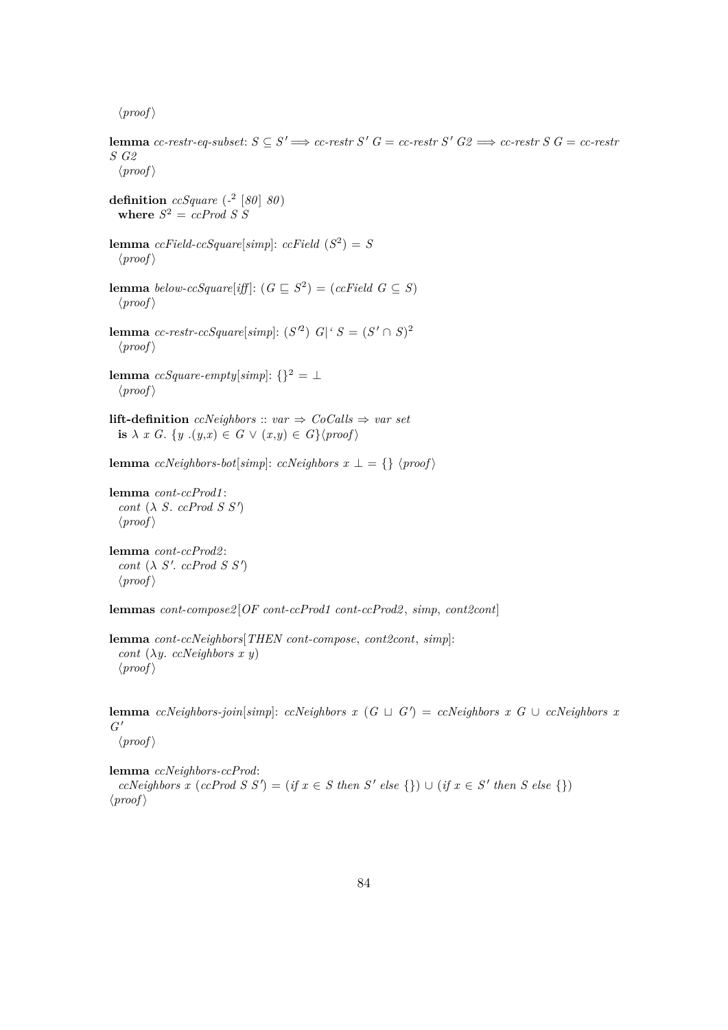⟨*proof*⟩

**lemma** *cc-restr-eq-subset*: $S \subseteq S' \Longrightarrow$ *cc-restr* $S'$ $G$ = *cc-restr* $S'$ *G2* $\Longrightarrow$ *cc-restr* $S$ $G$ = *cc-restr* $S$ *G2*
⟨*proof*⟩

**definition** *ccSquare* ($\_^2$ [*80*] *80*)
**where** $S^2$ = *ccProd S S*

**lemma** *ccField-ccSquare*[*simp*]: *ccField* ($S^2$) = $S$
⟨*proof*⟩

**lemma** *below-ccSquare*[*iff*]: ($G \sqsubseteq S^2$) = (*ccField* $G \subseteq S$)
⟨*proof*⟩

**lemma** *cc-restr-ccSquare*[*simp*]: ($S'^2$) $G|$' $S$ = ($S' \cap S$)$^2$
⟨*proof*⟩

**lemma** *ccSquare-empty*[*simp*]: $\{\}^2 = \bot$
⟨*proof*⟩

**lift-definition** *ccNeighbors* :: *var* $\Rightarrow$ *CoCalls* $\Rightarrow$ *var set*
**is** $\lambda$ *x G*. {*y* .(*y*,*x*) $\in$ *G* $\vee$ (*x*,*y*) $\in$ *G*}⟨*proof*⟩

**lemma** *ccNeighbors-bot*[*simp*]: *ccNeighbors* $x$ $\bot$ = {} ⟨*proof*⟩

**lemma** *cont-ccProd1*:
*cont* ($\lambda$ *S*. *ccProd S S'*)
⟨*proof*⟩

**lemma** *cont-ccProd2*:
*cont* ($\lambda$ *S'*. *ccProd S S'*)
⟨*proof*⟩

**lemmas** *cont-compose2*[*OF cont-ccProd1 cont-ccProd2*, *simp*, *cont2cont*]

**lemma** *cont-ccNeighbors*[*THEN cont-compose*, *cont2cont*, *simp*]:
*cont* ($\lambda$*y*. *ccNeighbors x y*)
⟨*proof*⟩

**lemma** *ccNeighbors-join*[*simp*]: *ccNeighbors* $x$ ($G \sqcup G'$) = *ccNeighbors* $x$ $G$ $\cup$ *ccNeighbors* $x$ $G'$
⟨*proof*⟩

**lemma** *ccNeighbors-ccProd*:
*ccNeighbors* $x$ (*ccProd S S'*) = (*if* $x \in S$ *then* $S'$ *else* {}) $\cup$ (*if* $x \in S'$ *then* $S$ *else* {})
⟨*proof*⟩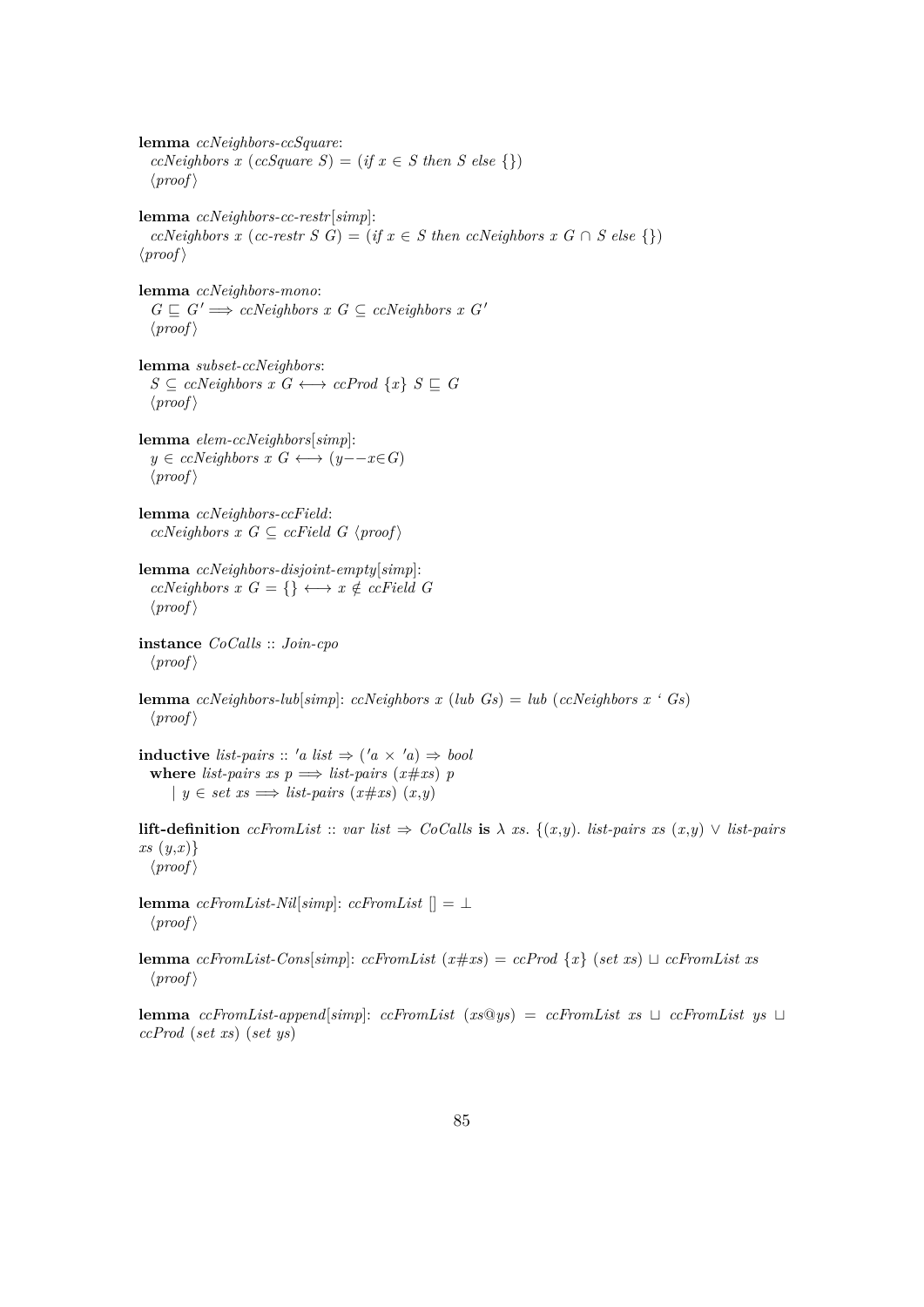**lemma** *ccNeighbors-ccSquare*:
  *ccNeighbors x (ccSquare S) = (if x ∈ S then S else {})*
  ⟨*proof*⟩

**lemma** *ccNeighbors-cc-restr*[*simp*]:
  *ccNeighbors x (cc-restr S G) = (if x ∈ S then ccNeighbors x G ∩ S else {})*
⟨*proof*⟩

**lemma** *ccNeighbors-mono*:
  *G ⊑ G′ ⟹ ccNeighbors x G ⊆ ccNeighbors x G′*
  ⟨*proof*⟩

**lemma** *subset-ccNeighbors*:
  *S ⊆ ccNeighbors x G ⟷ ccProd {x} S ⊑ G*
  ⟨*proof*⟩

**lemma** *elem-ccNeighbors*[*simp*]:
  *y ∈ ccNeighbors x G ⟷ (y−−x∈G)*
  ⟨*proof*⟩

**lemma** *ccNeighbors-ccField*:
  *ccNeighbors x G ⊆ ccField G* ⟨*proof*⟩

**lemma** *ccNeighbors-disjoint-empty*[*simp*]:
  *ccNeighbors x G = {} ⟷ x ∉ ccField G*
  ⟨*proof*⟩

**instance** *CoCalls* :: *Join-cpo*
  ⟨*proof*⟩

**lemma** *ccNeighbors-lub*[*simp*]: *ccNeighbors x (lub Gs) = lub (ccNeighbors x ‘ Gs)*
  ⟨*proof*⟩

**inductive** *list-pairs* :: *′a list ⇒ (′a × ′a) ⇒ bool*
  **where** *list-pairs xs p ⟹ list-pairs (x#xs) p*
    | *y ∈ set xs ⟹ list-pairs (x#xs) (x,y)*

**lift-definition** *ccFromList* :: *var list ⇒ CoCalls* **is** *λ xs. {(x,y). list-pairs xs (x,y) ∨ list-pairs xs (y,x)}*
  ⟨*proof*⟩

**lemma** *ccFromList-Nil*[*simp*]: *ccFromList [] = ⊥*
  ⟨*proof*⟩

**lemma** *ccFromList-Cons*[*simp*]: *ccFromList (x#xs) = ccProd {x} (set xs) ⊔ ccFromList xs*
  ⟨*proof*⟩

**lemma** *ccFromList-append*[*simp*]: *ccFromList (xs@ys) = ccFromList xs ⊔ ccFromList ys ⊔ ccProd (set xs) (set ys)*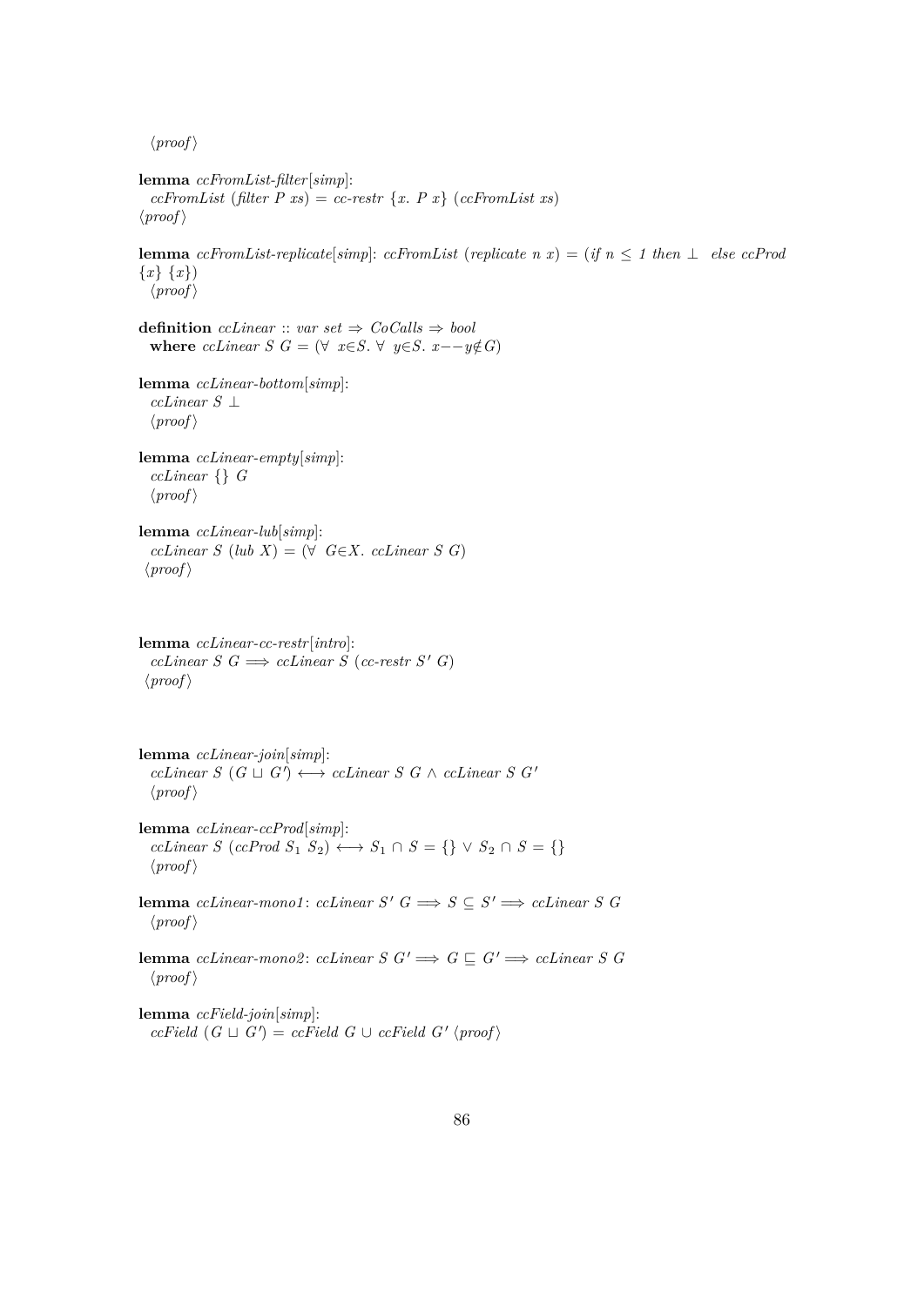⟨proof⟩

**lemma** *ccFromList-filter*[*simp*]:
  *ccFromList* (*filter P xs*) = *cc-restr* {*x*. *P x*} (*ccFromList xs*)
⟨*proof*⟩

**lemma** *ccFromList-replicate*[*simp*]: *ccFromList* (*replicate n x*) = (*if n* ≤ *1 then* ⊥ *else ccProd* {*x*} {*x*})
  ⟨*proof*⟩

**definition** *ccLinear* :: *var set* ⇒ *CoCalls* ⇒ *bool*
  **where** *ccLinear S G* = (∀ *x*∈*S*. ∀ *y*∈*S*. *x*−−*y*∉*G*)

**lemma** *ccLinear-bottom*[*simp*]:
  *ccLinear S* ⊥
  ⟨*proof*⟩

**lemma** *ccLinear-empty*[*simp*]:
  *ccLinear* {} *G*
  ⟨*proof*⟩

**lemma** *ccLinear-lub*[*simp*]:
  *ccLinear S* (*lub X*) = (∀ *G*∈*X*. *ccLinear S G*)
⟨*proof*⟩

**lemma** *ccLinear-cc-restr*[*intro*]:
  *ccLinear S G* ⟹ *ccLinear S* (*cc-restr S′ G*)
⟨*proof*⟩

**lemma** *ccLinear-join*[*simp*]:
  *ccLinear S* (*G* ⊔ *G′*) ⟷ *ccLinear S G* ∧ *ccLinear S G′*
  ⟨*proof*⟩

**lemma** *ccLinear-ccProd*[*simp*]:
  *ccLinear S* (*ccProd* $S_1$ $S_2$) ⟷ $S_1$ ∩ *S* = {} ∨ $S_2$ ∩ *S* = {}
  ⟨*proof*⟩

**lemma** *ccLinear-mono1*: *ccLinear S′ G* ⟹ *S* ⊆ *S′* ⟹ *ccLinear S G*
  ⟨*proof*⟩

**lemma** *ccLinear-mono2*: *ccLinear S G′* ⟹ *G* ⊑ *G′* ⟹ *ccLinear S G*
  ⟨*proof*⟩

**lemma** *ccField-join*[*simp*]:
  *ccField* (*G* ⊔ *G′*) = *ccField G* ∪ *ccField G′* ⟨*proof*⟩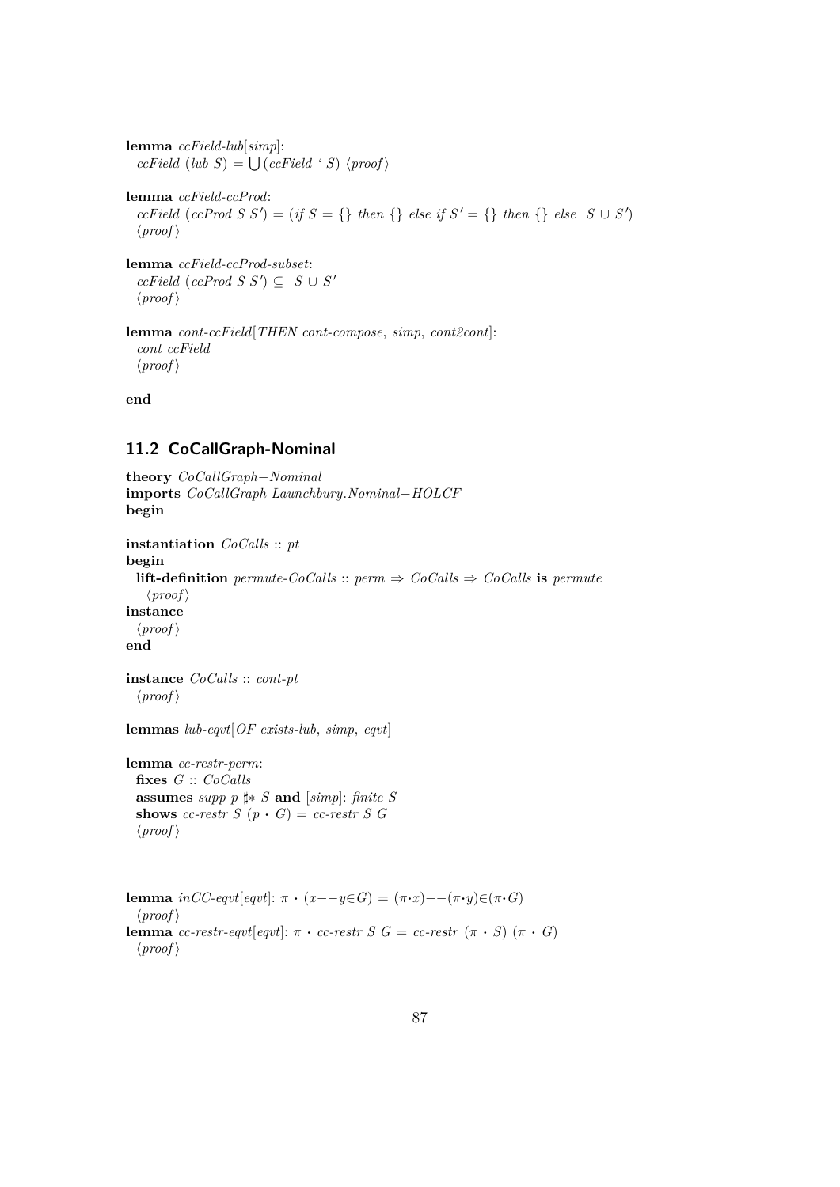**lemma** *ccField-lub*[*simp*]:
  *ccField* (*lub S*) = $\bigcup$(*ccField* ' *S*) ⟨*proof*⟩

**lemma** *ccField-ccProd*:
  *ccField* (*ccProd S S'*) = (*if S* = {} *then* {} *else if S'* = {} *then* {} *else* $S \cup S'$)
  ⟨*proof*⟩

**lemma** *ccField-ccProd-subset*:
  *ccField* (*ccProd S S'*) ⊆ $S \cup S'$
  ⟨*proof*⟩

**lemma** *cont-ccField*[*THEN cont-compose*, *simp*, *cont2cont*]:
  *cont ccField*
  ⟨*proof*⟩

**end**

## 11.2 CoCallGraph-Nominal

**theory** *CoCallGraph−Nominal*
**imports** *CoCallGraph Launchbury.Nominal−HOLCF*
**begin**

**instantiation** *CoCalls* :: *pt*
**begin**
  **lift-definition** *permute-CoCalls* :: *perm* ⇒ *CoCalls* ⇒ *CoCalls* **is** *permute*
    ⟨*proof*⟩
**instance**
  ⟨*proof*⟩
**end**

**instance** *CoCalls* :: *cont-pt*
  ⟨*proof*⟩

**lemmas** *lub-eqvt*[*OF exists-lub*, *simp*, *eqvt*]

**lemma** *cc-restr-perm*:
  **fixes** *G* :: *CoCalls*
  **assumes** *supp p* ♯* *S* **and** [*simp*]: *finite S*
  **shows** *cc-restr S* (*p* · *G*) = *cc-restr S G*
  ⟨*proof*⟩

**lemma** *inCC-eqvt*[*eqvt*]: π · (*x*−−*y*∈*G*) = (π·*x*)−−(π·*y*)∈(π·*G*)
  ⟨*proof*⟩
**lemma** *cc-restr-eqvt*[*eqvt*]: π · *cc-restr S G* = *cc-restr* (π · *S*) (π · *G*)
  ⟨*proof*⟩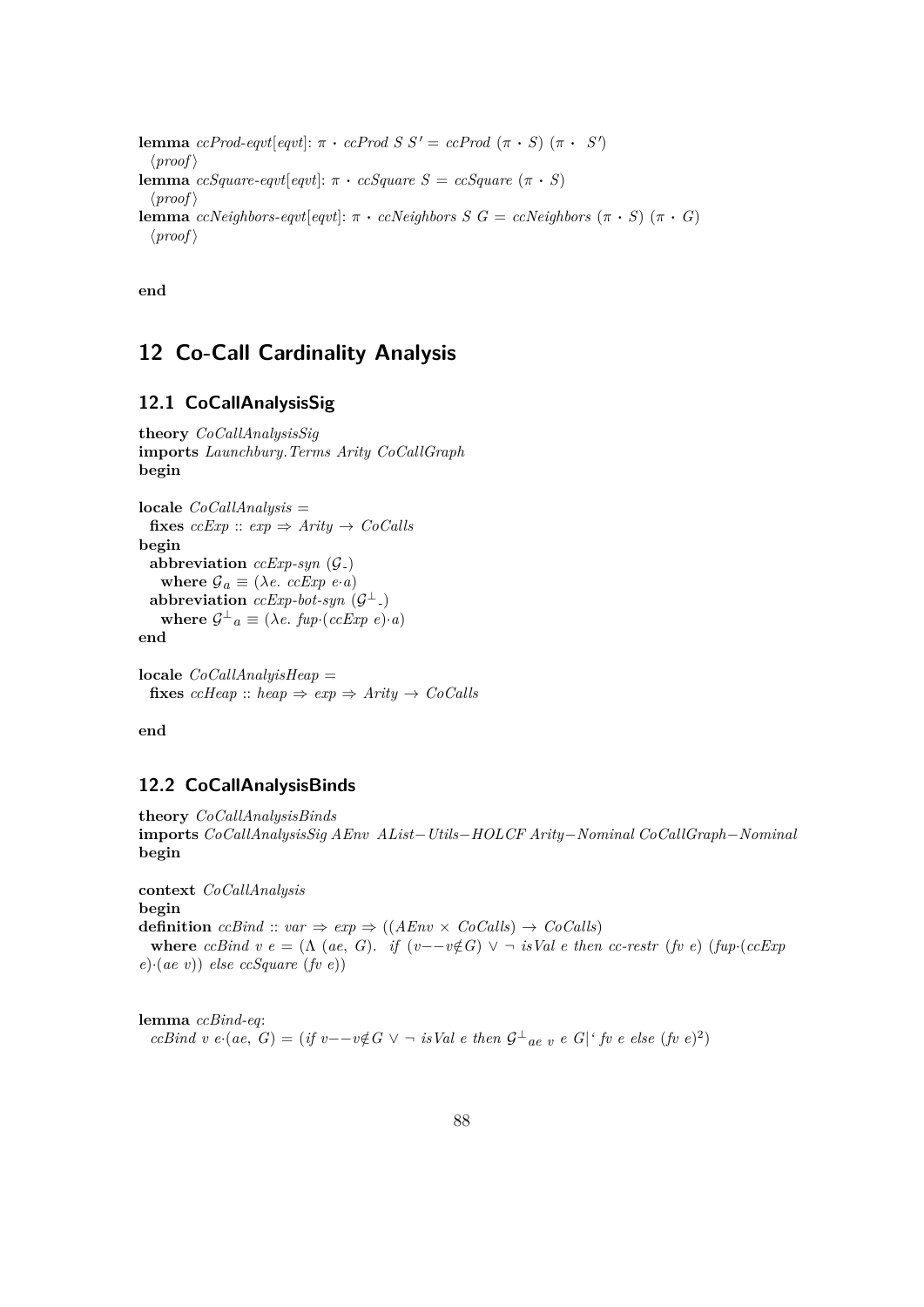**lemma** *ccProd-eqvt*[*eqvt*]: $\pi \cdot ccProd\ S\ S' = ccProd\ (\pi \cdot S)\ (\pi \cdot\ S')$
⟨*proof*⟩
**lemma** *ccSquare-eqvt*[*eqvt*]: $\pi \cdot ccSquare\ S = ccSquare\ (\pi \cdot S)$
⟨*proof*⟩
**lemma** *ccNeighbors-eqvt*[*eqvt*]: $\pi \cdot ccNeighbors\ S\ G = ccNeighbors\ (\pi \cdot S)\ (\pi \cdot G)$
⟨*proof*⟩

**end**

# 12 Co-Call Cardinality Analysis

## 12.1 CoCallAnalysisSig

**theory** *CoCallAnalysisSig*
**imports** *Launchbury.Terms Arity CoCallGraph*
**begin**

**locale** *CoCallAnalysis* =
  **fixes** $ccExp :: exp \Rightarrow Arity \rightarrow CoCalls$
**begin**
  **abbreviation** *ccExp-syn* ($\mathcal{G}_{\_}$)
    **where** $\mathcal{G}_a \equiv (\lambda e.\ ccExp\ e \cdot a)$
  **abbreviation** *ccExp-bot-syn* ($\mathcal{G}^{\perp}{}_{\_}$)
    **where** $\mathcal{G}^{\perp}{}_a \equiv (\lambda e.\ fup \cdot (ccExp\ e) \cdot a)$
**end**

**locale** *CoCallAnalyisHeap* =
  **fixes** $ccHeap :: heap \Rightarrow exp \Rightarrow Arity \rightarrow CoCalls$

**end**

## 12.2 CoCallAnalysisBinds

**theory** *CoCallAnalysisBinds*
**imports** *CoCallAnalysisSig AEnv AList−Utils−HOLCF Arity−Nominal CoCallGraph−Nominal*
**begin**

**context** *CoCallAnalysis*
**begin**
**definition** $ccBind :: var \Rightarrow exp \Rightarrow ((AEnv \times CoCalls) \rightarrow CoCalls)$
  **where** $ccBind\ v\ e = (\Lambda\ (ae,\ G).\ \ if\ (v{-}{-}v \notin G) \vee \neg\ isVal\ e\ then\ cc\text{-}restr\ (fv\ e)\ (fup \cdot (ccExp\ e) \cdot (ae\ v))\ else\ ccSquare\ (fv\ e))$

**lemma** *ccBind-eq*:
  $ccBind\ v\ e \cdot (ae,\ G) = (if\ v{-}{-}v \notin G \vee \neg\ isVal\ e\ then\ \mathcal{G}^{\perp}{}_{ae\ v}\ e\ G|`\ fv\ e\ else\ (fv\ e)^2)$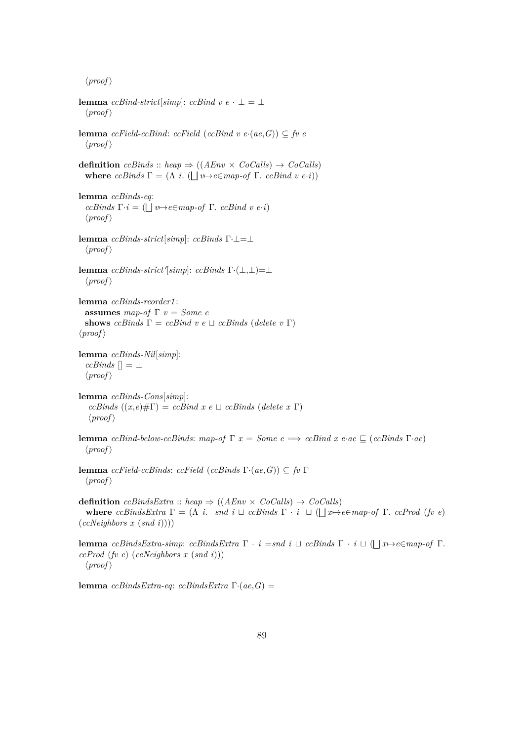⟨proof⟩

**lemma** *ccBind-strict*[*simp*]: *ccBind v e* · ⊥ = ⊥
⟨proof⟩

**lemma** *ccField-ccBind*: *ccField* (*ccBind v e*·(*ae*,*G*)) ⊆ *fv e*
⟨proof⟩

**definition** *ccBinds* :: *heap* ⇒ ((*AEnv* × *CoCalls*) → *CoCalls*)
**where** *ccBinds* Γ = (Λ *i*. (⨆ *v*↦*e*∈*map-of* Γ. *ccBind v e*·*i*))

**lemma** *ccBinds-eq*:
*ccBinds* Γ·*i* = (⨆ *v*↦*e*∈*map-of* Γ. *ccBind v e*·*i*)
⟨proof⟩

**lemma** *ccBinds-strict*[*simp*]: *ccBinds* Γ·⊥=⊥
⟨proof⟩

**lemma** *ccBinds-strict'*[*simp*]: *ccBinds* Γ·(⊥,⊥)=⊥
⟨proof⟩

**lemma** *ccBinds-reorder1*:
**assumes** *map-of* Γ *v* = *Some e*
**shows** *ccBinds* Γ = *ccBind v e* ⊔ *ccBinds* (*delete v* Γ)
⟨proof⟩

**lemma** *ccBinds-Nil*[*simp*]:
*ccBinds* [] = ⊥
⟨proof⟩

**lemma** *ccBinds-Cons*[*simp*]:
*ccBinds* ((*x*,*e*)#Γ) = *ccBind x e* ⊔ *ccBinds* (*delete x* Γ)
⟨proof⟩

**lemma** *ccBind-below-ccBinds*: *map-of* Γ *x* = *Some e* ⟹ *ccBind x e*·*ae* ⊑ (*ccBinds* Γ·*ae*)
⟨proof⟩

**lemma** *ccField-ccBinds*: *ccField* (*ccBinds* Γ·(*ae*,*G*)) ⊆ *fv* Γ
⟨proof⟩

**definition** *ccBindsExtra* :: *heap* ⇒ ((*AEnv* × *CoCalls*) → *CoCalls*)
**where** *ccBindsExtra* Γ = (Λ *i*. *snd i* ⊔ *ccBinds* Γ · *i* ⊔ (⨆ *x*↦*e*∈*map-of* Γ. *ccProd* (*fv e*) (*ccNeighbors x* (*snd i*))))

**lemma** *ccBindsExtra-simp*: *ccBindsExtra* Γ · *i* =*snd i* ⊔ *ccBinds* Γ · *i* ⊔ (⨆ *x*↦*e*∈*map-of* Γ. *ccProd* (*fv e*) (*ccNeighbors x* (*snd i*)))
⟨proof⟩

**lemma** *ccBindsExtra-eq*: *ccBindsExtra* Γ·(*ae*,*G*) =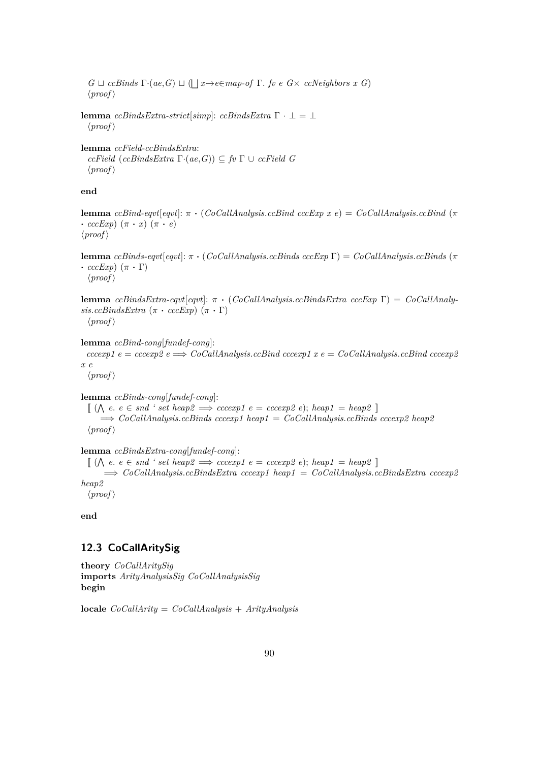$G \sqcup ccBinds\ \Gamma \cdot (ae, G) \sqcup (\bigsqcup x \mapsto e \in map\text{-}of\ \Gamma.\ fv\ e\ G \times\ ccNeighbors\ x\ G)$
⟨proof⟩

**lemma** *ccBindsExtra-strict*[*simp*]: $ccBindsExtra\ \Gamma \cdot \bot = \bot$
⟨proof⟩

**lemma** *ccField-ccBindsExtra*:
$ccField\ (ccBindsExtra\ \Gamma \cdot (ae, G)) \subseteq fv\ \Gamma \cup ccField\ G$
⟨proof⟩

**end**

**lemma** *ccBind-eqvt*[*eqvt*]: $\pi \cdot (CoCallAnalysis.ccBind\ cccExp\ x\ e) = CoCallAnalysis.ccBind\ (\pi \cdot cccExp)\ (\pi \cdot x)\ (\pi \cdot e)$
⟨proof⟩

**lemma** *ccBinds-eqvt*[*eqvt*]: $\pi \cdot (CoCallAnalysis.ccBinds\ cccExp\ \Gamma) = CoCallAnalysis.ccBinds\ (\pi \cdot cccExp)\ (\pi \cdot \Gamma)$
⟨proof⟩

**lemma** *ccBindsExtra-eqvt*[*eqvt*]: $\pi \cdot (CoCallAnalysis.ccBindsExtra\ cccExp\ \Gamma) = CoCallAnalysis.ccBindsExtra\ (\pi \cdot cccExp)\ (\pi \cdot \Gamma)$
⟨proof⟩

**lemma** *ccBind-cong*[*fundef-cong*]:
$cccexp1\ e = cccexp2\ e \Longrightarrow CoCallAnalysis.ccBind\ cccexp1\ x\ e = CoCallAnalysis.ccBind\ cccexp2\ x\ e$
⟨proof⟩

**lemma** *ccBinds-cong*[*fundef-cong*]:
$[\![ (\bigwedge e.\ e \in snd\ `\ set\ heap2 \Longrightarrow cccexp1\ e = cccexp2\ e);\ heap1 = heap2\ ]\!]$
$\Longrightarrow CoCallAnalysis.ccBinds\ cccexp1\ heap1 = CoCallAnalysis.ccBinds\ cccexp2\ heap2$
⟨proof⟩

**lemma** *ccBindsExtra-cong*[*fundef-cong*]:
$[\![ (\bigwedge e.\ e \in snd\ `\ set\ heap2 \Longrightarrow cccexp1\ e = cccexp2\ e);\ heap1 = heap2\ ]\!]$
$\Longrightarrow CoCallAnalysis.ccBindsExtra\ cccexp1\ heap1 = CoCallAnalysis.ccBindsExtra\ cccexp2\ heap2$
⟨proof⟩

**end**

## 12.3 CoCallAritySig

**theory** *CoCallAritySig*
**imports** *ArityAnalysisSig CoCallAnalysisSig*
**begin**

**locale** *CoCallArity* = *CoCallAnalysis* + *ArityAnalysis*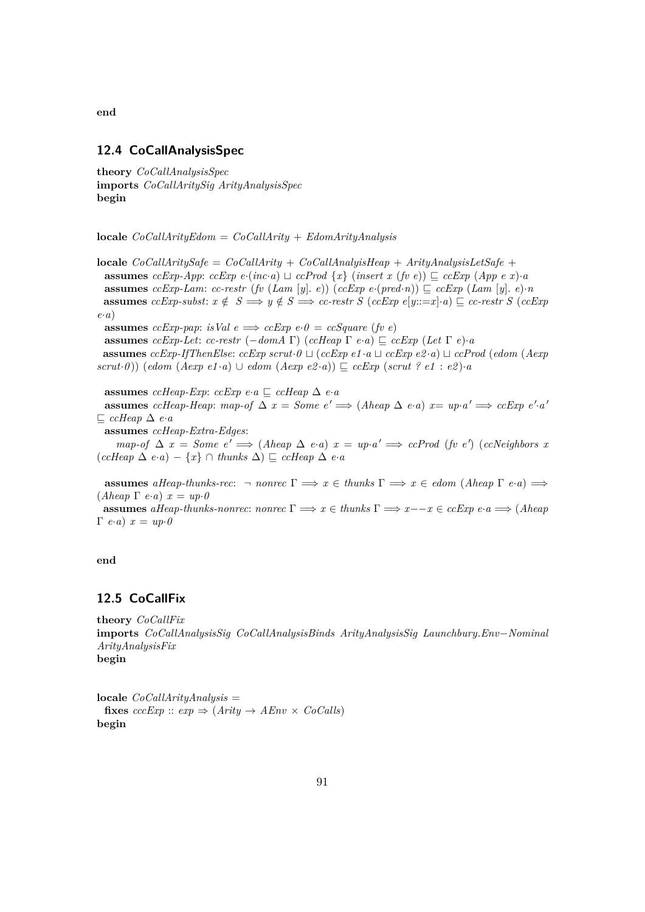**end**

## 12.4 CoCallAnalysisSpec

**theory** *CoCallAnalysisSpec*
**imports** *CoCallAritySig ArityAnalysisSpec*
**begin**

**locale** *CoCallArityEdom* = *CoCallArity* + *EdomArityAnalysis*

**locale** *CoCallAritySafe* = *CoCallArity* + *CoCallAnalyisHeap* + *ArityAnalysisLetSafe* +
**assumes** *ccExp-App*: $ccExp\ e \cdot (inc \cdot a) \sqcup ccProd\ \{x\}\ (insert\ x\ (fv\ e)) \sqsubseteq ccExp\ (App\ e\ x) \cdot a$
**assumes** *ccExp-Lam*: $cc\text{-}restr\ (fv\ (Lam\ [y].\ e))\ (ccExp\ e \cdot (pred \cdot n)) \sqsubseteq ccExp\ (Lam\ [y].\ e) \cdot n$
**assumes** *ccExp-subst*: $x \notin S \Longrightarrow y \notin S \Longrightarrow cc\text{-}restr\ S\ (ccExp\ e[y{::=}x] \cdot a) \sqsubseteq cc\text{-}restr\ S\ (ccExp\ e \cdot a)$
**assumes** *ccExp-pap*: $isVal\ e \Longrightarrow ccExp\ e \cdot 0 = ccSquare\ (fv\ e)$
**assumes** *ccExp-Let*: $cc\text{-}restr\ (-domA\ \Gamma)\ (ccHeap\ \Gamma\ e \cdot a) \sqsubseteq ccExp\ (Let\ \Gamma\ e) \cdot a$
**assumes** *ccExp-IfThenElse*: $ccExp\ scrut \cdot 0 \sqcup (ccExp\ e1 \cdot a \sqcup ccExp\ e2 \cdot a) \sqcup ccProd\ (edom\ (Aexp\ scrut \cdot 0))\ (edom\ (Aexp\ e1 \cdot a) \cup edom\ (Aexp\ e2 \cdot a)) \sqsubseteq ccExp\ (scrut\ ?\ e1 : e2) \cdot a$

**assumes** *ccHeap-Exp*: $ccExp\ e \cdot a \sqsubseteq ccHeap\ \Delta\ e \cdot a$
**assumes** *ccHeap-Heap*: $map\text{-}of\ \Delta\ x = Some\ e' \Longrightarrow (Aheap\ \Delta\ e \cdot a)\ x = up \cdot a' \Longrightarrow ccExp\ e' \cdot a' \sqsubseteq ccHeap\ \Delta\ e \cdot a$
**assumes** *ccHeap-Extra-Edges*:
$map\text{-}of\ \Delta\ x = Some\ e' \Longrightarrow (Aheap\ \Delta\ e \cdot a)\ x = up \cdot a' \Longrightarrow ccProd\ (fv\ e')\ (ccNeighbors\ x\ (ccHeap\ \Delta\ e \cdot a) - \{x\} \cap thunks\ \Delta) \sqsubseteq ccHeap\ \Delta\ e \cdot a$

**assumes** *aHeap-thunks-rec*: $\neg\ nonrec\ \Gamma \Longrightarrow x \in thunks\ \Gamma \Longrightarrow x \in edom\ (Aheap\ \Gamma\ e \cdot a) \Longrightarrow (Aheap\ \Gamma\ e \cdot a)\ x = up \cdot 0$
**assumes** *aHeap-thunks-nonrec*: $nonrec\ \Gamma \Longrightarrow x \in thunks\ \Gamma \Longrightarrow x{-}{-}x \in ccExp\ e \cdot a \Longrightarrow (Aheap\ \Gamma\ e \cdot a)\ x = up \cdot 0$

**end**

## 12.5 CoCallFix

**theory** *CoCallFix*
**imports** *CoCallAnalysisSig CoCallAnalysisBinds ArityAnalysisSig Launchbury.Env−Nominal ArityAnalysisFix*
**begin**

**locale** *CoCallArityAnalysis* =
**fixes** $cccExp :: exp \Rightarrow (Arity \rightarrow AEnv \times CoCalls)$
**begin**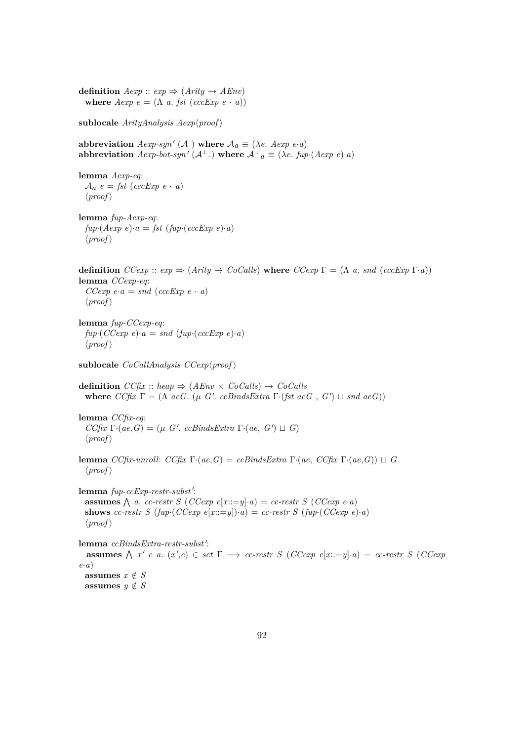**definition** *Aexp* :: *exp* ⇒ (*Arity* → *AEnv*)
  **where** *Aexp e* = (Λ *a*. *fst* (*cccExp e* · *a*))

**sublocale** *ArityAnalysis Aexp*⟨*proof*⟩

**abbreviation** *Aexp-syn'* ($\mathcal{A}_{\_}$) **where** $\mathcal{A}_a \equiv (\lambda e.\ Aexp\ e \cdot a)$
**abbreviation** *Aexp-bot-syn'* ($\mathcal{A}^{\perp}{}_{\_}$) **where** $\mathcal{A}^{\perp}{}_a \equiv (\lambda e.\ fup \cdot (Aexp\ e) \cdot a)$

**lemma** *Aexp-eq*:
  $\mathcal{A}_a\ e = fst\ (cccExp\ e \cdot a)$
  ⟨*proof*⟩

**lemma** *fup-Aexp-eq*:
  $fup \cdot (Aexp\ e) \cdot a = fst\ (fup \cdot (cccExp\ e) \cdot a)$
  ⟨*proof*⟩

**definition** *CCexp* :: *exp* ⇒ (*Arity* → *CoCalls*) **where** *CCexp* Γ = (Λ *a*. *snd* (*cccExp* Γ·*a*))
**lemma** *CCexp-eq*:
  $CCexp\ e \cdot a = snd\ (cccExp\ e \cdot a)$
  ⟨*proof*⟩

**lemma** *fup-CCexp-eq*:
  $fup \cdot (CCexp\ e) \cdot a = snd\ (fup \cdot (cccExp\ e) \cdot a)$
  ⟨*proof*⟩

**sublocale** *CoCallAnalysis CCexp*⟨*proof*⟩

**definition** *CCfix* :: *heap* ⇒ (*AEnv* × *CoCalls*) → *CoCalls*
  **where** *CCfix* Γ = (Λ *aeG*. (μ *G'*. *ccBindsExtra* Γ·(*fst aeG* , *G'*) ⊔ *snd aeG*))

**lemma** *CCfix-eq*:
  *CCfix* Γ·(*ae*,*G*) = (μ *G'*. *ccBindsExtra* Γ·(*ae*, *G'*) ⊔ *G*)
  ⟨*proof*⟩

**lemma** *CCfix-unroll*: *CCfix* Γ·(*ae*,*G*) = *ccBindsExtra* Γ·(*ae*, *CCfix* Γ·(*ae*,*G*)) ⊔ *G*
  ⟨*proof*⟩

**lemma** *fup-ccExp-restr-subst'*:
  **assumes** ⋀ *a*. *cc-restr S* (*CCexp e*[*x*::=*y*]·*a*) = *cc-restr S* (*CCexp e*·*a*)
  **shows** *cc-restr S* (*fup*·(*CCexp e*[*x*::=*y*])·*a*) = *cc-restr S* (*fup*·(*CCexp e*)·*a*)
  ⟨*proof*⟩

**lemma** *ccBindsExtra-restr-subst'*:
  **assumes** ⋀ *x' e a*. (*x'*,*e*) ∈ *set* Γ ⟹ *cc-restr S* (*CCexp e*[*x*::=*y*]·*a*) = *cc-restr S* (*CCexp e*·*a*)
  **assumes** *x* ∉ *S*
  **assumes** *y* ∉ *S*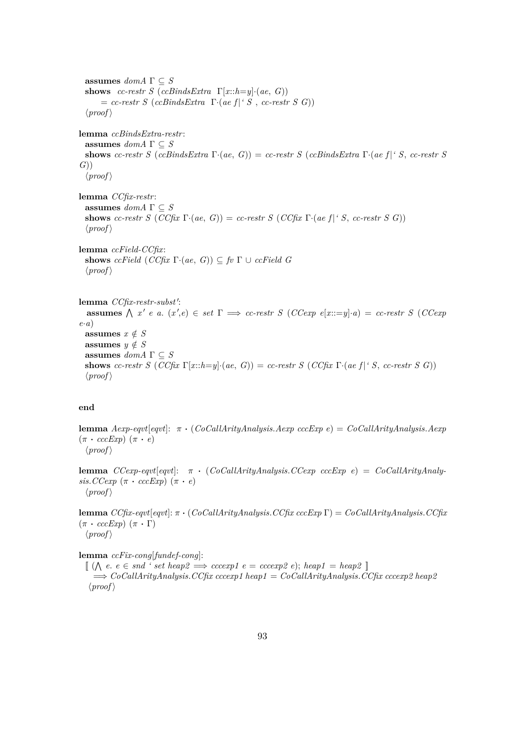**assumes** *domA* $\Gamma \subseteq S$
**shows** *cc-restr S* (*ccBindsExtra* $\Gamma[x::h=y]\cdot(ae,\ G)$)
$=$ *cc-restr S* (*ccBindsExtra* $\Gamma\cdot(ae\ f|`\ S\ ,$ *cc-restr S G*))
⟨*proof*⟩

**lemma** *ccBindsExtra-restr*:
**assumes** *domA* $\Gamma \subseteq S$
**shows** *cc-restr S* (*ccBindsExtra* $\Gamma\cdot(ae,\ G)$) $=$ *cc-restr S* (*ccBindsExtra* $\Gamma\cdot(ae\ f|`\ S,$ *cc-restr S G*))
⟨*proof*⟩

**lemma** *CCfix-restr*:
**assumes** *domA* $\Gamma \subseteq S$
**shows** *cc-restr S* (*CCfix* $\Gamma\cdot(ae,\ G)$) $=$ *cc-restr S* (*CCfix* $\Gamma\cdot(ae\ f|`\ S,$ *cc-restr S G*))
⟨*proof*⟩

**lemma** *ccField-CCfix*:
**shows** *ccField* (*CCfix* $\Gamma\cdot(ae,\ G)$) $\subseteq$ *fv* $\Gamma \cup$ *ccField G*
⟨*proof*⟩

**lemma** *CCfix-restr-subst'*:
**assumes** $\bigwedge\ x'\ e\ a.\ (x',e) \in set\ \Gamma \Longrightarrow$ *cc-restr S* (*CCexp* $e[x::=y]\cdot a$) $=$ *cc-restr S* (*CCexp* $e\cdot a$)
**assumes** $x \notin S$
**assumes** $y \notin S$
**assumes** *domA* $\Gamma \subseteq S$
**shows** *cc-restr S* (*CCfix* $\Gamma[x::h=y]\cdot(ae,\ G)$) $=$ *cc-restr S* (*CCfix* $\Gamma\cdot(ae\ f|`\ S,$ *cc-restr S G*))
⟨*proof*⟩

**end**

**lemma** *Aexp-eqvt*[*eqvt*]: $\pi \cdot$ (*CoCallArityAnalysis.Aexp cccExp e*) $=$ *CoCallArityAnalysis.Aexp* ($\pi \cdot$ *cccExp*) ($\pi \cdot e$)
⟨*proof*⟩

**lemma** *CCexp-eqvt*[*eqvt*]: $\pi \cdot$ (*CoCallArityAnalysis.CCexp cccExp e*) $=$ *CoCallArityAnalysis.CCexp* ($\pi \cdot$ *cccExp*) ($\pi \cdot e$)
⟨*proof*⟩

**lemma** *CCfix-eqvt*[*eqvt*]: $\pi \cdot$ (*CoCallArityAnalysis.CCfix cccExp* $\Gamma$) $=$ *CoCallArityAnalysis.CCfix* ($\pi \cdot$ *cccExp*) ($\pi \cdot \Gamma$)
⟨*proof*⟩

**lemma** *ccFix-cong*[*fundef-cong*]:
$\llbracket$ ($\bigwedge$ *e. e* $\in$ *snd* ` *set heap2* $\Longrightarrow$ *cccexp1 e* $=$ *cccexp2 e*); *heap1* $=$ *heap2* $\rrbracket$
$\Longrightarrow$ *CoCallArityAnalysis.CCfix cccexp1 heap1* $=$ *CoCallArityAnalysis.CCfix cccexp2 heap2*
⟨*proof*⟩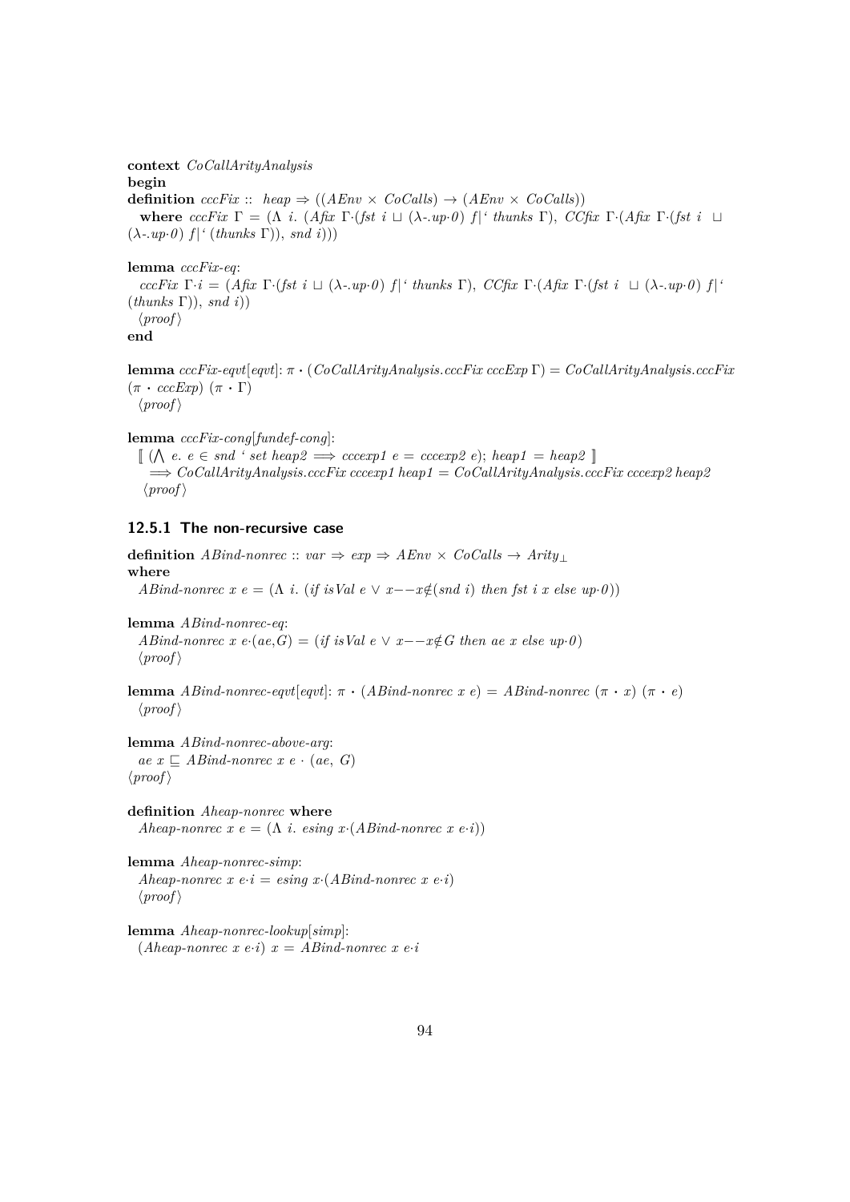**context** *CoCallArityAnalysis*
**begin**
**definition** *cccFix* :: *heap* ⇒ ((*AEnv* × *CoCalls*) → (*AEnv* × *CoCalls*))
  **where** *cccFix* Γ = (Λ *i*. (*Afix* Γ·(*fst i* ⊔ (λ-.*up*·*0*) *f*|‘ *thunks* Γ), *CCfix* Γ·(*Afix* Γ·(*fst i* ⊔ (λ-.*up*·*0*) *f*|‘ (*thunks* Γ)), *snd i*)))

**lemma** *cccFix-eq*:
  *cccFix* Γ·*i* = (*Afix* Γ·(*fst i* ⊔ (λ-.*up*·*0*) *f*|‘ *thunks* Γ), *CCfix* Γ·(*Afix* Γ·(*fst i* ⊔ (λ-.*up*·*0*) *f*|‘ (*thunks* Γ)), *snd i*))
  ⟨*proof*⟩
**end**

**lemma** *cccFix-eqvt*[*eqvt*]: π • (*CoCallArityAnalysis.cccFix cccExp* Γ) = *CoCallArityAnalysis.cccFix* (π • *cccExp*) (π • Γ)
  ⟨*proof*⟩

**lemma** *cccFix-cong*[*fundef-cong*]:
  ⟦ (⋀ *e*. *e* ∈ *snd* ‘ *set heap2* ⟹ *cccexp1 e* = *cccexp2 e*); *heap1* = *heap2* ⟧
    ⟹ *CoCallArityAnalysis.cccFix cccexp1 heap1* = *CoCallArityAnalysis.cccFix cccexp2 heap2*
  ⟨*proof*⟩

### 12.5.1 The non-recursive case

**definition** *ABind-nonrec* :: *var* ⇒ *exp* ⇒ *AEnv* × *CoCalls* → *Arity*$_\bot$
**where**
  *ABind-nonrec x e* = (Λ *i*. (*if isVal e* ∨ *x*−−*x*∉(*snd i*) *then fst i x else up*·*0*))

**lemma** *ABind-nonrec-eq*:
  *ABind-nonrec x e*·(*ae*,*G*) = (*if isVal e* ∨ *x*−−*x*∉*G then ae x else up*·*0*)
  ⟨*proof*⟩

**lemma** *ABind-nonrec-eqvt*[*eqvt*]: π • (*ABind-nonrec x e*) = *ABind-nonrec* (π • *x*) (π • *e*)
  ⟨*proof*⟩

**lemma** *ABind-nonrec-above-arg*:
  *ae x* ⊑ *ABind-nonrec x e* · (*ae*, *G*)
⟨*proof*⟩

**definition** *Aheap-nonrec* **where**
  *Aheap-nonrec x e* = (Λ *i*. *esing x*·(*ABind-nonrec x e*·*i*))

**lemma** *Aheap-nonrec-simp*:
  *Aheap-nonrec x e*·*i* = *esing x*·(*ABind-nonrec x e*·*i*)
  ⟨*proof*⟩

**lemma** *Aheap-nonrec-lookup*[*simp*]:
  (*Aheap-nonrec x e*·*i*) *x* = *ABind-nonrec x e*·*i*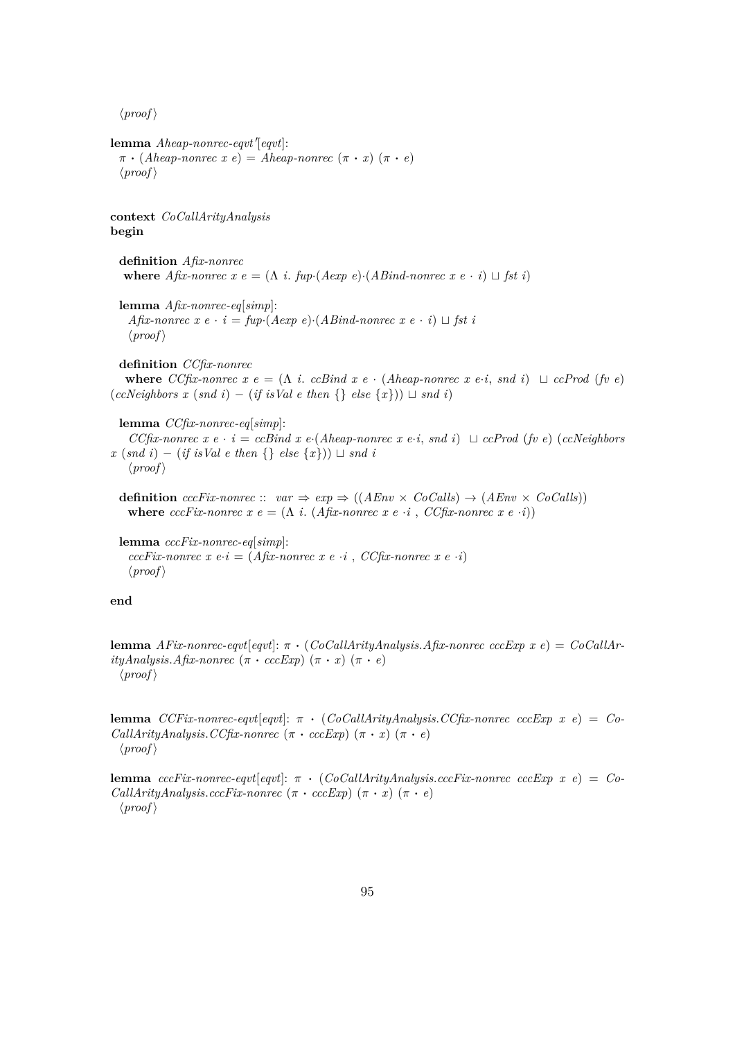⟨proof⟩

**lemma** *Aheap-nonrec-eqvt'*[*eqvt*]:
  $\pi \cdot (Aheap\text{-}nonrec\ x\ e) = Aheap\text{-}nonrec\ (\pi \cdot x)\ (\pi \cdot e)$
  ⟨proof⟩

**context** *CoCallArityAnalysis*
**begin**

**definition** *Afix-nonrec*
  **where** $Afix\text{-}nonrec\ x\ e = (\Lambda\ i.\ fup \cdot (Aexp\ e) \cdot (ABind\text{-}nonrec\ x\ e \cdot i) \sqcup fst\ i)$

**lemma** *Afix-nonrec-eq*[*simp*]:
  $Afix\text{-}nonrec\ x\ e \cdot i = fup \cdot (Aexp\ e) \cdot (ABind\text{-}nonrec\ x\ e \cdot i) \sqcup fst\ i$
  ⟨proof⟩

**definition** *CCfix-nonrec*
  **where** $CCfix\text{-}nonrec\ x\ e = (\Lambda\ i.\ ccBind\ x\ e \cdot (Aheap\text{-}nonrec\ x\ e \cdot i,\ snd\ i)\ \sqcup ccProd\ (fv\ e)\ (ccNeighbors\ x\ (snd\ i) - (if\ isVal\ e\ then\ \{\}\ else\ \{x\})) \sqcup snd\ i)$

**lemma** *CCfix-nonrec-eq*[*simp*]:
  $CCfix\text{-}nonrec\ x\ e \cdot i = ccBind\ x\ e \cdot (Aheap\text{-}nonrec\ x\ e \cdot i,\ snd\ i)\ \sqcup ccProd\ (fv\ e)\ (ccNeighbors\ x\ (snd\ i) - (if\ isVal\ e\ then\ \{\}\ else\ \{x\})) \sqcup snd\ i$
  ⟨proof⟩

**definition** $cccFix\text{-}nonrec :: var \Rightarrow exp \Rightarrow ((AEnv \times CoCalls) \rightarrow (AEnv \times CoCalls))$
  **where** $cccFix\text{-}nonrec\ x\ e = (\Lambda\ i.\ (Afix\text{-}nonrec\ x\ e \cdot i\ ,\ CCfix\text{-}nonrec\ x\ e \cdot i))$

**lemma** *cccFix-nonrec-eq*[*simp*]:
  $cccFix\text{-}nonrec\ x\ e \cdot i = (Afix\text{-}nonrec\ x\ e \cdot i\ ,\ CCfix\text{-}nonrec\ x\ e \cdot i)$
  ⟨proof⟩

**end**

**lemma** *AFix-nonrec-eqvt*[*eqvt*]: $\pi \cdot (CoCallArityAnalysis.Afix\text{-}nonrec\ cccExp\ x\ e) = CoCallArityAnalysis.Afix\text{-}nonrec\ (\pi \cdot cccExp)\ (\pi \cdot x)\ (\pi \cdot e)$
  ⟨proof⟩

**lemma** *CCFix-nonrec-eqvt*[*eqvt*]: $\pi \cdot (CoCallArityAnalysis.CCfix\text{-}nonrec\ cccExp\ x\ e) = CoCallArityAnalysis.CCfix\text{-}nonrec\ (\pi \cdot cccExp)\ (\pi \cdot x)\ (\pi \cdot e)$
  ⟨proof⟩

**lemma** *cccFix-nonrec-eqvt*[*eqvt*]: $\pi \cdot (CoCallArityAnalysis.cccFix\text{-}nonrec\ cccExp\ x\ e) = CoCallArityAnalysis.cccFix\text{-}nonrec\ (\pi \cdot cccExp)\ (\pi \cdot x)\ (\pi \cdot e)$
  ⟨proof⟩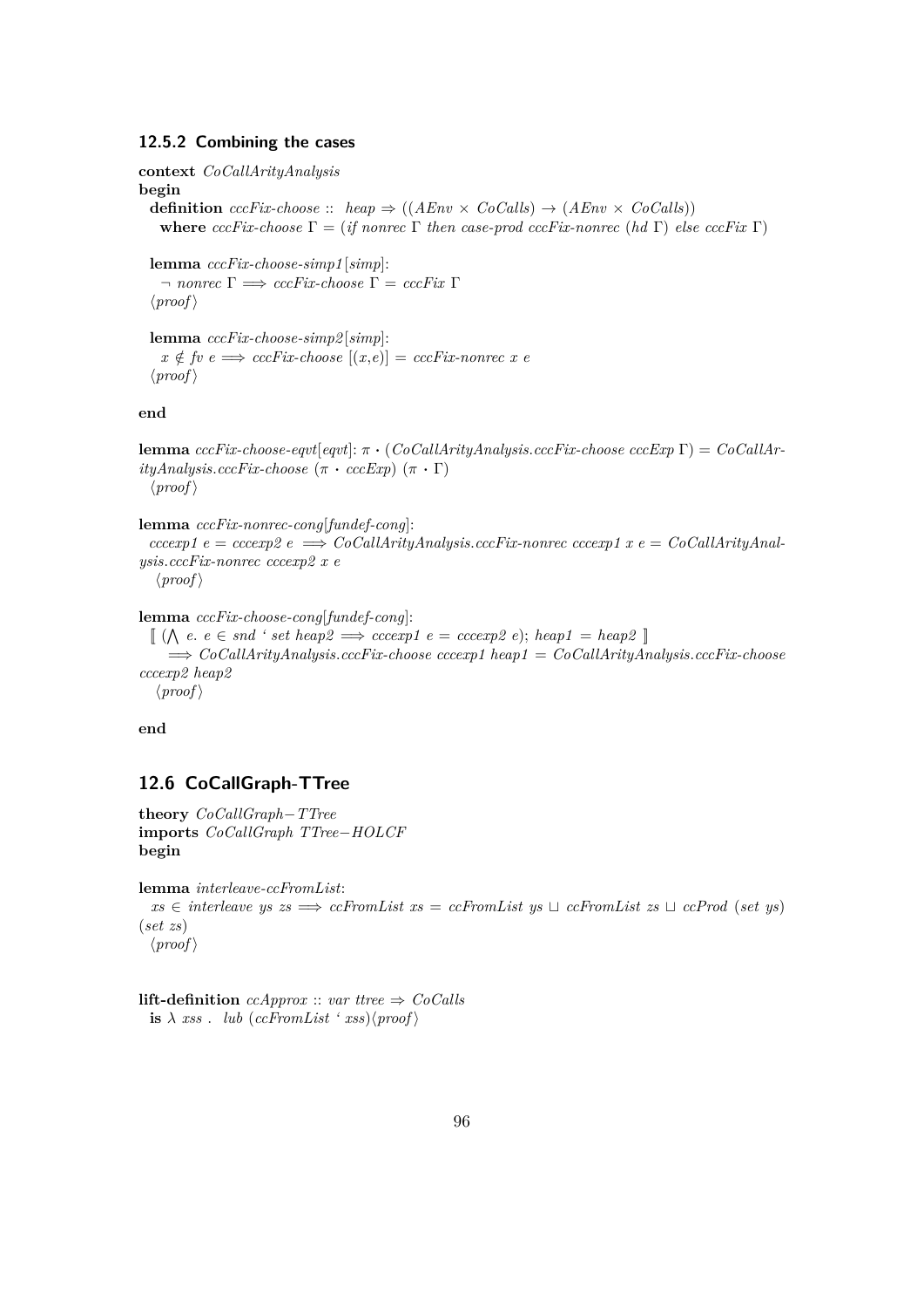### 12.5.2 Combining the cases

**context** *CoCallArityAnalysis*
**begin**
**definition** *cccFix-choose* :: *heap* ⇒ ((*AEnv* × *CoCalls*) → (*AEnv* × *CoCalls*))
**where** *cccFix-choose* Γ = (*if nonrec* Γ *then case-prod cccFix-nonrec* (*hd* Γ) *else cccFix* Γ)

**lemma** *cccFix-choose-simp1*[*simp*]:
¬ *nonrec* Γ ⟹ *cccFix-choose* Γ = *cccFix* Γ
⟨*proof*⟩

**lemma** *cccFix-choose-simp2*[*simp*]:
*x* ∉ *fv e* ⟹ *cccFix-choose* [(*x*,*e*)] = *cccFix-nonrec x e*
⟨*proof*⟩

**end**

**lemma** *cccFix-choose-eqvt*[*eqvt*]: π · (*CoCallArityAnalysis.cccFix-choose cccExp* Γ) = *CoCallArityAnalysis.cccFix-choose* (π · *cccExp*) (π · Γ)
⟨*proof*⟩

**lemma** *cccFix-nonrec-cong*[*fundef-cong*]:
*cccexp1 e* = *cccexp2 e* ⟹ *CoCallArityAnalysis.cccFix-nonrec cccexp1 x e* = *CoCallArityAnalysis.cccFix-nonrec cccexp2 x e*
⟨*proof*⟩

**lemma** *cccFix-choose-cong*[*fundef-cong*]:
⟦ (⋀ *e*. *e* ∈ *snd* ' *set heap2* ⟹ *cccexp1 e* = *cccexp2 e*); *heap1* = *heap2* ⟧
⟹ *CoCallArityAnalysis.cccFix-choose cccexp1 heap1* = *CoCallArityAnalysis.cccFix-choose cccexp2 heap2*
⟨*proof*⟩

**end**

## 12.6 CoCallGraph-TTree

**theory** *CoCallGraph−TTree*
**imports** *CoCallGraph TTree−HOLCF*
**begin**

**lemma** *interleave-ccFromList*:
*xs* ∈ *interleave ys zs* ⟹ *ccFromList xs* = *ccFromList ys* ⊔ *ccFromList zs* ⊔ *ccProd* (*set ys*) (*set zs*)
⟨*proof*⟩

**lift-definition** *ccApprox* :: *var ttree* ⇒ *CoCalls*
**is** λ *xss* . *lub* (*ccFromList* ' *xss*)⟨*proof*⟩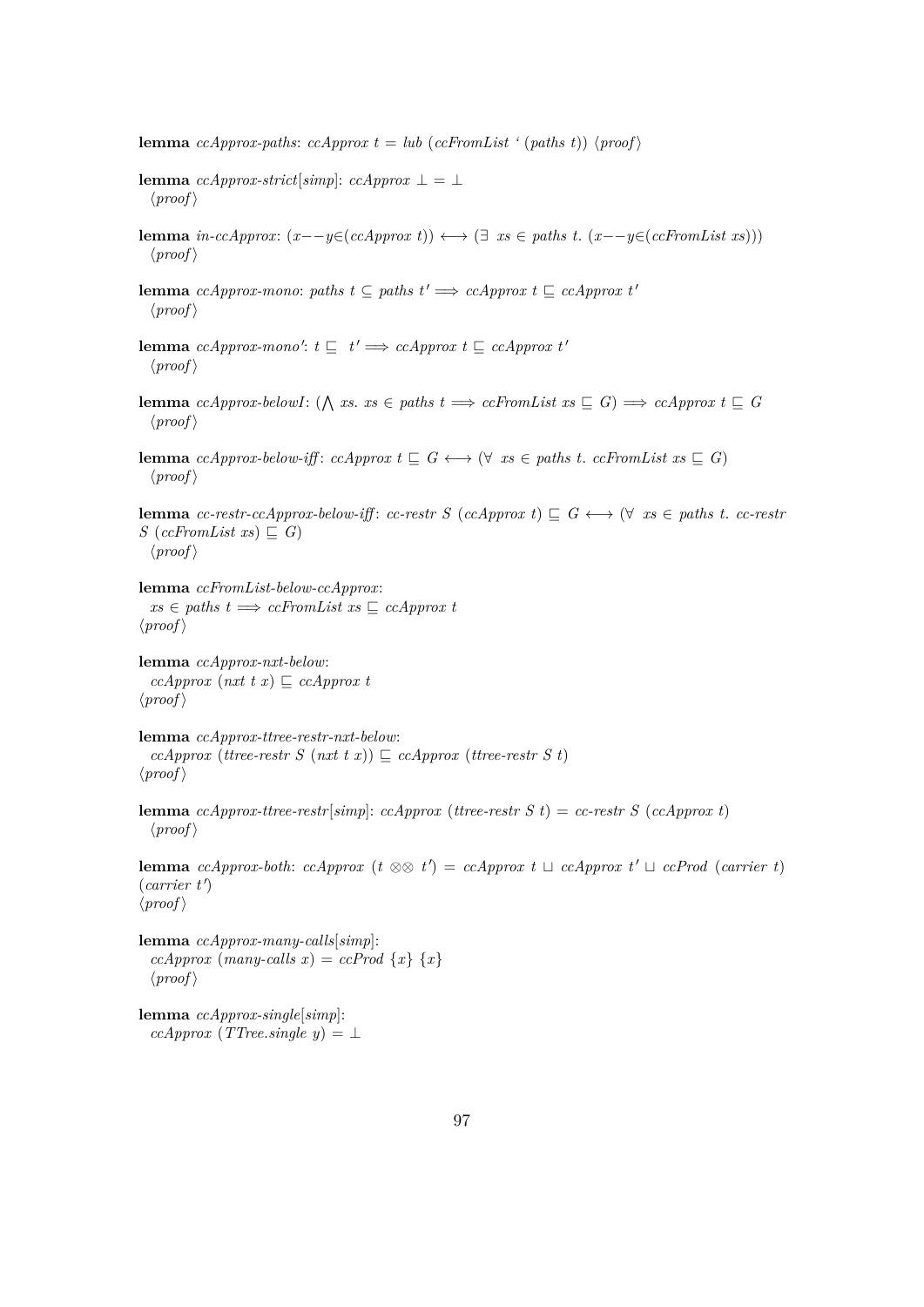**lemma** *ccApprox-paths*: *ccApprox t* = *lub* (*ccFromList* ` (*paths t*)) ⟨*proof*⟩

**lemma** *ccApprox-strict*[*simp*]: *ccApprox* $\bot$ = $\bot$
⟨*proof*⟩

**lemma** *in-ccApprox*: ($x$−−$y$∈(*ccApprox t*)) ⟷ (∃ *xs* ∈ *paths t*. ($x$−−$y$∈(*ccFromList xs*)))
⟨*proof*⟩

**lemma** *ccApprox-mono*: *paths t* ⊆ *paths t'* ⟹ *ccApprox t* ⊑ *ccApprox t'*
⟨*proof*⟩

**lemma** *ccApprox-mono'*: *t* ⊑ *t'* ⟹ *ccApprox t* ⊑ *ccApprox t'*
⟨*proof*⟩

**lemma** *ccApprox-belowI*: (⋀ *xs*. *xs* ∈ *paths t* ⟹ *ccFromList xs* ⊑ *G*) ⟹ *ccApprox t* ⊑ *G*
⟨*proof*⟩

**lemma** *ccApprox-below-iff*: *ccApprox t* ⊑ *G* ⟷ (∀ *xs* ∈ *paths t*. *ccFromList xs* ⊑ *G*)
⟨*proof*⟩

**lemma** *cc-restr-ccApprox-below-iff*: *cc-restr S* (*ccApprox t*) ⊑ *G* ⟷ (∀ *xs* ∈ *paths t*. *cc-restr S* (*ccFromList xs*) ⊑ *G*)
⟨*proof*⟩

**lemma** *ccFromList-below-ccApprox*:
*xs* ∈ *paths t* ⟹ *ccFromList xs* ⊑ *ccApprox t*
⟨*proof*⟩

**lemma** *ccApprox-nxt-below*:
*ccApprox* (*nxt t x*) ⊑ *ccApprox t*
⟨*proof*⟩

**lemma** *ccApprox-ttree-restr-nxt-below*:
*ccApprox* (*ttree-restr S* (*nxt t x*)) ⊑ *ccApprox* (*ttree-restr S t*)
⟨*proof*⟩

**lemma** *ccApprox-ttree-restr*[*simp*]: *ccApprox* (*ttree-restr S t*) = *cc-restr S* (*ccApprox t*)
⟨*proof*⟩

**lemma** *ccApprox-both*: *ccApprox* (*t* ⊗⊗ *t'*) = *ccApprox t* ⊔ *ccApprox t'* ⊔ *ccProd* (*carrier t*) (*carrier t'*)
⟨*proof*⟩

**lemma** *ccApprox-many-calls*[*simp*]:
*ccApprox* (*many-calls x*) = *ccProd* {*x*} {*x*}
⟨*proof*⟩

**lemma** *ccApprox-single*[*simp*]:
*ccApprox* (*TTree.single y*) = $\bot$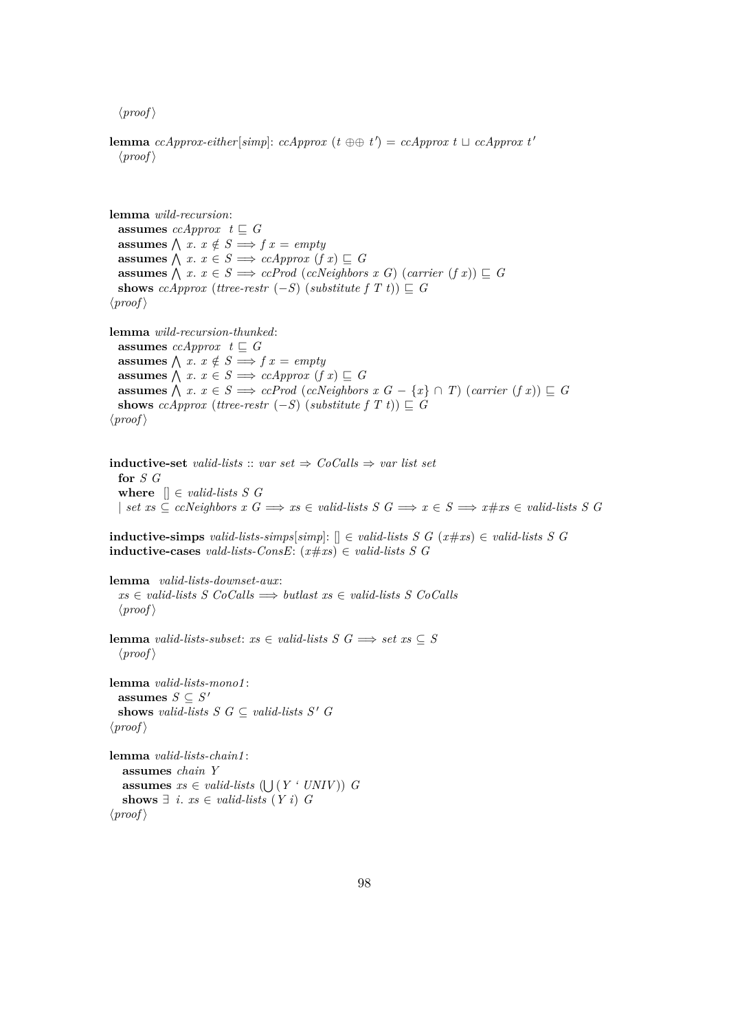⟨proof⟩

**lemma** *ccApprox-either*[*simp*]: *ccApprox* ($t$ ⊕⊕ $t'$) = *ccApprox* $t$ ⊔ *ccApprox* $t'$
⟨proof⟩

**lemma** *wild-recursion*:
**assumes** *ccApprox* $t$ ⊑ $G$
**assumes** ⋀ $x$. $x \notin S \Longrightarrow f\ x$ = *empty*
**assumes** ⋀ $x$. $x \in S \Longrightarrow$ *ccApprox* ($f\ x$) ⊑ $G$
**assumes** ⋀ $x$. $x \in S \Longrightarrow$ *ccProd* (*ccNeighbors* $x$ $G$) (*carrier* ($f\ x$)) ⊑ $G$
**shows** *ccApprox* (*ttree-restr* ($-S$) (*substitute* $f$ $T$ $t$)) ⊑ $G$
⟨proof⟩

**lemma** *wild-recursion-thunked*:
**assumes** *ccApprox* $t$ ⊑ $G$
**assumes** ⋀ $x$. $x \notin S \Longrightarrow f\ x$ = *empty*
**assumes** ⋀ $x$. $x \in S \Longrightarrow$ *ccApprox* ($f\ x$) ⊑ $G$
**assumes** ⋀ $x$. $x \in S \Longrightarrow$ *ccProd* (*ccNeighbors* $x$ $G$ $- \{x\} \cap T$) (*carrier* ($f\ x$)) ⊑ $G$
**shows** *ccApprox* (*ttree-restr* ($-S$) (*substitute* $f$ $T$ $t$)) ⊑ $G$
⟨proof⟩

**inductive-set** *valid-lists* :: *var set* ⇒ *CoCalls* ⇒ *var list set*
**for** $S$ $G$
**where** [] ∈ *valid-lists* $S$ $G$
| *set* $xs \subseteq$ *ccNeighbors* $x$ $G \Longrightarrow xs \in$ *valid-lists* $S$ $G \Longrightarrow x \in S \Longrightarrow x\#xs \in$ *valid-lists* $S$ $G$

**inductive-simps** *valid-lists-simps*[*simp*]: [] ∈ *valid-lists* $S$ $G$ ($x\#xs$) ∈ *valid-lists* $S$ $G$
**inductive-cases** *vald-lists-ConsE*: ($x\#xs$) ∈ *valid-lists* $S$ $G$

**lemma** *valid-lists-downset-aux*:
$xs \in$ *valid-lists* $S$ *CoCalls* $\Longrightarrow$ *butlast* $xs \in$ *valid-lists* $S$ *CoCalls*
⟨proof⟩

**lemma** *valid-lists-subset*: $xs \in$ *valid-lists* $S$ $G \Longrightarrow$ *set* $xs \subseteq S$
⟨proof⟩

**lemma** *valid-lists-mono1*:
**assumes** $S \subseteq S'$
**shows** *valid-lists* $S$ $G \subseteq$ *valid-lists* $S'$ $G$
⟨proof⟩

**lemma** *valid-lists-chain1*:
**assumes** *chain* $Y$
**assumes** $xs \in$ *valid-lists* ($\bigcup$($Y$ ‘ *UNIV*)) $G$
**shows** $\exists$ $i$. $xs \in$ *valid-lists* ($Y$ $i$) $G$
⟨proof⟩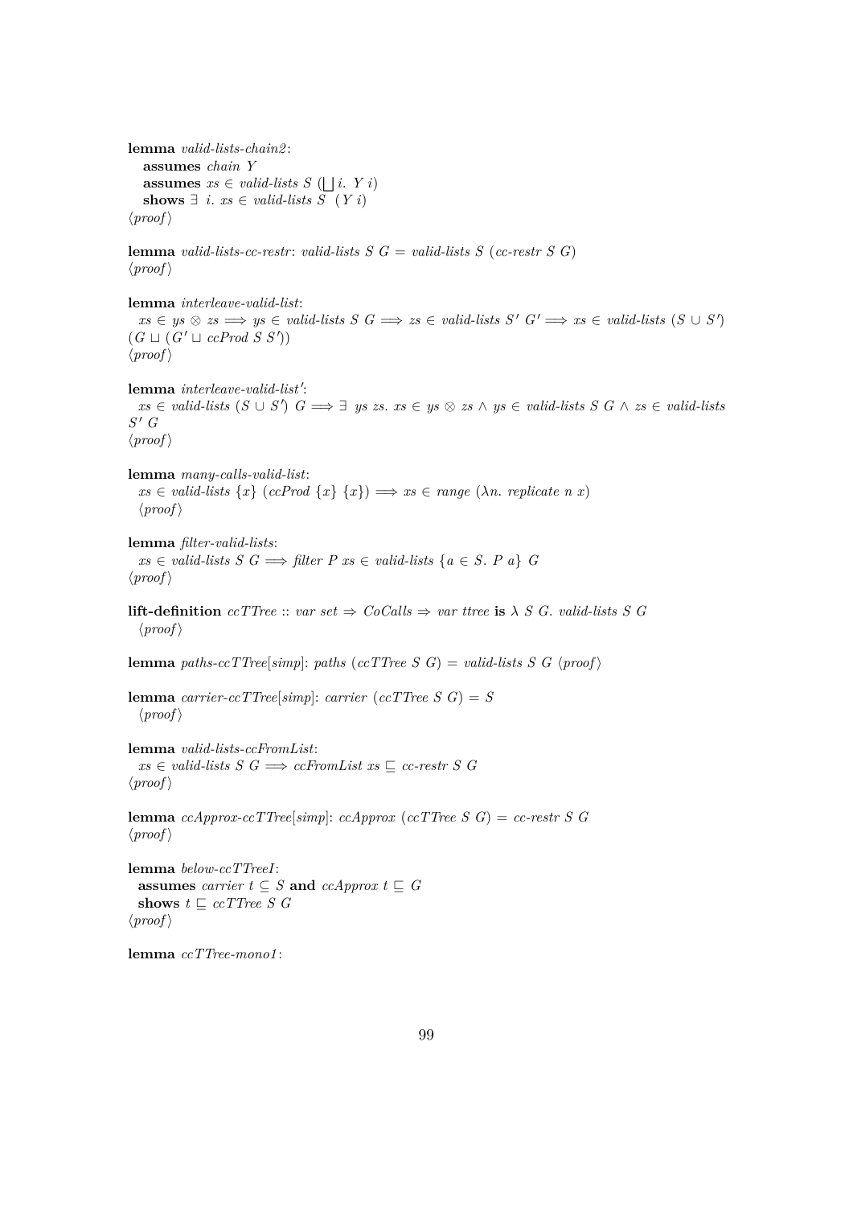**lemma** *valid-lists-chain2*:
  **assumes** *chain Y*
  **assumes** $xs \in$ *valid-lists* $S$ $(\bigsqcup i.\ Y\ i)$
  **shows** $\exists\ i.\ xs \in$ *valid-lists* $S$ $(Y\ i)$
⟨*proof*⟩

**lemma** *valid-lists-cc-restr*: *valid-lists* $S$ $G$ = *valid-lists* $S$ (*cc-restr* $S$ $G$)
⟨*proof*⟩

**lemma** *interleave-valid-list*:
  $xs \in ys \otimes zs \Longrightarrow ys \in$ *valid-lists* $S$ $G \Longrightarrow zs \in$ *valid-lists* $S'$ $G' \Longrightarrow xs \in$ *valid-lists* $(S \cup S')$ $(G \sqcup (G' \sqcup$ *ccProd* $S$ $S'))$
⟨*proof*⟩

**lemma** *interleave-valid-list'*:
  $xs \in$ *valid-lists* $(S \cup S')$ $G \Longrightarrow \exists\ ys\ zs.\ xs \in ys \otimes zs \wedge ys \in$ *valid-lists* $S$ $G \wedge zs \in$ *valid-lists* $S'$ $G$
⟨*proof*⟩

**lemma** *many-calls-valid-list*:
  $xs \in$ *valid-lists* $\{x\}$ (*ccProd* $\{x\}$ $\{x\}$) $\Longrightarrow xs \in$ *range* ($\lambda n.$ *replicate* $n$ $x$)
  ⟨*proof*⟩

**lemma** *filter-valid-lists*:
  $xs \in$ *valid-lists* $S$ $G \Longrightarrow$ *filter* $P$ $xs \in$ *valid-lists* $\{a \in S.\ P\ a\}$ $G$
⟨*proof*⟩

**lift-definition** *ccTTree* :: *var set* ⇒ *CoCalls* ⇒ *var ttree* **is** $\lambda$ $S$ $G$. *valid-lists* $S$ $G$
  ⟨*proof*⟩

**lemma** *paths-ccTTree*[*simp*]: *paths* (*ccTTree* $S$ $G$) = *valid-lists* $S$ $G$ ⟨*proof*⟩

**lemma** *carrier-ccTTree*[*simp*]: *carrier* (*ccTTree* $S$ $G$) = $S$
  ⟨*proof*⟩

**lemma** *valid-lists-ccFromList*:
  $xs \in$ *valid-lists* $S$ $G \Longrightarrow$ *ccFromList* $xs \sqsubseteq$ *cc-restr* $S$ $G$
⟨*proof*⟩

**lemma** *ccApprox-ccTTree*[*simp*]: *ccApprox* (*ccTTree* $S$ $G$) = *cc-restr* $S$ $G$
⟨*proof*⟩

**lemma** *below-ccTTreeI*:
  **assumes** *carrier* $t \subseteq S$ **and** *ccApprox* $t \sqsubseteq G$
  **shows** $t \sqsubseteq$ *ccTTree* $S$ $G$
⟨*proof*⟩

**lemma** *ccTTree-mono1*: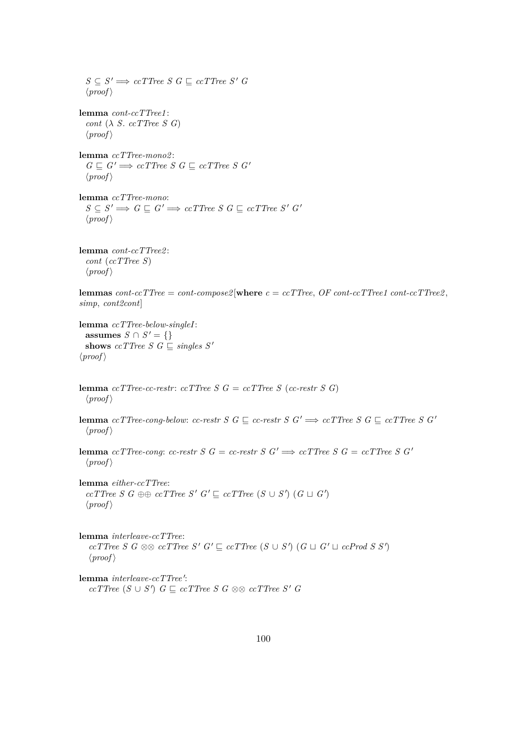$S \subseteq S' \Longrightarrow ccTTree\ S\ G \sqsubseteq ccTTree\ S'\ G$
⟨proof⟩

**lemma** *cont-ccTTree1*:
*cont* ($\lambda$ *S*. *ccTTree S G*)
⟨proof⟩

**lemma** *ccTTree-mono2*:
$G \sqsubseteq G' \Longrightarrow ccTTree\ S\ G \sqsubseteq ccTTree\ S\ G'$
⟨proof⟩

**lemma** *ccTTree-mono*:
$S \subseteq S' \Longrightarrow G \sqsubseteq G' \Longrightarrow ccTTree\ S\ G \sqsubseteq ccTTree\ S'\ G'$
⟨proof⟩

**lemma** *cont-ccTTree2*:
*cont* (*ccTTree S*)
⟨proof⟩

**lemmas** *cont-ccTTree* = *cont-compose2*[**where** *c* = *ccTTree*, *OF cont-ccTTree1 cont-ccTTree2*, *simp*, *cont2cont*]

**lemma** *ccTTree-below-singleI*:
**assumes** $S \cap S' = \{\}$
**shows** $ccTTree\ S\ G \sqsubseteq singles\ S'$
⟨proof⟩

**lemma** *ccTTree-cc-restr*: $ccTTree\ S\ G = ccTTree\ S\ (cc\text{-}restr\ S\ G)$
⟨proof⟩

**lemma** *ccTTree-cong-below*: $cc\text{-}restr\ S\ G \sqsubseteq cc\text{-}restr\ S\ G' \Longrightarrow ccTTree\ S\ G \sqsubseteq ccTTree\ S\ G'$
⟨proof⟩

**lemma** *ccTTree-cong*: $cc\text{-}restr\ S\ G = cc\text{-}restr\ S\ G' \Longrightarrow ccTTree\ S\ G = ccTTree\ S\ G'$
⟨proof⟩

**lemma** *either-ccTTree*:
$ccTTree\ S\ G \oplus\oplus\ ccTTree\ S'\ G' \sqsubseteq ccTTree\ (S \cup S')\ (G \sqcup G')$
⟨proof⟩

**lemma** *interleave-ccTTree*:
$ccTTree\ S\ G \otimes\otimes\ ccTTree\ S'\ G' \sqsubseteq ccTTree\ (S \cup S')\ (G \sqcup G' \sqcup ccProd\ S\ S')$
⟨proof⟩

**lemma** *interleave-ccTTree'*:
$ccTTree\ (S \cup S')\ G \sqsubseteq ccTTree\ S\ G \otimes\otimes\ ccTTree\ S'\ G$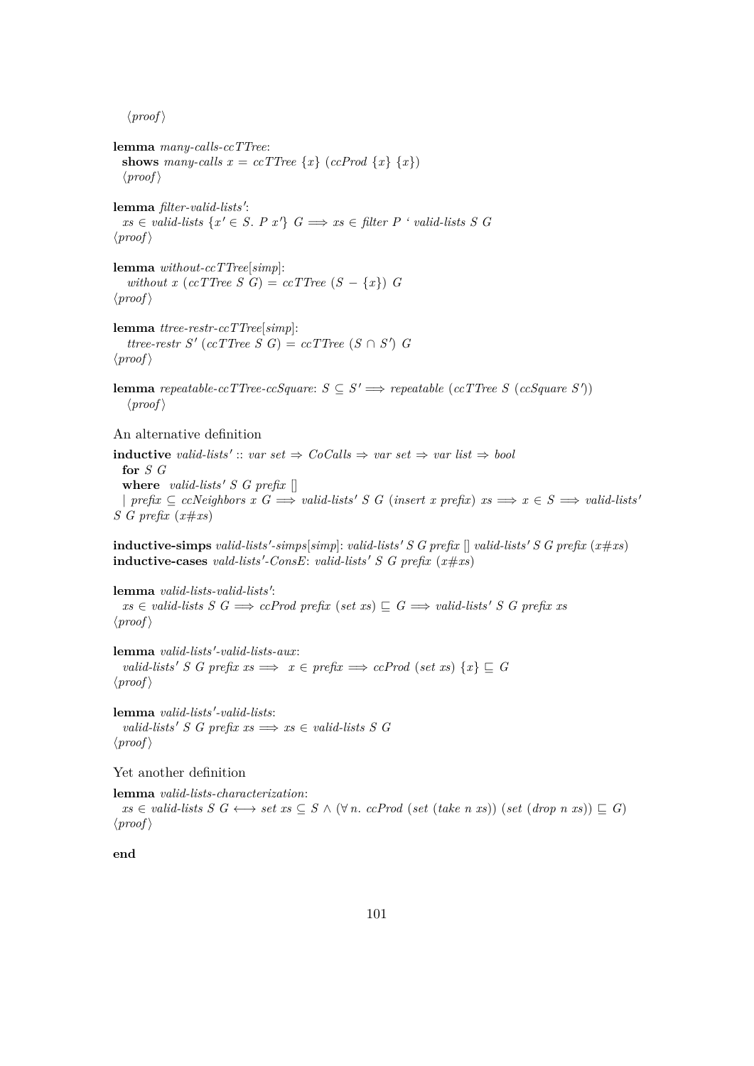⟨proof⟩

**lemma** *many-calls-ccTTree*:
  **shows** *many-calls x = ccTTree {x} (ccProd {x} {x})*
  ⟨proof⟩

**lemma** *filter-valid-lists′*:
  *xs ∈ valid-lists {x′ ∈ S. P x′} G ⟹ xs ∈ filter P ‘ valid-lists S G*
⟨proof⟩

**lemma** *without-ccTTree*[*simp*]:
  *without x (ccTTree S G) = ccTTree (S − {x}) G*
⟨proof⟩

**lemma** *ttree-restr-ccTTree*[*simp*]:
  *ttree-restr S′ (ccTTree S G) = ccTTree (S ∩ S′) G*
⟨proof⟩

**lemma** *repeatable-ccTTree-ccSquare*: *S ⊆ S′ ⟹ repeatable (ccTTree S (ccSquare S′))*
  ⟨proof⟩

An alternative definition

**inductive** *valid-lists′ :: var set ⇒ CoCalls ⇒ var set ⇒ var list ⇒ bool*
  **for** *S G*
  **where** *valid-lists′ S G prefix []*
  | *prefix ⊆ ccNeighbors x G ⟹ valid-lists′ S G (insert x prefix) xs ⟹ x ∈ S ⟹ valid-lists′ S G prefix (x#xs)*

**inductive-simps** *valid-lists′-simps*[*simp*]: *valid-lists′ S G prefix [] valid-lists′ S G prefix (x#xs)*
**inductive-cases** *vald-lists′-ConsE*: *valid-lists′ S G prefix (x#xs)*

**lemma** *valid-lists-valid-lists′*:
  *xs ∈ valid-lists S G ⟹ ccProd prefix (set xs) ⊑ G ⟹ valid-lists′ S G prefix xs*
⟨proof⟩

**lemma** *valid-lists′-valid-lists-aux*:
  *valid-lists′ S G prefix xs ⟹ x ∈ prefix ⟹ ccProd (set xs) {x} ⊑ G*
⟨proof⟩

**lemma** *valid-lists′-valid-lists*:
  *valid-lists′ S G prefix xs ⟹ xs ∈ valid-lists S G*
⟨proof⟩

Yet another definition

**lemma** *valid-lists-characterization*:
  *xs ∈ valid-lists S G ⟷ set xs ⊆ S ∧ (∀ n. ccProd (set (take n xs)) (set (drop n xs)) ⊑ G)*
⟨proof⟩

**end**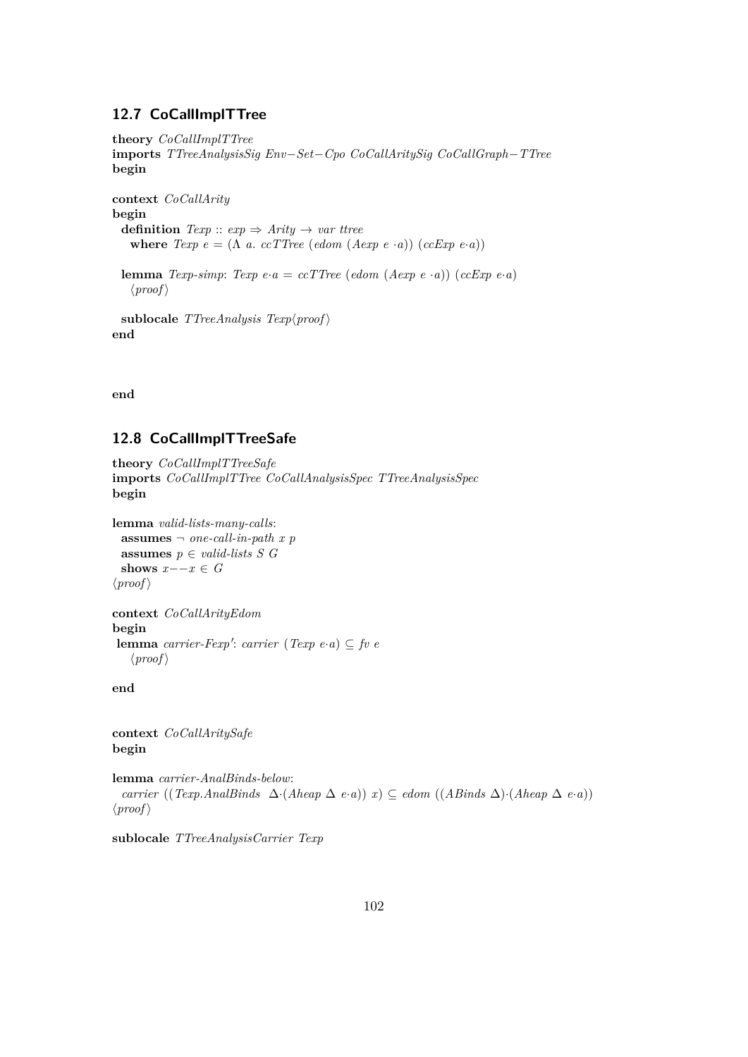## 12.7 CoCallImplTTree

```
theory CoCallImplTTree
imports TTreeAnalysisSig Env−Set−Cpo CoCallAritySig CoCallGraph−TTree
begin

context CoCallArity
begin
  definition Texp :: exp ⇒ Arity → var ttree
    where Texp e = (Λ a. ccTTree (edom (Aexp e ·a)) (ccExp e·a))

  lemma Texp-simp: Texp e·a = ccTTree (edom (Aexp e ·a)) (ccExp e·a)
    ⟨proof⟩

  sublocale TTreeAnalysis Texp⟨proof⟩
end



end
```

## 12.8 CoCallImplTTreeSafe

```
theory CoCallImplTTreeSafe
imports CoCallImplTTree CoCallAnalysisSpec TTreeAnalysisSpec
begin

lemma valid-lists-many-calls:
  assumes ¬ one-call-in-path x p
  assumes p ∈ valid-lists S G
  shows x−−x ∈ G
⟨proof⟩

context CoCallArityEdom
begin
 lemma carrier-Fexp': carrier (Texp e·a) ⊆ fv e
    ⟨proof⟩

end


context CoCallAritySafe
begin

lemma carrier-AnalBinds-below:
  carrier ((Texp.AnalBinds  Δ·(Aheap Δ e·a)) x) ⊆ edom ((ABinds Δ)·(Aheap Δ e·a))
⟨proof⟩

sublocale TTreeAnalysisCarrier Texp
```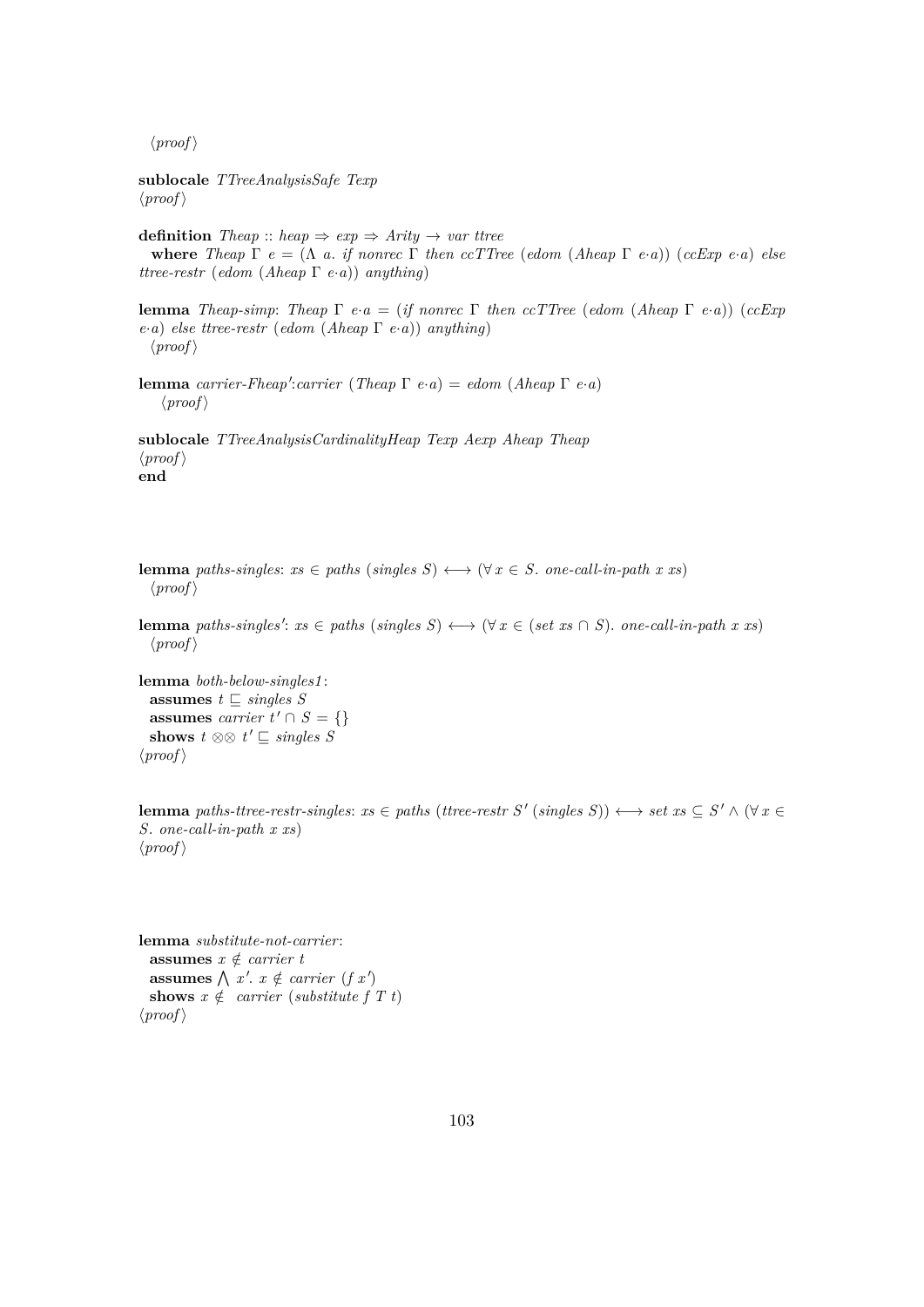⟨proof⟩

**sublocale** *TTreeAnalysisSafe Texp*
⟨proof⟩

**definition** *Theap* :: *heap* ⇒ *exp* ⇒ *Arity* → *var ttree*
  **where** *Theap* Γ *e* = (Λ *a*. *if nonrec* Γ *then ccTTree* (*edom* (*Aheap* Γ *e*·*a*)) (*ccExp e*·*a*) *else ttree-restr* (*edom* (*Aheap* Γ *e*·*a*)) *anything*)

**lemma** *Theap-simp*: *Theap* Γ *e*·*a* = (*if nonrec* Γ *then ccTTree* (*edom* (*Aheap* Γ *e*·*a*)) (*ccExp e*·*a*) *else ttree-restr* (*edom* (*Aheap* Γ *e*·*a*)) *anything*)
  ⟨proof⟩

**lemma** *carrier-Fheap′*:*carrier* (*Theap* Γ *e*·*a*) = *edom* (*Aheap* Γ *e*·*a*)
  ⟨proof⟩

**sublocale** *TTreeAnalysisCardinalityHeap Texp Aexp Aheap Theap*
⟨proof⟩
**end**

**lemma** *paths-singles*: *xs* ∈ *paths* (*singles S*) ⟷ (∀ *x* ∈ *S*. *one-call-in-path x xs*)
  ⟨proof⟩

**lemma** *paths-singles′*: *xs* ∈ *paths* (*singles S*) ⟷ (∀ *x* ∈ (*set xs* ∩ *S*). *one-call-in-path x xs*)
  ⟨proof⟩

**lemma** *both-below-singles1*:
  **assumes** *t* ⊑ *singles S*
  **assumes** *carrier t′* ∩ *S* = {}
  **shows** *t* ⊗⊗ *t′* ⊑ *singles S*
⟨proof⟩

**lemma** *paths-ttree-restr-singles*: *xs* ∈ *paths* (*ttree-restr S′* (*singles S*)) ⟷ *set xs* ⊆ *S′* ∧ (∀ *x* ∈ *S*. *one-call-in-path x xs*)
⟨proof⟩

**lemma** *substitute-not-carrier*:
  **assumes** *x* ∉ *carrier t*
  **assumes** ⋀ *x′*. *x* ∉ *carrier* (*f x′*)
  **shows** *x* ∉ *carrier* (*substitute f T t*)
⟨proof⟩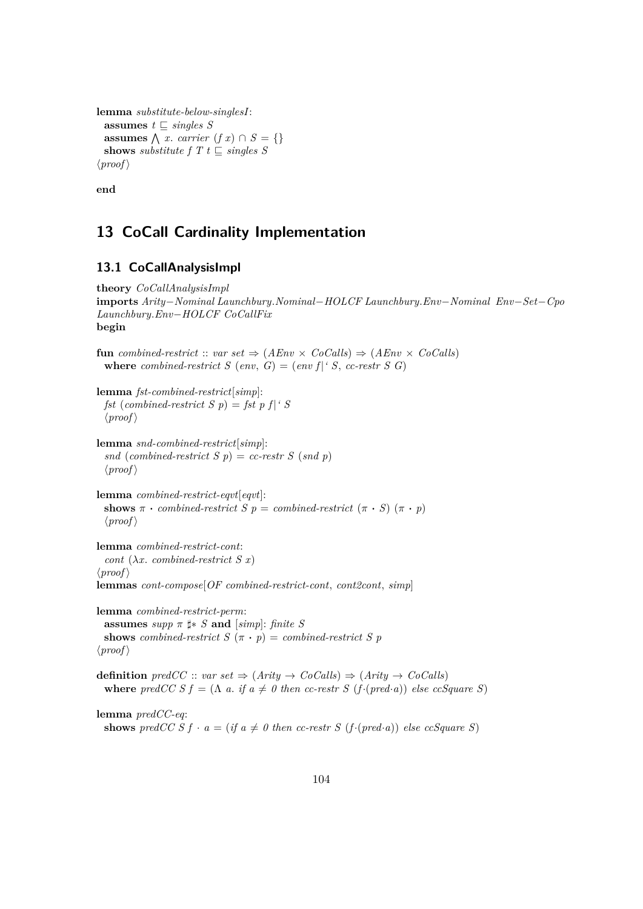**lemma** *substitute-below-singlesI*:
  **assumes** $t \sqsubseteq$ *singles S*
  **assumes** $\bigwedge$ *x. carrier* $(f\ x) \cap S = \{\}$
  **shows** *substitute f T t* $\sqsubseteq$ *singles S*
⟨*proof*⟩

**end**

# 13 CoCall Cardinality Implementation

## 13.1 CoCallAnalysisImpl

**theory** *CoCallAnalysisImpl*
**imports** *Arity−Nominal Launchbury.Nominal−HOLCF Launchbury.Env−Nominal Env−Set−Cpo Launchbury.Env−HOLCF CoCallFix*
**begin**

**fun** *combined-restrict* :: *var set* ⇒ (*AEnv* × *CoCalls*) ⇒ (*AEnv* × *CoCalls*)
  **where** *combined-restrict S* (*env*, *G*) = (*env f*|' *S*, *cc-restr S G*)

**lemma** *fst-combined-restrict*[*simp*]:
  *fst* (*combined-restrict S p*) = *fst p f*|' *S*
  ⟨*proof*⟩

**lemma** *snd-combined-restrict*[*simp*]:
  *snd* (*combined-restrict S p*) = *cc-restr S* (*snd p*)
  ⟨*proof*⟩

**lemma** *combined-restrict-eqvt*[*eqvt*]:
  **shows** $\pi \cdot$ *combined-restrict S p* = *combined-restrict* $(\pi \cdot S)$ $(\pi \cdot p)$
  ⟨*proof*⟩

**lemma** *combined-restrict-cont*:
  *cont* (λ*x. combined-restrict S x*)
⟨*proof*⟩
**lemmas** *cont-compose*[*OF combined-restrict-cont*, *cont2cont*, *simp*]

**lemma** *combined-restrict-perm*:
  **assumes** *supp* $\pi$ ♯* *S* **and** [*simp*]: *finite S*
  **shows** *combined-restrict S* $(\pi \cdot p)$ = *combined-restrict S p*
⟨*proof*⟩

**definition** *predCC* :: *var set* ⇒ (*Arity* → *CoCalls*) ⇒ (*Arity* → *CoCalls*)
  **where** *predCC S f* = (Λ *a. if a* ≠ *0 then cc-restr S* (*f*·(*pred*·*a*)) *else ccSquare S*)

**lemma** *predCC-eq*:
  **shows** *predCC S f* · *a* = (*if a* ≠ *0 then cc-restr S* (*f*·(*pred*·*a*)) *else ccSquare S*)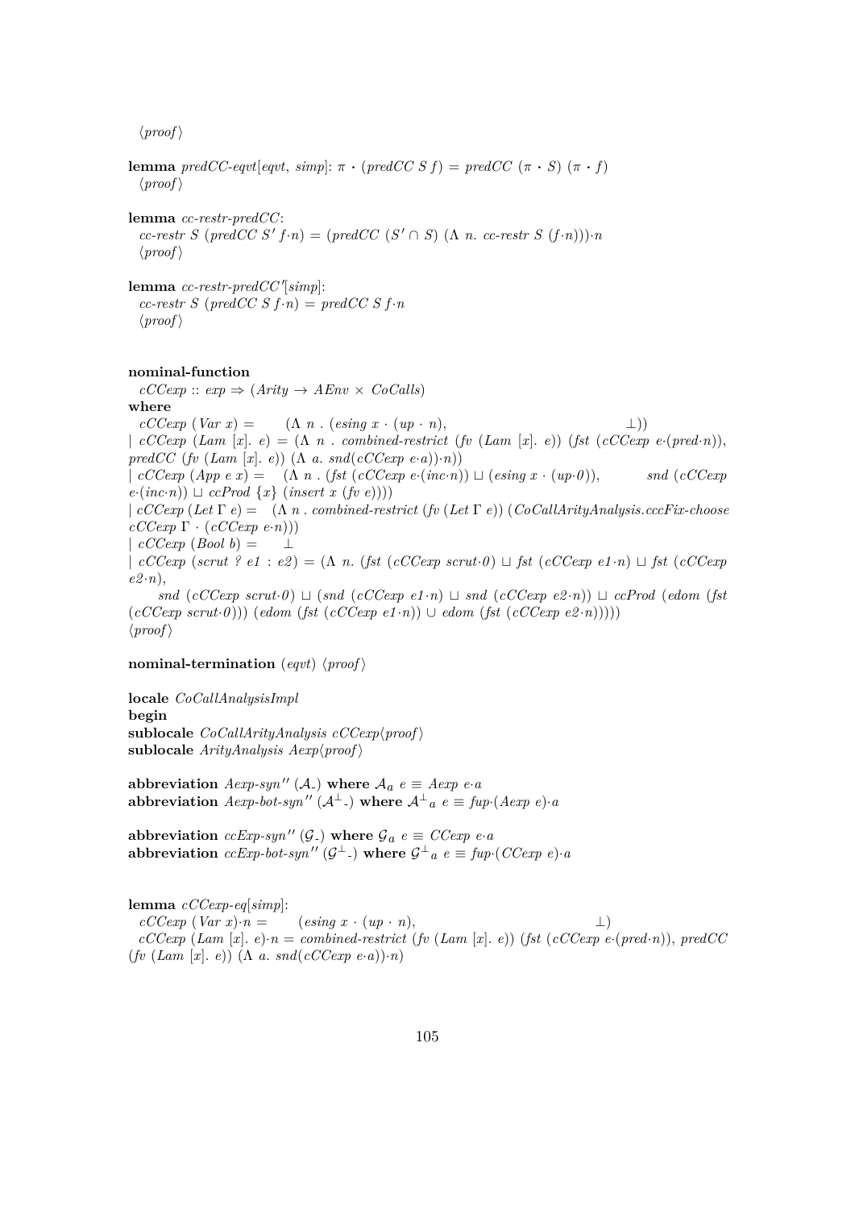⟨proof⟩

**lemma** *predCC-eqvt*[*eqvt*, *simp*]: *π • (predCC S f) = predCC (π • S) (π • f)*
⟨proof⟩

**lemma** *cc-restr-predCC*:
*cc-restr S (predCC S′ f·n) = (predCC (S′ ∩ S) (Λ n. cc-restr S (f·n)))·n*
⟨proof⟩

**lemma** *cc-restr-predCC′*[*simp*]:
*cc-restr S (predCC S f·n) = predCC S f·n*
⟨proof⟩

**nominal-function**
*cCCexp* :: *exp ⇒ (Arity → AEnv × CoCalls)*
**where**
*cCCexp (Var x) = (Λ n . (esing x · (up · n), ⊥))*
| *cCCexp (Lam [x]. e) = (Λ n . combined-restrict (fv (Lam [x]. e)) (fst (cCCexp e·(pred·n)), predCC (fv (Lam [x]. e)) (Λ a. snd(cCCexp e·a))·n))*
| *cCCexp (App e x) = (Λ n . (fst (cCCexp e·(inc·n)) ⊔ (esing x · (up·0)), snd (cCCexp e·(inc·n)) ⊔ ccProd {x} (insert x (fv e))))*
| *cCCexp (Let Γ e) = (Λ n . combined-restrict (fv (Let Γ e)) (CoCallArityAnalysis.cccFix-choose cCCexp Γ · (cCCexp e·n)))*
| *cCCexp (Bool b) = ⊥*
| *cCCexp (scrut ? e1 : e2) = (Λ n. (fst (cCCexp scrut·0) ⊔ fst (cCCexp e1·n) ⊔ fst (cCCexp e2·n),*
*snd (cCCexp scrut·0) ⊔ (snd (cCCexp e1·n) ⊔ snd (cCCexp e2·n)) ⊔ ccProd (edom (fst (cCCexp scrut·0))) (edom (fst (cCCexp e1·n)) ∪ edom (fst (cCCexp e2·n)))))*
⟨proof⟩

**nominal-termination** (*eqvt*) ⟨proof⟩

**locale** *CoCallAnalysisImpl*
**begin**
**sublocale** *CoCallArityAnalysis cCCexp*⟨proof⟩
**sublocale** *ArityAnalysis Aexp*⟨proof⟩

**abbreviation** *Aexp-syn′′* ($\mathcal{A}$-) **where** $\mathcal{A}_a$ *e ≡ Aexp e·a*
**abbreviation** *Aexp-bot-syn′′* ($\mathcal{A}^{\perp}$-) **where** $\mathcal{A}^{\perp}{}_a$ *e ≡ fup·(Aexp e)·a*

**abbreviation** *ccExp-syn′′* ($\mathcal{G}$-) **where** $\mathcal{G}_a$ *e ≡ CCexp e·a*
**abbreviation** *ccExp-bot-syn′′* ($\mathcal{G}^{\perp}$-) **where** $\mathcal{G}^{\perp}{}_a$ *e ≡ fup·(CCexp e)·a*

**lemma** *cCCexp-eq*[*simp*]:
*cCCexp (Var x)·n = (esing x · (up · n), ⊥)*
*cCCexp (Lam [x]. e)·n = combined-restrict (fv (Lam [x]. e)) (fst (cCCexp e·(pred·n)), predCC (fv (Lam [x]. e)) (Λ a. snd(cCCexp e·a))·n)*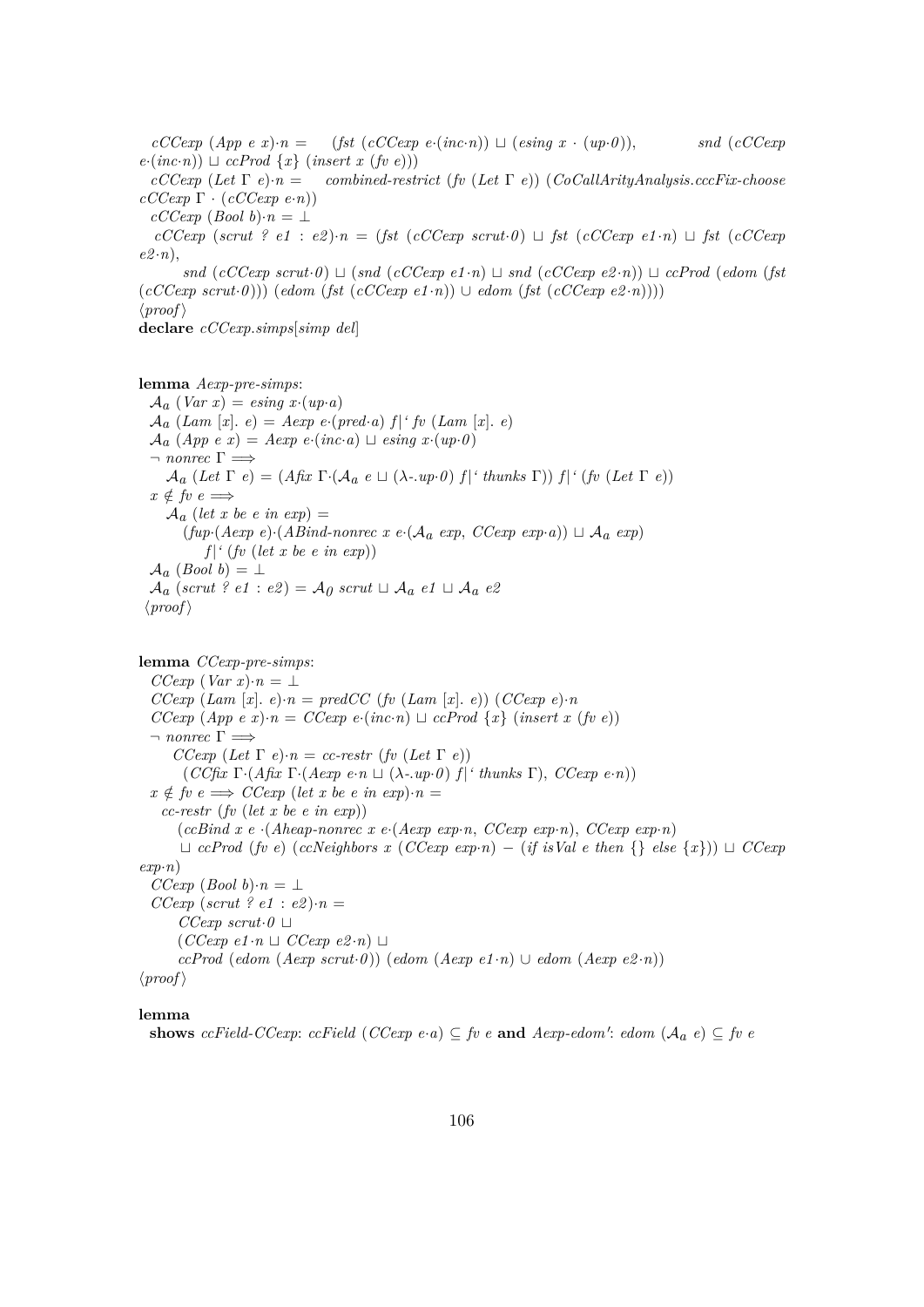$cCCexp\ (App\ e\ x) \cdot n = \quad (fst\ (cCCexp\ e \cdot (inc \cdot n)) \sqcup (esing\ x \cdot (up \cdot 0)), \qquad snd\ (cCCexp\ e \cdot (inc \cdot n)) \sqcup ccProd\ \{x\}\ (insert\ x\ (fv\ e)))$

$cCCexp\ (Let\ \Gamma\ e) \cdot n = \quad combined\text{-}restrict\ (fv\ (Let\ \Gamma\ e))\ (CoCallArityAnalysis.cccFix\text{-}choose\ cCCexp\ \Gamma \cdot (cCCexp\ e \cdot n))$

$cCCexp\ (Bool\ b) \cdot n = \bot$

$cCCexp\ (scrut\ ?\ e1 : e2) \cdot n = (fst\ (cCCexp\ scrut \cdot 0) \sqcup fst\ (cCCexp\ e1 \cdot n) \sqcup fst\ (cCCexp\ e2 \cdot n),$
$\quad snd\ (cCCexp\ scrut \cdot 0) \sqcup (snd\ (cCCexp\ e1 \cdot n) \sqcup snd\ (cCCexp\ e2 \cdot n)) \sqcup ccProd\ (edom\ (fst\ (cCCexp\ scrut \cdot 0)))\ (edom\ (fst\ (cCCexp\ e1 \cdot n)) \cup edom\ (fst\ (cCCexp\ e2 \cdot n))))$

⟨proof⟩

**declare** *cCCexp.simps*[*simp del*]

**lemma** *Aexp-pre-simps*:

$\mathcal{A}_a\ (Var\ x) = esing\ x \cdot (up \cdot a)$

$\mathcal{A}_a\ (Lam\ [x].\ e) = Aexp\ e \cdot (pred \cdot a)\ f|`\ fv\ (Lam\ [x].\ e)$

$\mathcal{A}_a\ (App\ e\ x) = Aexp\ e \cdot (inc \cdot a) \sqcup esing\ x \cdot (up \cdot 0)$

$\neg\ nonrec\ \Gamma \Longrightarrow$
$\quad \mathcal{A}_a\ (Let\ \Gamma\ e) = (Afix\ \Gamma \cdot (\mathcal{A}_a\ e \sqcup (\lambda\text{-}.up \cdot 0)\ f|`\ thunks\ \Gamma))\ f|`\ (fv\ (Let\ \Gamma\ e))$

$x \notin fv\ e \Longrightarrow$
$\quad \mathcal{A}_a\ (let\ x\ be\ e\ in\ exp) =$
$\quad\quad (fup \cdot (Aexp\ e) \cdot (ABind\text{-}nonrec\ x\ e \cdot (\mathcal{A}_a\ exp,\ CCexp\ exp \cdot a)) \sqcup \mathcal{A}_a\ exp)$
$\quad\quad\quad f|`\ (fv\ (let\ x\ be\ e\ in\ exp))$

$\mathcal{A}_a\ (Bool\ b) = \bot$

$\mathcal{A}_a\ (scrut\ ?\ e1 : e2) = \mathcal{A}_0\ scrut \sqcup \mathcal{A}_a\ e1 \sqcup \mathcal{A}_a\ e2$

⟨proof⟩

**lemma** *CCexp-pre-simps*:

$CCexp\ (Var\ x) \cdot n = \bot$

$CCexp\ (Lam\ [x].\ e) \cdot n = predCC\ (fv\ (Lam\ [x].\ e))\ (CCexp\ e) \cdot n$

$CCexp\ (App\ e\ x) \cdot n = CCexp\ e \cdot (inc \cdot n) \sqcup ccProd\ \{x\}\ (insert\ x\ (fv\ e))$

$\neg\ nonrec\ \Gamma \Longrightarrow$
$\quad CCexp\ (Let\ \Gamma\ e) \cdot n = cc\text{-}restr\ (fv\ (Let\ \Gamma\ e))$
$\quad\quad (CCfix\ \Gamma \cdot (Afix\ \Gamma \cdot (Aexp\ e \cdot n \sqcup (\lambda\text{-}.up \cdot 0)\ f|`\ thunks\ \Gamma),\ CCexp\ e \cdot n))$

$x \notin fv\ e \Longrightarrow CCexp\ (let\ x\ be\ e\ in\ exp) \cdot n =$
$\quad cc\text{-}restr\ (fv\ (let\ x\ be\ e\ in\ exp))$
$\quad\quad (ccBind\ x\ e \cdot (Aheap\text{-}nonrec\ x\ e \cdot (Aexp\ exp \cdot n,\ CCexp\ exp \cdot n),\ CCexp\ exp \cdot n)$
$\quad\quad \sqcup\ ccProd\ (fv\ e)\ (ccNeighbors\ x\ (CCexp\ exp \cdot n) - (if\ isVal\ e\ then\ \{\}\ else\ \{x\})) \sqcup CCexp\ exp \cdot n)$

$CCexp\ (Bool\ b) \cdot n = \bot$

$CCexp\ (scrut\ ?\ e1 : e2) \cdot n =$
$\quad CCexp\ scrut \cdot 0\ \sqcup$
$\quad (CCexp\ e1 \cdot n \sqcup CCexp\ e2 \cdot n)\ \sqcup$
$\quad ccProd\ (edom\ (Aexp\ scrut \cdot 0))\ (edom\ (Aexp\ e1 \cdot n) \cup edom\ (Aexp\ e2 \cdot n))$

⟨proof⟩

**lemma**

**shows** *ccField-CCexp*: $ccField\ (CCexp\ e \cdot a) \subseteq fv\ e$ **and** *Aexp-edom'*: $edom\ (\mathcal{A}_a\ e) \subseteq fv\ e$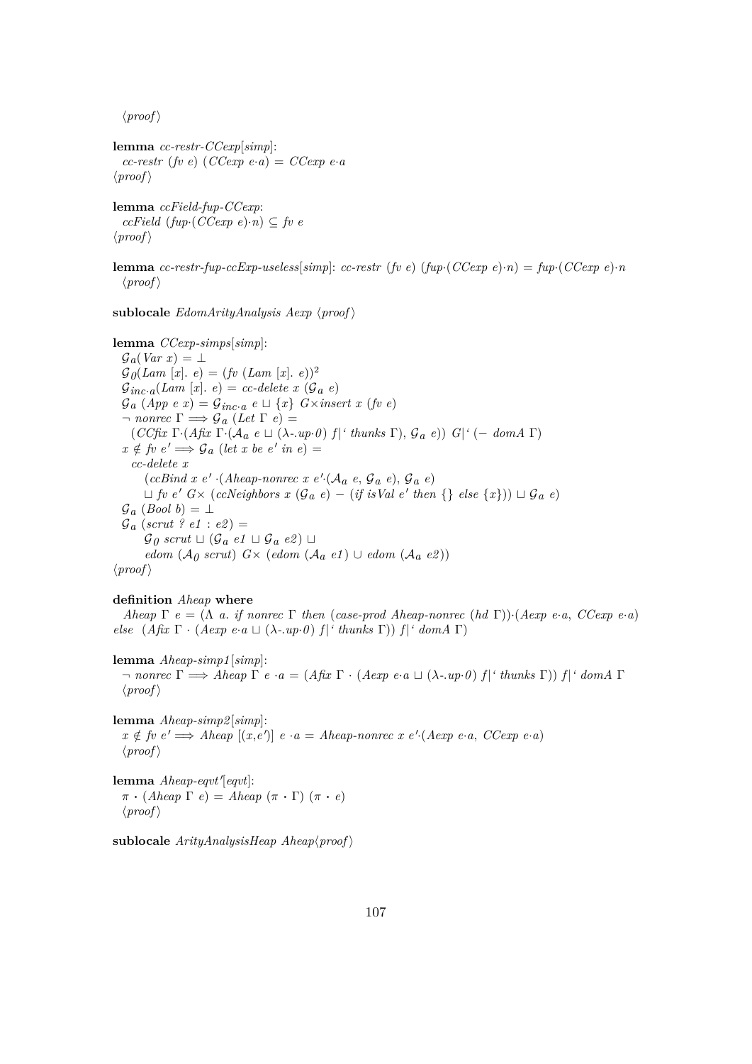⟨proof⟩

**lemma** *cc-restr-CCexp*[*simp*]:
  *cc-restr* (*fv e*) (*CCexp e·a*) = *CCexp e·a*
⟨proof⟩

**lemma** *ccField-fup-CCexp*:
  *ccField* (*fup·*(*CCexp e*)*·n*) ⊆ *fv e*
⟨proof⟩

**lemma** *cc-restr-fup-ccExp-useless*[*simp*]: *cc-restr* (*fv e*) (*fup·*(*CCexp e*)*·n*) = *fup·*(*CCexp e*)*·n*
  ⟨proof⟩

**sublocale** *EdomArityAnalysis Aexp* ⟨proof⟩

**lemma** *CCexp-simps*[*simp*]:
  $\mathcal{G}_a$(*Var x*) = ⊥
  $\mathcal{G}_0$(*Lam* [*x*]. *e*) = (*fv* (*Lam* [*x*]. *e*))$^2$
  $\mathcal{G}_{inc \cdot a}$(*Lam* [*x*]. *e*) = *cc-delete x* ($\mathcal{G}_a$ *e*)
  $\mathcal{G}_a$ (*App e x*) = $\mathcal{G}_{inc \cdot a}$ *e* ⊔ {*x*} *G*×*insert x* (*fv e*)
  ¬ *nonrec* Γ ⟹ $\mathcal{G}_a$ (*Let* Γ *e*) =
    (*CCfix* Γ·(*Afix* Γ·($\mathcal{A}_a$ *e* ⊔ (λ-.*up·0*) *f*|‘ *thunks* Γ), $\mathcal{G}_a$ *e*)) *G*|‘ (− *domA* Γ)
  *x* ∉ *fv e'* ⟹ $\mathcal{G}_a$ (*let x be e' in e*) =
    *cc-delete x*
      (*ccBind x e'* ·(*Aheap-nonrec x e'*·($\mathcal{A}_a$ *e*, $\mathcal{G}_a$ *e*), $\mathcal{G}_a$ *e*)
      ⊔ *fv e' G*× (*ccNeighbors x* ($\mathcal{G}_a$ *e*) − (*if isVal e' then* {} *else* {*x*})) ⊔ $\mathcal{G}_a$ *e*)
  $\mathcal{G}_a$ (*Bool b*) = ⊥
  $\mathcal{G}_a$ (*scrut ? e1 : e2*) =
      $\mathcal{G}_0$ *scrut* ⊔ ($\mathcal{G}_a$ *e1* ⊔ $\mathcal{G}_a$ *e2*) ⊔
      *edom* ($\mathcal{A}_0$ *scrut*) *G*× (*edom* ($\mathcal{A}_a$ *e1*) ∪ *edom* ($\mathcal{A}_a$ *e2*))
⟨proof⟩

**definition** *Aheap* **where**
  *Aheap* Γ *e* = (Λ *a*. *if nonrec* Γ *then* (*case-prod Aheap-nonrec* (*hd* Γ))·(*Aexp e·a*, *CCexp e·a*)
*else* (*Afix* Γ · (*Aexp e·a* ⊔ (λ-.*up·0*) *f*|‘ *thunks* Γ)) *f*|‘ *domA* Γ)

**lemma** *Aheap-simp1*[*simp*]:
  ¬ *nonrec* Γ ⟹ *Aheap* Γ *e ·a* = (*Afix* Γ · (*Aexp e·a* ⊔ (λ-.*up·0*) *f*|‘ *thunks* Γ)) *f*|‘ *domA* Γ
  ⟨proof⟩

**lemma** *Aheap-simp2*[*simp*]:
  *x* ∉ *fv e'* ⟹ *Aheap* [(*x*,*e'*)] *e ·a* = *Aheap-nonrec x e'*·(*Aexp e·a*, *CCexp e·a*)
  ⟨proof⟩

**lemma** *Aheap-eqvt'*[*eqvt*]:
  π • (*Aheap* Γ *e*) = *Aheap* (π • Γ) (π • *e*)
  ⟨proof⟩

**sublocale** *ArityAnalysisHeap Aheap*⟨proof⟩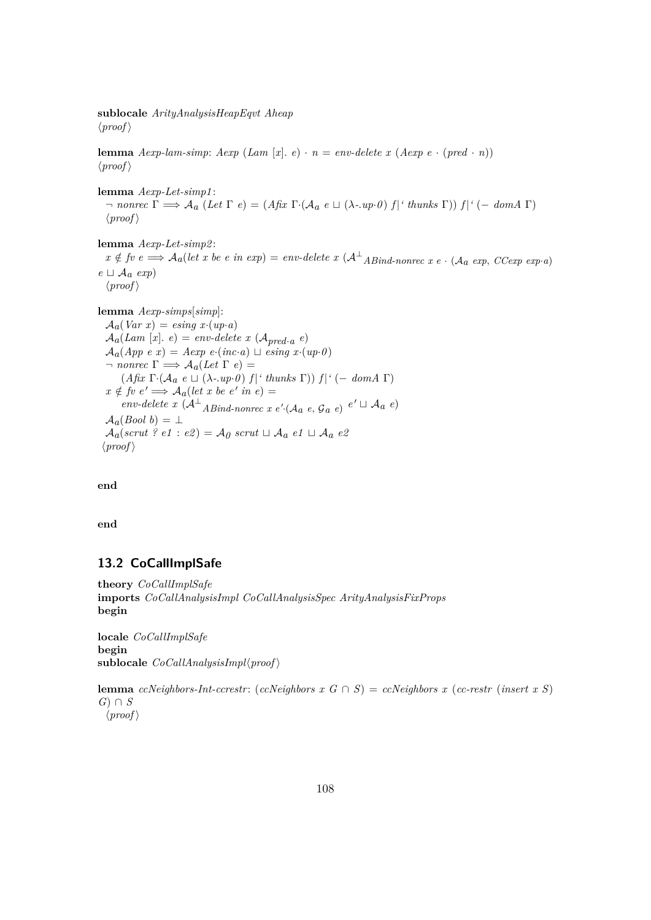**sublocale** *ArityAnalysisHeapEqvt Aheap*
⟨*proof*⟩

**lemma** *Aexp-lam-simp*: *Aexp* (*Lam* [*x*]. *e*) · *n* = *env-delete x* (*Aexp e* · (*pred* · *n*))
⟨*proof*⟩

**lemma** *Aexp-Let-simp1*:
  $\neg$ *nonrec* $\Gamma \Longrightarrow \mathcal{A}_a$ (*Let* $\Gamma$ *e*) = (*Afix* $\Gamma\cdot(\mathcal{A}_a$ *e* $\sqcup$ ($\lambda$-.*up*·*0*) *f*|‘ *thunks* $\Gamma$)) *f*|‘ (− *domA* $\Gamma$)
  ⟨*proof*⟩

**lemma** *Aexp-Let-simp2*:
  $x \notin fv\ e \Longrightarrow \mathcal{A}_a$(*let x be e in exp*) = *env-delete x* ($\mathcal{A}^{\perp}{}_{ABind\text{-}nonrec\ x\ e}$ · ($\mathcal{A}_a$ *exp*, *CCexp exp*·*a*) *e* $\sqcup$ $\mathcal{A}_a$ *exp*)
  ⟨*proof*⟩

**lemma** *Aexp-simps*[*simp*]:
  $\mathcal{A}_a$(*Var x*) = *esing x*·(*up*·*a*)
  $\mathcal{A}_a$(*Lam* [*x*]. *e*) = *env-delete x* ($\mathcal{A}_{pred\cdot a}$ *e*)
  $\mathcal{A}_a$(*App e x*) = *Aexp e*·(*inc*·*a*) $\sqcup$ *esing x*·(*up*·*0*)
  $\neg$ *nonrec* $\Gamma \Longrightarrow \mathcal{A}_a$(*Let* $\Gamma$ *e*) =
      (*Afix* $\Gamma\cdot(\mathcal{A}_a$ *e* $\sqcup$ ($\lambda$-.*up*·*0*) *f*|‘ *thunks* $\Gamma$)) *f*|‘ (− *domA* $\Gamma$)
  $x \notin fv\ e' \Longrightarrow \mathcal{A}_a$(*let x be e′ in e*) =
      *env-delete x* ($\mathcal{A}^{\perp}{}_{ABind\text{-}nonrec\ x\ e'}\cdot(\mathcal{A}_a\ e,\ \mathcal{G}_a\ e)$ $e' \sqcup \mathcal{A}_a$ *e*)
  $\mathcal{A}_a$(*Bool b*) = $\perp$
  $\mathcal{A}_a$(*scrut ? e1 : e2*) = $\mathcal{A}_0$ *scrut* $\sqcup$ $\mathcal{A}_a$ *e1* $\sqcup$ $\mathcal{A}_a$ *e2*
⟨*proof*⟩

**end**

**end**

## 13.2 CoCallImplSafe

**theory** *CoCallImplSafe*
**imports** *CoCallAnalysisImpl CoCallAnalysisSpec ArityAnalysisFixProps*
**begin**

**locale** *CoCallImplSafe*
**begin**
**sublocale** *CoCallAnalysisImpl*⟨*proof*⟩

**lemma** *ccNeighbors-Int-ccrestr*: (*ccNeighbors x G* ∩ *S*) = *ccNeighbors x* (*cc-restr* (*insert x S*) *G*) ∩ *S*
  ⟨*proof*⟩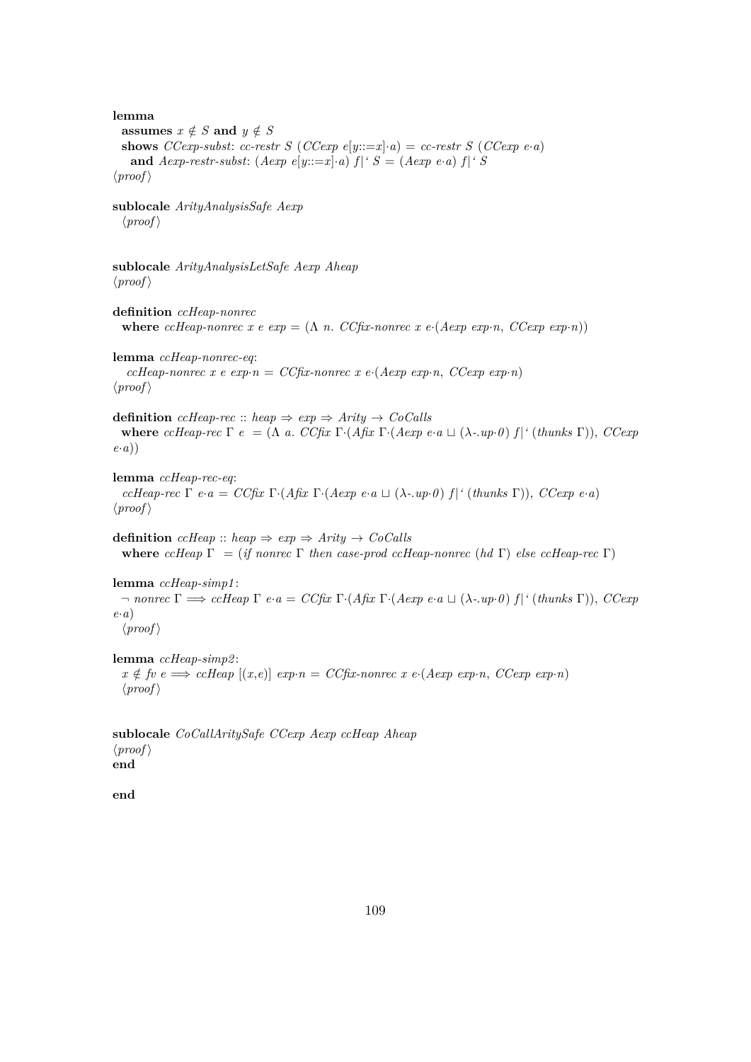**lemma**
  **assumes** $x \notin S$ **and** $y \notin S$
  **shows** *CCexp-subst*: *cc-restr S* (*CCexp e*[*y*::=*x*]·*a*) = *cc-restr S* (*CCexp e*·*a*)
    **and** *Aexp-restr-subst*: (*Aexp e*[*y*::=*x*]·*a*) *f*|‘ *S* = (*Aexp e*·*a*) *f*|‘ *S*
⟨*proof*⟩

**sublocale** *ArityAnalysisSafe Aexp*
  ⟨*proof*⟩

**sublocale** *ArityAnalysisLetSafe Aexp Aheap*
⟨*proof*⟩

**definition** *ccHeap-nonrec*
  **where** *ccHeap-nonrec x e exp* = (Λ *n*. *CCfix-nonrec x e*·(*Aexp exp*·*n*, *CCexp exp*·*n*))

**lemma** *ccHeap-nonrec-eq*:
   *ccHeap-nonrec x e exp*·*n* = *CCfix-nonrec x e*·(*Aexp exp*·*n*, *CCexp exp*·*n*)
⟨*proof*⟩

**definition** *ccHeap-rec* :: *heap* ⇒ *exp* ⇒ *Arity* → *CoCalls*
  **where** *ccHeap-rec* Γ *e* = (Λ *a*. *CCfix* Γ·(*Afix* Γ·(*Aexp e*·*a* ⊔ (λ-.*up*·*0*) *f*|‘ (*thunks* Γ)), *CCexp e*·*a*))

**lemma** *ccHeap-rec-eq*:
  *ccHeap-rec* Γ *e*·*a* = *CCfix* Γ·(*Afix* Γ·(*Aexp e*·*a* ⊔ (λ-.*up*·*0*) *f*|‘ (*thunks* Γ)), *CCexp e*·*a*)
⟨*proof*⟩

**definition** *ccHeap* :: *heap* ⇒ *exp* ⇒ *Arity* → *CoCalls*
  **where** *ccHeap* Γ = (*if nonrec* Γ *then case-prod ccHeap-nonrec* (*hd* Γ) *else ccHeap-rec* Γ)

**lemma** *ccHeap-simp1*:
  ¬ *nonrec* Γ ⟹ *ccHeap* Γ *e*·*a* = *CCfix* Γ·(*Afix* Γ·(*Aexp e*·*a* ⊔ (λ-.*up*·*0*) *f*|‘ (*thunks* Γ)), *CCexp e*·*a*)
  ⟨*proof*⟩

**lemma** *ccHeap-simp2*:
  $x \notin$ *fv e* ⟹ *ccHeap* [(*x*,*e*)] *exp*·*n* = *CCfix-nonrec x e*·(*Aexp exp*·*n*, *CCexp exp*·*n*)
  ⟨*proof*⟩

**sublocale** *CoCallAritySafe CCexp Aexp ccHeap Aheap*
⟨*proof*⟩
**end**

**end**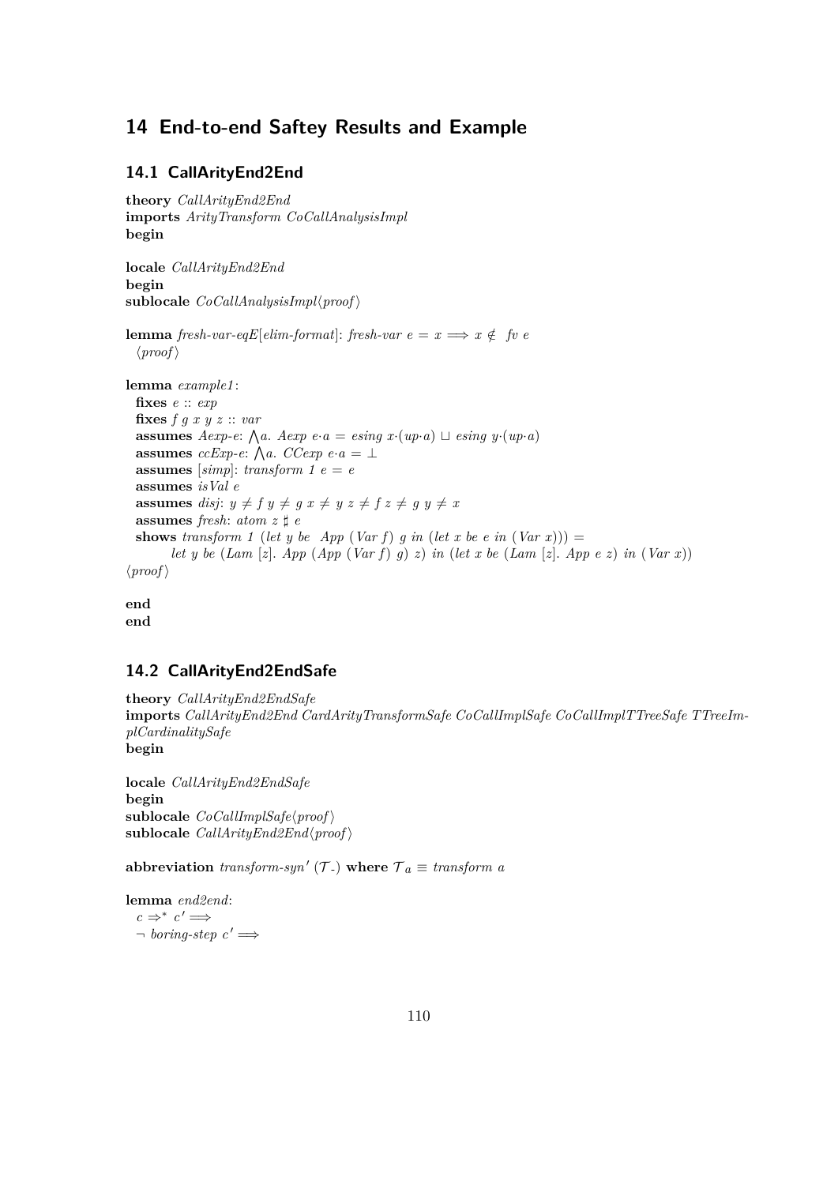# 14 End-to-end Saftey Results and Example

## 14.1 CallArityEnd2End

```
theory CallArityEnd2End
imports ArityTransform CoCallAnalysisImpl
begin

locale CallArityEnd2End
begin
sublocale CoCallAnalysisImpl⟨proof⟩

lemma fresh-var-eqE[elim-format]: fresh-var e = x ⟹ x ∉ fv e
  ⟨proof⟩

lemma example1:
  fixes e :: exp
  fixes f g x y z :: var
  assumes Aexp-e: ⋀a. Aexp e·a = esing x·(up·a) ⊔ esing y·(up·a)
  assumes ccExp-e: ⋀a. CCexp e·a = ⊥
  assumes [simp]: transform 1 e = e
  assumes isVal e
  assumes disj: y ≠ f y ≠ g x ≠ y z ≠ f z ≠ g y ≠ x
  assumes fresh: atom z ♯ e
  shows transform 1 (let y be  App (Var f) g in (let x be e in (Var x))) =
        let y be (Lam [z]. App (App (Var f) g) z) in (let x be (Lam [z]. App e z) in (Var x))
⟨proof⟩

end
end
```

## 14.2 CallArityEnd2EndSafe

```
theory CallArityEnd2EndSafe
imports CallArityEnd2End CardArityTransformSafe CoCallImplSafe CoCallImplTTreeSafe TTreeImplCardinalitySafe
begin

locale CallArityEnd2EndSafe
begin
sublocale CoCallImplSafe⟨proof⟩
sublocale CallArityEnd2End⟨proof⟩

abbreviation transform-syn' (𝒯-) where 𝒯a ≡ transform a

lemma end2end:
  c ⇒* c' ⟹
  ¬ boring-step c' ⟹
```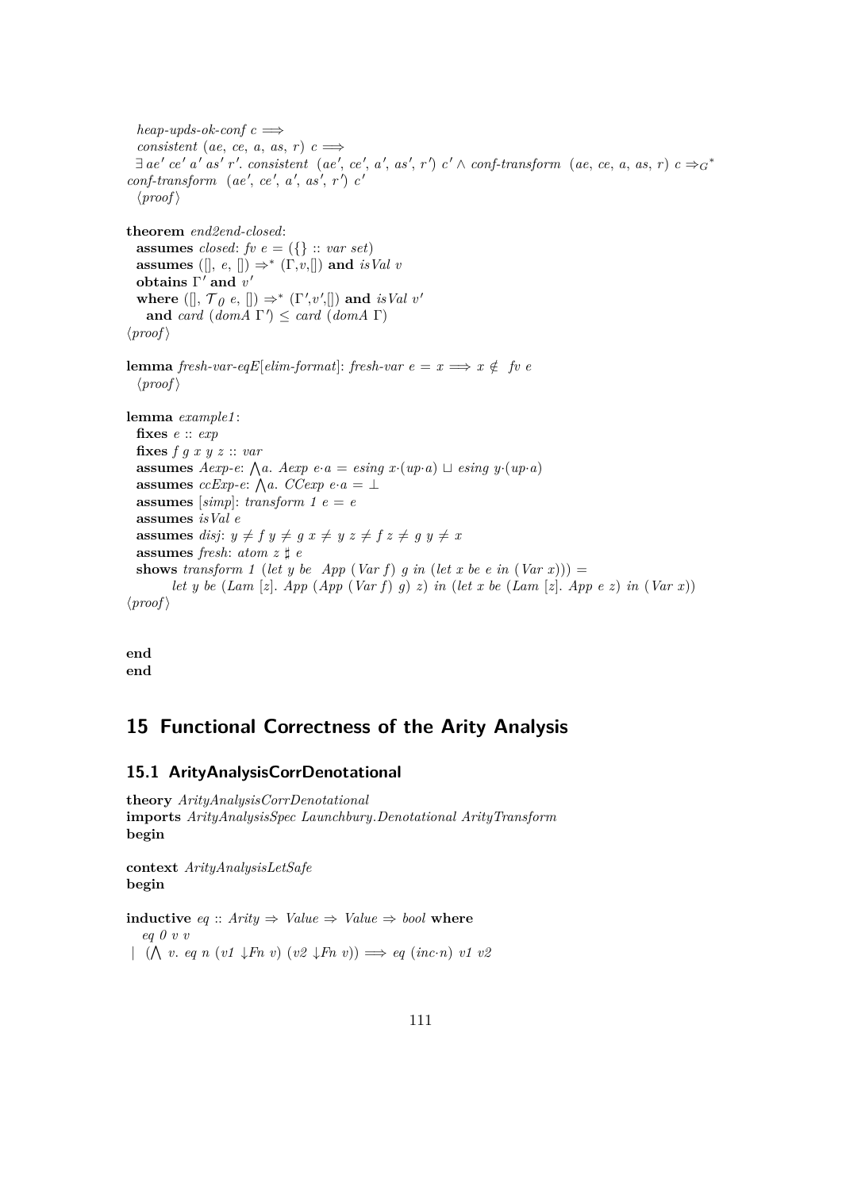*heap-upds-ok-conf c* $\Longrightarrow$
*consistent* (*ae*, *ce*, *a*, *as*, *r*) *c* $\Longrightarrow$
$\exists$ *ae'* *ce'* *a'* *as'* *r'*. *consistent* (*ae'*, *ce'*, *a'*, *as'*, *r'*) *c'* $\wedge$ *conf-transform* (*ae*, *ce*, *a*, *as*, *r*) *c* $\Rightarrow_G{}^*$ *conf-transform* (*ae'*, *ce'*, *a'*, *as'*, *r'*) *c'*
⟨*proof*⟩

**theorem** *end2end-closed*:
**assumes** *closed*: *fv e* = ({} :: *var set*)
**assumes** ([], *e*, []) $\Rightarrow^*$ ($\Gamma$,*v*,[]) **and** *isVal v*
**obtains** $\Gamma'$ **and** *v'*
**where** ([], $\mathcal{T}_0$ *e*, []) $\Rightarrow^*$ ($\Gamma'$,*v'*,[]) **and** *isVal v'*
**and** *card* (*domA* $\Gamma'$) $\leq$ *card* (*domA* $\Gamma$)
⟨*proof*⟩

**lemma** *fresh-var-eqE*[*elim-format*]: *fresh-var e* = *x* $\Longrightarrow$ *x* $\notin$ *fv e*
⟨*proof*⟩

**lemma** *example1*:
**fixes** *e* :: *exp*
**fixes** *f g x y z* :: *var*
**assumes** *Aexp-e*: $\bigwedge$*a*. *Aexp e*·*a* = *esing x*·(*up*·*a*) $\sqcup$ *esing y*·(*up*·*a*)
**assumes** *ccExp-e*: $\bigwedge$*a*. *CCexp e*·*a* = $\bot$
**assumes** [*simp*]: *transform 1 e* = *e*
**assumes** *isVal e*
**assumes** *disj*: *y* $\neq$ *f* *y* $\neq$ *g* *x* $\neq$ *y* *z* $\neq$ *f* *z* $\neq$ *g* *y* $\neq$ *x*
**assumes** *fresh*: *atom z* ♯ *e*
**shows** *transform 1* (*let y be App* (*Var f*) *g in* (*let x be e in* (*Var x*))) =
*let y be* (*Lam* [*z*]. *App* (*App* (*Var f*) *g*) *z*) *in* (*let x be* (*Lam* [*z*]. *App e z*) *in* (*Var x*))
⟨*proof*⟩

**end**
**end**

# 15 Functional Correctness of the Arity Analysis

## 15.1 ArityAnalysisCorrDenotational

**theory** *ArityAnalysisCorrDenotational*
**imports** *ArityAnalysisSpec Launchbury.Denotational ArityTransform*
**begin**

**context** *ArityAnalysisLetSafe*
**begin**

**inductive** *eq* :: *Arity* $\Rightarrow$ *Value* $\Rightarrow$ *Value* $\Rightarrow$ *bool* **where**
*eq 0 v v*
| ($\bigwedge$ *v*. *eq n* (*v1* ↓*Fn v*) (*v2* ↓*Fn v*)) $\Longrightarrow$ *eq* (*inc*·*n*) *v1 v2*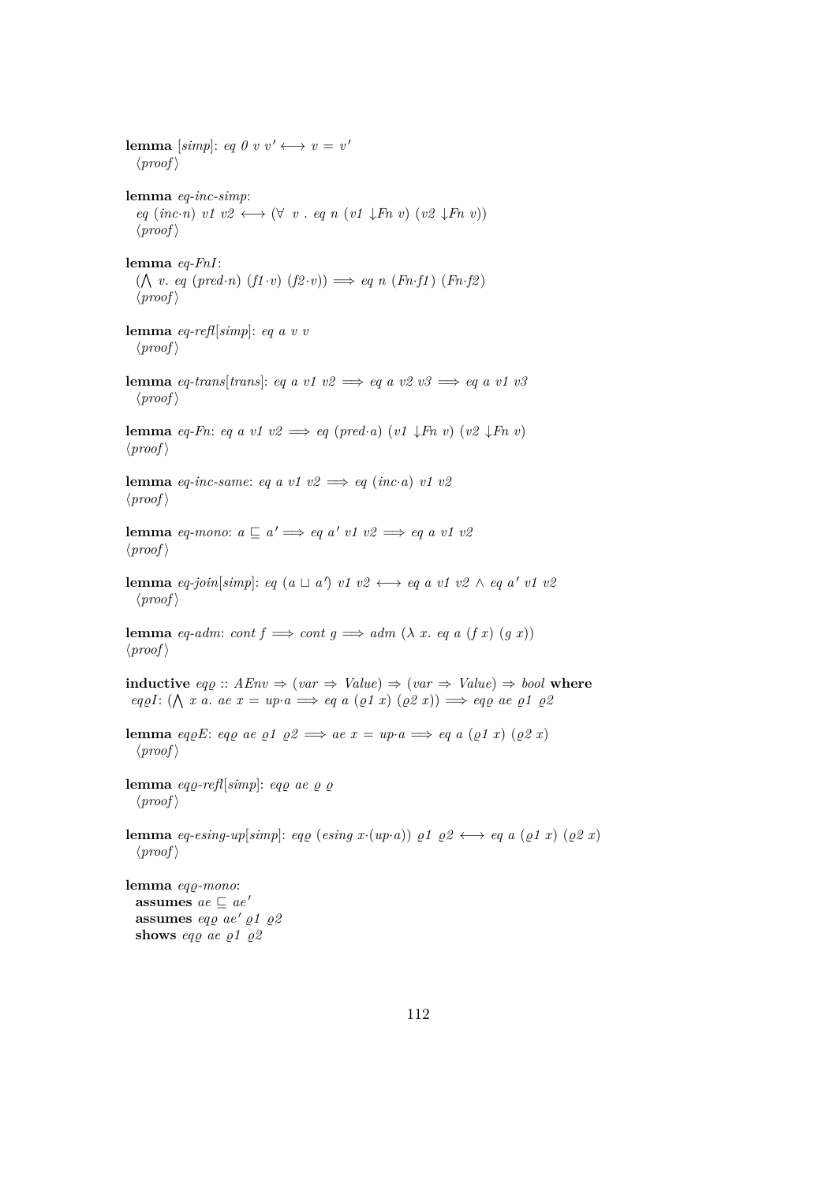**lemma** [*simp*]: *eq 0 v v'* $\longleftrightarrow$ *v = v'*
  ⟨*proof*⟩

**lemma** *eq-inc-simp*:
  *eq (inc·n) v1 v2* $\longleftrightarrow$ ($\forall$ *v . eq n (v1 ↓Fn v) (v2 ↓Fn v)*)
  ⟨*proof*⟩

**lemma** *eq-FnI*:
  ($\bigwedge$ *v. eq (pred·n) (f1·v) (f2·v)*) $\Longrightarrow$ *eq n (Fn·f1) (Fn·f2)*
  ⟨*proof*⟩

**lemma** *eq-refl*[*simp*]: *eq a v v*
  ⟨*proof*⟩

**lemma** *eq-trans*[*trans*]: *eq a v1 v2* $\Longrightarrow$ *eq a v2 v3* $\Longrightarrow$ *eq a v1 v3*
  ⟨*proof*⟩

**lemma** *eq-Fn*: *eq a v1 v2* $\Longrightarrow$ *eq (pred·a) (v1 ↓Fn v) (v2 ↓Fn v)*
⟨*proof*⟩

**lemma** *eq-inc-same*: *eq a v1 v2* $\Longrightarrow$ *eq (inc·a) v1 v2*
⟨*proof*⟩

**lemma** *eq-mono*: *a* $\sqsubseteq$ *a'* $\Longrightarrow$ *eq a' v1 v2* $\Longrightarrow$ *eq a v1 v2*
⟨*proof*⟩

**lemma** *eq-join*[*simp*]: *eq (a* $\sqcup$ *a') v1 v2* $\longleftrightarrow$ *eq a v1 v2* $\wedge$ *eq a' v1 v2*
  ⟨*proof*⟩

**lemma** *eq-adm*: *cont f* $\Longrightarrow$ *cont g* $\Longrightarrow$ *adm* ($\lambda$ *x. eq a (f x) (g x)*)
⟨*proof*⟩

**inductive** *eqϱ* :: *AEnv* $\Rightarrow$ (*var* $\Rightarrow$ *Value*) $\Rightarrow$ (*var* $\Rightarrow$ *Value*) $\Rightarrow$ *bool* **where**
 *eqϱI*: ($\bigwedge$ *x a. ae x = up·a* $\Longrightarrow$ *eq a (ϱ1 x) (ϱ2 x)*) $\Longrightarrow$ *eqϱ ae ϱ1 ϱ2*

**lemma** *eqϱE*: *eqϱ ae ϱ1 ϱ2* $\Longrightarrow$ *ae x = up·a* $\Longrightarrow$ *eq a (ϱ1 x) (ϱ2 x)*
  ⟨*proof*⟩

**lemma** *eqϱ-refl*[*simp*]: *eqϱ ae ϱ ϱ*
  ⟨*proof*⟩

**lemma** *eq-esing-up*[*simp*]: *eqϱ (esing x·(up·a)) ϱ1 ϱ2* $\longleftrightarrow$ *eq a (ϱ1 x) (ϱ2 x)*
  ⟨*proof*⟩

**lemma** *eqϱ-mono*:
  **assumes** *ae* $\sqsubseteq$ *ae'*
  **assumes** *eqϱ ae' ϱ1 ϱ2*
  **shows** *eqϱ ae ϱ1 ϱ2*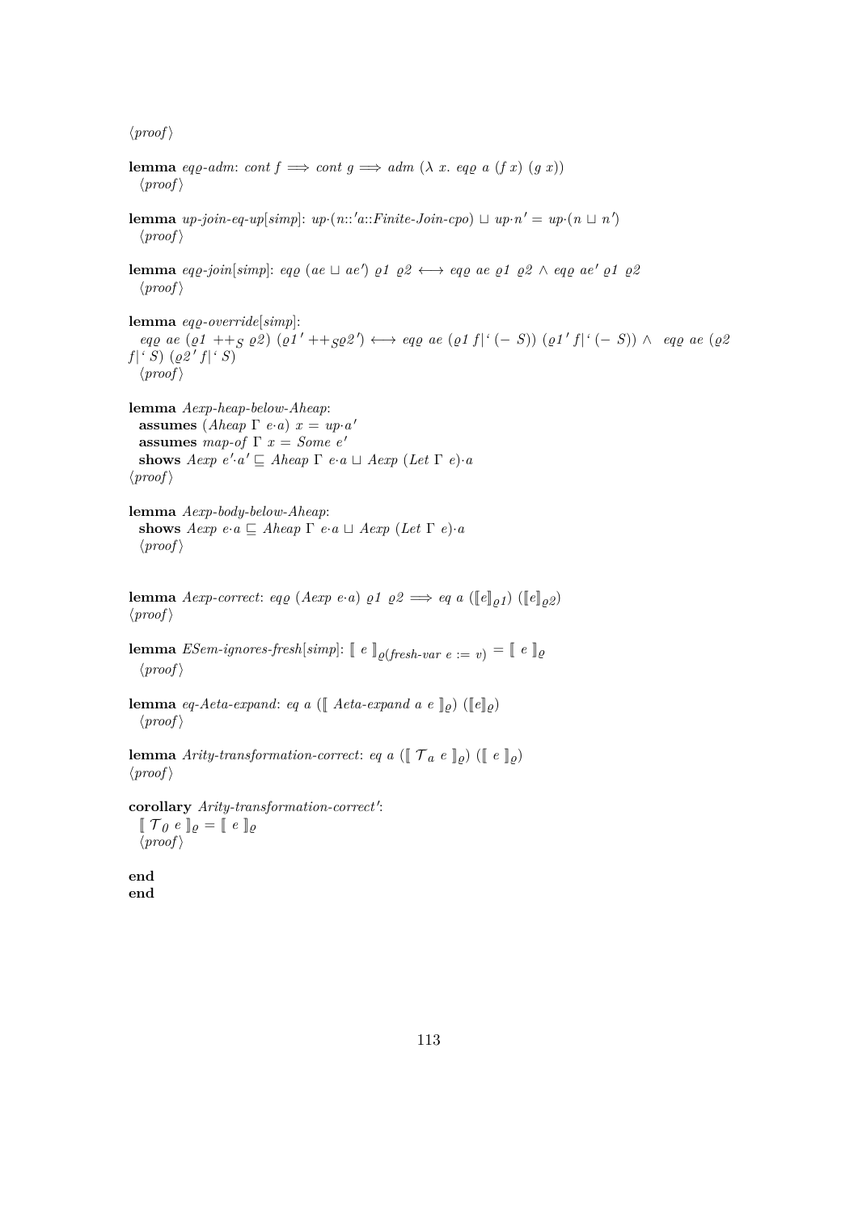⟨proof⟩

**lemma** *eqϱ-adm*: $cont\ f \Longrightarrow cont\ g \Longrightarrow adm\ (\lambda\ x.\ eq\varrho\ a\ (f\ x)\ (g\ x))$
⟨proof⟩

**lemma** *up-join-eq-up*[*simp*]: $up\cdot(n::'a::Finite\text{-}Join\text{-}cpo) \sqcup up\cdot n' = up\cdot(n \sqcup n')$
⟨proof⟩

**lemma** *eqϱ-join*[*simp*]: $eq\varrho\ (ae \sqcup ae')\ \varrho 1\ \varrho 2 \longleftrightarrow eq\varrho\ ae\ \varrho 1\ \varrho 2 \wedge eq\varrho\ ae'\ \varrho 1\ \varrho 2$
⟨proof⟩

**lemma** *eqϱ-override*[*simp*]:
$eq\varrho\ ae\ (\varrho 1\ {++}_S\ \varrho 2)\ (\varrho 1'\ {++}_S \varrho 2') \longleftrightarrow eq\varrho\ ae\ (\varrho 1\ f|`\ (-\ S))\ (\varrho 1'\ f|`\ (-\ S)) \wedge\ \ eq\varrho\ ae\ (\varrho 2\ f|`\ S)\ (\varrho 2'\ f|`\ S)$
⟨proof⟩

**lemma** *Aexp-heap-below-Aheap*:
**assumes** $(Aheap\ \Gamma\ e\cdot a)\ x = up\cdot a'$
**assumes** $map\text{-}of\ \Gamma\ x = Some\ e'$
**shows** $Aexp\ e'\cdot a' \sqsubseteq Aheap\ \Gamma\ e\cdot a \sqcup Aexp\ (Let\ \Gamma\ e)\cdot a$
⟨proof⟩

**lemma** *Aexp-body-below-Aheap*:
**shows** $Aexp\ e\cdot a \sqsubseteq Aheap\ \Gamma\ e\cdot a \sqcup Aexp\ (Let\ \Gamma\ e)\cdot a$
⟨proof⟩

**lemma** *Aexp-correct*: $eq\varrho\ (Aexp\ e\cdot a)\ \varrho 1\ \varrho 2 \Longrightarrow eq\ a\ (\llbracket e \rrbracket_{\varrho 1})\ (\llbracket e \rrbracket_{\varrho 2})$
⟨proof⟩

**lemma** *ESem-ignores-fresh*[*simp*]: $\llbracket\ e\ \rrbracket_{\varrho(fresh\text{-}var\ e\ :=\ v)} = \llbracket\ e\ \rrbracket_{\varrho}$
⟨proof⟩

**lemma** *eq-Aeta-expand*: $eq\ a\ (\llbracket\ Aeta\text{-}expand\ a\ e\ \rrbracket_{\varrho})\ (\llbracket e \rrbracket_{\varrho})$
⟨proof⟩

**lemma** *Arity-transformation-correct*: $eq\ a\ (\llbracket\ \mathcal{T}_a\ e\ \rrbracket_{\varrho})\ (\llbracket\ e\ \rrbracket_{\varrho})$
⟨proof⟩

**corollary** *Arity-transformation-correct′*:
$\llbracket\ \mathcal{T}_0\ e\ \rrbracket_{\varrho} = \llbracket\ e\ \rrbracket_{\varrho}$
⟨proof⟩

**end**
**end**